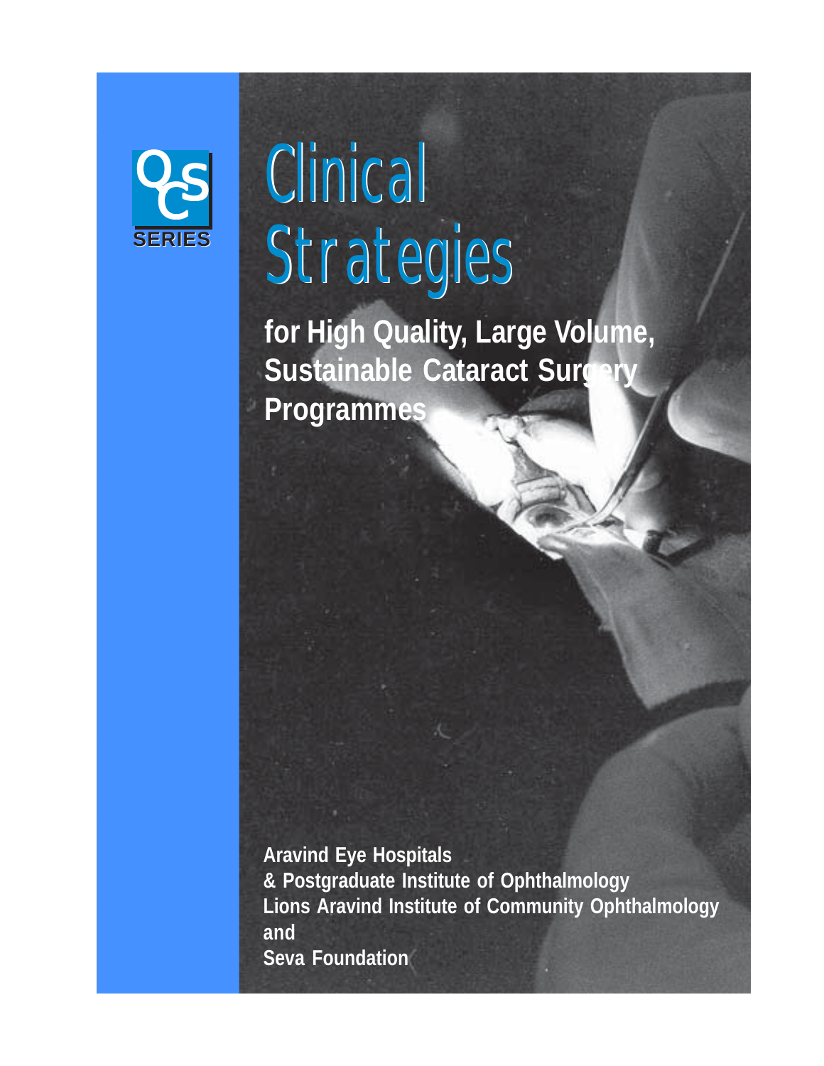OCS SERIES

# Clinical Strategies

## for High Quality, Large Volume, Sustainable Cataract Surgery Programmes

**Aravind Eye Hospitals**
**& Postgraduate Institute of Ophthalmology**
**Lions Aravind Institute of Community Ophthalmology**
**and**
**Seva Foundation**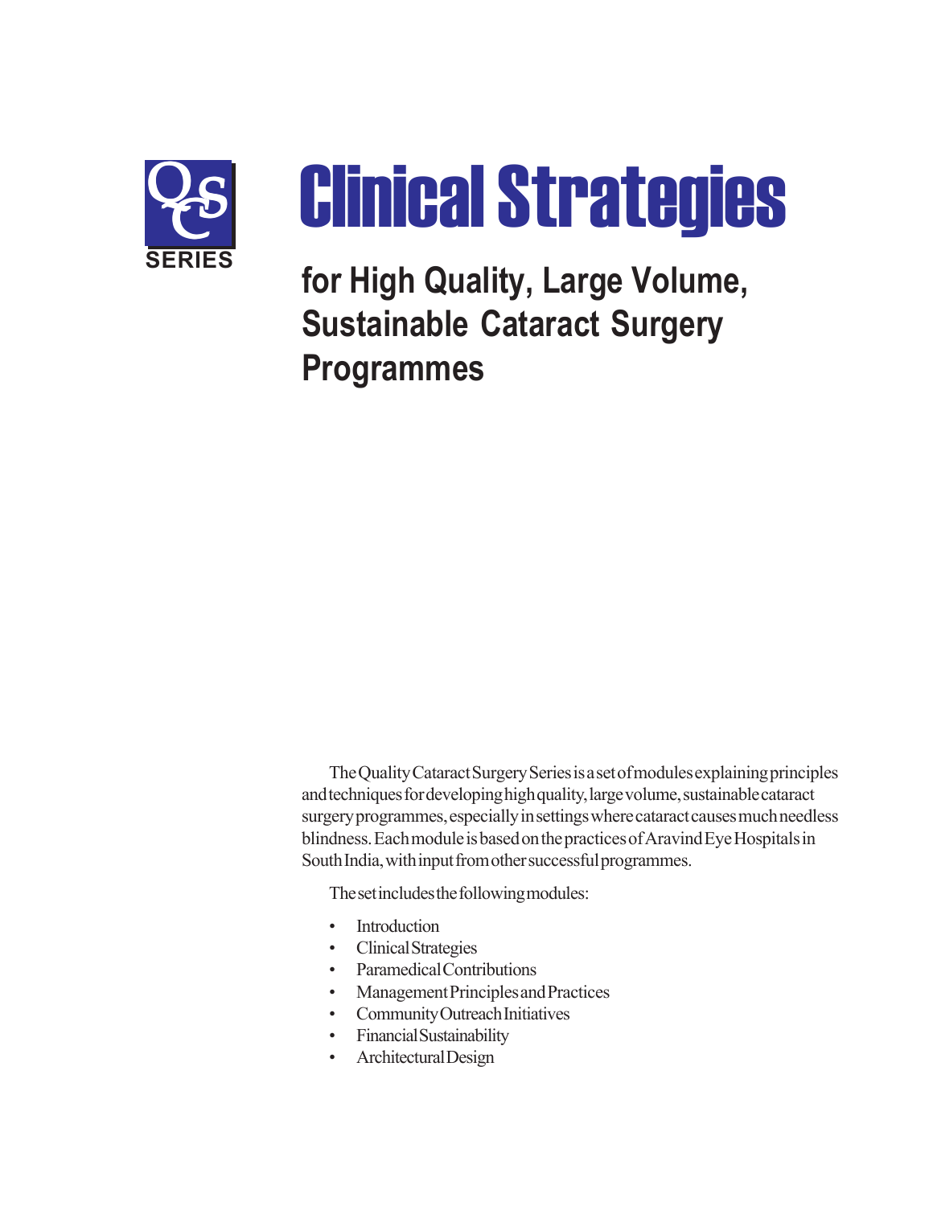QCS SERIES

# Clinical Strategies

## for High Quality, Large Volume, Sustainable Cataract Surgery Programmes

The Quality Cataract Surgery Series is a set of modules explaining principles and techniques for developing high quality, large volume, sustainable cataract surgery programmes, especially in settings where cataract causes much needless blindness. Each module is based on the practices of Aravind Eye Hospitals in South India, with input from other successful programmes.

The set includes the following modules:

- Introduction
- Clinical Strategies
- Paramedical Contributions
- Management Principles and Practices
- Community Outreach Initiatives
- Financial Sustainability
- Architectural Design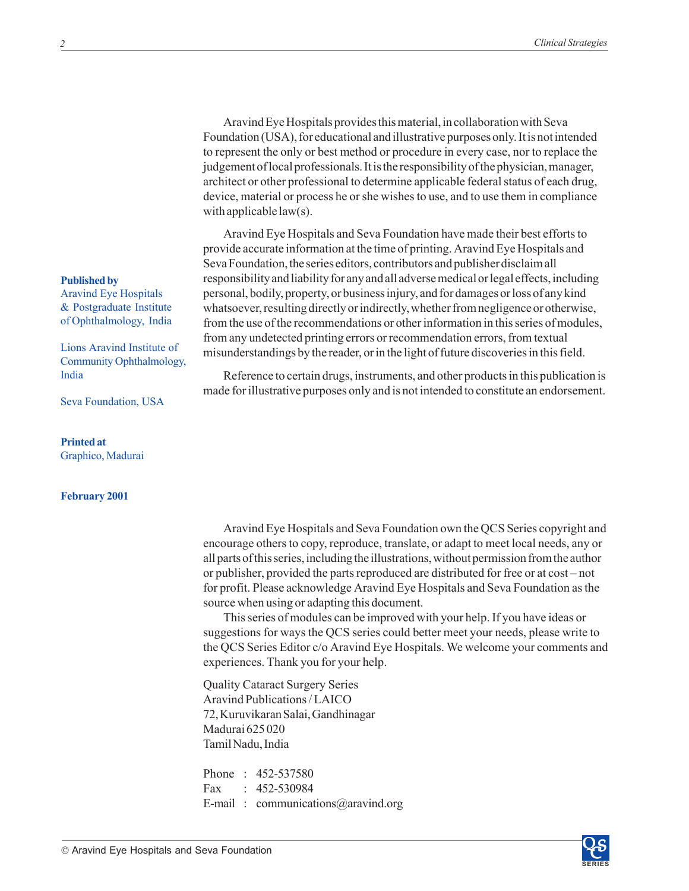Aravind Eye Hospitals provides this material, in collaboration with Seva Foundation (USA), for educational and illustrative purposes only. It is not intended to represent the only or best method or procedure in every case, nor to replace the judgement of local professionals. It is the responsibility of the physician, manager, architect or other professional to determine applicable federal status of each drug, device, material or process he or she wishes to use, and to use them in compliance with applicable law(s).

Aravind Eye Hospitals and Seva Foundation have made their best efforts to provide accurate information at the time of printing. Aravind Eye Hospitals and Seva Foundation, the series editors, contributors and publisher disclaim all responsibility and liability for any and all adverse medical or legal effects, including personal, bodily, property, or business injury, and for damages or loss of any kind whatsoever, resulting directly or indirectly, whether from negligence or otherwise, from the use of the recommendations or other information in this series of modules, from any undetected printing errors or recommendation errors, from textual misunderstandings by the reader, or in the light of future discoveries in this field.

Reference to certain drugs, instruments, and other products in this publication is made for illustrative purposes only and is not intended to constitute an endorsement.

**Published by**
Aravind Eye Hospitals
& Postgraduate Institute
of Ophthalmology, India

Lions Aravind Institute of
Community Ophthalmology,
India

Seva Foundation, USA

**Printed at**
Graphico, Madurai

**February 2001**

Aravind Eye Hospitals and Seva Foundation own the QCS Series copyright and encourage others to copy, reproduce, translate, or adapt to meet local needs, any or all parts of this series, including the illustrations, without permission from the author or publisher, provided the parts reproduced are distributed for free or at cost – not for profit. Please acknowledge Aravind Eye Hospitals and Seva Foundation as the source when using or adapting this document.

This series of modules can be improved with your help. If you have ideas or suggestions for ways the QCS series could better meet your needs, please write to the QCS Series Editor c/o Aravind Eye Hospitals. We welcome your comments and experiences. Thank you for your help.

Quality Cataract Surgery Series
Aravind Publications / LAICO
72, Kuruvikaran Salai, Gandhinagar
Madurai 625 020
Tamil Nadu, India

Phone : 452-537580
Fax : 452-530984
E-mail : communications@aravind.org

© Aravind Eye Hospitals and Seva Foundation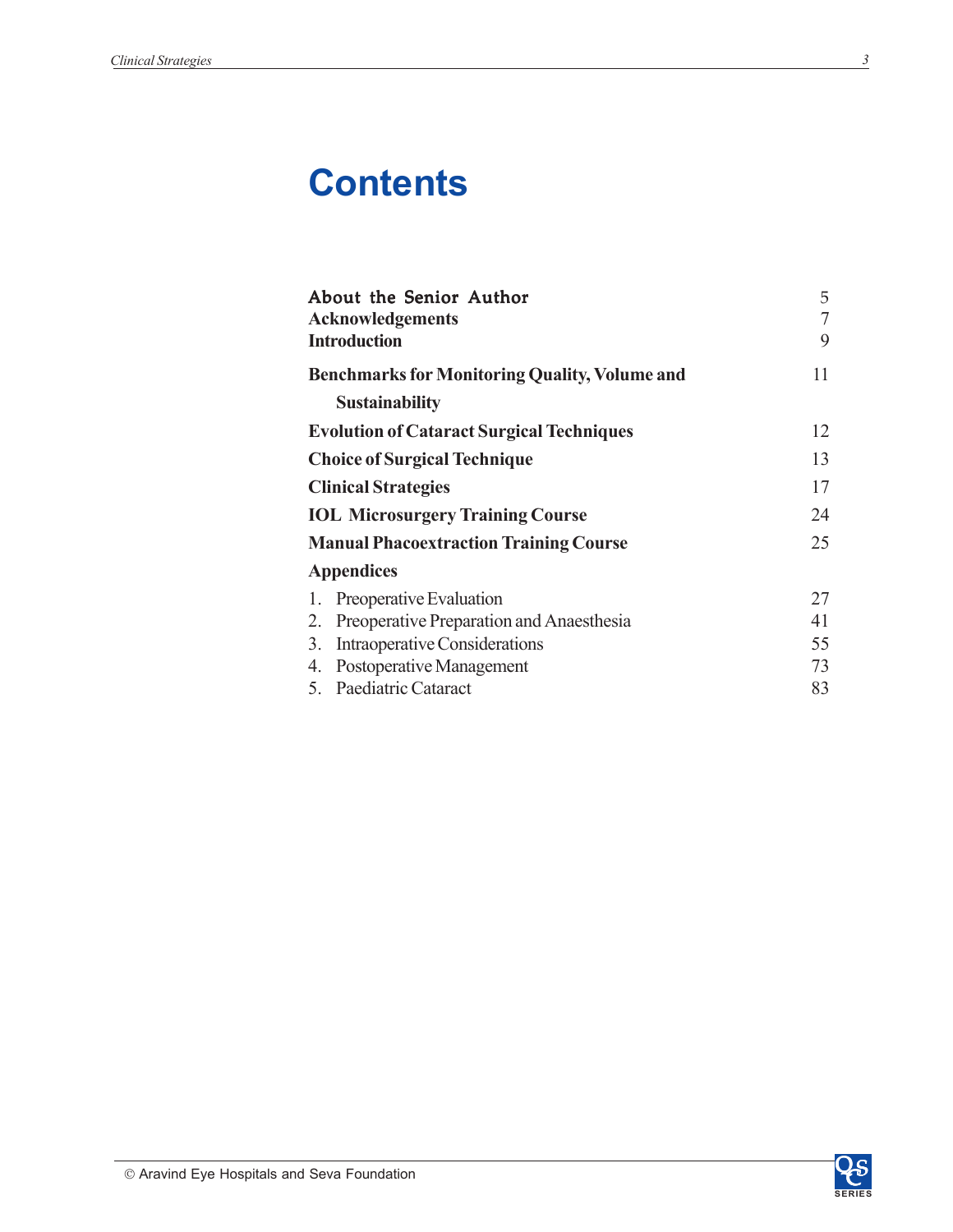# Contents

| | |
|---|---|
| **About the Senior Author** | 5 |
| **Acknowledgements** | 7 |
| **Introduction** | 9 |
| **Benchmarks for Monitoring Quality, Volume and Sustainability** | 11 |
| **Evolution of Cataract Surgical Techniques** | 12 |
| **Choice of Surgical Technique** | 13 |
| **Clinical Strategies** | 17 |
| **IOL Microsurgery Training Course** | 24 |
| **Manual Phacoextraction Training Course** | 25 |
| **Appendices** | |
| 1. Preoperative Evaluation | 27 |
| 2. Preoperative Preparation and Anaesthesia | 41 |
| 3. Intraoperative Considerations | 55 |
| 4. Postoperative Management | 73 |
| 5. Paediatric Cataract | 83 |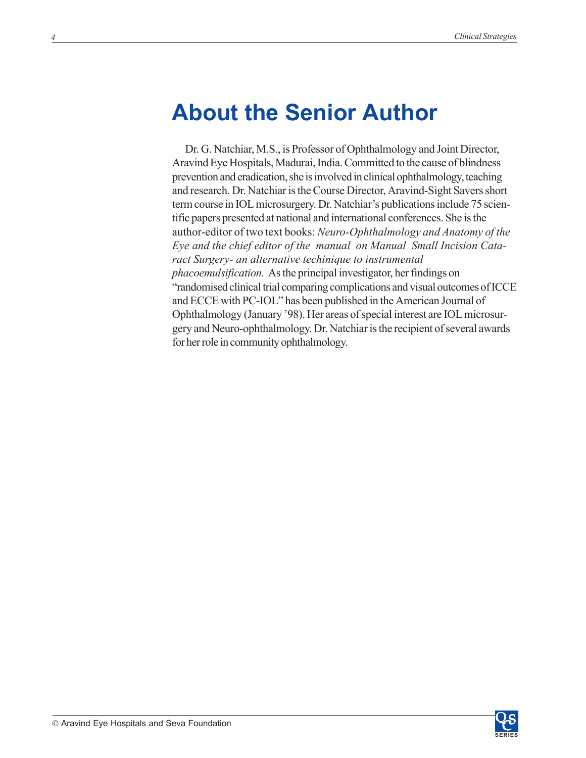# About the Senior Author

Dr. G. Natchiar, M.S., is Professor of Ophthalmology and Joint Director, Aravind Eye Hospitals, Madurai, India. Committed to the cause of blindness prevention and eradication, she is involved in clinical ophthalmology, teaching and research. Dr. Natchiar is the Course Director, Aravind-Sight Savers short term course in IOL microsurgery. Dr. Natchiar's publications include 75 scientific papers presented at national and international conferences. She is the author-editor of two text books: *Neuro-Ophthalmology and Anatomy of the Eye and the chief editor of the manual on Manual Small Incision Cataract Surgery- an alternative techinique to instrumental phacoemulsification.* As the principal investigator, her findings on "randomised clinical trial comparing complications and visual outcomes of ICCE and ECCE with PC-IOL" has been published in the American Journal of Ophthalmology (January '98). Her areas of special interest are IOL microsurgery and Neuro-ophthalmology. Dr. Natchiar is the recipient of several awards for her role in community ophthalmology.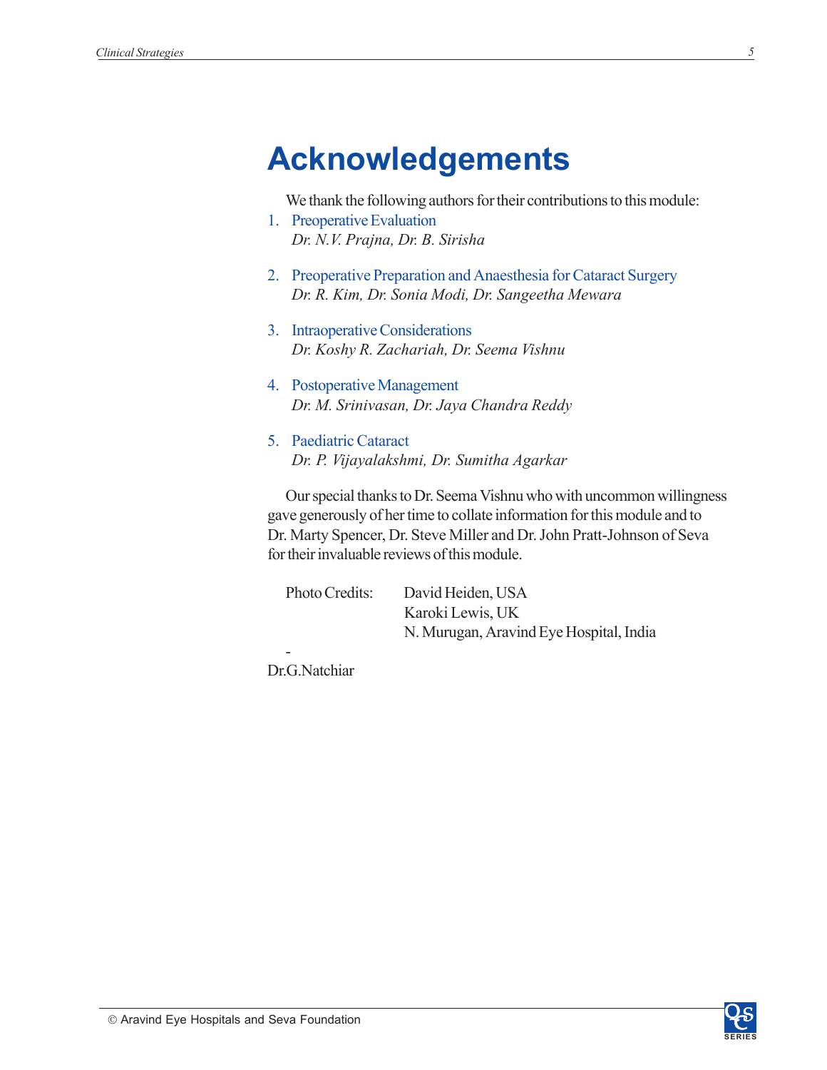# Acknowledgements

We thank the following authors for their contributions to this module:

1. Preoperative Evaluation
   *Dr. N.V. Prajna, Dr. B. Sirisha*

2. Preoperative Preparation and Anaesthesia for Cataract Surgery
   *Dr. R. Kim, Dr. Sonia Modi, Dr. Sangeetha Mewara*

3. Intraoperative Considerations
   *Dr. Koshy R. Zachariah, Dr. Seema Vishnu*

4. Postoperative Management
   *Dr. M. Srinivasan, Dr. Jaya Chandra Reddy*

5. Paediatric Cataract
   *Dr. P. Vijayalakshmi, Dr. Sumitha Agarkar*

Our special thanks to Dr. Seema Vishnu who with uncommon willingness gave generously of her time to collate information for this module and to Dr. Marty Spencer, Dr. Steve Miller and Dr. John Pratt-Johnson of Seva for their invaluable reviews of this module.

Photo Credits: David Heiden, USA
Karoki Lewis, UK
N. Murugan, Aravind Eye Hospital, India

\-
Dr.G.Natchiar

© Aravind Eye Hospitals and Seva Foundation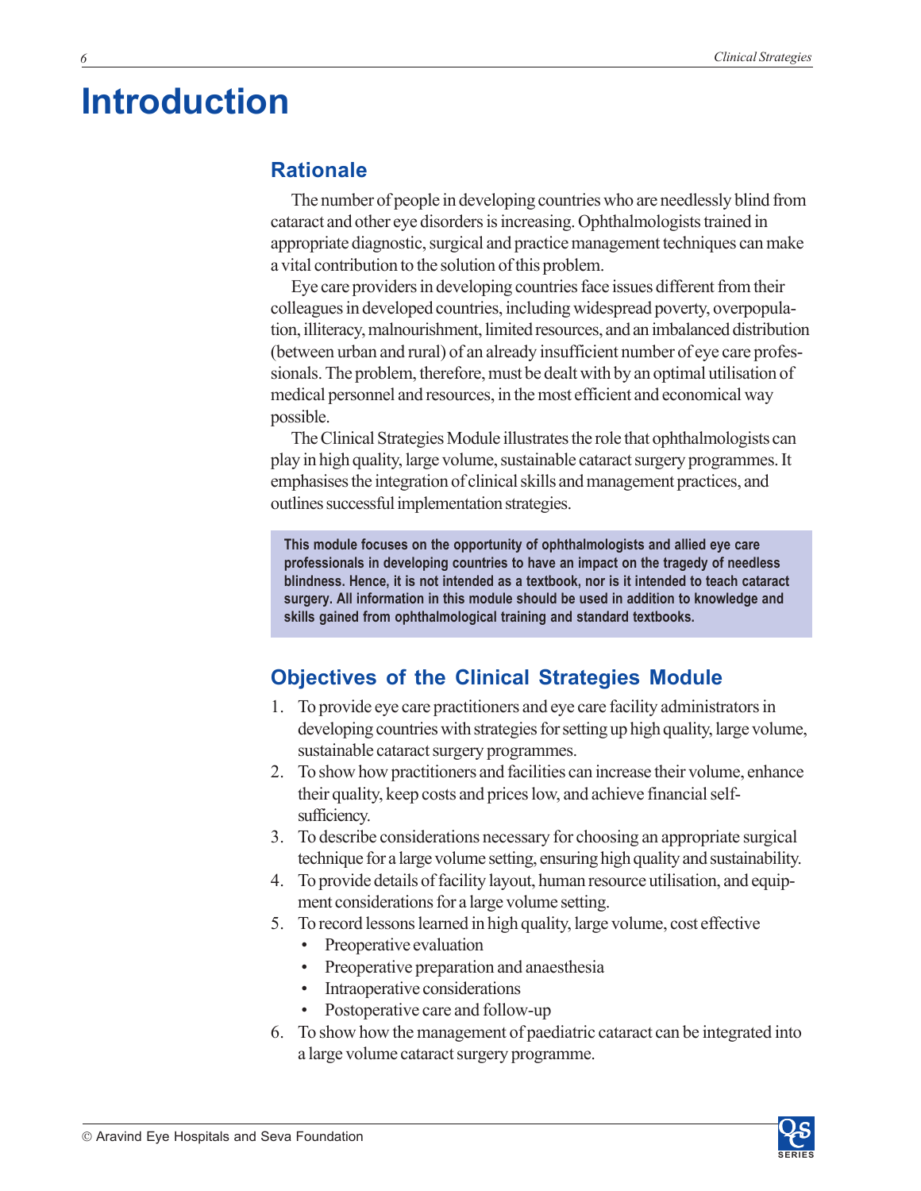# Introduction

## Rationale

The number of people in developing countries who are needlessly blind from cataract and other eye disorders is increasing. Ophthalmologists trained in appropriate diagnostic, surgical and practice management techniques can make a vital contribution to the solution of this problem.

Eye care providers in developing countries face issues different from their colleagues in developed countries, including widespread poverty, overpopulation, illiteracy, malnourishment, limited resources, and an imbalanced distribution (between urban and rural) of an already insufficient number of eye care professionals. The problem, therefore, must be dealt with by an optimal utilisation of medical personnel and resources, in the most efficient and economical way possible.

The Clinical Strategies Module illustrates the role that ophthalmologists can play in high quality, large volume, sustainable cataract surgery programmes. It emphasises the integration of clinical skills and management practices, and outlines successful implementation strategies.

**This module focuses on the opportunity of ophthalmologists and allied eye care professionals in developing countries to have an impact on the tragedy of needless blindness. Hence, it is not intended as a textbook, nor is it intended to teach cataract surgery. All information in this module should be used in addition to knowledge and skills gained from ophthalmological training and standard textbooks.**

## Objectives of the Clinical Strategies Module

1. To provide eye care practitioners and eye care facility administrators in developing countries with strategies for setting up high quality, large volume, sustainable cataract surgery programmes.
2. To show how practitioners and facilities can increase their volume, enhance their quality, keep costs and prices low, and achieve financial self-sufficiency.
3. To describe considerations necessary for choosing an appropriate surgical technique for a large volume setting, ensuring high quality and sustainability.
4. To provide details of facility layout, human resource utilisation, and equipment considerations for a large volume setting.
5. To record lessons learned in high quality, large volume, cost effective
   - Preoperative evaluation
   - Preoperative preparation and anaesthesia
   - Intraoperative considerations
   - Postoperative care and follow-up
6. To show how the management of paediatric cataract can be integrated into a large volume cataract surgery programme.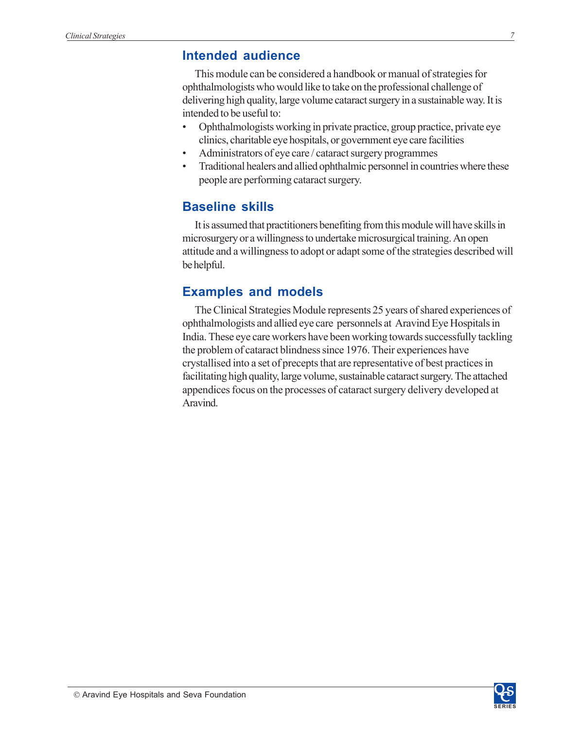## Intended audience

This module can be considered a handbook or manual of strategies for ophthalmologists who would like to take on the professional challenge of delivering high quality, large volume cataract surgery in a sustainable way. It is intended to be useful to:

- Ophthalmologists working in private practice, group practice, private eye clinics, charitable eye hospitals, or government eye care facilities
- Administrators of eye care / cataract surgery programmes
- Traditional healers and allied ophthalmic personnel in countries where these people are performing cataract surgery.

## Baseline skills

It is assumed that practitioners benefiting from this module will have skills in microsurgery or a willingness to undertake microsurgical training. An open attitude and a willingness to adopt or adapt some of the strategies described will be helpful.

## Examples and models

The Clinical Strategies Module represents 25 years of shared experiences of ophthalmologists and allied eye care personnels at Aravind Eye Hospitals in India. These eye care workers have been working towards successfully tackling the problem of cataract blindness since 1976. Their experiences have crystallised into a set of precepts that are representative of best practices in facilitating high quality, large volume, sustainable cataract surgery. The attached appendices focus on the processes of cataract surgery delivery developed at Aravind.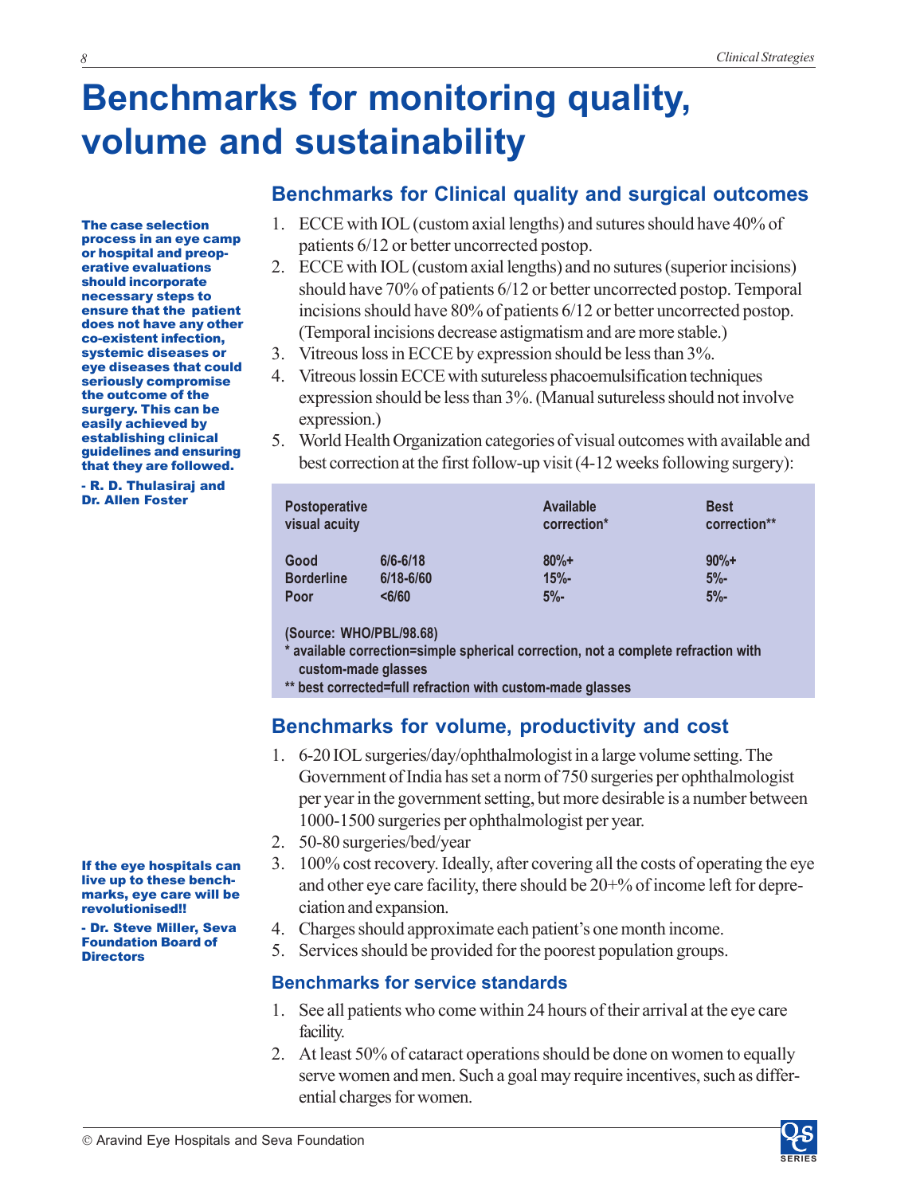# Benchmarks for monitoring quality, volume and sustainability

**The case selection process in an eye camp or hospital and preoperative evaluations should incorporate necessary steps to ensure that the patient does not have any other co-existent infection, systemic diseases or eye diseases that could seriously compromise the outcome of the surgery. This can be easily achieved by establishing clinical guidelines and ensuring that they are followed.**

**- R. D. Thulasiraj and Dr. Allen Foster**

## Benchmarks for Clinical quality and surgical outcomes

1. ECCE with IOL (custom axial lengths) and sutures should have 40% of patients 6/12 or better uncorrected postop.
2. ECCE with IOL (custom axial lengths) and no sutures (superior incisions) should have 70% of patients 6/12 or better uncorrected postop. Temporal incisions should have 80% of patients 6/12 or better uncorrected postop. (Temporal incisions decrease astigmatism and are more stable.)
3. Vitreous loss in ECCE by expression should be less than 3%.
4. Vitreous lossin ECCE with sutureless phacoemulsification techniques expression should be less than 3%. (Manual sutureless should not involve expression.)
5. World Health Organization categories of visual outcomes with available and best correction at the first follow-up visit (4-12 weeks following surgery):

| Postoperative visual acuity | | Available correction* | Best correction** |
|---|---|---|---|
| Good | 6/6-6/18 | 80%+ | 90%+ |
| Borderline | 6/18-6/60 | 15%- | 5%- |
| Poor | <6/60 | 5%- | 5%- |

(Source: WHO/PBL/98.68)

* available correction=simple spherical correction, not a complete refraction with custom-made glasses

** best corrected=full refraction with custom-made glasses

## Benchmarks for volume, productivity and cost

1. 6-20 IOL surgeries/day/ophthalmologist in a large volume setting. The Government of India has set a norm of 750 surgeries per ophthalmologist per year in the government setting, but more desirable is a number between 1000-1500 surgeries per ophthalmologist per year.
2. 50-80 surgeries/bed/year
3. 100% cost recovery. Ideally, after covering all the costs of operating the eye and other eye care facility, there should be 20+% of income left for depreciation and expansion.
4. Charges should approximate each patient's one month income.
5. Services should be provided for the poorest population groups.

**If the eye hospitals can live up to these benchmarks, eye care will be revolutionised!!**

**- Dr. Steve Miller, Seva Foundation Board of Directors**

### Benchmarks for service standards

1. See all patients who come within 24 hours of their arrival at the eye care facility.
2. At least 50% of cataract operations should be done on women to equally serve women and men. Such a goal may require incentives, such as differential charges for women.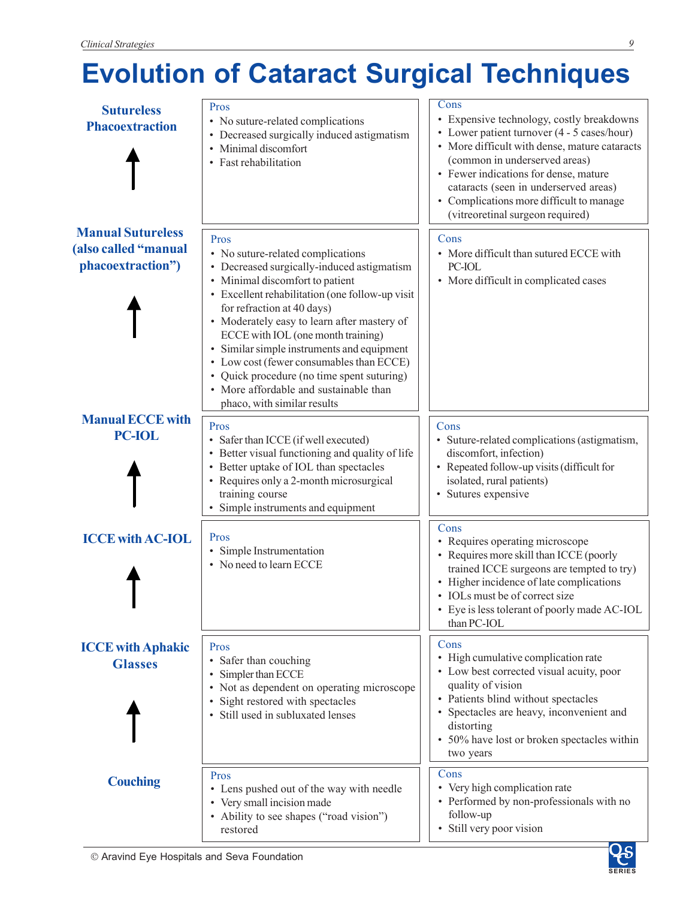# Evolution of Cataract Surgical Techniques

| Technique | Pros | Cons |
| --- | --- | --- |
| **Sutureless Phacoextraction** | • No suture-related complications<br>• Decreased surgically induced astigmatism<br>• Minimal discomfort<br>• Fast rehabilitation | • Expensive technology, costly breakdowns<br>• Lower patient turnover (4 - 5 cases/hour)<br>• More difficult with dense, mature cataracts (common in underserved areas)<br>• Fewer indications for dense, mature cataracts (seen in underserved areas)<br>• Complications more difficult to manage (vitreoretinal surgeon required) |
| ↑ | | |
| **Manual Sutureless (also called "manual phacoextraction")** | • No suture-related complications<br>• Decreased surgically-induced astigmatism<br>• Minimal discomfort to patient<br>• Excellent rehabilitation (one follow-up visit for refraction at 40 days)<br>• Moderately easy to learn after mastery of ECCE with IOL (one month training)<br>• Similar simple instruments and equipment<br>• Low cost (fewer consumables than ECCE)<br>• Quick procedure (no time spent suturing)<br>• More affordable and sustainable than phaco, with similar results | • More difficult than sutured ECCE with PC-IOL<br>• More difficult in complicated cases |
| ↑ | | |
| **Manual ECCE with PC-IOL** | • Safer than ICCE (if well executed)<br>• Better visual functioning and quality of life<br>• Better uptake of IOL than spectacles<br>• Requires only a 2-month microsurgical training course<br>• Simple instruments and equipment | • Suture-related complications (astigmatism, discomfort, infection)<br>• Repeated follow-up visits (difficult for isolated, rural patients)<br>• Sutures expensive |
| ↑ | | |
| **ICCE with AC-IOL** | • Simple Instrumentation<br>• No need to learn ECCE | • Requires operating microscope<br>• Requires more skill than ICCE (poorly trained ICCE surgeons are tempted to try)<br>• Higher incidence of late complications<br>• IOLs must be of correct size<br>• Eye is less tolerant of poorly made AC-IOL than PC-IOL |
| ↑ | | |
| **ICCE with Aphakic Glasses** | • Safer than couching<br>• Simpler than ECCE<br>• Not as dependent on operating microscope<br>• Sight restored with spectacles<br>• Still used in subluxated lenses | • High cumulative complication rate<br>• Low best corrected visual acuity, poor quality of vision<br>• Patients blind without spectacles<br>• Spectacles are heavy, inconvenient and distorting<br>• 50% have lost or broken spectacles within two years |
| ↑ | | |
| **Couching** | • Lens pushed out of the way with needle<br>• Very small incision made<br>• Ability to see shapes ("road vision") restored | • Very high complication rate<br>• Performed by non-professionals with no follow-up<br>• Still very poor vision |

© Aravind Eye Hospitals and Seva Foundation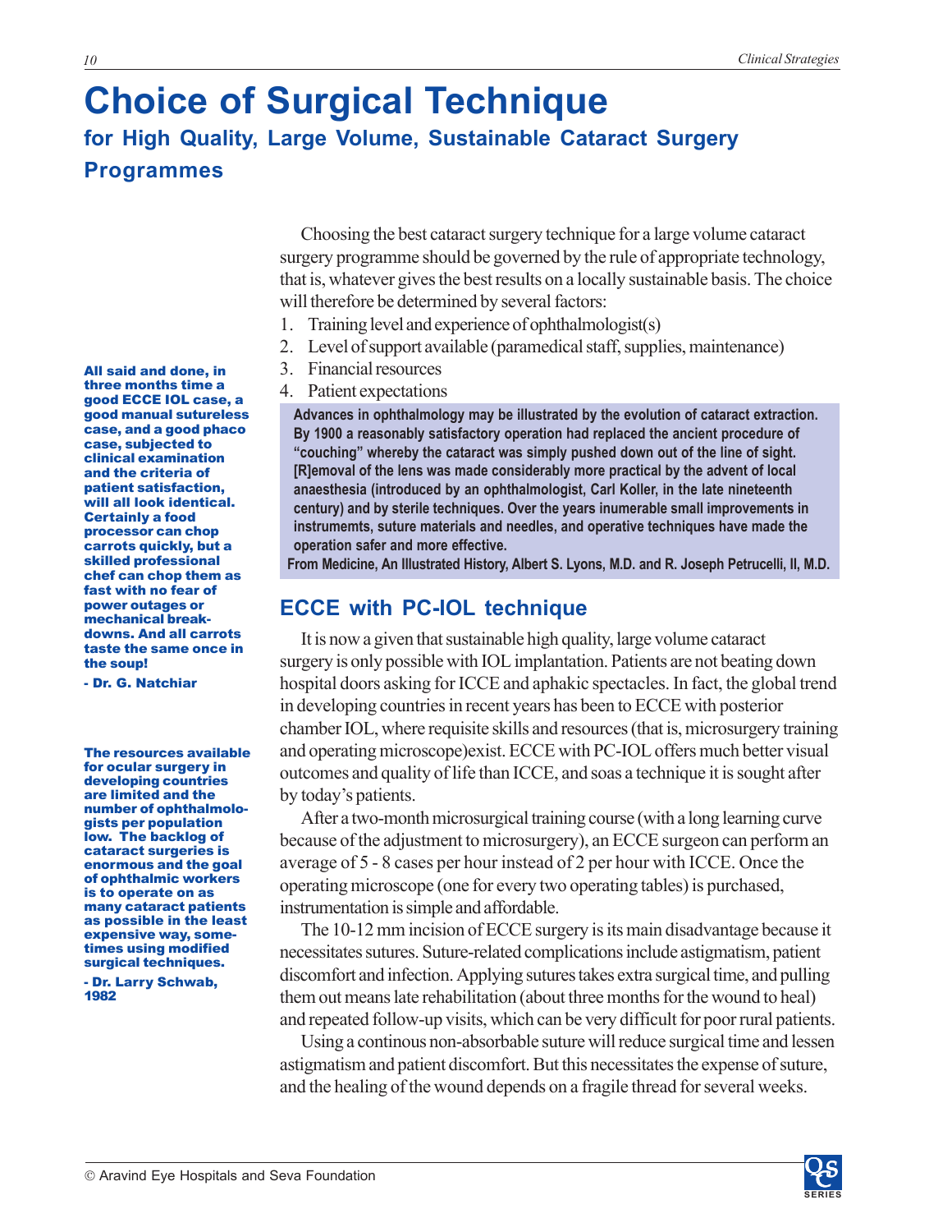# Choice of Surgical Technique

## for High Quality, Large Volume, Sustainable Cataract Surgery Programmes

Choosing the best cataract surgery technique for a large volume cataract surgery programme should be governed by the rule of appropriate technology, that is, whatever gives the best results on a locally sustainable basis. The choice will therefore be determined by several factors:

1. Training level and experience of ophthalmologist(s)
2. Level of support available (paramedical staff, supplies, maintenance)
3. Financial resources
4. Patient expectations

> **Advances in ophthalmology may be illustrated by the evolution of cataract extraction. By 1900 a reasonably satisfactory operation had replaced the ancient procedure of "couching" whereby the cataract was simply pushed down out of the line of sight. [R]emoval of the lens was made considerably more practical by the advent of local anaesthesia (introduced by an ophthalmologist, Carl Koller, in the late nineteenth century) and by sterile techniques. Over the years inumerable small improvements in instrumemts, suture materials and needles, and operative techniques have made the operation safer and more effective.**
>
> **From Medicine, An Illustrated History, Albert S. Lyons, M.D. and R. Joseph Petrucelli, II, M.D.**

**All said and done, in three months time a good ECCE IOL case, a good manual sutureless case, and a good phaco case, subjected to clinical examination and the criteria of patient satisfaction, will all look identical. Certainly a food processor can chop carrots quickly, but a skilled professional chef can chop them as fast with no fear of power outages or mechanical break-downs. And all carrots taste the same once in the soup!**

**- Dr. G. Natchiar**

**The resources available for ocular surgery in developing countries are limited and the number of ophthalmologists per population low. The backlog of cataract surgeries is enormous and the goal of ophthalmic workers is to operate on as many cataract patients as possible in the least expensive way, sometimes using modified surgical techniques.**

**- Dr. Larry Schwab, 1982**

## ECCE with PC-IOL technique

It is now a given that sustainable high quality, large volume cataract surgery is only possible with IOL implantation. Patients are not beating down hospital doors asking for ICCE and aphakic spectacles. In fact, the global trend in developing countries in recent years has been to ECCE with posterior chamber IOL, where requisite skills and resources (that is, microsurgery training and operating microscope)exist. ECCE with PC-IOL offers much better visual outcomes and quality of life than ICCE, and soas a technique it is sought after by today's patients.

After a two-month microsurgical training course (with a long learning curve because of the adjustment to microsurgery), an ECCE surgeon can perform an average of 5 - 8 cases per hour instead of 2 per hour with ICCE. Once the operating microscope (one for every two operating tables) is purchased, instrumentation is simple and affordable.

The 10-12 mm incision of ECCE surgery is its main disadvantage because it necessitates sutures. Suture-related complications include astigmatism, patient discomfort and infection. Applying sutures takes extra surgical time, and pulling them out means late rehabilitation (about three months for the wound to heal) and repeated follow-up visits, which can be very difficult for poor rural patients.

Using a continous non-absorbable suture will reduce surgical time and lessen astigmatism and patient discomfort. But this necessitates the expense of suture, and the healing of the wound depends on a fragile thread for several weeks.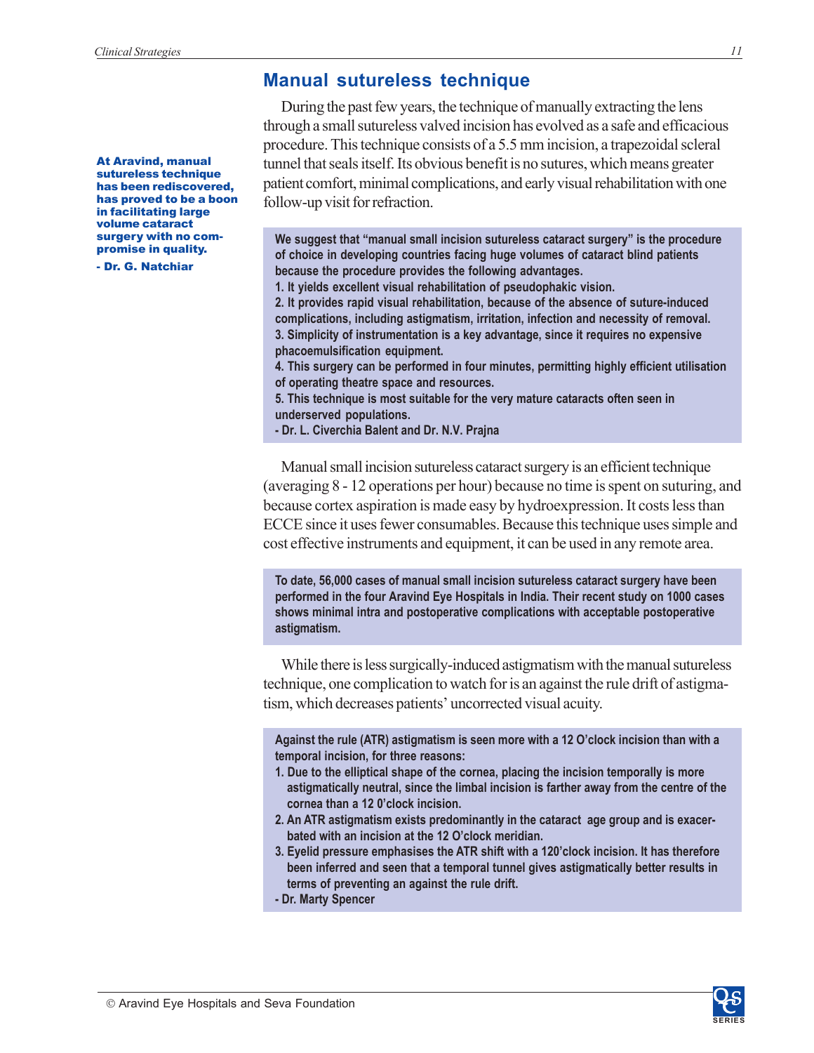## Manual sutureless technique

**At Aravind, manual sutureless technique has been rediscovered, has proved to be a boon in facilitating large volume cataract surgery with no compromise in quality.**

**- Dr. G. Natchiar**

During the past few years, the technique of manually extracting the lens through a small sutureless valved incision has evolved as a safe and efficacious procedure. This technique consists of a 5.5 mm incision, a trapezoidal scleral tunnel that seals itself. Its obvious benefit is no sutures, which means greater patient comfort, minimal complications, and early visual rehabilitation with one follow-up visit for refraction.

> **We suggest that "manual small incision sutureless cataract surgery" is the procedure of choice in developing countries facing huge volumes of cataract blind patients because the procedure provides the following advantages.**
> **1. It yields excellent visual rehabilitation of pseudophakic vision.**
> **2. It provides rapid visual rehabilitation, because of the absence of suture-induced complications, including astigmatism, irritation, infection and necessity of removal.**
> **3. Simplicity of instrumentation is a key advantage, since it requires no expensive phacoemulsification equipment.**
> **4. This surgery can be performed in four minutes, permitting highly efficient utilisation of operating theatre space and resources.**
> **5. This technique is most suitable for the very mature cataracts often seen in underserved populations.**
> **- Dr. L. Civerchia Balent and Dr. N.V. Prajna**

Manual small incision sutureless cataract surgery is an efficient technique (averaging 8 - 12 operations per hour) because no time is spent on suturing, and because cortex aspiration is made easy by hydroexpression. It costs less than ECCE since it uses fewer consumables. Because this technique uses simple and cost effective instruments and equipment, it can be used in any remote area.

> **To date, 56,000 cases of manual small incision sutureless cataract surgery have been performed in the four Aravind Eye Hospitals in India. Their recent study on 1000 cases shows minimal intra and postoperative complications with acceptable postoperative astigmatism.**

While there is less surgically-induced astigmatism with the manual sutureless technique, one complication to watch for is an against the rule drift of astigmatism, which decreases patients' uncorrected visual acuity.

> **Against the rule (ATR) astigmatism is seen more with a 12 O'clock incision than with a temporal incision, for three reasons:**
> **1. Due to the elliptical shape of the cornea, placing the incision temporally is more astigmatically neutral, since the limbal incision is farther away from the centre of the cornea than a 12 0'clock incision.**
> **2. An ATR astigmatism exists predominantly in the cataract age group and is exacerbated with an incision at the 12 O'clock meridian.**
> **3. Eyelid pressure emphasises the ATR shift with a 120'clock incision. It has therefore been inferred and seen that a temporal tunnel gives astigmatically better results in terms of preventing an against the rule drift.**
> **- Dr. Marty Spencer**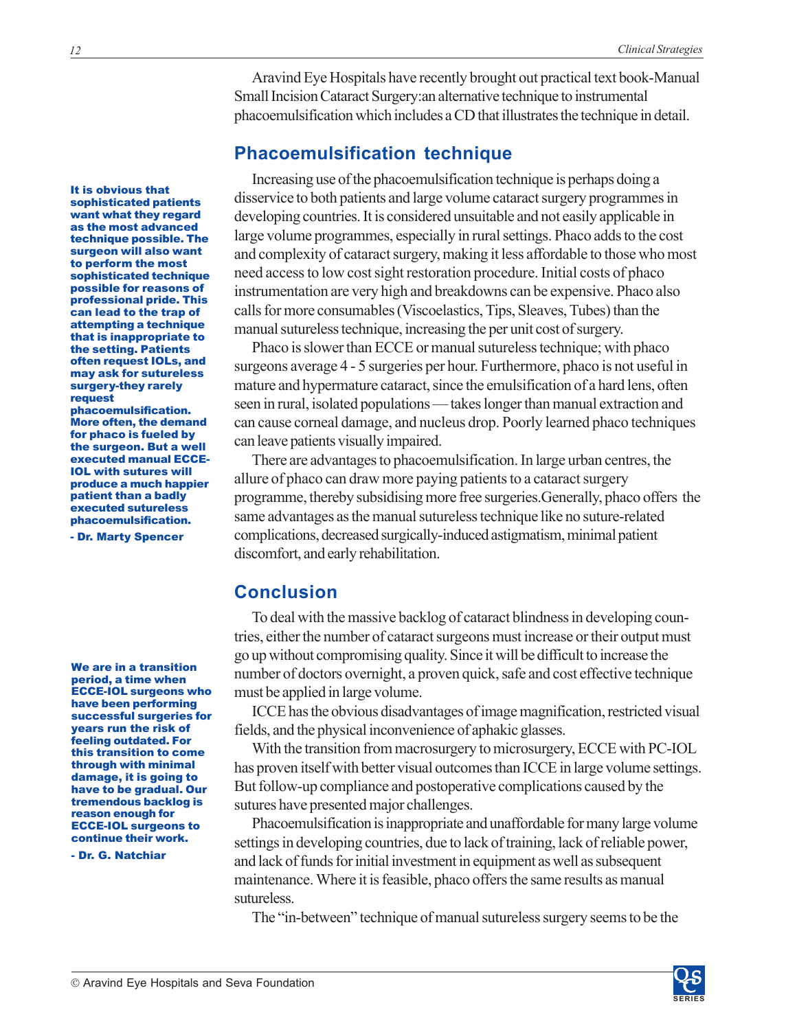Aravind Eye Hospitals have recently brought out practical text book-Manual Small Incision Cataract Surgery:an alternative technique to instrumental phacoemulsification which includes a CD that illustrates the technique in detail.

## Phacoemulsification technique

**It is obvious that sophisticated patients want what they regard as the most advanced technique possible. The surgeon will also want to perform the most sophisticated technique possible for reasons of professional pride. This can lead to the trap of attempting a technique that is inappropriate to the setting. Patients often request IOLs, and may ask for sutureless surgery-they rarely request phacoemulsification. More often, the demand for phaco is fueled by the surgeon. But a well executed manual ECCE-IOL with sutures will produce a much happier patient than a badly executed sutureless phacoemulsification.**

**- Dr. Marty Spencer**

Increasing use of the phacoemulsification technique is perhaps doing a disservice to both patients and large volume cataract surgery programmes in developing countries. It is considered unsuitable and not easily applicable in large volume programmes, especially in rural settings. Phaco adds to the cost and complexity of cataract surgery, making it less affordable to those who most need access to low cost sight restoration procedure. Initial costs of phaco instrumentation are very high and breakdowns can be expensive. Phaco also calls for more consumables (Viscoelastics, Tips, Sleeves, Tubes) than the manual sutureless technique, increasing the per unit cost of surgery.

Phaco is slower than ECCE or manual sutureless technique; with phaco surgeons average 4 - 5 surgeries per hour. Furthermore, phaco is not useful in mature and hypermature cataract, since the emulsification of a hard lens, often seen in rural, isolated populations — takes longer than manual extraction and can cause corneal damage, and nucleus drop. Poorly learned phaco techniques can leave patients visually impaired.

There are advantages to phacoemulsification. In large urban centres, the allure of phaco can draw more paying patients to a cataract surgery programme, thereby subsidising more free surgeries.Generally, phaco offers the same advantages as the manual sutureless technique like no suture-related complications, decreased surgically-induced astigmatism, minimal patient discomfort, and early rehabilitation.

## Conclusion

**We are in a transition period, a time when ECCE-IOL surgeons who have been performing successful surgeries for years run the risk of feeling outdated. For this transition to come through with minimal damage, it is going to have to be gradual. Our tremendous backlog is reason enough for ECCE-IOL surgeons to continue their work.**

**- Dr. G. Natchiar**

To deal with the massive backlog of cataract blindness in developing countries, either the number of cataract surgeons must increase or their output must go up without compromising quality. Since it will be difficult to increase the number of doctors overnight, a proven quick, safe and cost effective technique must be applied in large volume.

ICCE has the obvious disadvantages of image magnification, restricted visual fields, and the physical inconvenience of aphakic glasses.

With the transition from macrosurgery to microsurgery, ECCE with PC-IOL has proven itself with better visual outcomes than ICCE in large volume settings. But follow-up compliance and postoperative complications caused by the sutures have presented major challenges.

Phacoemulsification is inappropriate and unaffordable for many large volume settings in developing countries, due to lack of training, lack of reliable power, and lack of funds for initial investment in equipment as well as subsequent maintenance. Where it is feasible, phaco offers the same results as manual sutureless.

The "in-between" technique of manual sutureless surgery seems to be the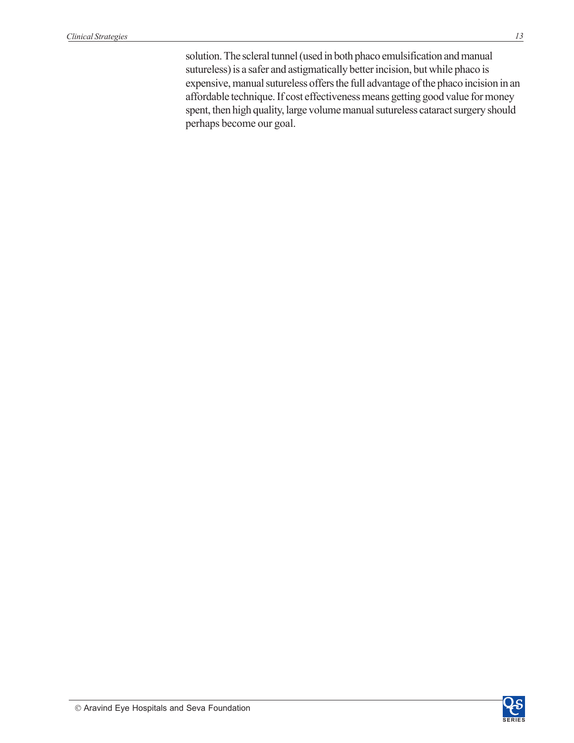solution. The scleral tunnel (used in both phaco emulsification and manual sutureless) is a safer and astigmatically better incision, but while phaco is expensive, manual sutureless offers the full advantage of the phaco incision in an affordable technique. If cost effectiveness means getting good value for money spent, then high quality, large volume manual sutureless cataract surgery should perhaps become our goal.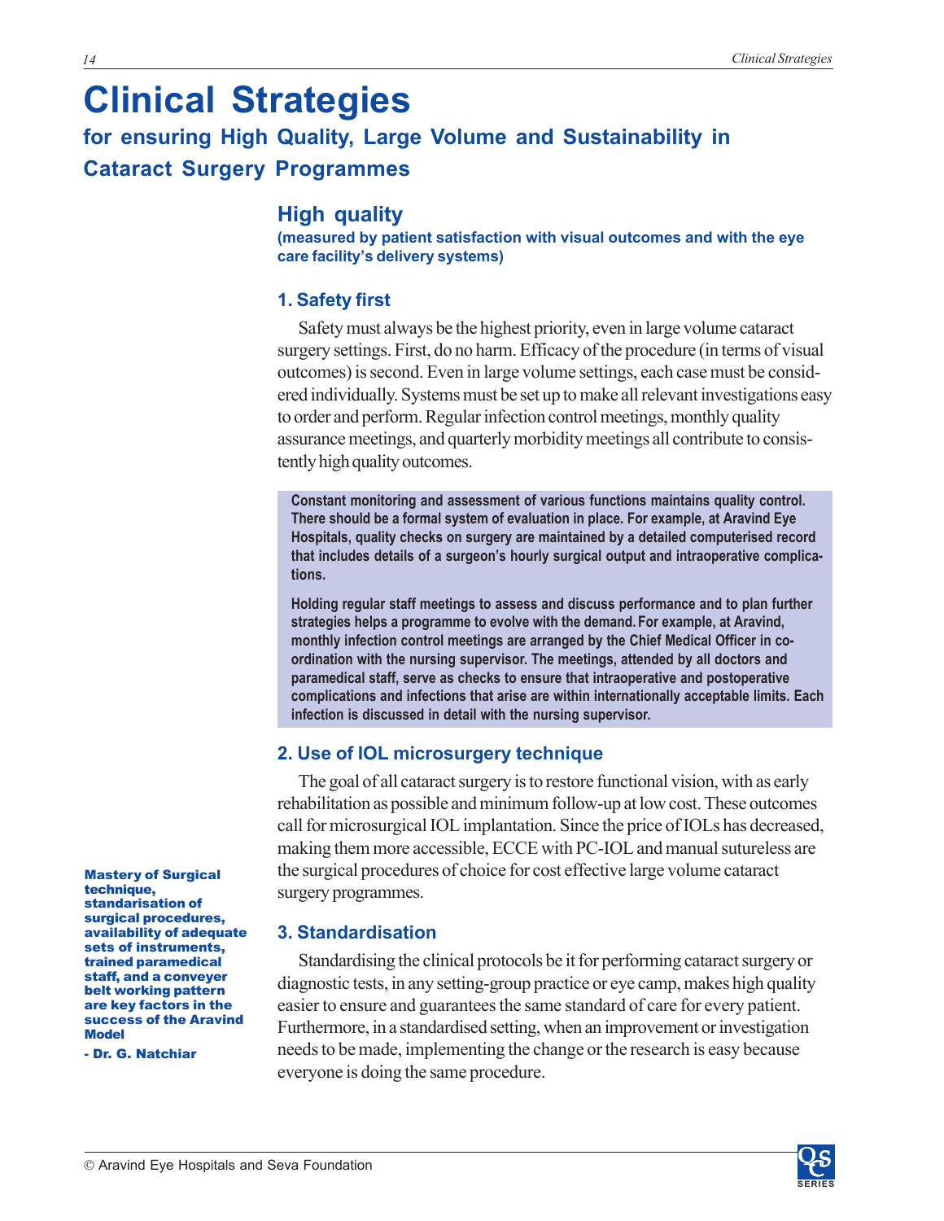# Clinical Strategies

## for ensuring High Quality, Large Volume and Sustainability in Cataract Surgery Programmes

## High quality

**(measured by patient satisfaction with visual outcomes and with the eye care facility's delivery systems)**

### 1. Safety first

Safety must always be the highest priority, even in large volume cataract surgery settings. First, do no harm. Efficacy of the procedure (in terms of visual outcomes) is second. Even in large volume settings, each case must be considered individually. Systems must be set up to make all relevant investigations easy to order and perform. Regular infection control meetings, monthly quality assurance meetings, and quarterly morbidity meetings all contribute to consistently high quality outcomes.

> **Constant monitoring and assessment of various functions maintains quality control. There should be a formal system of evaluation in place. For example, at Aravind Eye Hospitals, quality checks on surgery are maintained by a detailed computerised record that includes details of a surgeon's hourly surgical output and intraoperative complications.**
>
> **Holding regular staff meetings to assess and discuss performance and to plan further strategies helps a programme to evolve with the demand. For example, at Aravind, monthly infection control meetings are arranged by the Chief Medical Officer in co-ordination with the nursing supervisor. The meetings, attended by all doctors and paramedical staff, serve as checks to ensure that intraoperative and postoperative complications and infections that arise are within internationally acceptable limits. Each infection is discussed in detail with the nursing supervisor.**

### 2. Use of IOL microsurgery technique

The goal of all cataract surgery is to restore functional vision, with as early rehabilitation as possible and minimum follow-up at low cost. These outcomes call for microsurgical IOL implantation. Since the price of IOLs has decreased, making them more accessible, ECCE with PC-IOL and manual sutureless are the surgical procedures of choice for cost effective large volume cataract surgery programmes.

> **Mastery of Surgical technique, standarisation of surgical procedures, availability of adequate sets of instruments, trained paramedical staff, and a conveyer belt working pattern are key factors in the success of the Aravind Model**
>
> **- Dr. G. Natchiar**

### 3. Standardisation

Standardising the clinical protocols be it for performing cataract surgery or diagnostic tests, in any setting-group practice or eye camp, makes high quality easier to ensure and guarantees the same standard of care for every patient. Furthermore, in a standardised setting, when an improvement or investigation needs to be made, implementing the change or the research is easy because everyone is doing the same procedure.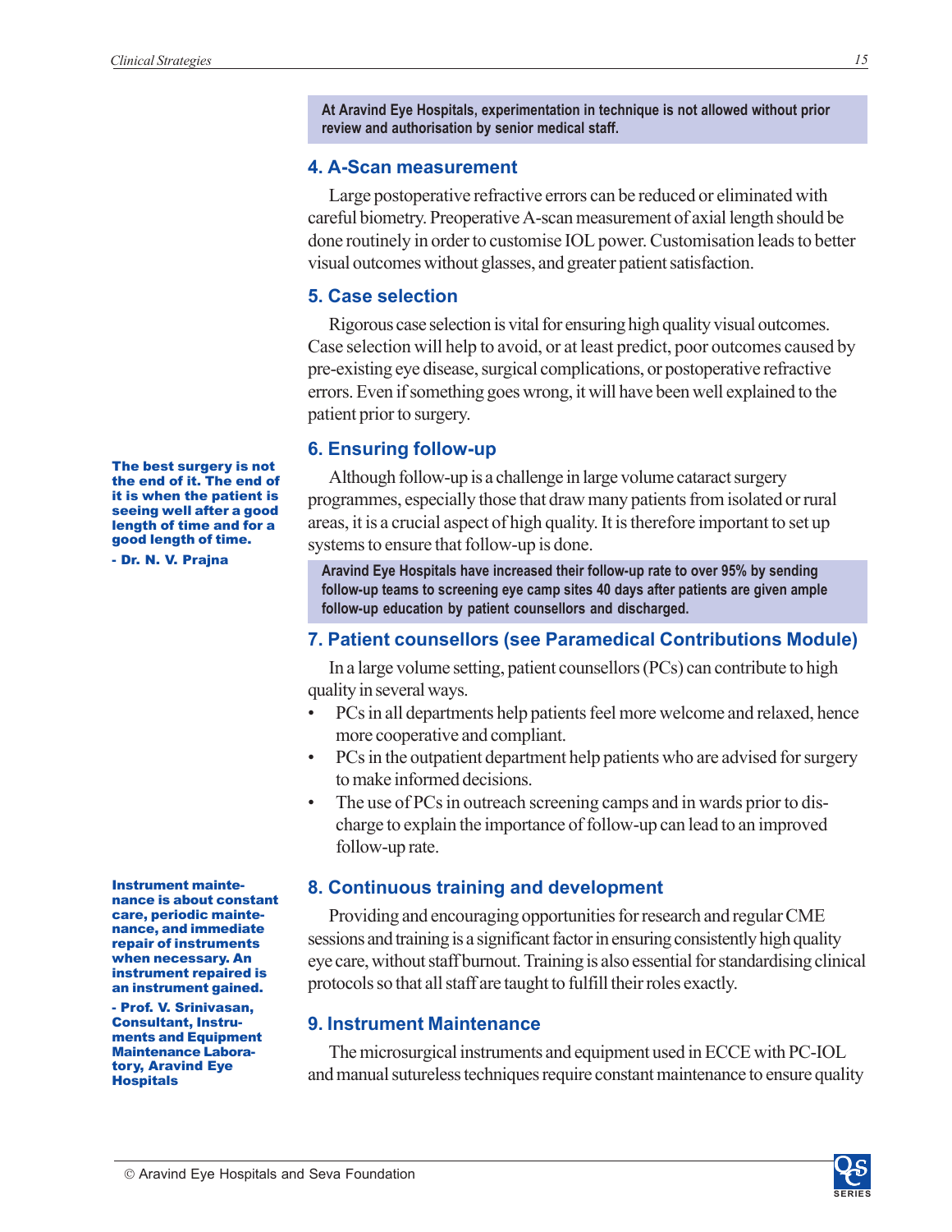**At Aravind Eye Hospitals, experimentation in technique is not allowed without prior review and authorisation by senior medical staff.**

## 4. A-Scan measurement

Large postoperative refractive errors can be reduced or eliminated with careful biometry. Preoperative A-scan measurement of axial length should be done routinely in order to customise IOL power. Customisation leads to better visual outcomes without glasses, and greater patient satisfaction.

## 5. Case selection

Rigorous case selection is vital for ensuring high quality visual outcomes. Case selection will help to avoid, or at least predict, poor outcomes caused by pre-existing eye disease, surgical complications, or postoperative refractive errors. Even if something goes wrong, it will have been well explained to the patient prior to surgery.

## 6. Ensuring follow-up

**The best surgery is not the end of it. The end of it is when the patient is seeing well after a good length of time and for a good length of time.**

**- Dr. N. V. Prajna**

Although follow-up is a challenge in large volume cataract surgery programmes, especially those that draw many patients from isolated or rural areas, it is a crucial aspect of high quality. It is therefore important to set up systems to ensure that follow-up is done.

**Aravind Eye Hospitals have increased their follow-up rate to over 95% by sending follow-up teams to screening eye camp sites 40 days after patients are given ample follow-up education by patient counsellors and discharged.**

## 7. Patient counsellors (see Paramedical Contributions Module)

In a large volume setting, patient counsellors (PCs) can contribute to high quality in several ways.

- PCs in all departments help patients feel more welcome and relaxed, hence more cooperative and compliant.
- PCs in the outpatient department help patients who are advised for surgery to make informed decisions.
- The use of PCs in outreach screening camps and in wards prior to discharge to explain the importance of follow-up can lead to an improved follow-up rate.

## 8. Continuous training and development

Providing and encouraging opportunities for research and regular CME sessions and training is a significant factor in ensuring consistently high quality eye care, without staff burnout. Training is also essential for standardising clinical protocols so that all staff are taught to fulfill their roles exactly.

**Instrument maintenance is about constant care, periodic maintenance, and immediate repair of instruments when necessary. An instrument repaired is an instrument gained.**

**- Prof. V. Srinivasan, Consultant, Instruments and Equipment Maintenance Laboratory, Aravind Eye Hospitals**

## 9. Instrument Maintenance

The microsurgical instruments and equipment used in ECCE with PC-IOL and manual sutureless techniques require constant maintenance to ensure quality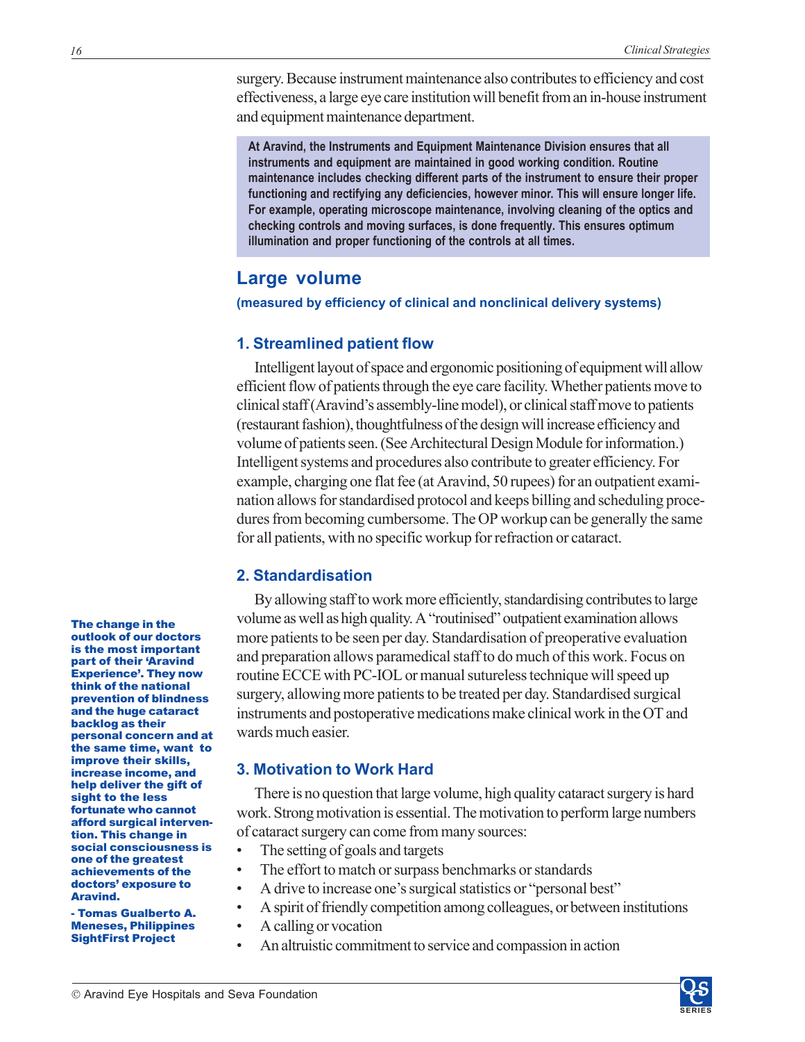surgery. Because instrument maintenance also contributes to efficiency and cost effectiveness, a large eye care institution will benefit from an in-house instrument and equipment maintenance department.

> **At Aravind, the Instruments and Equipment Maintenance Division ensures that all instruments and equipment are maintained in good working condition. Routine maintenance includes checking different parts of the instrument to ensure their proper functioning and rectifying any deficiencies, however minor. This will ensure longer life. For example, operating microscope maintenance, involving cleaning of the optics and checking controls and moving surfaces, is done frequently. This ensures optimum illumination and proper functioning of the controls at all times.**

## Large volume

**(measured by efficiency of clinical and nonclinical delivery systems)**

### 1. Streamlined patient flow

Intelligent layout of space and ergonomic positioning of equipment will allow efficient flow of patients through the eye care facility. Whether patients move to clinical staff (Aravind's assembly-line model), or clinical staff move to patients (restaurant fashion), thoughtfulness of the design will increase efficiency and volume of patients seen. (See Architectural Design Module for information.) Intelligent systems and procedures also contribute to greater efficiency. For example, charging one flat fee (at Aravind, 50 rupees) for an outpatient examination allows for standardised protocol and keeps billing and scheduling procedures from becoming cumbersome. The OP workup can be generally the same for all patients, with no specific workup for refraction or cataract.

### 2. Standardisation

By allowing staff to work more efficiently, standardising contributes to large volume as well as high quality. A "routinised" outpatient examination allows more patients to be seen per day. Standardisation of preoperative evaluation and preparation allows paramedical staff to do much of this work. Focus on routine ECCE with PC-IOL or manual sutureless technique will speed up surgery, allowing more patients to be treated per day. Standardised surgical instruments and postoperative medications make clinical work in the OT and wards much easier.

> **The change in the outlook of our doctors is the most important part of their 'Aravind Experience'. They now think of the national prevention of blindness and the huge cataract backlog as their personal concern and at the same time, want to improve their skills, increase income, and help deliver the gift of sight to the less fortunate who cannot afford surgical intervention. This change in social consciousness is one of the greatest achievements of the doctors' exposure to Aravind.**
>
> **- Tomas Gualberto A. Meneses, Philippines SightFirst Project**

### 3. Motivation to Work Hard

There is no question that large volume, high quality cataract surgery is hard work. Strong motivation is essential. The motivation to perform large numbers of cataract surgery can come from many sources:

- The setting of goals and targets
- The effort to match or surpass benchmarks or standards
- A drive to increase one's surgical statistics or "personal best"
- A spirit of friendly competition among colleagues, or between institutions
- A calling or vocation
- An altruistic commitment to service and compassion in action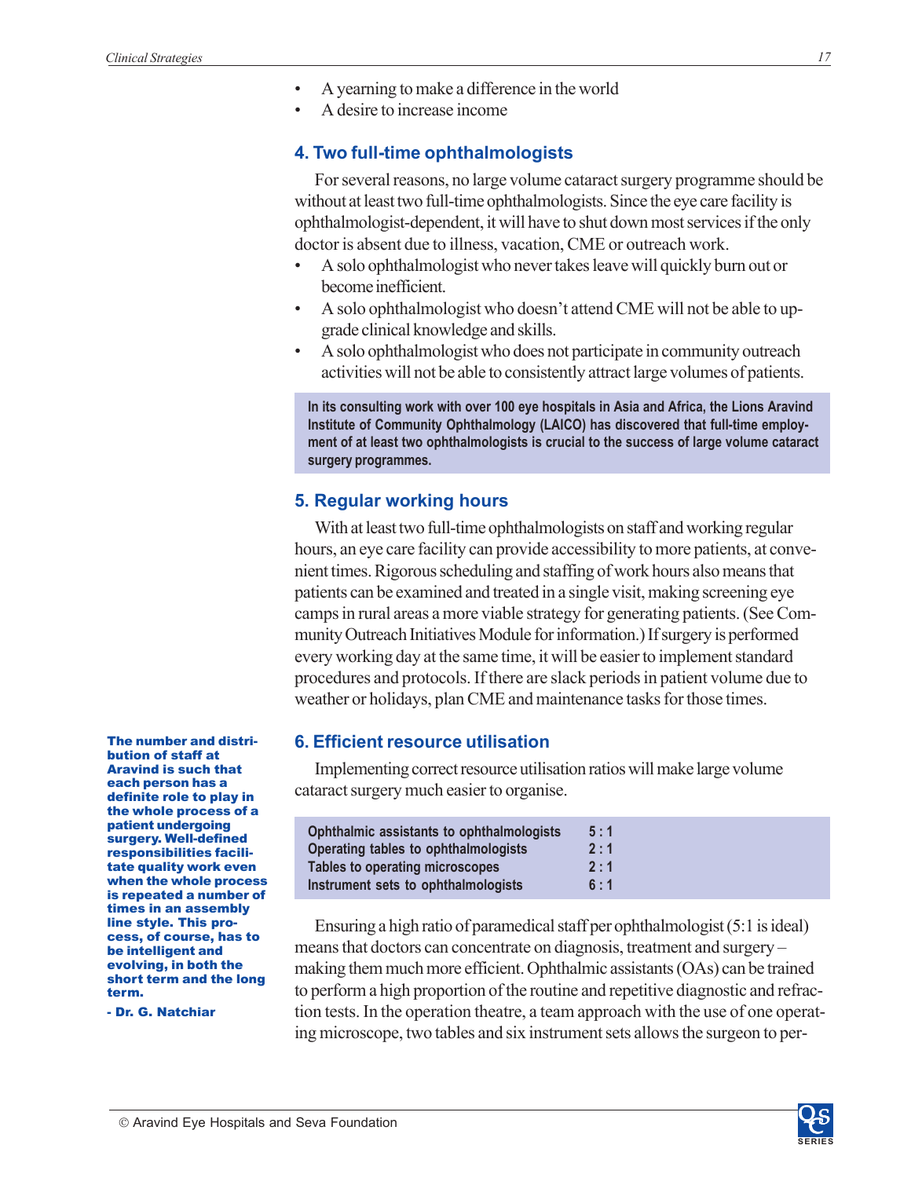- A yearning to make a difference in the world
- A desire to increase income

### 4. Two full-time ophthalmologists

For several reasons, no large volume cataract surgery programme should be without at least two full-time ophthalmologists. Since the eye care facility is ophthalmologist-dependent, it will have to shut down most services if the only doctor is absent due to illness, vacation, CME or outreach work.

- A solo ophthalmologist who never takes leave will quickly burn out or become inefficient.
- A solo ophthalmologist who doesn't attend CME will not be able to upgrade clinical knowledge and skills.
- A solo ophthalmologist who does not participate in community outreach activities will not be able to consistently attract large volumes of patients.

**In its consulting work with over 100 eye hospitals in Asia and Africa, the Lions Aravind Institute of Community Ophthalmology (LAICO) has discovered that full-time employment of at least two ophthalmologists is crucial to the success of large volume cataract surgery programmes.**

### 5. Regular working hours

With at least two full-time ophthalmologists on staff and working regular hours, an eye care facility can provide accessibility to more patients, at convenient times. Rigorous scheduling and staffing of work hours also means that patients can be examined and treated in a single visit, making screening eye camps in rural areas a more viable strategy for generating patients. (See Community Outreach Initiatives Module for information.) If surgery is performed every working day at the same time, it will be easier to implement standard procedures and protocols. If there are slack periods in patient volume due to weather or holidays, plan CME and maintenance tasks for those times.

### 6. Efficient resource utilisation

Implementing correct resource utilisation ratios will make large volume cataract surgery much easier to organise.

| Resource | Ratio |
|---|---|
| Ophthalmic assistants to ophthalmologists | 5 : 1 |
| Operating tables to ophthalmologists | 2 : 1 |
| Tables to operating microscopes | 2 : 1 |
| Instrument sets to ophthalmologists | 6 : 1 |

**The number and distribution of staff at Aravind is such that each person has a definite role to play in the whole process of a patient undergoing surgery. Well-defined responsibilities facilitate quality work even when the whole process is repeated a number of times in an assembly line style. This process, of course, has to be intelligent and evolving, in both the short term and the long term.**

**- Dr. G. Natchiar**

Ensuring a high ratio of paramedical staff per ophthalmologist (5:1 is ideal) means that doctors can concentrate on diagnosis, treatment and surgery – making them much more efficient. Ophthalmic assistants (OAs) can be trained to perform a high proportion of the routine and repetitive diagnostic and refraction tests. In the operation theatre, a team approach with the use of one operating microscope, two tables and six instrument sets allows the surgeon to per-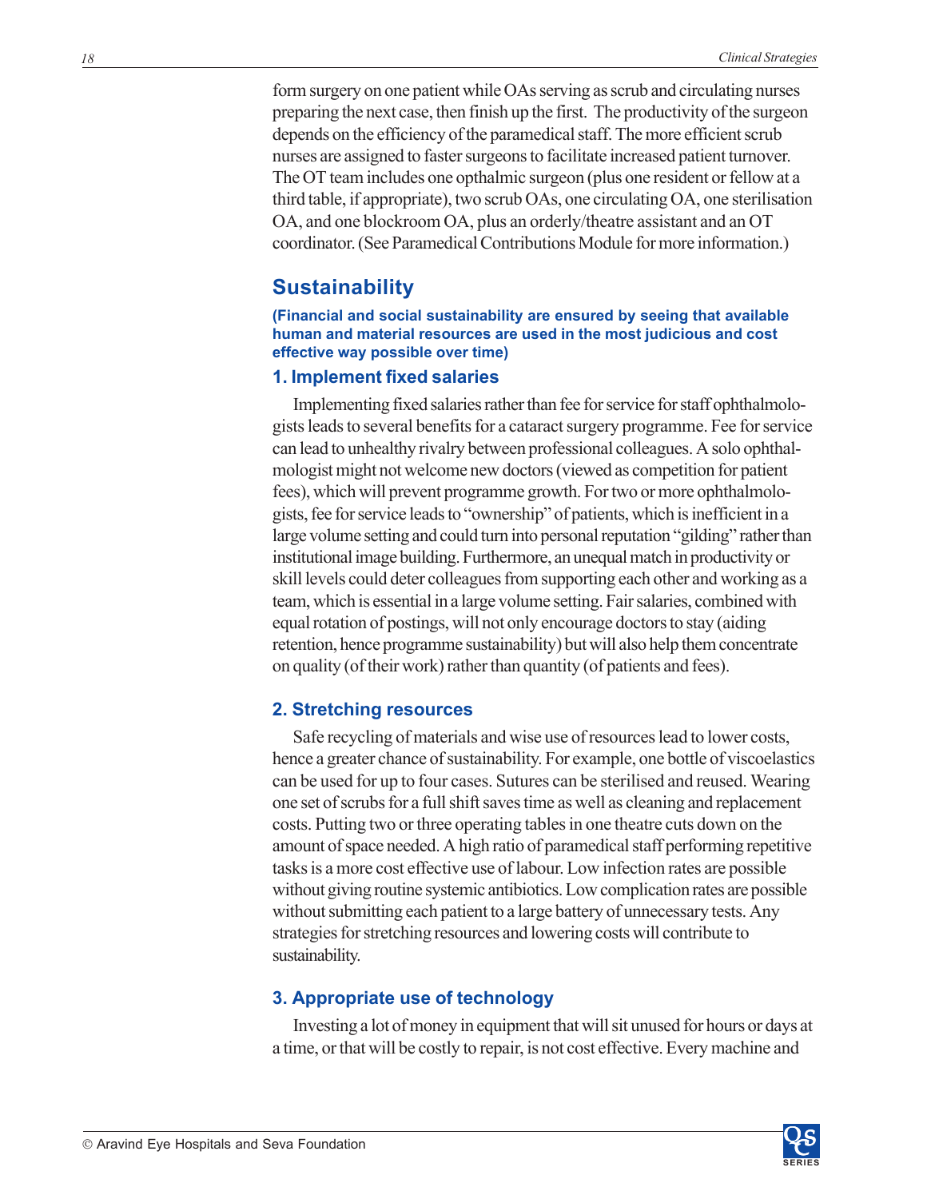form surgery on one patient while OAs serving as scrub and circulating nurses preparing the next case, then finish up the first. The productivity of the surgeon depends on the efficiency of the paramedical staff. The more efficient scrub nurses are assigned to faster surgeons to facilitate increased patient turnover. The OT team includes one opthalmic surgeon (plus one resident or fellow at a third table, if appropriate), two scrub OAs, one circulating OA, one sterilisation OA, and one blockroom OA, plus an orderly/theatre assistant and an OT coordinator. (See Paramedical Contributions Module for more information.)

## Sustainability

**(Financial and social sustainability are ensured by seeing that available human and material resources are used in the most judicious and cost effective way possible over time)**

### 1. Implement fixed salaries

Implementing fixed salaries rather than fee for service for staff ophthalmologists leads to several benefits for a cataract surgery programme. Fee for service can lead to unhealthy rivalry between professional colleagues. A solo ophthalmologist might not welcome new doctors (viewed as competition for patient fees), which will prevent programme growth. For two or more ophthalmologists, fee for service leads to "ownership" of patients, which is inefficient in a large volume setting and could turn into personal reputation "gilding" rather than institutional image building. Furthermore, an unequal match in productivity or skill levels could deter colleagues from supporting each other and working as a team, which is essential in a large volume setting. Fair salaries, combined with equal rotation of postings, will not only encourage doctors to stay (aiding retention, hence programme sustainability) but will also help them concentrate on quality (of their work) rather than quantity (of patients and fees).

### 2. Stretching resources

Safe recycling of materials and wise use of resources lead to lower costs, hence a greater chance of sustainability. For example, one bottle of viscoelastics can be used for up to four cases. Sutures can be sterilised and reused. Wearing one set of scrubs for a full shift saves time as well as cleaning and replacement costs. Putting two or three operating tables in one theatre cuts down on the amount of space needed. A high ratio of paramedical staff performing repetitive tasks is a more cost effective use of labour. Low infection rates are possible without giving routine systemic antibiotics. Low complication rates are possible without submitting each patient to a large battery of unnecessary tests. Any strategies for stretching resources and lowering costs will contribute to sustainability.

### 3. Appropriate use of technology

Investing a lot of money in equipment that will sit unused for hours or days at a time, or that will be costly to repair, is not cost effective. Every machine and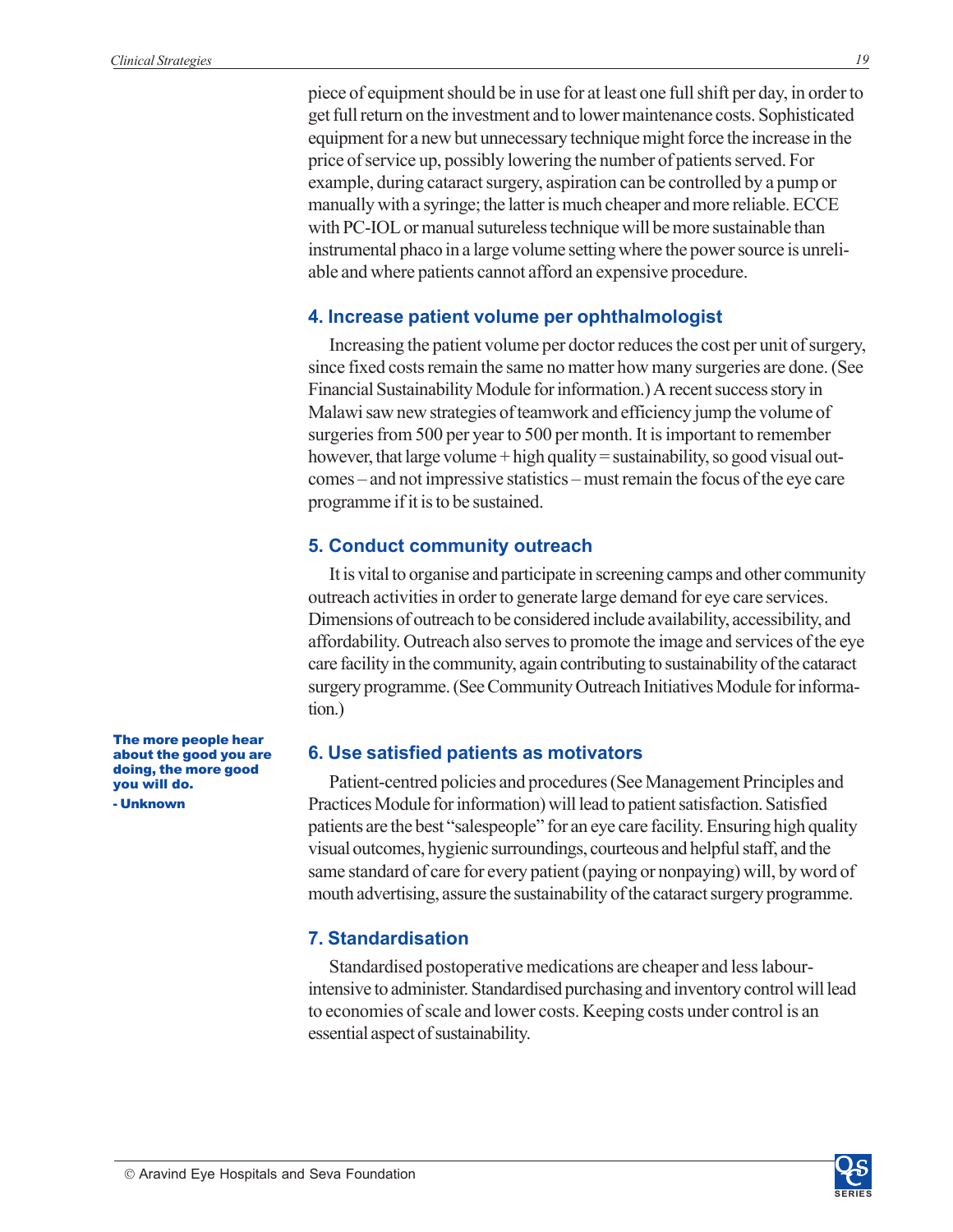piece of equipment should be in use for at least one full shift per day, in order to get full return on the investment and to lower maintenance costs. Sophisticated equipment for a new but unnecessary technique might force the increase in the price of service up, possibly lowering the number of patients served. For example, during cataract surgery, aspiration can be controlled by a pump or manually with a syringe; the latter is much cheaper and more reliable. ECCE with PC-IOL or manual sutureless technique will be more sustainable than instrumental phaco in a large volume setting where the power source is unreliable and where patients cannot afford an expensive procedure.

### 4. Increase patient volume per ophthalmologist

Increasing the patient volume per doctor reduces the cost per unit of surgery, since fixed costs remain the same no matter how many surgeries are done. (See Financial Sustainability Module for information.) A recent success story in Malawi saw new strategies of teamwork and efficiency jump the volume of surgeries from 500 per year to 500 per month. It is important to remember however, that large volume + high quality = sustainability, so good visual outcomes – and not impressive statistics – must remain the focus of the eye care programme if it is to be sustained.

### 5. Conduct community outreach

It is vital to organise and participate in screening camps and other community outreach activities in order to generate large demand for eye care services. Dimensions of outreach to be considered include availability, accessibility, and affordability. Outreach also serves to promote the image and services of the eye care facility in the community, again contributing to sustainability of the cataract surgery programme. (See Community Outreach Initiatives Module for information.)

**The more people hear about the good you are doing, the more good you will do.**
**- Unknown**

### 6. Use satisfied patients as motivators

Patient-centred policies and procedures (See Management Principles and Practices Module for information) will lead to patient satisfaction. Satisfied patients are the best "salespeople" for an eye care facility. Ensuring high quality visual outcomes, hygienic surroundings, courteous and helpful staff, and the same standard of care for every patient (paying or nonpaying) will, by word of mouth advertising, assure the sustainability of the cataract surgery programme.

### 7. Standardisation

Standardised postoperative medications are cheaper and less labour-intensive to administer. Standardised purchasing and inventory control will lead to economies of scale and lower costs. Keeping costs under control is an essential aspect of sustainability.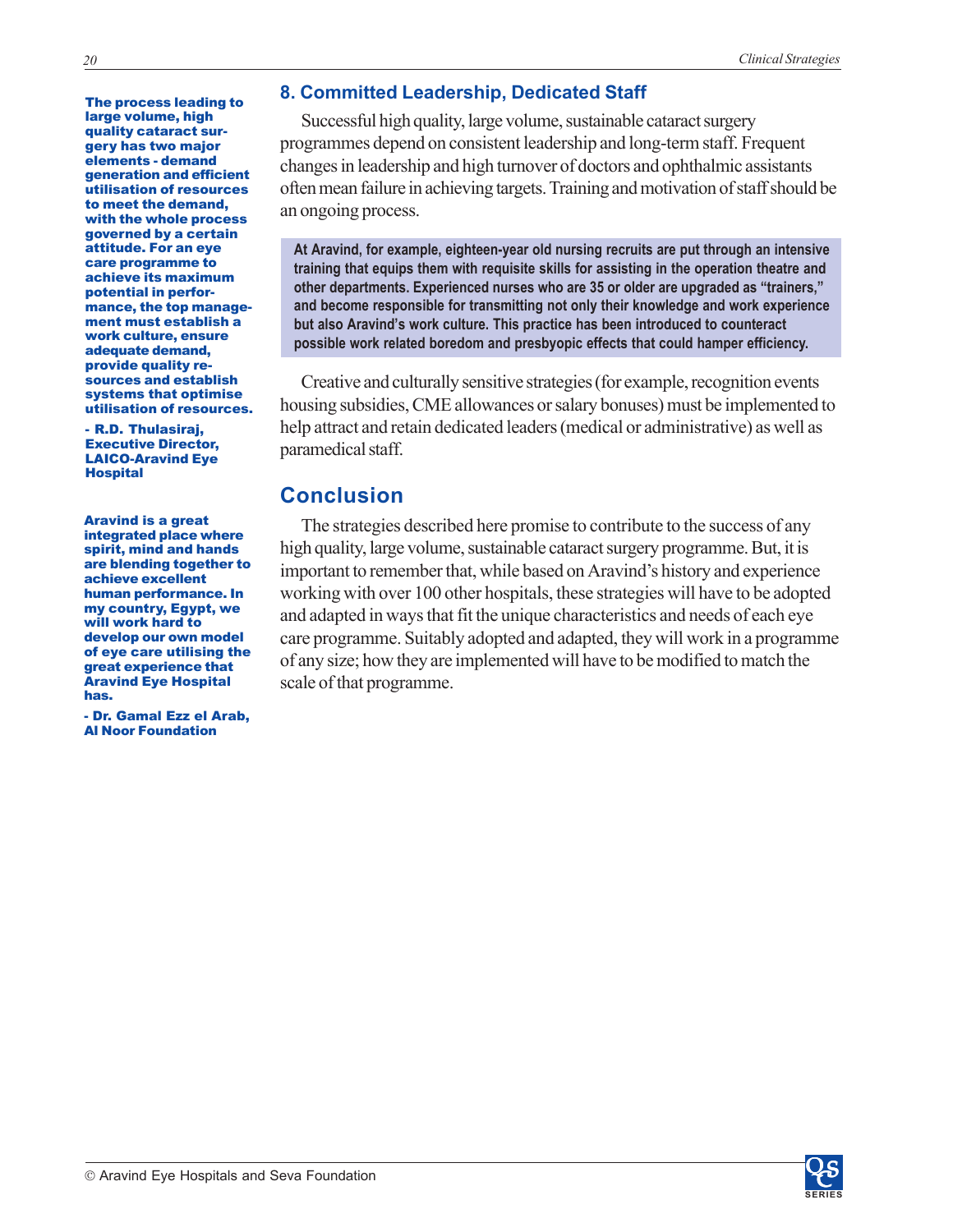## 8. Committed Leadership, Dedicated Staff

Successful high quality, large volume, sustainable cataract surgery programmes depend on consistent leadership and long-term staff. Frequent changes in leadership and high turnover of doctors and ophthalmic assistants often mean failure in achieving targets. Training and motivation of staff should be an ongoing process.

**At Aravind, for example, eighteen-year old nursing recruits are put through an intensive training that equips them with requisite skills for assisting in the operation theatre and other departments. Experienced nurses who are 35 or older are upgraded as "trainers," and become responsible for transmitting not only their knowledge and work experience but also Aravind's work culture. This practice has been introduced to counteract possible work related boredom and presbyopic effects that could hamper efficiency.**

Creative and culturally sensitive strategies (for example, recognition events housing subsidies, CME allowances or salary bonuses) must be implemented to help attract and retain dedicated leaders (medical or administrative) as well as paramedical staff.

**The process leading to large volume, high quality cataract surgery has two major elements - demand generation and efficient utilisation of resources to meet the demand, with the whole process governed by a certain attitude. For an eye care programme to achieve its maximum potential in performance, the top management must establish a work culture, ensure adequate demand, provide quality resources and establish systems that optimise utilisation of resources.**

**- R.D. Thulasiraj, Executive Director, LAICO-Aravind Eye Hospital**

**Aravind is a great integrated place where spirit, mind and hands are blending together to achieve excellent human performance. In my country, Egypt, we will work hard to develop our own model of eye care utilising the great experience that Aravind Eye Hospital has.**

**- Dr. Gamal Ezz el Arab, Al Noor Foundation**

## Conclusion

The strategies described here promise to contribute to the success of any high quality, large volume, sustainable cataract surgery programme. But, it is important to remember that, while based on Aravind's history and experience working with over 100 other hospitals, these strategies will have to be adopted and adapted in ways that fit the unique characteristics and needs of each eye care programme. Suitably adopted and adapted, they will work in a programme of any size; how they are implemented will have to be modified to match the scale of that programme.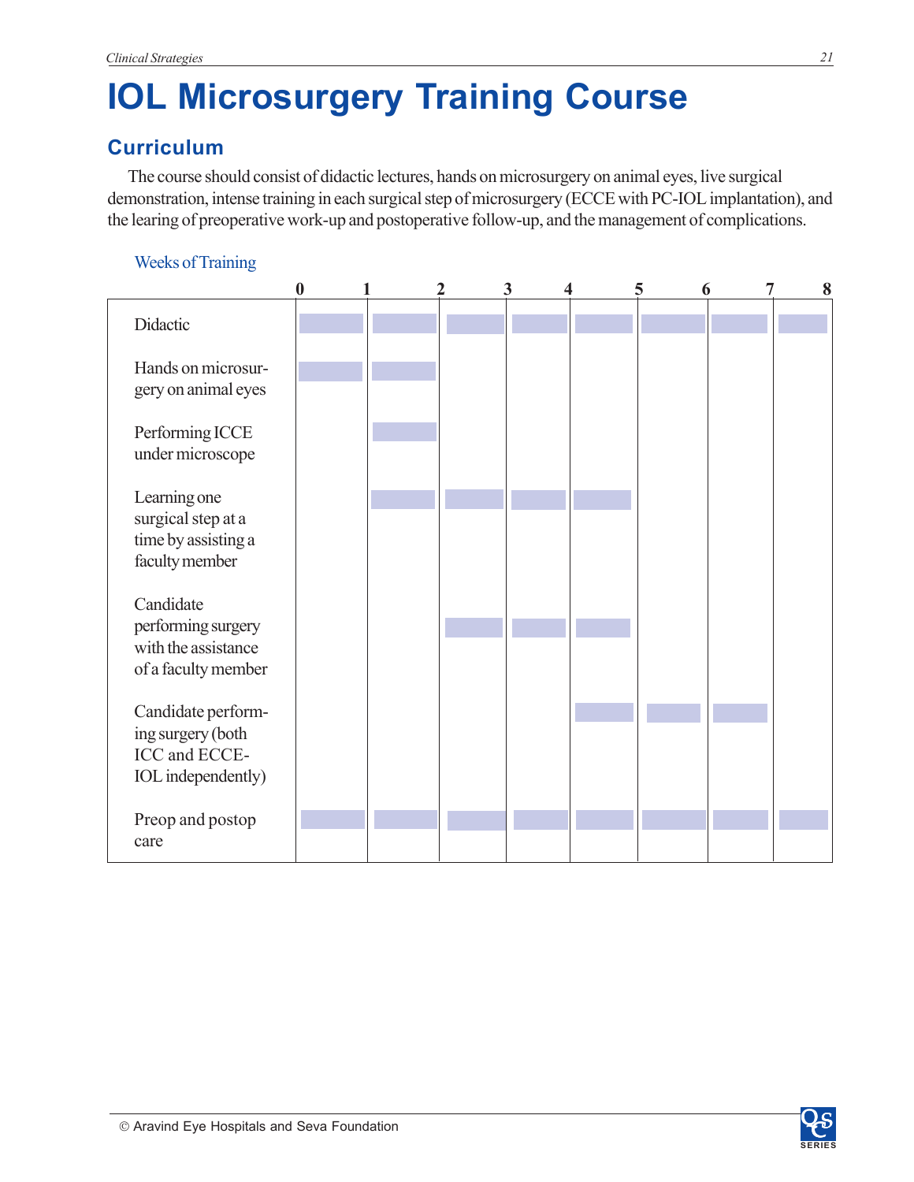# IOL Microsurgery Training Course

## Curriculum

The course should consist of didactic lectures, hands on microsurgery on animal eyes, live surgical demonstration, intense training in each surgical step of microsurgery (ECCE with PC-IOL implantation), and the learing of preoperative work-up and postoperative follow-up, and the management of complications.

Weeks of Training

| | 0–1 | 1–2 | 2–3 | 3–4 | 4–5 | 5–6 | 6–7 | 7–8 |
|---|---|---|---|---|---|---|---|---|
| Didactic | ■ | ■ | ■ | ■ | ■ | ■ | ■ | ■ |
| Hands on microsurgery on animal eyes | ■ | ■ | | | | | | |
| Performing ICCE under microscope | | ■ | | | | | | |
| Learning one surgical step at a time by assisting a faculty member | | ■ | ■ | ■ | ■ | | | |
| Candidate performing surgery with the assistance of a faculty member | | | ■ | ■ | ■ | | | |
| Candidate performing surgery (both ICC and ECCE-IOL independently) | | | | | ■ | ■ | ■ | |
| Preop and postop care | ■ | ■ | ■ | ■ | ■ | ■ | ■ | ■ |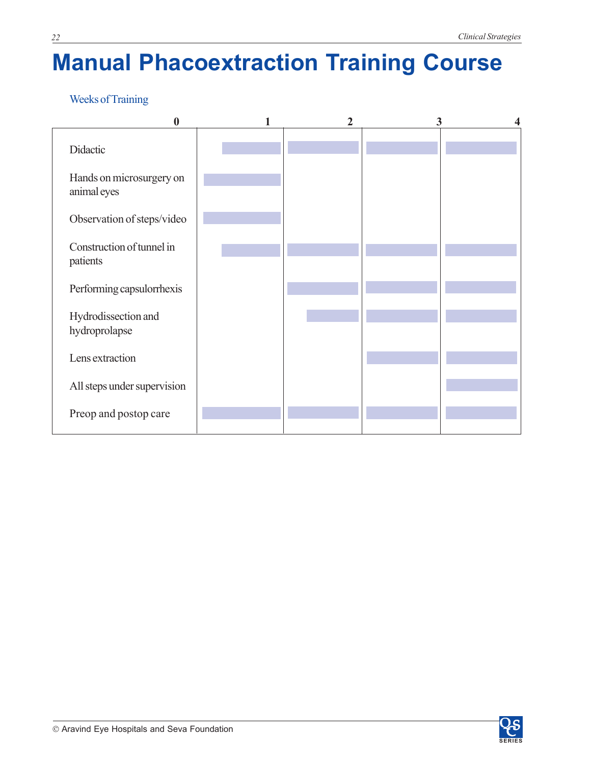# Manual Phacoextraction Training Course

Weeks of Training

| | Week 1 (0–1) | Week 2 (1–2) | Week 3 (2–3) | Week 4 (3–4) |
|---|---|---|---|---|
| Didactic | ■ | ■ | ■ | ■ |
| Hands on microsurgery on animal eyes | ■ | | | |
| Observation of steps/video | ■ | | | |
| Construction of tunnel in patients | ■ | ■ | ■ | ■ |
| Performing capsulorrhexis | | ■ | ■ | ■ |
| Hydrodissection and hydroprolapse | | ■ | ■ | ■ |
| Lens extraction | | | ■ | ■ |
| All steps under supervision | | | | ■ |
| Preop and postop care | ■ | ■ | ■ | ■ |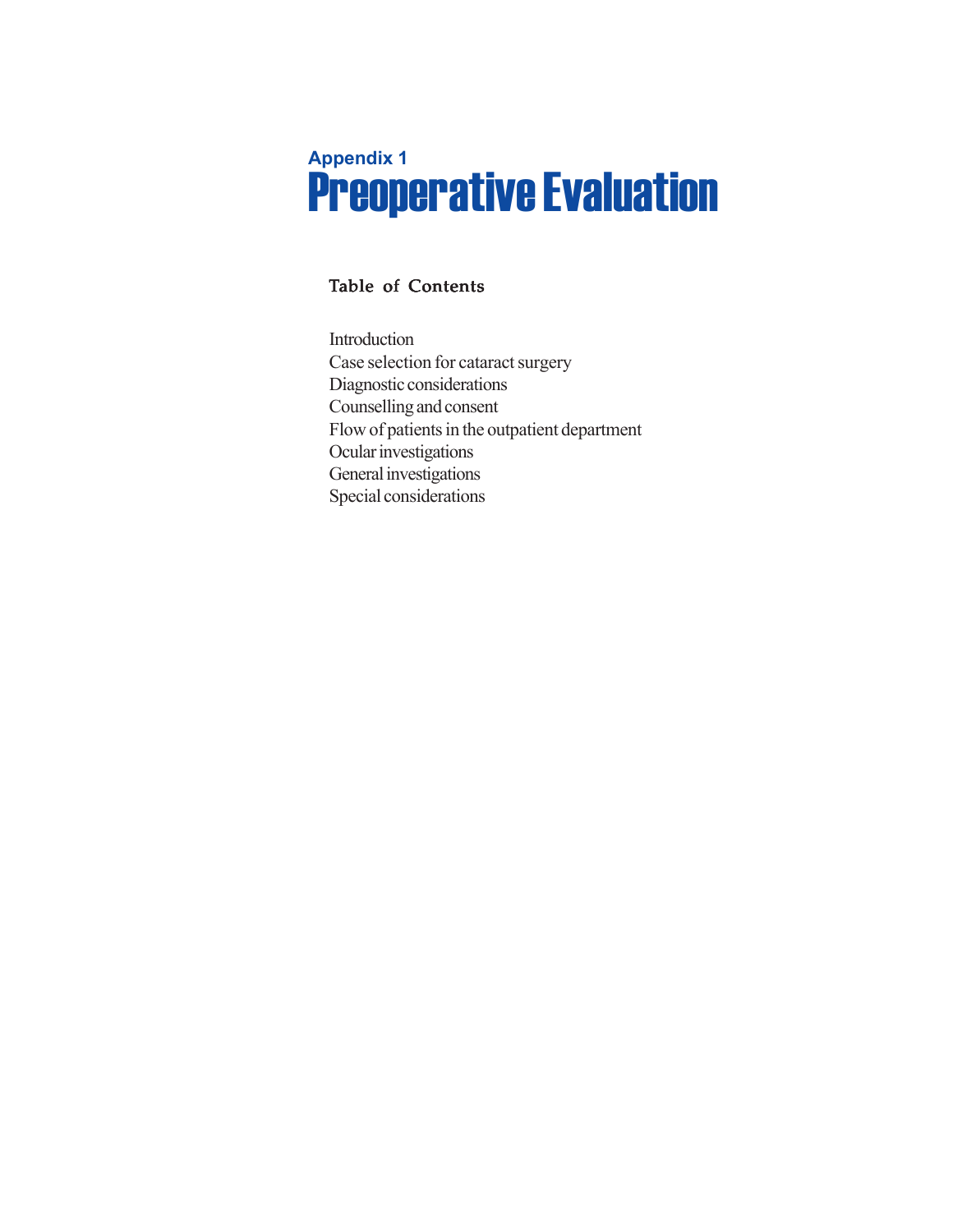## Appendix 1

# Preoperative Evaluation

### Table of Contents

Introduction
Case selection for cataract surgery
Diagnostic considerations
Counselling and consent
Flow of patients in the outpatient department
Ocular investigations
General investigations
Special considerations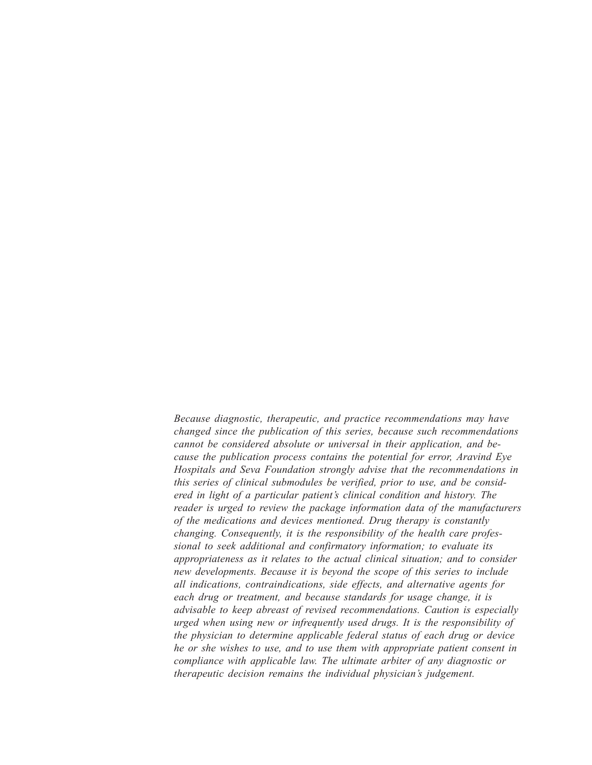*Because diagnostic, therapeutic, and practice recommendations may have changed since the publication of this series, because such recommendations cannot be considered absolute or universal in their application, and because the publication process contains the potential for error, Aravind Eye Hospitals and Seva Foundation strongly advise that the recommendations in this series of clinical submodules be verified, prior to use, and be considered in light of a particular patient's clinical condition and history. The reader is urged to review the package information data of the manufacturers of the medications and devices mentioned. Drug therapy is constantly changing. Consequently, it is the responsibility of the health care professional to seek additional and confirmatory information; to evaluate its appropriateness as it relates to the actual clinical situation; and to consider new developments. Because it is beyond the scope of this series to include all indications, contraindications, side effects, and alternative agents for each drug or treatment, and because standards for usage change, it is advisable to keep abreast of revised recommendations. Caution is especially urged when using new or infrequently used drugs. It is the responsibility of the physician to determine applicable federal status of each drug or device he or she wishes to use, and to use them with appropriate patient consent in compliance with applicable law. The ultimate arbiter of any diagnostic or therapeutic decision remains the individual physician's judgement.*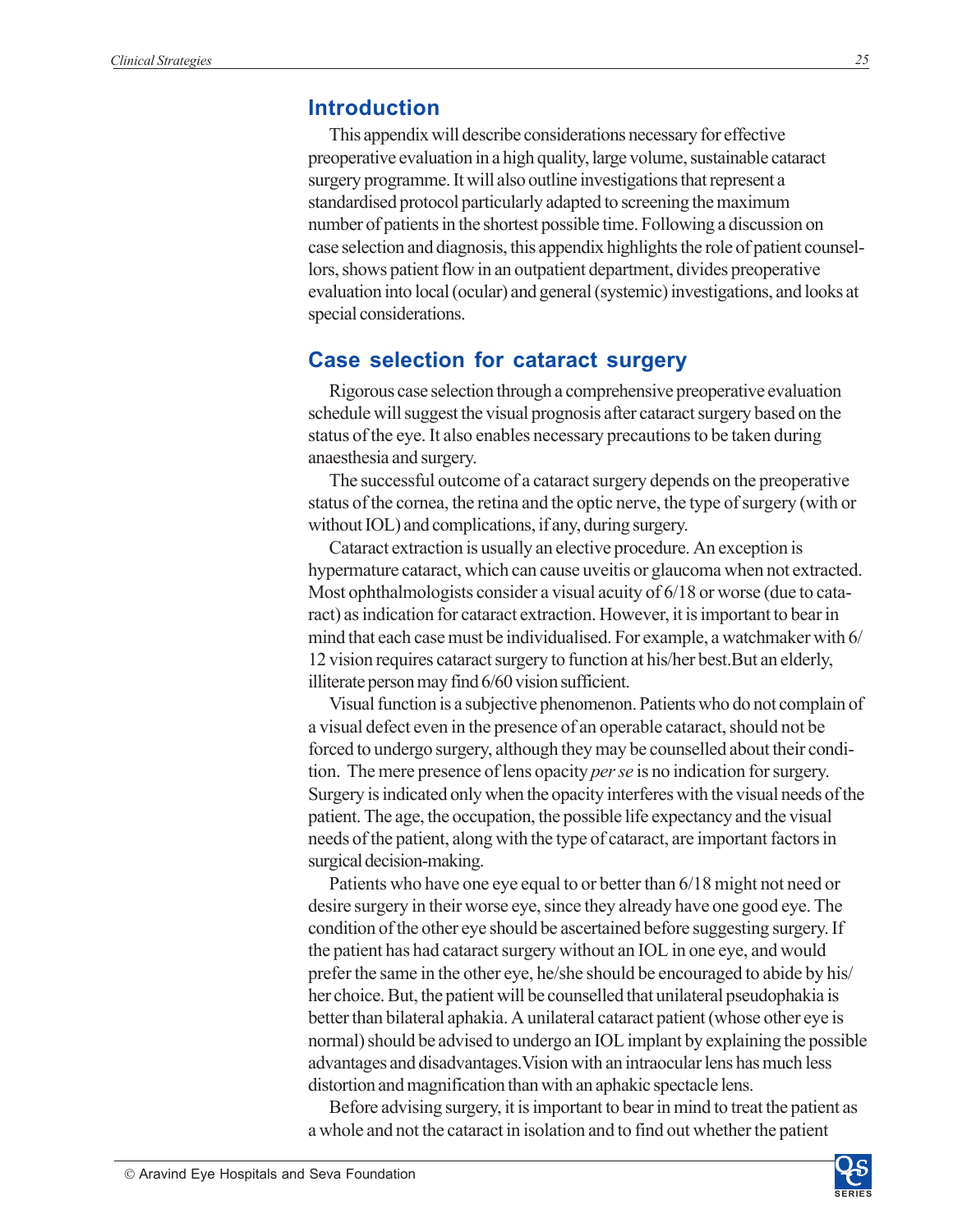## Introduction

This appendix will describe considerations necessary for effective preoperative evaluation in a high quality, large volume, sustainable cataract surgery programme. It will also outline investigations that represent a standardised protocol particularly adapted to screening the maximum number of patients in the shortest possible time. Following a discussion on case selection and diagnosis, this appendix highlights the role of patient counsellors, shows patient flow in an outpatient department, divides preoperative evaluation into local (ocular) and general (systemic) investigations, and looks at special considerations.

## Case selection for cataract surgery

Rigorous case selection through a comprehensive preoperative evaluation schedule will suggest the visual prognosis after cataract surgery based on the status of the eye. It also enables necessary precautions to be taken during anaesthesia and surgery.

The successful outcome of a cataract surgery depends on the preoperative status of the cornea, the retina and the optic nerve, the type of surgery (with or without IOL) and complications, if any, during surgery.

Cataract extraction is usually an elective procedure. An exception is hypermature cataract, which can cause uveitis or glaucoma when not extracted. Most ophthalmologists consider a visual acuity of 6/18 or worse (due to cataract) as indication for cataract extraction. However, it is important to bear in mind that each case must be individualised. For example, a watchmaker with 6/12 vision requires cataract surgery to function at his/her best.But an elderly, illiterate person may find 6/60 vision sufficient.

Visual function is a subjective phenomenon. Patients who do not complain of a visual defect even in the presence of an operable cataract, should not be forced to undergo surgery, although they may be counselled about their condition. The mere presence of lens opacity *per se* is no indication for surgery. Surgery is indicated only when the opacity interferes with the visual needs of the patient. The age, the occupation, the possible life expectancy and the visual needs of the patient, along with the type of cataract, are important factors in surgical decision-making.

Patients who have one eye equal to or better than 6/18 might not need or desire surgery in their worse eye, since they already have one good eye. The condition of the other eye should be ascertained before suggesting surgery. If the patient has had cataract surgery without an IOL in one eye, and would prefer the same in the other eye, he/she should be encouraged to abide by his/her choice. But, the patient will be counselled that unilateral pseudophakia is better than bilateral aphakia. A unilateral cataract patient (whose other eye is normal) should be advised to undergo an IOL implant by explaining the possible advantages and disadvantages.Vision with an intraocular lens has much less distortion and magnification than with an aphakic spectacle lens.

Before advising surgery, it is important to bear in mind to treat the patient as a whole and not the cataract in isolation and to find out whether the patient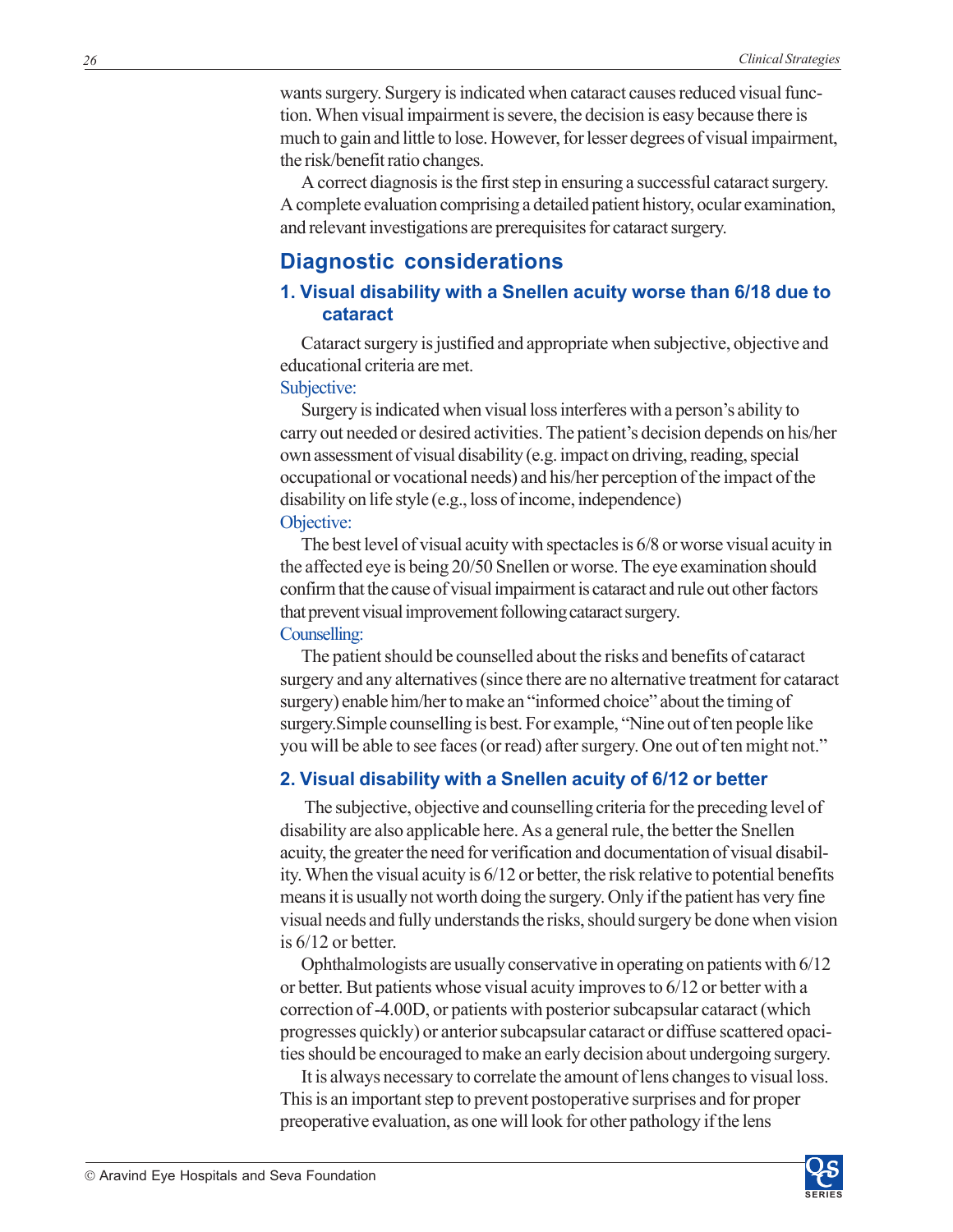wants surgery. Surgery is indicated when cataract causes reduced visual function. When visual impairment is severe, the decision is easy because there is much to gain and little to lose. However, for lesser degrees of visual impairment, the risk/benefit ratio changes.

A correct diagnosis is the first step in ensuring a successful cataract surgery. A complete evaluation comprising a detailed patient history, ocular examination, and relevant investigations are prerequisites for cataract surgery.

## Diagnostic considerations

### 1. Visual disability with a Snellen acuity worse than 6/18 due to cataract

Cataract surgery is justified and appropriate when subjective, objective and educational criteria are met.

Subjective:

Surgery is indicated when visual loss interferes with a person's ability to carry out needed or desired activities. The patient's decision depends on his/her own assessment of visual disability (e.g. impact on driving, reading, special occupational or vocational needs) and his/her perception of the impact of the disability on life style (e.g., loss of income, independence)

Objective:

The best level of visual acuity with spectacles is 6/8 or worse visual acuity in the affected eye is being 20/50 Snellen or worse. The eye examination should confirm that the cause of visual impairment is cataract and rule out other factors that prevent visual improvement following cataract surgery.

Counselling:

The patient should be counselled about the risks and benefits of cataract surgery and any alternatives (since there are no alternative treatment for cataract surgery) enable him/her to make an "informed choice" about the timing of surgery.Simple counselling is best. For example, "Nine out of ten people like you will be able to see faces (or read) after surgery. One out of ten might not."

### 2. Visual disability with a Snellen acuity of 6/12 or better

The subjective, objective and counselling criteria for the preceding level of disability are also applicable here. As a general rule, the better the Snellen acuity, the greater the need for verification and documentation of visual disability. When the visual acuity is 6/12 or better, the risk relative to potential benefits means it is usually not worth doing the surgery. Only if the patient has very fine visual needs and fully understands the risks, should surgery be done when vision is 6/12 or better.

Ophthalmologists are usually conservative in operating on patients with 6/12 or better. But patients whose visual acuity improves to 6/12 or better with a correction of -4.00D, or patients with posterior subcapsular cataract (which progresses quickly) or anterior subcapsular cataract or diffuse scattered opacities should be encouraged to make an early decision about undergoing surgery.

It is always necessary to correlate the amount of lens changes to visual loss. This is an important step to prevent postoperative surprises and for proper preoperative evaluation, as one will look for other pathology if the lens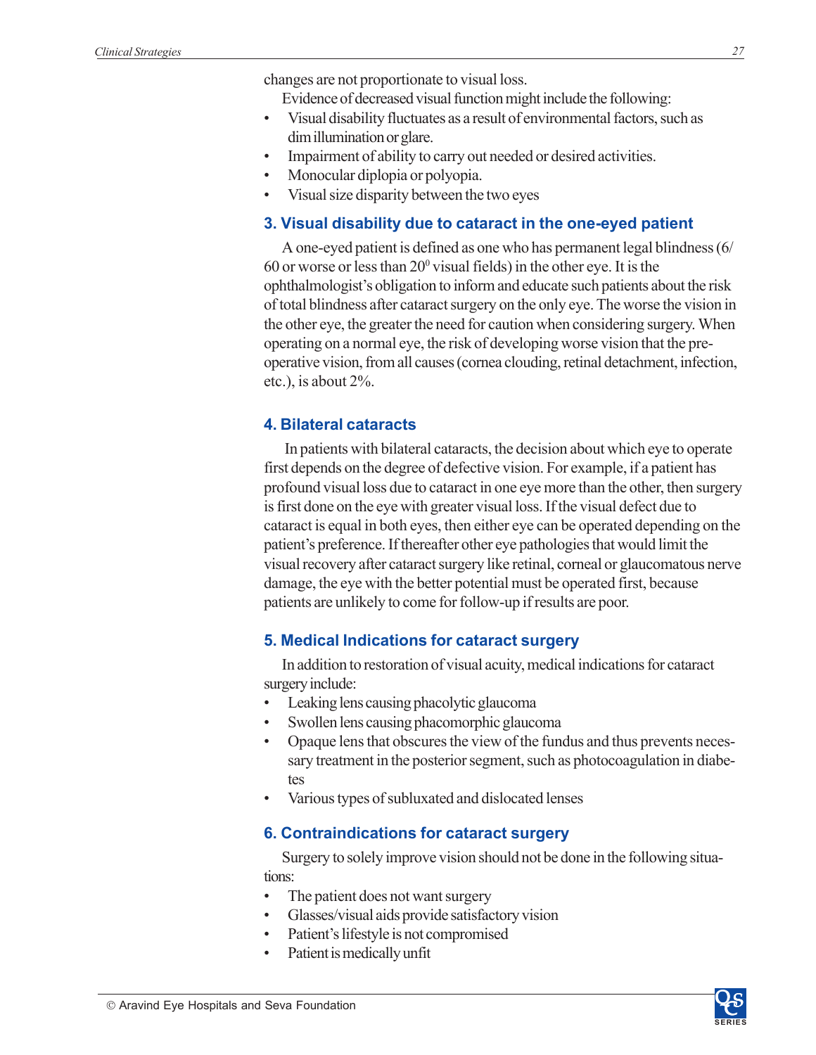changes are not proportionate to visual loss.

Evidence of decreased visual function might include the following:

- Visual disability fluctuates as a result of environmental factors, such as dim illumination or glare.
- Impairment of ability to carry out needed or desired activities.
- Monocular diplopia or polyopia.
- Visual size disparity between the two eyes

### 3. Visual disability due to cataract in the one-eyed patient

A one-eyed patient is defined as one who has permanent legal blindness (6/60 or worse or less than $20^0$ visual fields) in the other eye. It is the ophthalmologist's obligation to inform and educate such patients about the risk of total blindness after cataract surgery on the only eye. The worse the vision in the other eye, the greater the need for caution when considering surgery. When operating on a normal eye, the risk of developing worse vision that the pre-operative vision, from all causes (cornea clouding, retinal detachment, infection, etc.), is about 2%.

### 4. Bilateral cataracts

In patients with bilateral cataracts, the decision about which eye to operate first depends on the degree of defective vision. For example, if a patient has profound visual loss due to cataract in one eye more than the other, then surgery is first done on the eye with greater visual loss. If the visual defect due to cataract is equal in both eyes, then either eye can be operated depending on the patient's preference. If thereafter other eye pathologies that would limit the visual recovery after cataract surgery like retinal, corneal or glaucomatous nerve damage, the eye with the better potential must be operated first, because patients are unlikely to come for follow-up if results are poor.

### 5. Medical Indications for cataract surgery

In addition to restoration of visual acuity, medical indications for cataract surgery include:

- Leaking lens causing phacolytic glaucoma
- Swollen lens causing phacomorphic glaucoma
- Opaque lens that obscures the view of the fundus and thus prevents necessary treatment in the posterior segment, such as photocoagulation in diabetes
- Various types of subluxated and dislocated lenses

### 6. Contraindications for cataract surgery

Surgery to solely improve vision should not be done in the following situations:

- The patient does not want surgery
- Glasses/visual aids provide satisfactory vision
- Patient's lifestyle is not compromised
- Patient is medically unfit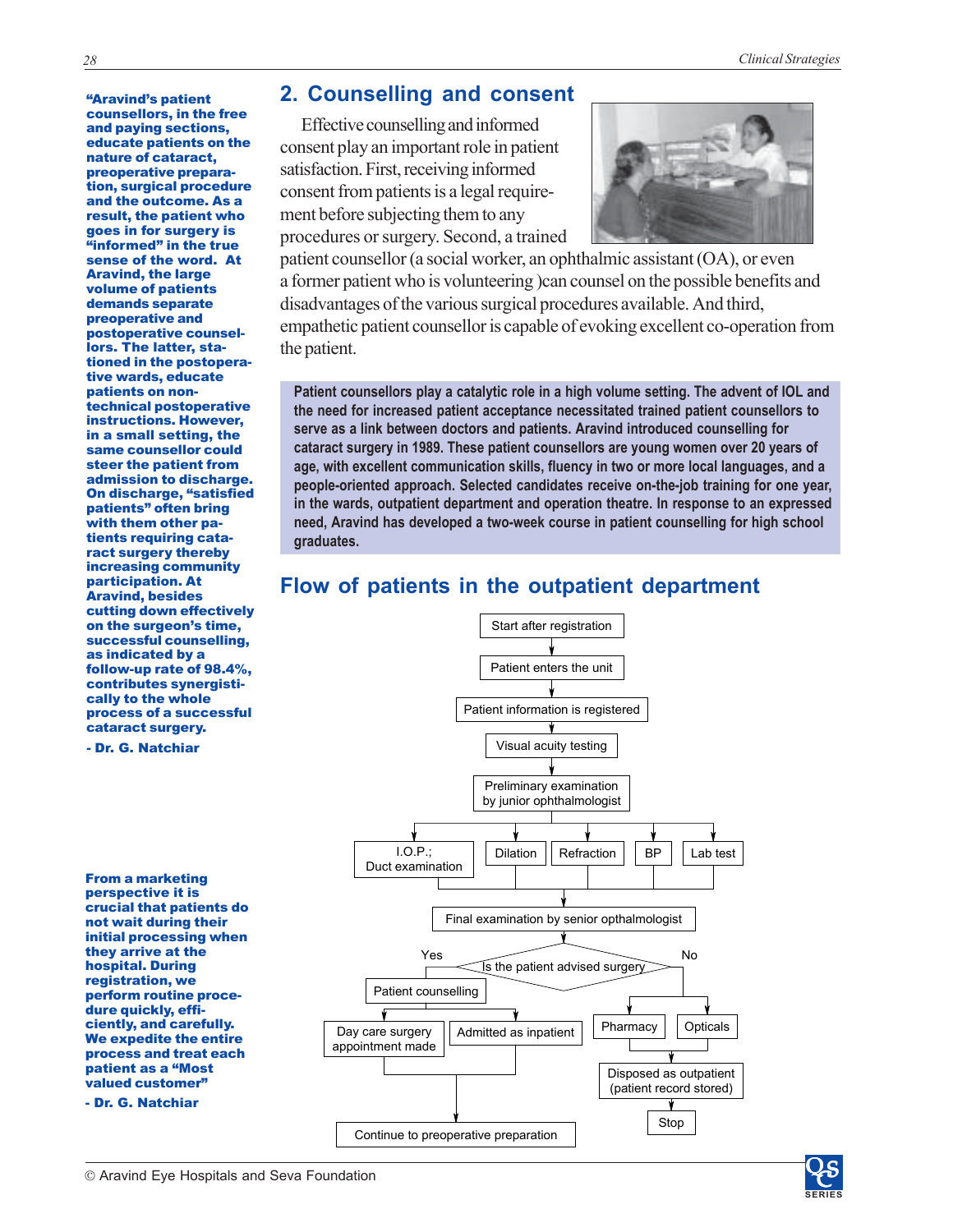## 2. Counselling and consent

Effective counselling and informed consent play an important role in patient satisfaction. First, receiving informed consent from patients is a legal requirement before subjecting them to any procedures or surgery. Second, a trained patient counsellor (a social worker, an ophthalmic assistant (OA), or even a former patient who is volunteering )can counsel on the possible benefits and disadvantages of the various surgical procedures available. And third, empathetic patient counsellor is capable of evoking excellent co-operation from the patient.

**Patient counsellors play a catalytic role in a high volume setting. The advent of IOL and the need for increased patient acceptance necessitated trained patient counsellors to serve as a link between doctors and patients. Aravind introduced counselling for cataract surgery in 1989. These patient counsellors are young women over 20 years of age, with excellent communication skills, fluency in two or more local languages, and a people-oriented approach. Selected candidates receive on-the-job training for one year, in the wards, outpatient department and operation theatre. In response to an expressed need, Aravind has developed a two-week course in patient counselling for high school graduates.**

**"Aravind's patient counsellors, in the free and paying sections, educate patients on the nature of cataract, preoperative preparation, surgical procedure and the outcome. As a result, the patient who goes in for surgery is "informed" in the true sense of the word. At Aravind, the large volume of patients demands separate preoperative and postoperative counsellors. The latter, stationed in the postoperative wards, educate patients on non-technical postoperative instructions. However, in a small setting, the same counsellor could steer the patient from admission to discharge. On discharge, "satisfied patients" often bring with them other patients requiring cataract surgery thereby increasing community participation. At Aravind, besides cutting down effectively on the surgeon's time, successful counselling, as indicated by a follow-up rate of 98.4%, contributes synergistically to the whole process of a successful cataract surgery.**

**- Dr. G. Natchiar**

## Flow of patients in the outpatient department

- Start after registration
- ↓ Patient enters the unit
- ↓ Patient information is registered
- ↓ Visual acuity testing
- ↓ Preliminary examination by junior ophthalmologist
- ↓ I.O.P.; Duct examination | Dilation | Refraction | BP | Lab test
- ↓ Final examination by senior opthalmologist
- ↓ Is the patient advised surgery?
  - **Yes** → Patient counselling → Day care surgery appointment made / Admitted as inpatient → Continue to preoperative preparation
  - **No** → Pharmacy / Opticals → Disposed as outpatient (patient record stored) → Stop

**From a marketing perspective it is crucial that patients do not wait during their initial processing when they arrive at the hospital. During registration, we perform routine procedure quickly, efficiently, and carefully. We expedite the entire process and treat each patient as a "Most valued customer"**

**- Dr. G. Natchiar**

© Aravind Eye Hospitals and Seva Foundation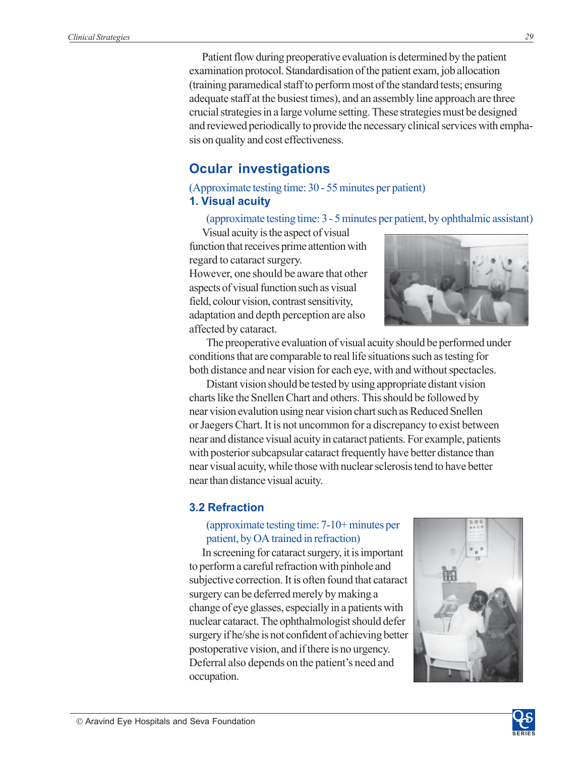Patient flow during preoperative evaluation is determined by the patient examination protocol. Standardisation of the patient exam, job allocation (training paramedical staff to perform most of the standard tests; ensuring adequate staff at the busiest times), and an assembly line approach are three crucial strategies in a large volume setting. These strategies must be designed and reviewed periodically to provide the necessary clinical services with emphasis on quality and cost effectiveness.

## Ocular investigations

(Approximate testing time: 30 - 55 minutes per patient)

### 1. Visual acuity

(approximate testing time: 3 - 5 minutes per patient, by ophthalmic assistant)

Visual acuity is the aspect of visual function that receives prime attention with regard to cataract surgery. However, one should be aware that other aspects of visual function such as visual field, colour vision, contrast sensitivity, adaptation and depth perception are also affected by cataract.

The preoperative evaluation of visual acuity should be performed under conditions that are comparable to real life situations such as testing for both distance and near vision for each eye, with and without spectacles.

Distant vision should be tested by using appropriate distant vision charts like the Snellen Chart and others. This should be followed by near vision evalution using near vision chart such as Reduced Snellen or Jaegers Chart. It is not uncommon for a discrepancy to exist between near and distance visual acuity in cataract patients. For example, patients with posterior subcapsular cataract frequently have better distance than near visual acuity, while those with nuclear sclerosis tend to have better near than distance visual acuity.

### 3.2 Refraction

(approximate testing time: 7-10+ minutes per patient, by OA trained in refraction)

In screening for cataract surgery, it is important to perform a careful refraction with pinhole and subjective correction. It is often found that cataract surgery can be deferred merely by making a change of eye glasses, especially in a patients with nuclear cataract. The ophthalmologist should defer surgery if he/she is not confident of achieving better postoperative vision, and if there is no urgency. Deferral also depends on the patient's need and occupation.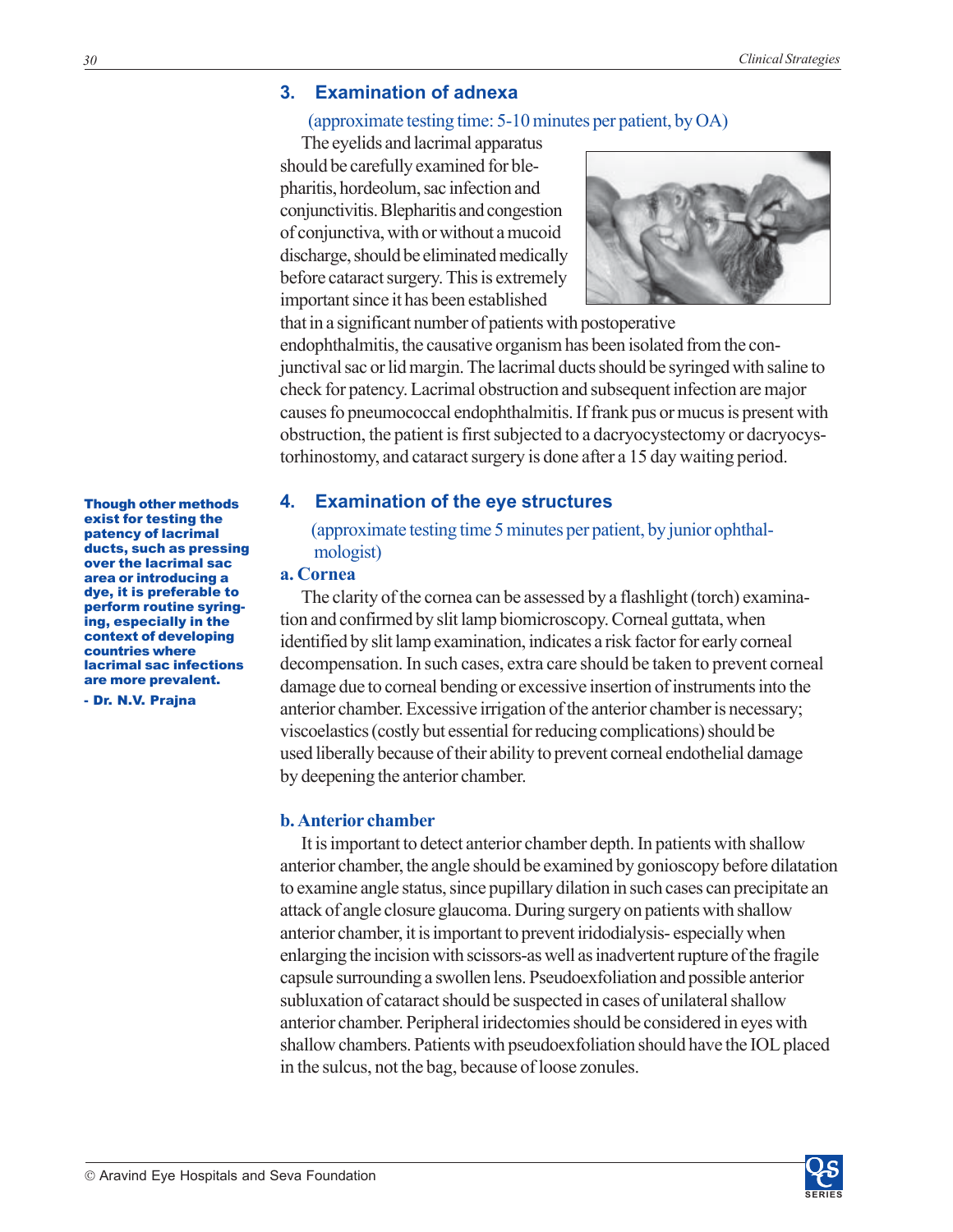## 3. Examination of adnexa

(approximate testing time: 5-10 minutes per patient, by OA)

The eyelids and lacrimal apparatus should be carefully examined for blepharitis, hordeolum, sac infection and conjunctivitis. Blepharitis and congestion of conjunctiva, with or without a mucoid discharge, should be eliminated medically before cataract surgery. This is extremely important since it has been established that in a significant number of patients with postoperative endophthalmitis, the causative organism has been isolated from the conjunctival sac or lid margin. The lacrimal ducts should be syringed with saline to check for patency. Lacrimal obstruction and subsequent infection are major causes fo pneumococcal endophthalmitis. If frank pus or mucus is present with obstruction, the patient is first subjected to a dacryocystectomy or dacryocystorhinostomy, and cataract surgery is done after a 15 day waiting period.

**Though other methods exist for testing the patency of lacrimal ducts, such as pressing over the lacrimal sac area or introducing a dye, it is preferable to perform routine syringing, especially in the context of developing countries where lacrimal sac infections are more prevalent.**

**- Dr. N.V. Prajna**

## 4. Examination of the eye structures

(approximate testing time 5 minutes per patient, by junior ophthalmologist)

### a. Cornea

The clarity of the cornea can be assessed by a flashlight (torch) examination and confirmed by slit lamp biomicroscopy. Corneal guttata, when identified by slit lamp examination, indicates a risk factor for early corneal decompensation. In such cases, extra care should be taken to prevent corneal damage due to corneal bending or excessive insertion of instruments into the anterior chamber. Excessive irrigation of the anterior chamber is necessary; viscoelastics (costly but essential for reducing complications) should be used liberally because of their ability to prevent corneal endothelial damage by deepening the anterior chamber.

### b. Anterior chamber

It is important to detect anterior chamber depth. In patients with shallow anterior chamber, the angle should be examined by gonioscopy before dilatation to examine angle status, since pupillary dilation in such cases can precipitate an attack of angle closure glaucoma. During surgery on patients with shallow anterior chamber, it is important to prevent iridodialysis- especially when enlarging the incision with scissors-as well as inadvertent rupture of the fragile capsule surrounding a swollen lens. Pseudoexfoliation and possible anterior subluxation of cataract should be suspected in cases of unilateral shallow anterior chamber. Peripheral iridectomies should be considered in eyes with shallow chambers. Patients with pseudoexfoliation should have the IOL placed in the sulcus, not the bag, because of loose zonules.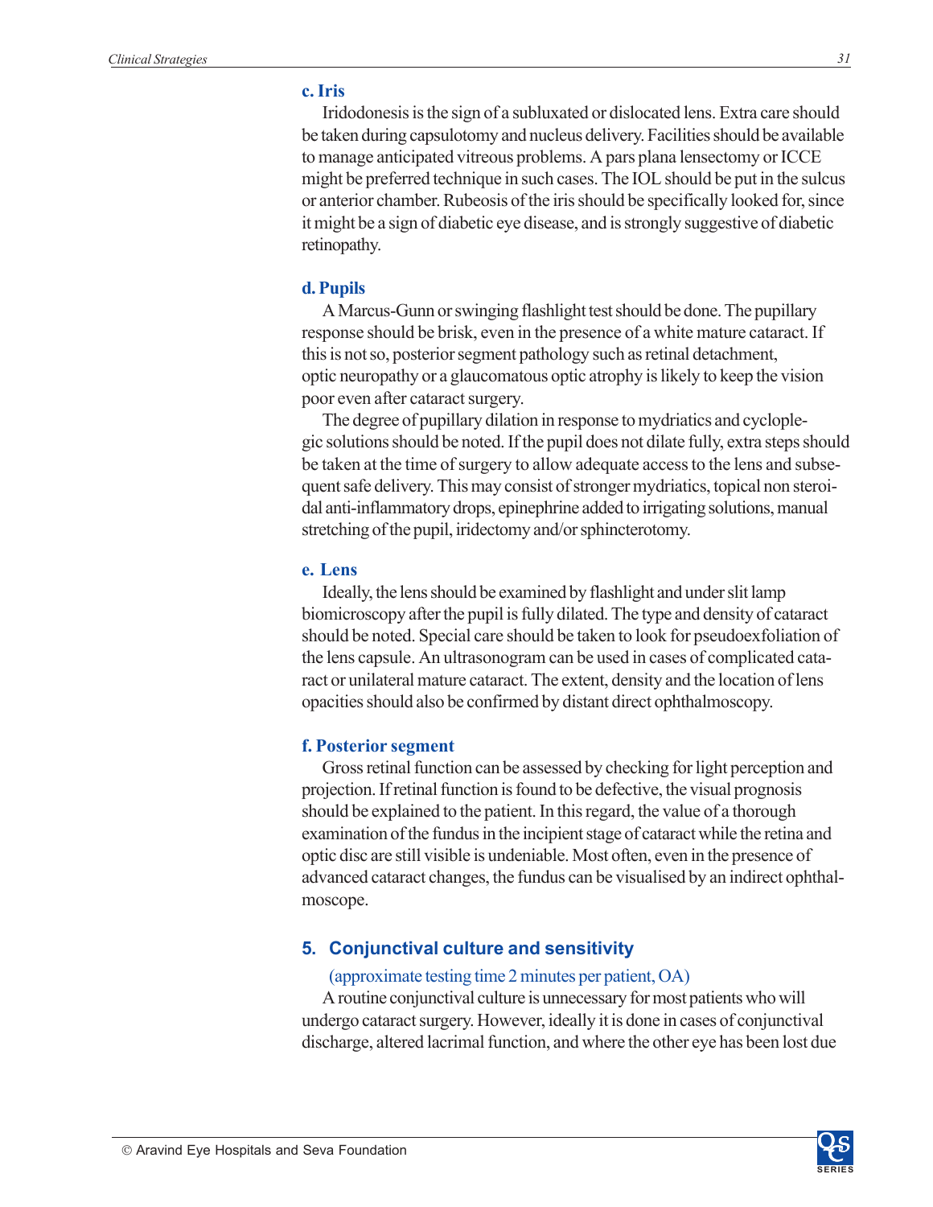### c. Iris

Iridodonesis is the sign of a subluxated or dislocated lens. Extra care should be taken during capsulotomy and nucleus delivery. Facilities should be available to manage anticipated vitreous problems. A pars plana lensectomy or ICCE might be preferred technique in such cases. The IOL should be put in the sulcus or anterior chamber. Rubeosis of the iris should be specifically looked for, since it might be a sign of diabetic eye disease, and is strongly suggestive of diabetic retinopathy.

### d. Pupils

A Marcus-Gunn or swinging flashlight test should be done. The pupillary response should be brisk, even in the presence of a white mature cataract. If this is not so, posterior segment pathology such as retinal detachment, optic neuropathy or a glaucomatous optic atrophy is likely to keep the vision poor even after cataract surgery.

The degree of pupillary dilation in response to mydriatics and cycloplegic solutions should be noted. If the pupil does not dilate fully, extra steps should be taken at the time of surgery to allow adequate access to the lens and subsequent safe delivery. This may consist of stronger mydriatics, topical non steroidal anti-inflammatory drops, epinephrine added to irrigating solutions, manual stretching of the pupil, iridectomy and/or sphincterotomy.

### e. Lens

Ideally, the lens should be examined by flashlight and under slit lamp biomicroscopy after the pupil is fully dilated. The type and density of cataract should be noted. Special care should be taken to look for pseudoexfoliation of the lens capsule. An ultrasonogram can be used in cases of complicated cataract or unilateral mature cataract. The extent, density and the location of lens opacities should also be confirmed by distant direct ophthalmoscopy.

### f. Posterior segment

Gross retinal function can be assessed by checking for light perception and projection. If retinal function is found to be defective, the visual prognosis should be explained to the patient. In this regard, the value of a thorough examination of the fundus in the incipient stage of cataract while the retina and optic disc are still visible is undeniable. Most often, even in the presence of advanced cataract changes, the fundus can be visualised by an indirect ophthalmoscope.

## 5. Conjunctival culture and sensitivity

(approximate testing time 2 minutes per patient, OA)

A routine conjunctival culture is unnecessary for most patients who will undergo cataract surgery. However, ideally it is done in cases of conjunctival discharge, altered lacrimal function, and where the other eye has been lost due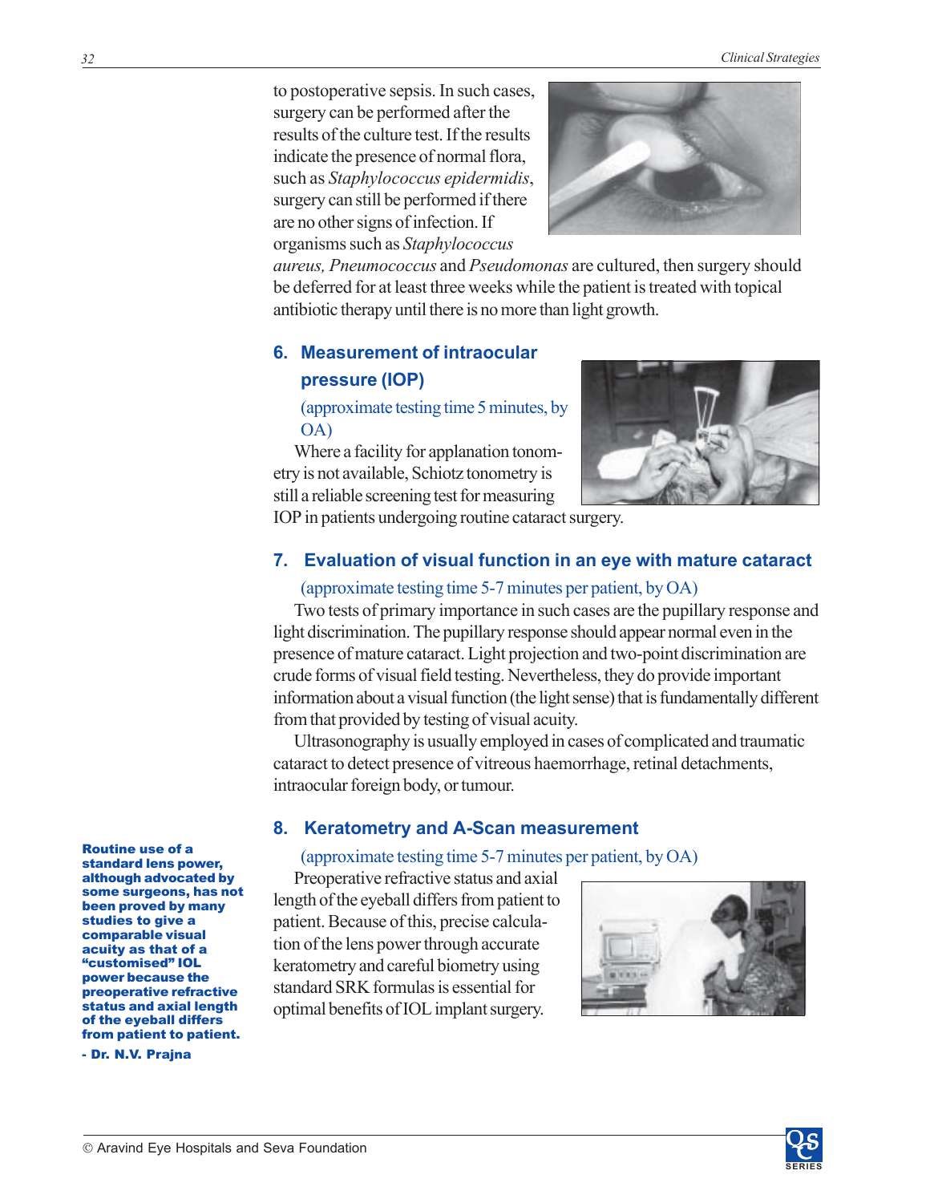to postoperative sepsis. In such cases, surgery can be performed after the results of the culture test. If the results indicate the presence of normal flora, such as *Staphylococcus epidermidis*, surgery can still be performed if there are no other signs of infection. If organisms such as *Staphylococcus aureus, Pneumococcus* and *Pseudomonas* are cultured, then surgery should be deferred for at least three weeks while the patient is treated with topical antibiotic therapy until there is no more than light growth.

## 6. Measurement of intraocular pressure (IOP)

(approximate testing time 5 minutes, by OA)

Where a facility for applanation tonometry is not available, Schiotz tonometry is still a reliable screening test for measuring IOP in patients undergoing routine cataract surgery.

## 7. Evaluation of visual function in an eye with mature cataract

(approximate testing time 5-7 minutes per patient, by OA)

Two tests of primary importance in such cases are the pupillary response and light discrimination. The pupillary response should appear normal even in the presence of mature cataract. Light projection and two-point discrimination are crude forms of visual field testing. Nevertheless, they do provide important information about a visual function (the light sense) that is fundamentally different from that provided by testing of visual acuity.

Ultrasonography is usually employed in cases of complicated and traumatic cataract to detect presence of vitreous haemorrhage, retinal detachments, intraocular foreign body, or tumour.

## 8. Keratometry and A-Scan measurement

(approximate testing time 5-7 minutes per patient, by OA)

Preoperative refractive status and axial length of the eyeball differs from patient to patient. Because of this, precise calculation of the lens power through accurate keratometry and careful biometry using standard SRK formulas is essential for optimal benefits of IOL implant surgery.

**Routine use of a standard lens power, although advocated by some surgeons, has not been proved by many studies to give a comparable visual acuity as that of a "customised" IOL power because the preoperative refractive status and axial length of the eyeball differs from patient to patient.**

**- Dr. N.V. Prajna**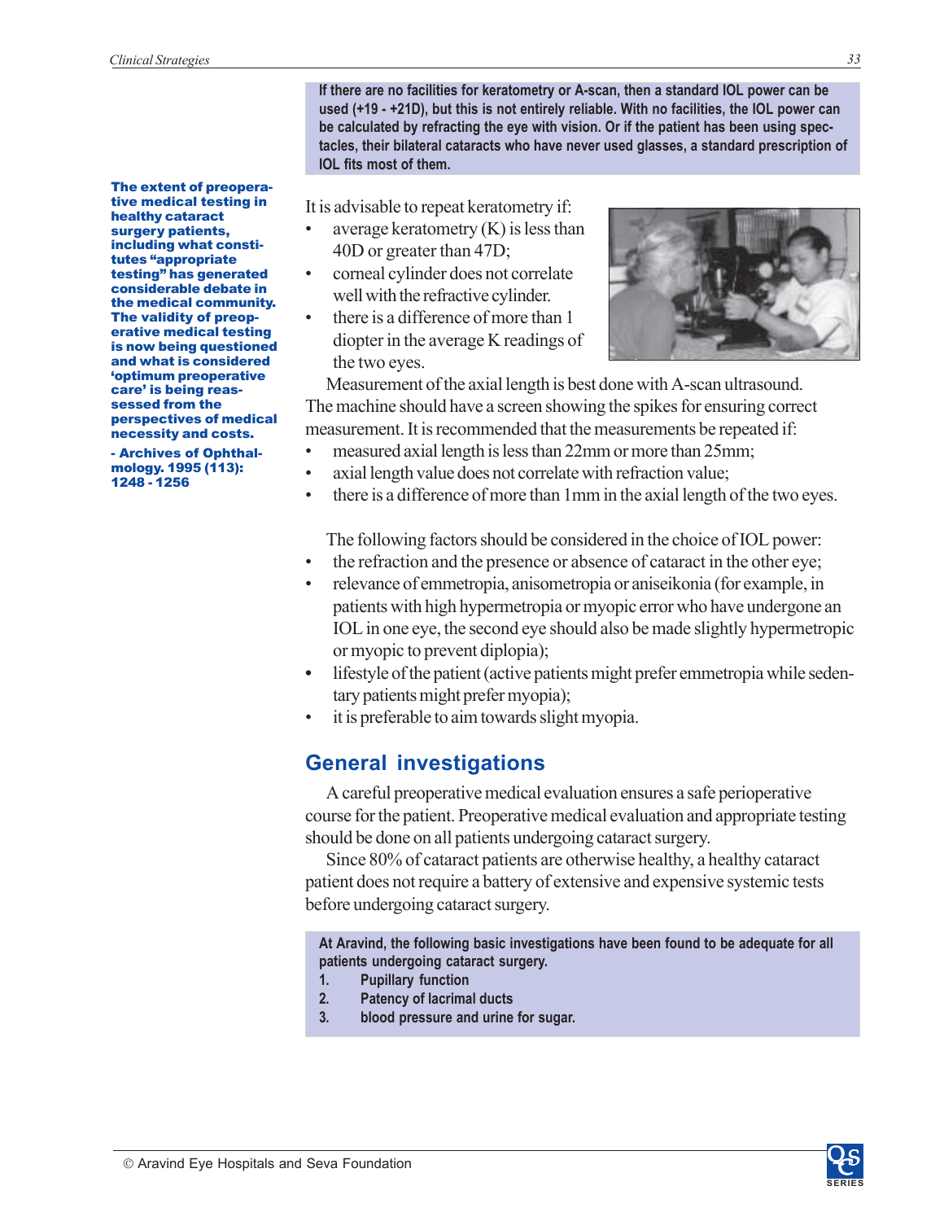**If there are no facilities for keratometry or A-scan, then a standard IOL power can be used (+19 - +21D), but this is not entirely reliable. With no facilities, the IOL power can be calculated by refracting the eye with vision. Or if the patient has been using spectacles, their bilateral cataracts who have never used glasses, a standard prescription of IOL fits most of them.**

**The extent of preoperative medical testing in healthy cataract surgery patients, including what constitutes "appropriate testing" has generated considerable debate in the medical community. The validity of preoperative medical testing is now being questioned and what is considered 'optimum preoperative care' is being reassessed from the perspectives of medical necessity and costs.**

**- Archives of Ophthalmology. 1995 (113): 1248 - 1256**

It is advisable to repeat keratometry if:

- average keratometry (K) is less than 40D or greater than 47D;
- corneal cylinder does not correlate well with the refractive cylinder.
- there is a difference of more than 1 diopter in the average K readings of the two eyes.

Measurement of the axial length is best done with A-scan ultrasound. The machine should have a screen showing the spikes for ensuring correct measurement. It is recommended that the measurements be repeated if:

- measured axial length is less than 22mm or more than 25mm;
- axial length value does not correlate with refraction value;
- there is a difference of more than 1mm in the axial length of the two eyes.

The following factors should be considered in the choice of IOL power:

- the refraction and the presence or absence of cataract in the other eye;
- relevance of emmetropia, anisometropia or aniseikonia (for example, in patients with high hypermetropia or myopic error who have undergone an IOL in one eye, the second eye should also be made slightly hypermetropic or myopic to prevent diplopia);
- lifestyle of the patient (active patients might prefer emmetropia while sedentary patients might prefer myopia);
- it is preferable to aim towards slight myopia.

## General investigations

A careful preoperative medical evaluation ensures a safe perioperative course for the patient. Preoperative medical evaluation and appropriate testing should be done on all patients undergoing cataract surgery.

Since 80% of cataract patients are otherwise healthy, a healthy cataract patient does not require a battery of extensive and expensive systemic tests before undergoing cataract surgery.

**At Aravind, the following basic investigations have been found to be adequate for all patients undergoing cataract surgery.**

1. **Pupillary function**
2. **Patency of lacrimal ducts**
3. **blood pressure and urine for sugar.**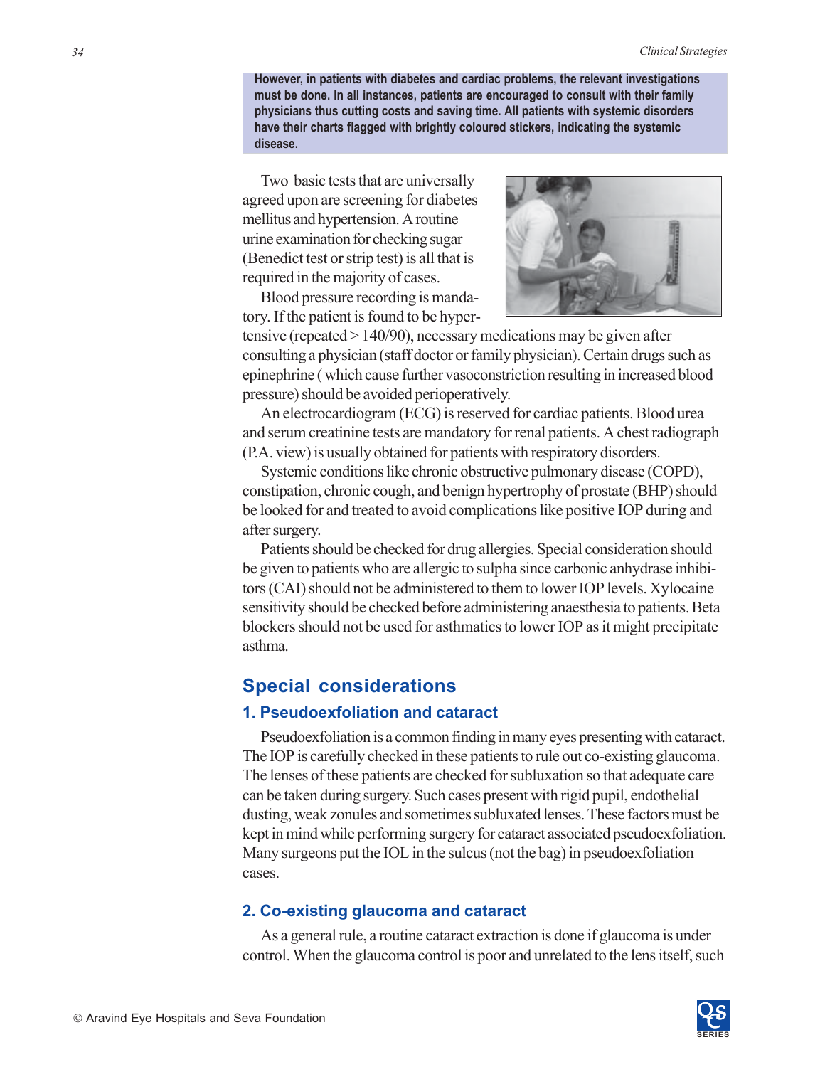**However, in patients with diabetes and cardiac problems, the relevant investigations must be done. In all instances, patients are encouraged to consult with their family physicians thus cutting costs and saving time. All patients with systemic disorders have their charts flagged with brightly coloured stickers, indicating the systemic disease.**

Two basic tests that are universally agreed upon are screening for diabetes mellitus and hypertension. A routine urine examination for checking sugar (Benedict test or strip test) is all that is required in the majority of cases.

Blood pressure recording is mandatory. If the patient is found to be hypertensive (repeated > 140/90), necessary medications may be given after consulting a physician (staff doctor or family physician). Certain drugs such as epinephrine ( which cause further vasoconstriction resulting in increased blood pressure) should be avoided perioperatively.

An electrocardiogram (ECG) is reserved for cardiac patients. Blood urea and serum creatinine tests are mandatory for renal patients. A chest radiograph (P.A. view) is usually obtained for patients with respiratory disorders.

Systemic conditions like chronic obstructive pulmonary disease (COPD), constipation, chronic cough, and benign hypertrophy of prostate (BHP) should be looked for and treated to avoid complications like positive IOP during and after surgery.

Patients should be checked for drug allergies. Special consideration should be given to patients who are allergic to sulpha since carbonic anhydrase inhibitors (CAI) should not be administered to them to lower IOP levels. Xylocaine sensitivity should be checked before administering anaesthesia to patients. Beta blockers should not be used for asthmatics to lower IOP as it might precipitate asthma.

## Special considerations

### 1. Pseudoexfoliation and cataract

Pseudoexfoliation is a common finding in many eyes presenting with cataract. The IOP is carefully checked in these patients to rule out co-existing glaucoma. The lenses of these patients are checked for subluxation so that adequate care can be taken during surgery. Such cases present with rigid pupil, endothelial dusting, weak zonules and sometimes subluxated lenses. These factors must be kept in mind while performing surgery for cataract associated pseudoexfoliation. Many surgeons put the IOL in the sulcus (not the bag) in pseudoexfoliation cases.

### 2. Co-existing glaucoma and cataract

As a general rule, a routine cataract extraction is done if glaucoma is under control. When the glaucoma control is poor and unrelated to the lens itself, such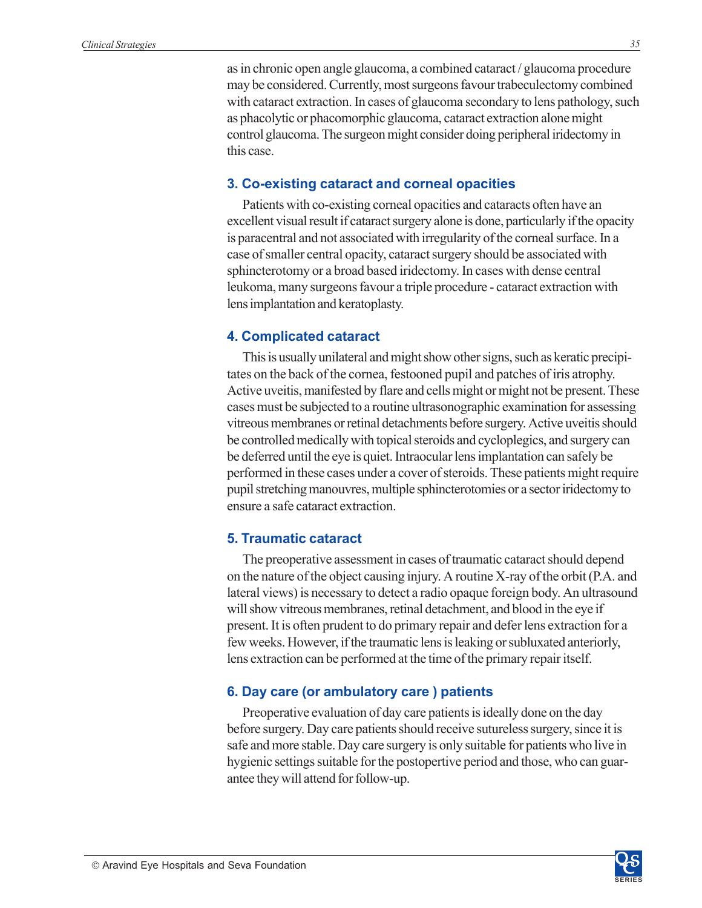as in chronic open angle glaucoma, a combined cataract / glaucoma procedure may be considered. Currently, most surgeons favour trabeculectomy combined with cataract extraction. In cases of glaucoma secondary to lens pathology, such as phacolytic or phacomorphic glaucoma, cataract extraction alone might control glaucoma. The surgeon might consider doing peripheral iridectomy in this case.

### 3. Co-existing cataract and corneal opacities

Patients with co-existing corneal opacities and cataracts often have an excellent visual result if cataract surgery alone is done, particularly if the opacity is paracentral and not associated with irregularity of the corneal surface. In a case of smaller central opacity, cataract surgery should be associated with sphincterotomy or a broad based iridectomy. In cases with dense central leukoma, many surgeons favour a triple procedure - cataract extraction with lens implantation and keratoplasty.

### 4. Complicated cataract

This is usually unilateral and might show other signs, such as keratic precipitates on the back of the cornea, festooned pupil and patches of iris atrophy. Active uveitis, manifested by flare and cells might or might not be present. These cases must be subjected to a routine ultrasonographic examination for assessing vitreous membranes or retinal detachments before surgery. Active uveitis should be controlled medically with topical steroids and cycloplegics, and surgery can be deferred until the eye is quiet. Intraocular lens implantation can safely be performed in these cases under a cover of steroids. These patients might require pupil stretching manouvres, multiple sphincterotomies or a sector iridectomy to ensure a safe cataract extraction.

### 5. Traumatic cataract

The preoperative assessment in cases of traumatic cataract should depend on the nature of the object causing injury. A routine X-ray of the orbit (P.A. and lateral views) is necessary to detect a radio opaque foreign body. An ultrasound will show vitreous membranes, retinal detachment, and blood in the eye if present. It is often prudent to do primary repair and defer lens extraction for a few weeks. However, if the traumatic lens is leaking or subluxated anteriorly, lens extraction can be performed at the time of the primary repair itself.

### 6. Day care (or ambulatory care ) patients

Preoperative evaluation of day care patients is ideally done on the day before surgery. Day care patients should receive sutureless surgery, since it is safe and more stable. Day care surgery is only suitable for patients who live in hygienic settings suitable for the postopertive period and those, who can guarantee they will attend for follow-up.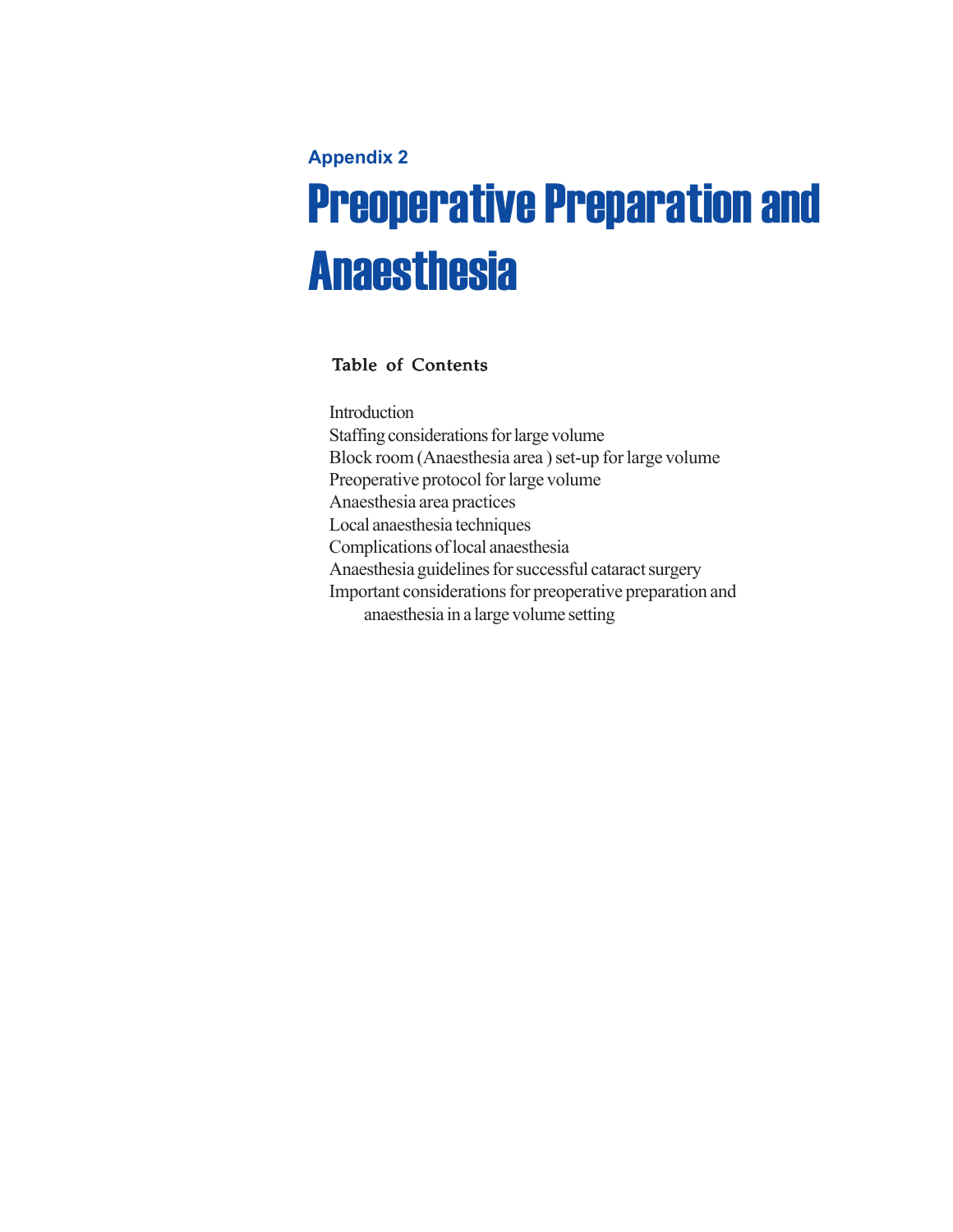Appendix 2

# Preoperative Preparation and Anaesthesia

## Table of Contents

Introduction
Staffing considerations for large volume
Block room (Anaesthesia area ) set-up for large volume
Preoperative protocol for large volume
Anaesthesia area practices
Local anaesthesia techniques
Complications of local anaesthesia
Anaesthesia guidelines for successful cataract surgery
Important considerations for preoperative preparation and anaesthesia in a large volume setting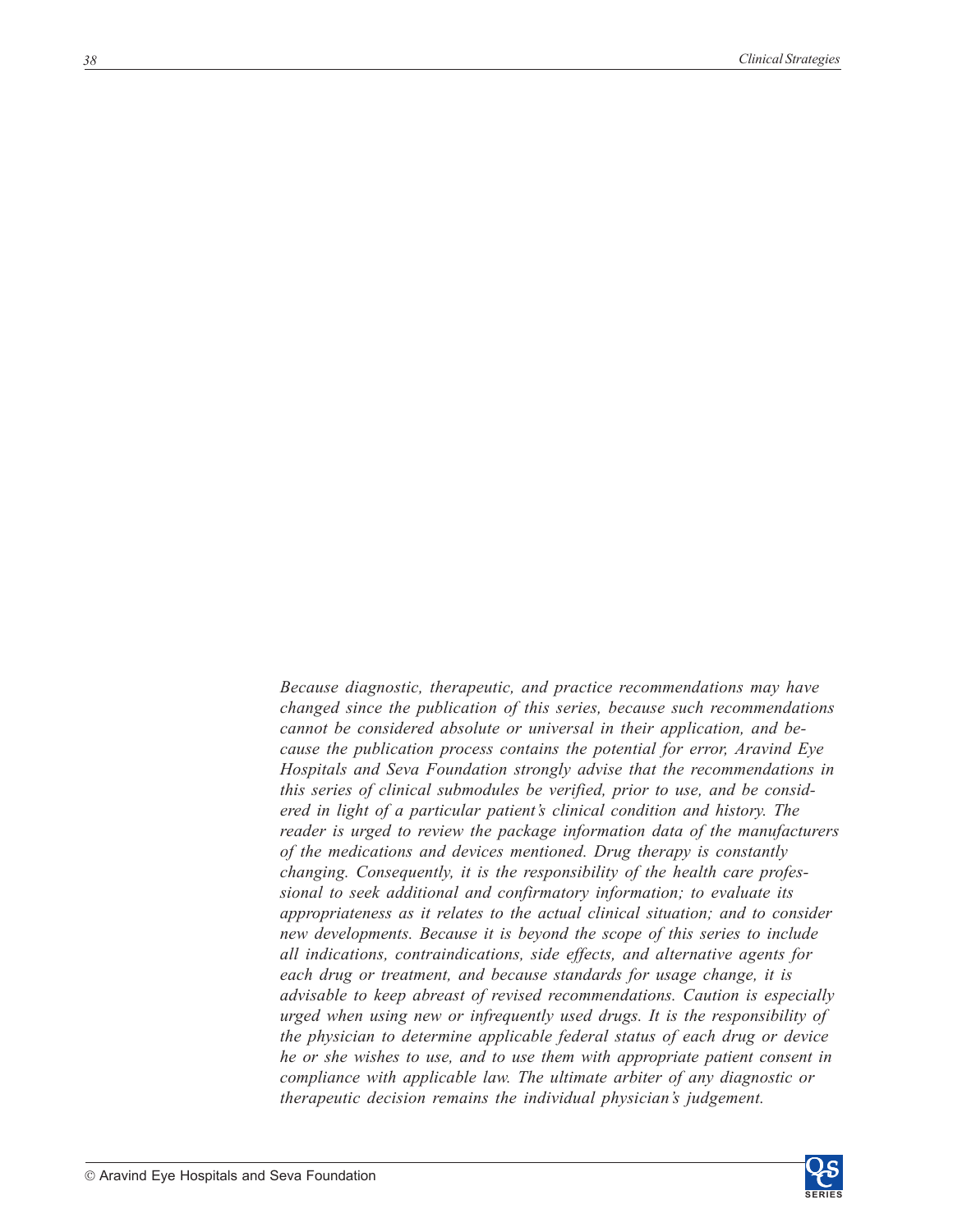*Because diagnostic, therapeutic, and practice recommendations may have changed since the publication of this series, because such recommendations cannot be considered absolute or universal in their application, and because the publication process contains the potential for error, Aravind Eye Hospitals and Seva Foundation strongly advise that the recommendations in this series of clinical submodules be verified, prior to use, and be considered in light of a particular patient's clinical condition and history. The reader is urged to review the package information data of the manufacturers of the medications and devices mentioned. Drug therapy is constantly changing. Consequently, it is the responsibility of the health care professional to seek additional and confirmatory information; to evaluate its appropriateness as it relates to the actual clinical situation; and to consider new developments. Because it is beyond the scope of this series to include all indications, contraindications, side effects, and alternative agents for each drug or treatment, and because standards for usage change, it is advisable to keep abreast of revised recommendations. Caution is especially urged when using new or infrequently used drugs. It is the responsibility of the physician to determine applicable federal status of each drug or device he or she wishes to use, and to use them with appropriate patient consent in compliance with applicable law. The ultimate arbiter of any diagnostic or therapeutic decision remains the individual physician's judgement.*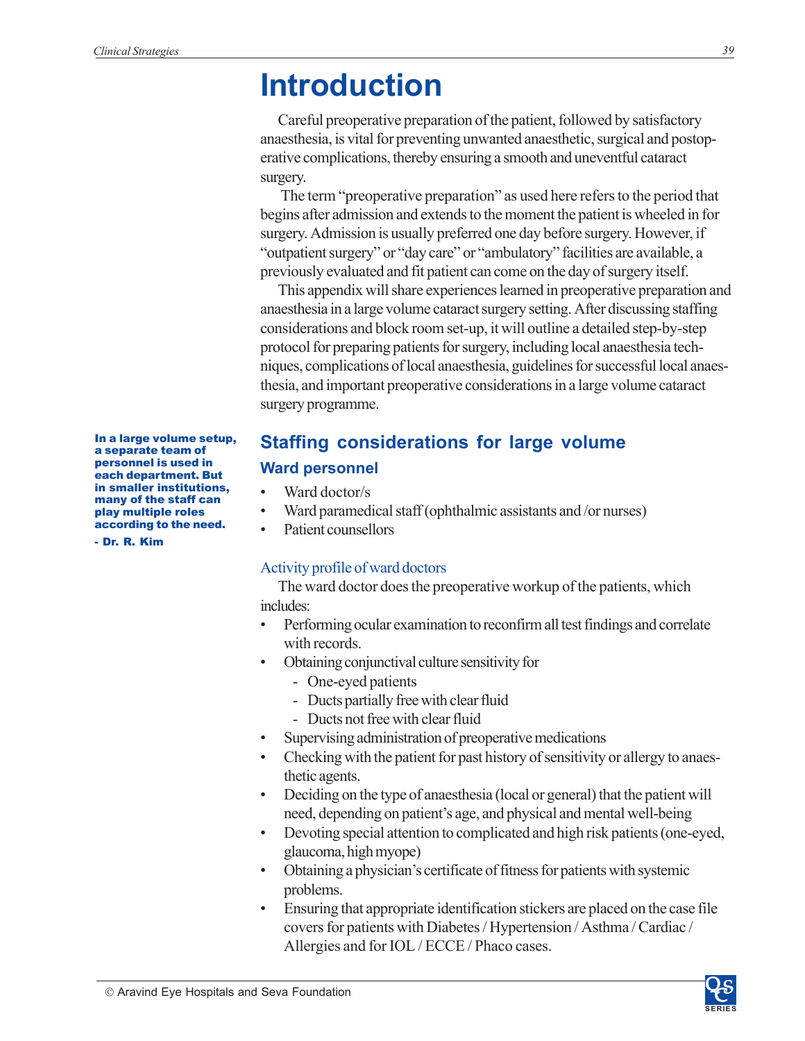# Introduction

Careful preoperative preparation of the patient, followed by satisfactory anaesthesia, is vital for preventing unwanted anaesthetic, surgical and postoperative complications, thereby ensuring a smooth and uneventful cataract surgery.

The term "preoperative preparation" as used here refers to the period that begins after admission and extends to the moment the patient is wheeled in for surgery. Admission is usually preferred one day before surgery. However, if "outpatient surgery" or "day care" or "ambulatory" facilities are available, a previously evaluated and fit patient can come on the day of surgery itself.

This appendix will share experiences learned in preoperative preparation and anaesthesia in a large volume cataract surgery setting. After discussing staffing considerations and block room set-up, it will outline a detailed step-by-step protocol for preparing patients for surgery, including local anaesthesia techniques, complications of local anaesthesia, guidelines for successful local anaesthesia, and important preoperative considerations in a large volume cataract surgery programme.

**In a large volume setup, a separate team of personnel is used in each department. But in smaller institutions, many of the staff can play multiple roles according to the need.**

**- Dr. R. Kim**

## Staffing considerations for large volume

### Ward personnel

- Ward doctor/s
- Ward paramedical staff (ophthalmic assistants and /or nurses)
- Patient counsellors

#### Activity profile of ward doctors

The ward doctor does the preoperative workup of the patients, which includes:

- Performing ocular examination to reconfirm all test findings and correlate with records.
- Obtaining conjunctival culture sensitivity for
  - One-eyed patients
  - Ducts partially free with clear fluid
  - Ducts not free with clear fluid
- Supervising administration of preoperative medications
- Checking with the patient for past history of sensitivity or allergy to anaesthetic agents.
- Deciding on the type of anaesthesia (local or general) that the patient will need, depending on patient's age, and physical and mental well-being
- Devoting special attention to complicated and high risk patients (one-eyed, glaucoma, high myope)
- Obtaining a physician's certificate of fitness for patients with systemic problems.
- Ensuring that appropriate identification stickers are placed on the case file covers for patients with Diabetes / Hypertension / Asthma / Cardiac / Allergies and for IOL / ECCE / Phaco cases.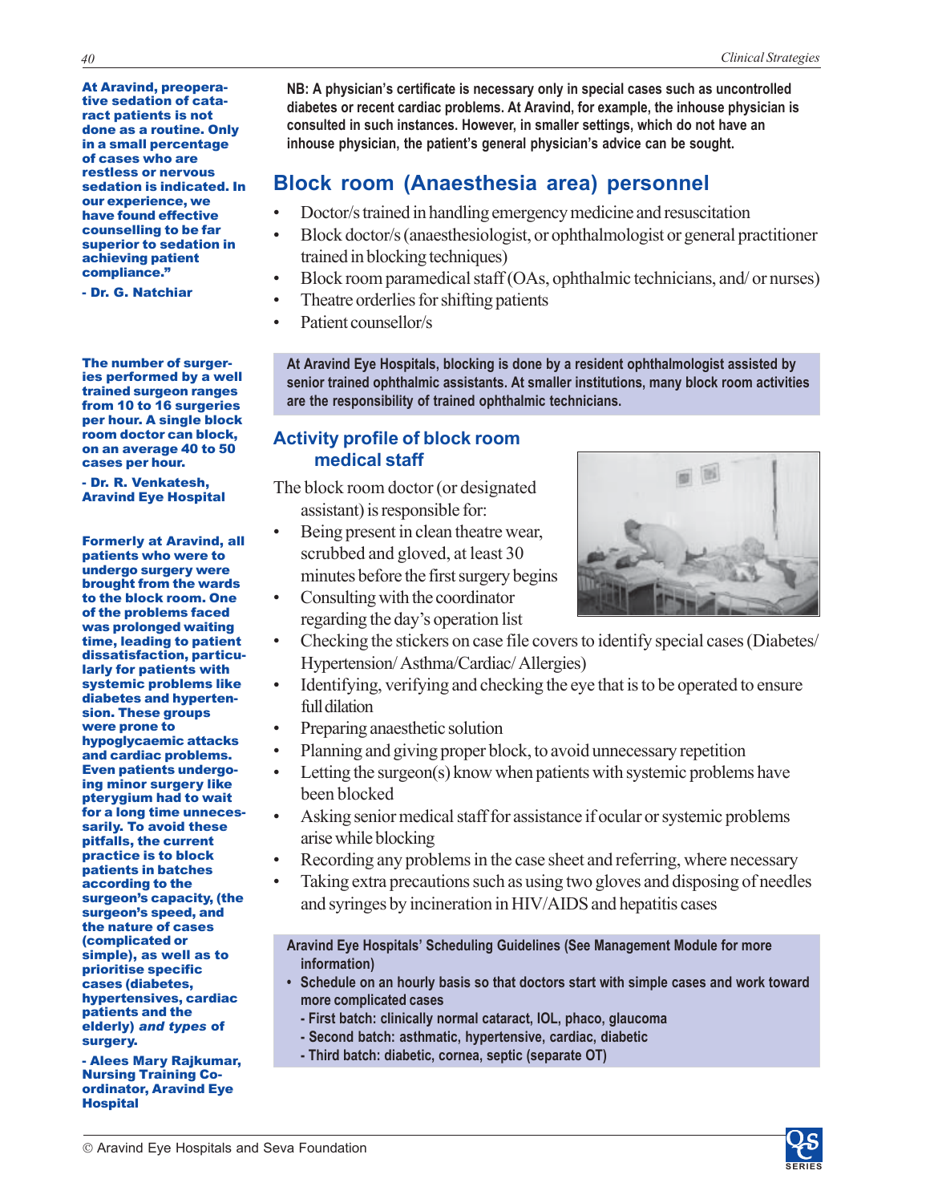NB: A physician's certificate is necessary only in special cases such as uncontrolled diabetes or recent cardiac problems. At Aravind, for example, the inhouse physician is consulted in such instances. However, in smaller settings, which do not have an inhouse physician, the patient's general physician's advice can be sought.

## Block room (Anaesthesia area) personnel

- Doctor/s trained in handling emergency medicine and resuscitation
- Block doctor/s (anaesthesiologist, or ophthalmologist or general practitioner trained in blocking techniques)
- Block room paramedical staff (OAs, ophthalmic technicians, and/ or nurses)
- Theatre orderlies for shifting patients
- Patient counsellor/s

**At Aravind Eye Hospitals, blocking is done by a resident ophthalmologist assisted by senior trained ophthalmic assistants. At smaller institutions, many block room activities are the responsibility of trained ophthalmic technicians.**

### Activity profile of block room medical staff

The block room doctor (or designated assistant) is responsible for:

- Being present in clean theatre wear, scrubbed and gloved, at least 30 minutes before the first surgery begins
- Consulting with the coordinator regarding the day's operation list
- Checking the stickers on case file covers to identify special cases (Diabetes/ Hypertension/ Asthma/Cardiac/ Allergies)
- Identifying, verifying and checking the eye that is to be operated to ensure full dilation
- Preparing anaesthetic solution
- Planning and giving proper block, to avoid unnecessary repetition
- Letting the surgeon(s) know when patients with systemic problems have been blocked
- Asking senior medical staff for assistance if ocular or systemic problems arise while blocking
- Recording any problems in the case sheet and referring, where necessary
- Taking extra precautions such as using two gloves and disposing of needles and syringes by incineration in HIV/AIDS and hepatitis cases

**Aravind Eye Hospitals' Scheduling Guidelines (See Management Module for more information)**

- **Schedule on an hourly basis so that doctors start with simple cases and work toward more complicated cases**
  - **- First batch: clinically normal cataract, IOL, phaco, glaucoma**
  - **- Second batch: asthmatic, hypertensive, cardiac, diabetic**
  - **- Third batch: diabetic, cornea, septic (separate OT)**

**At Aravind, preoperative sedation of cataract patients is not done as a routine. Only in a small percentage of cases who are restless or nervous sedation is indicated. In our experience, we have found effective counselling to be far superior to sedation in achieving patient compliance."**

**- Dr. G. Natchiar**

**The number of surgeries performed by a well trained surgeon ranges from 10 to 16 surgeries per hour. A single block room doctor can block, on an average 40 to 50 cases per hour.**

**- Dr. R. Venkatesh, Aravind Eye Hospital**

**Formerly at Aravind, all patients who were to undergo surgery were brought from the wards to the block room. One of the problems faced was prolonged waiting time, leading to patient dissatisfaction, particularly for patients with systemic problems like diabetes and hypertension. These groups were prone to hypoglycaemic attacks and cardiac problems. Even patients undergoing minor surgery like pterygium had to wait for a long time unnecessarily. To avoid these pitfalls, the current practice is to block patients in batches according to the surgeon's capacity, (the surgeon's speed, and the nature of cases (complicated or simple), as well as to prioritise specific cases (diabetes, hypertensives, cardiac patients and the elderly) *and types* of surgery.**

**- Alees Mary Rajkumar, Nursing Training Co-ordinator, Aravind Eye Hospital**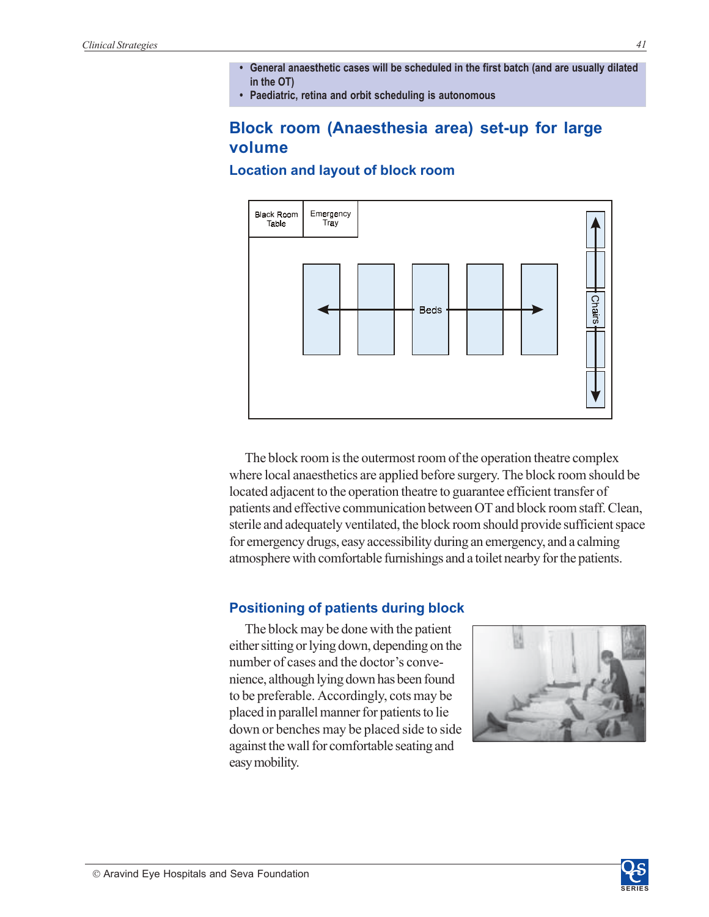- **General anaesthetic cases will be scheduled in the first batch (and are usually dilated in the OT)**
- **Paediatric, retina and orbit scheduling is autonomous**

## Block room (Anaesthesia area) set-up for large volume

### Location and layout of block room

Black Room Table | Emergency Tray | Beds | Chairs

The block room is the outermost room of the operation theatre complex where local anaesthetics are applied before surgery. The block room should be located adjacent to the operation theatre to guarantee efficient transfer of patients and effective communication between OT and block room staff. Clean, sterile and adequately ventilated, the block room should provide sufficient space for emergency drugs, easy accessibility during an emergency, and a calming atmosphere with comfortable furnishings and a toilet nearby for the patients.

### Positioning of patients during block

The block may be done with the patient either sitting or lying down, depending on the number of cases and the doctor's convenience, although lying down has been found to be preferable. Accordingly, cots may be placed in parallel manner for patients to lie down or benches may be placed side to side against the wall for comfortable seating and easy mobility.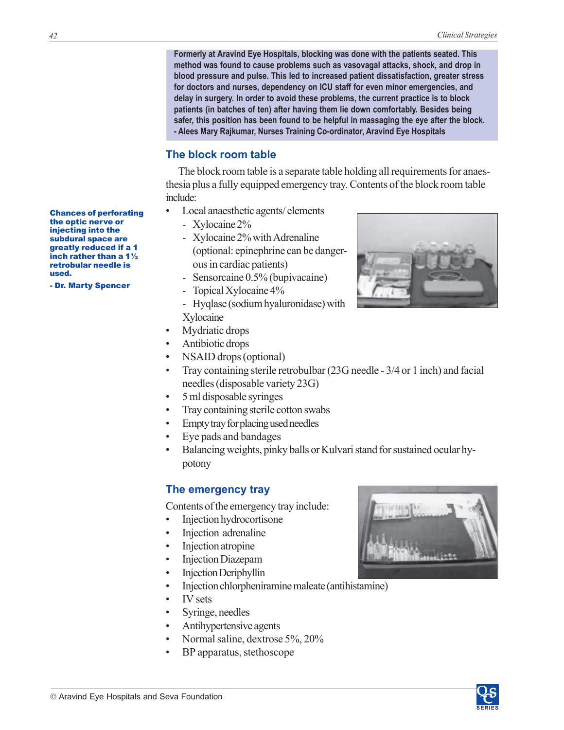> **Formerly at Aravind Eye Hospitals, blocking was done with the patients seated. This method was found to cause problems such as vasovagal attacks, shock, and drop in blood pressure and pulse. This led to increased patient dissatisfaction, greater stress for doctors and nurses, dependency on ICU staff for even minor emergencies, and delay in surgery. In order to avoid these problems, the current practice is to block patients (in batches of ten) after having them lie down comfortably. Besides being safer, this position has been found to be helpful in massaging the eye after the block.**
> **- Alees Mary Rajkumar, Nurses Training Co-ordinator, Aravind Eye Hospitals**

## The block room table

The block room table is a separate table holding all requirements for anaesthesia plus a fully equipped emergency tray. Contents of the block room table include:

**Chances of perforating the optic nerve or injecting into the subdural space are greatly reduced if a 1 inch rather than a 1½ retrobular needle is used.**

**- Dr. Marty Spencer**

- Local anaesthetic agents/ elements
  - Xylocaine 2%
  - Xylocaine 2% with Adrenaline (optional: epinephrine can be dangerous in cardiac patients)
  - Sensorcaine 0.5% (bupivacaine)
  - Topical Xylocaine 4%
  - Hyqlase (sodium hyaluronidase) with Xylocaine
- Mydriatic drops
- Antibiotic drops
- NSAID drops (optional)
- Tray containing sterile retrobulbar (23G needle - 3/4 or 1 inch) and facial needles (disposable variety 23G)
- 5 ml disposable syringes
- Tray containing sterile cotton swabs
- Empty tray for placing used needles
- Eye pads and bandages
- Balancing weights, pinky balls or Kulvari stand for sustained ocular hypotony

## The emergency tray

Contents of the emergency tray include:

- Injection hydrocortisone
- Injection adrenaline
- Injection atropine
- Injection Diazepam
- Injection Deriphyllin
- Injection chlorpheniramine maleate (antihistamine)
- IV sets
- Syringe, needles
- Antihypertensive agents
- Normal saline, dextrose 5%, 20%
- BP apparatus, stethoscope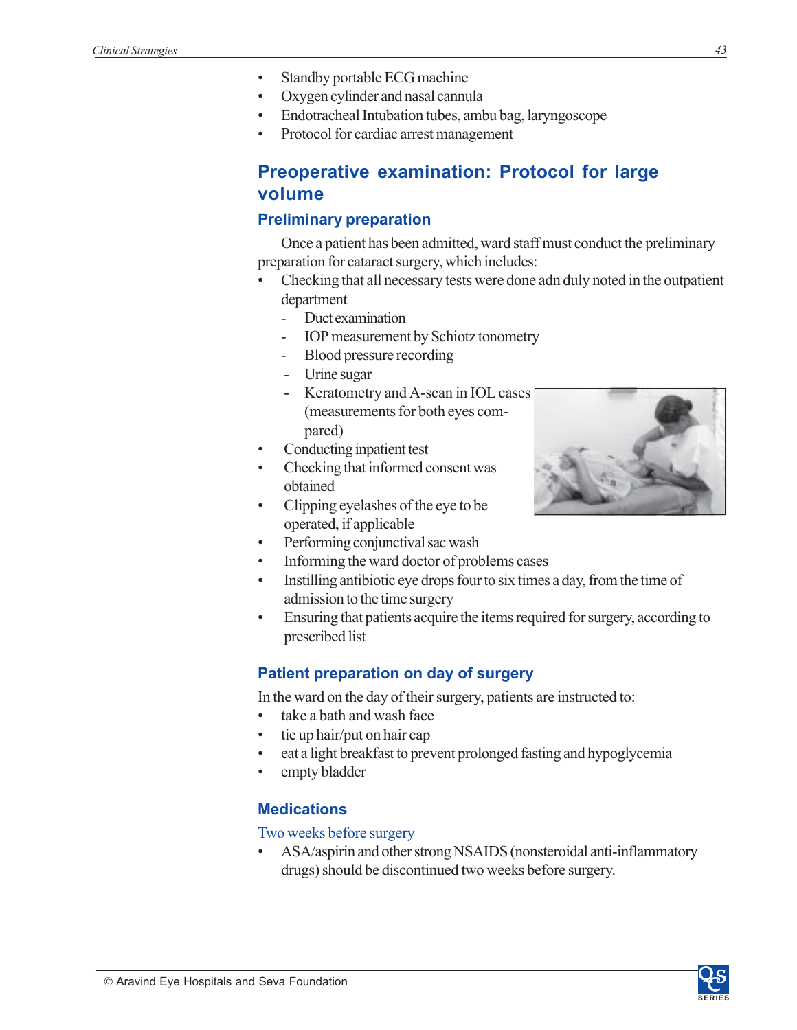- Standby portable ECG machine
- Oxygen cylinder and nasal cannula
- Endotracheal Intubation tubes, ambu bag, laryngoscope
- Protocol for cardiac arrest management

## Preoperative examination: Protocol for large volume

### Preliminary preparation

Once a patient has been admitted, ward staff must conduct the preliminary preparation for cataract surgery, which includes:

- Checking that all necessary tests were done adn duly noted in the outpatient department
  - Duct examination
  - IOP measurement by Schiotz tonometry
  - Blood pressure recording
  - Urine sugar
  - Keratometry and A-scan in IOL cases (measurements for both eyes compared)
- Conducting inpatient test
- Checking that informed consent was obtained
- Clipping eyelashes of the eye to be operated, if applicable
- Performing conjunctival sac wash
- Informing the ward doctor of problems cases
- Instilling antibiotic eye drops four to six times a day, from the time of admission to the time surgery
- Ensuring that patients acquire the items required for surgery, according to prescribed list

### Patient preparation on day of surgery

In the ward on the day of their surgery, patients are instructed to:

- take a bath and wash face
- tie up hair/put on hair cap
- eat a light breakfast to prevent prolonged fasting and hypoglycemia
- empty bladder

### Medications

#### Two weeks before surgery

- ASA/aspirin and other strong NSAIDS (nonsteroidal anti-inflammatory drugs) should be discontinued two weeks before surgery.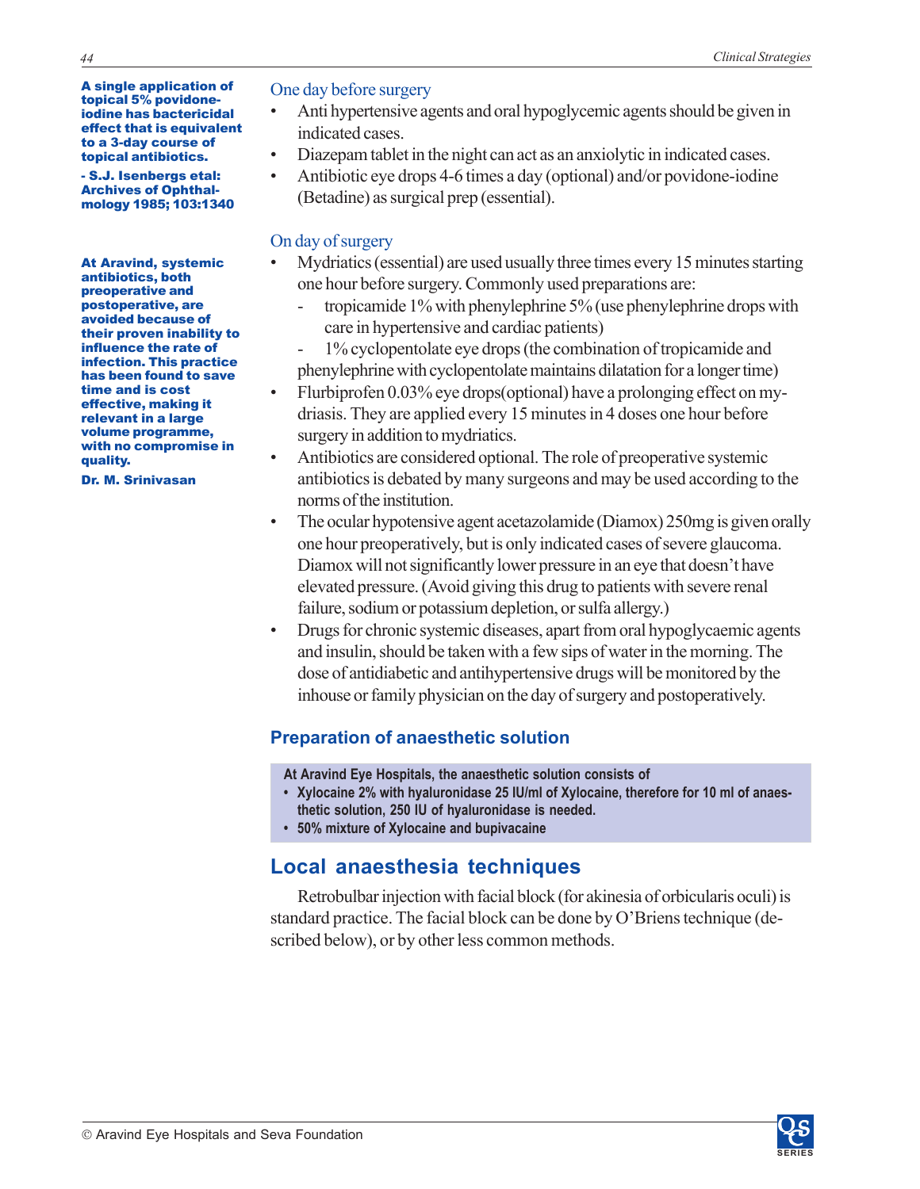**A single application of topical 5% povidone-iodine has bactericidal effect that is equivalent to a 3-day course of topical antibiotics.**

**- S.J. Isenbergs etal: Archives of Ophthalmology 1985; 103:1340**

**At Aravind, systemic antibiotics, both preoperative and postoperative, are avoided because of their proven inability to influence the rate of infection. This practice has been found to save time and is cost effective, making it relevant in a large volume programme, with no compromise in quality.**

**Dr. M. Srinivasan**

### One day before surgery

- Anti hypertensive agents and oral hypoglycemic agents should be given in indicated cases.
- Diazepam tablet in the night can act as an anxiolytic in indicated cases.
- Antibiotic eye drops 4-6 times a day (optional) and/or povidone-iodine (Betadine) as surgical prep (essential).

### On day of surgery

- Mydriatics (essential) are used usually three times every 15 minutes starting one hour before surgery. Commonly used preparations are:
  - tropicamide 1% with phenylephrine 5% (use phenylephrine drops with care in hypertensive and cardiac patients)
  - 1% cyclopentolate eye drops (the combination of tropicamide and phenylephrine with cyclopentolate maintains dilatation for a longer time)
- Flurbiprofen 0.03% eye drops(optional) have a prolonging effect on mydriasis. They are applied every 15 minutes in 4 doses one hour before surgery in addition to mydriatics.
- Antibiotics are considered optional. The role of preoperative systemic antibiotics is debated by many surgeons and may be used according to the norms of the institution.
- The ocular hypotensive agent acetazolamide (Diamox) 250mg is given orally one hour preoperatively, but is only indicated cases of severe glaucoma. Diamox will not significantly lower pressure in an eye that doesn't have elevated pressure. (Avoid giving this drug to patients with severe renal failure, sodium or potassium depletion, or sulfa allergy.)
- Drugs for chronic systemic diseases, apart from oral hypoglycaemic agents and insulin, should be taken with a few sips of water in the morning. The dose of antidiabetic and antihypertensive drugs will be monitored by the inhouse or family physician on the day of surgery and postoperatively.

### Preparation of anaesthetic solution

**At Aravind Eye Hospitals, the anaesthetic solution consists of**

- **Xylocaine 2% with hyaluronidase 25 IU/ml of Xylocaine, therefore for 10 ml of anaesthetic solution, 250 IU of hyaluronidase is needed.**
- **50% mixture of Xylocaine and bupivacaine**

## Local anaesthesia techniques

Retrobulbar injection with facial block (for akinesia of orbicularis oculi) is standard practice. The facial block can be done by O'Briens technique (described below), or by other less common methods.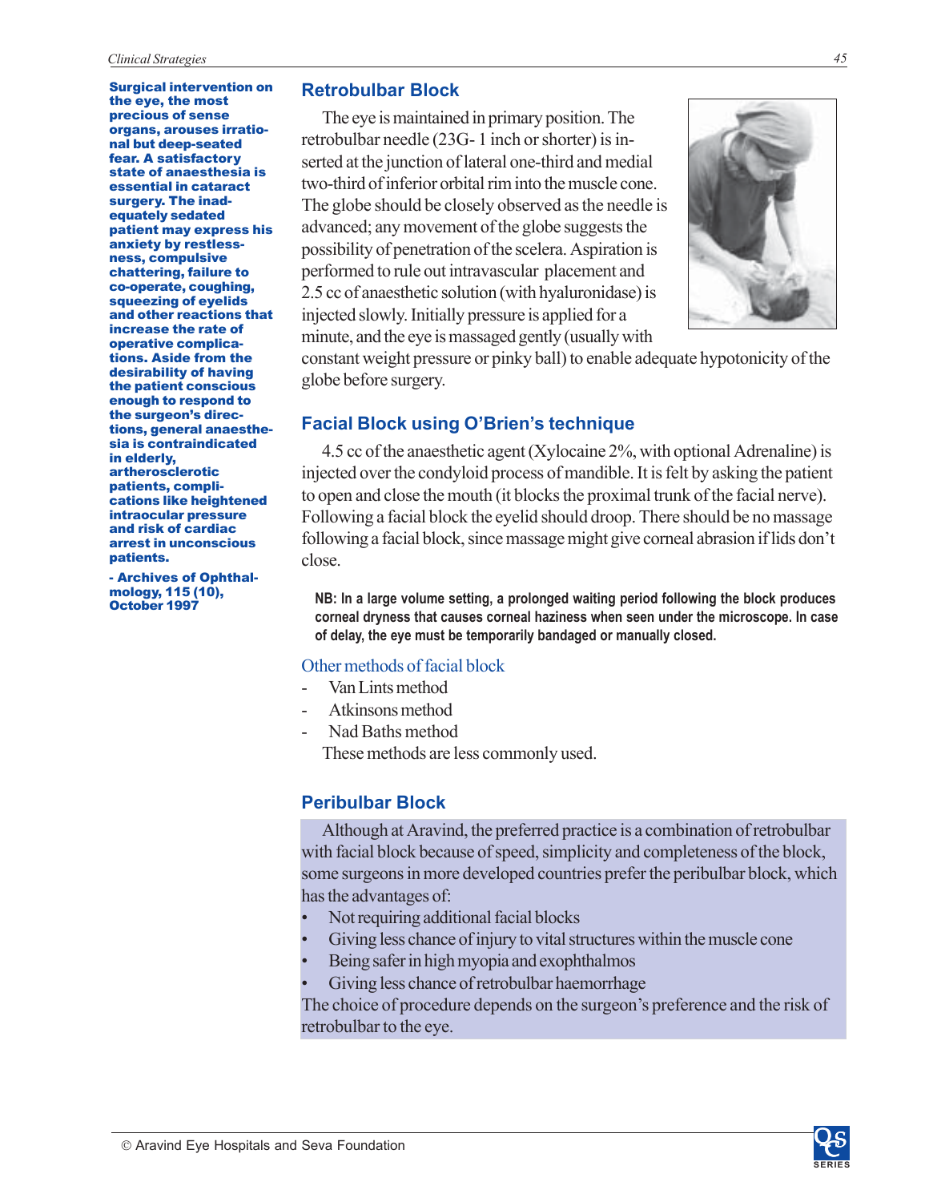**Surgical intervention on the eye, the most precious of sense organs, arouses irrational but deep-seated fear. A satisfactory state of anaesthesia is essential in cataract surgery. The inadequately sedated patient may express his anxiety by restlessness, compulsive chattering, failure to co-operate, coughing, squeezing of eyelids and other reactions that increase the rate of operative complications. Aside from the desirability of having the patient conscious enough to respond to the surgeon's directions, general anaesthesia is contraindicated in elderly, artherosclerotic patients, complications like heightened intraocular pressure and risk of cardiac arrest in unconscious patients.**

**- Archives of Ophthalmology, 115 (10), October 1997**

## Retrobulbar Block

The eye is maintained in primary position. The retrobulbar needle (23G- 1 inch or shorter) is inserted at the junction of lateral one-third and medial two-third of inferior orbital rim into the muscle cone. The globe should be closely observed as the needle is advanced; any movement of the globe suggests the possibility of penetration of the scelera. Aspiration is performed to rule out intravascular placement and 2.5 cc of anaesthetic solution (with hyaluronidase) is injected slowly. Initially pressure is applied for a minute, and the eye is massaged gently (usually with constant weight pressure or pinky ball) to enable adequate hypotonicity of the globe before surgery.

## Facial Block using O'Brien's technique

4.5 cc of the anaesthetic agent (Xylocaine 2%, with optional Adrenaline) is injected over the condyloid process of mandible. It is felt by asking the patient to open and close the mouth (it blocks the proximal trunk of the facial nerve). Following a facial block the eyelid should droop. There should be no massage following a facial block, since massage might give corneal abrasion if lids don't close.

**NB: In a large volume setting, a prolonged waiting period following the block produces corneal dryness that causes corneal haziness when seen under the microscope. In case of delay, the eye must be temporarily bandaged or manually closed.**

### Other methods of facial block

- Van Lints method
- Atkinsons method
- Nad Baths method

These methods are less commonly used.

## Peribulbar Block

Although at Aravind, the preferred practice is a combination of retrobulbar with facial block because of speed, simplicity and completeness of the block, some surgeons in more developed countries prefer the peribulbar block, which has the advantages of:

- Not requiring additional facial blocks
- Giving less chance of injury to vital structures within the muscle cone
- Being safer in high myopia and exophthalmos
- Giving less chance of retrobulbar haemorrhage

The choice of procedure depends on the surgeon's preference and the risk of retrobulbar to the eye.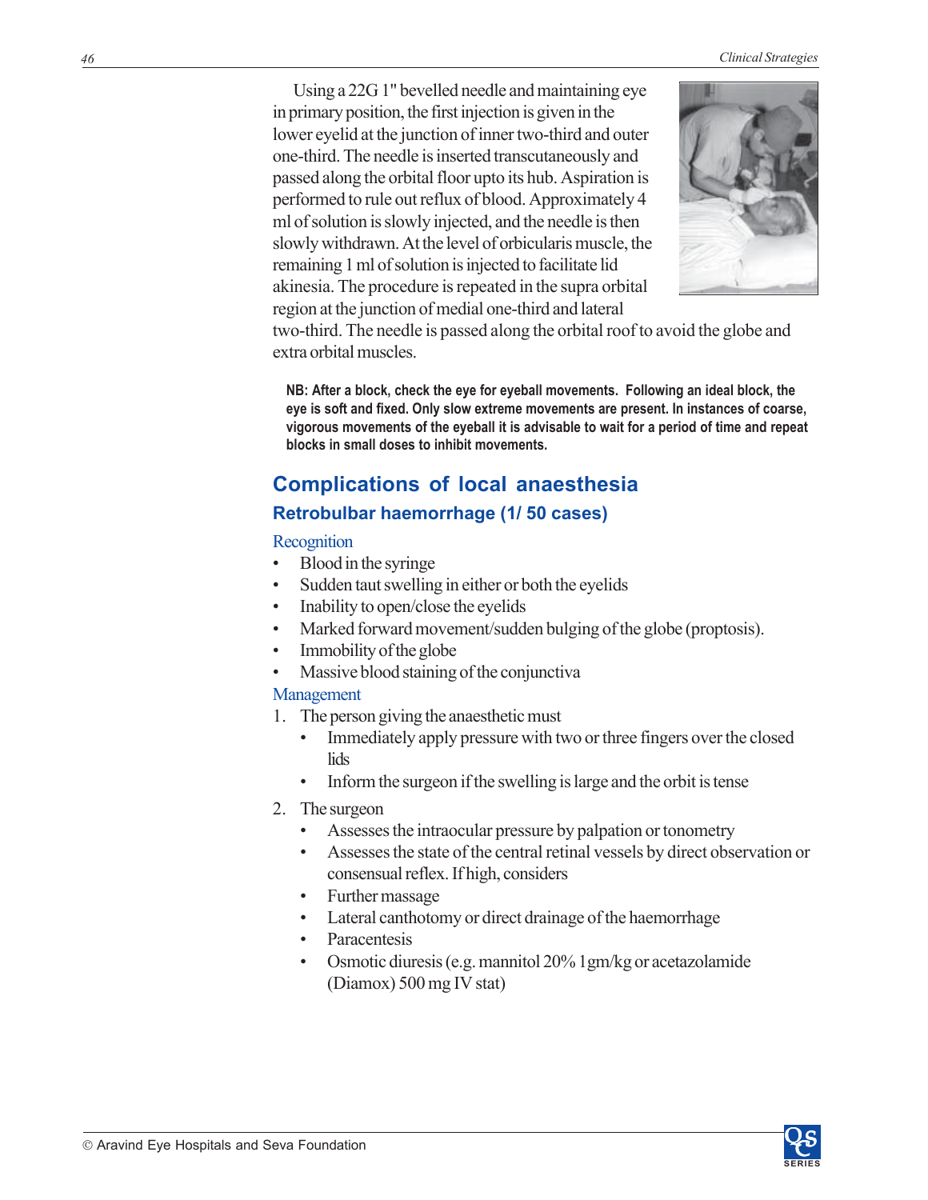Using a 22G 1" bevelled needle and maintaining eye in primary position, the first injection is given in the lower eyelid at the junction of inner two-third and outer one-third. The needle is inserted transcutaneously and passed along the orbital floor upto its hub. Aspiration is performed to rule out reflux of blood. Approximately 4 ml of solution is slowly injected, and the needle is then slowly withdrawn. At the level of orbicularis muscle, the remaining 1 ml of solution is injected to facilitate lid akinesia. The procedure is repeated in the supra orbital region at the junction of medial one-third and lateral two-third. The needle is passed along the orbital roof to avoid the globe and extra orbital muscles.

**NB: After a block, check the eye for eyeball movements. Following an ideal block, the eye is soft and fixed. Only slow extreme movements are present. In instances of coarse, vigorous movements of the eyeball it is advisable to wait for a period of time and repeat blocks in small doses to inhibit movements.**

## Complications of local anaesthesia

### Retrobulbar haemorrhage (1/ 50 cases)

#### Recognition

- Blood in the syringe
- Sudden taut swelling in either or both the eyelids
- Inability to open/close the eyelids
- Marked forward movement/sudden bulging of the globe (proptosis).
- Immobility of the globe
- Massive blood staining of the conjunctiva

#### Management

1. The person giving the anaesthetic must
   - Immediately apply pressure with two or three fingers over the closed lids
   - Inform the surgeon if the swelling is large and the orbit is tense
2. The surgeon
   - Assesses the intraocular pressure by palpation or tonometry
   - Assesses the state of the central retinal vessels by direct observation or consensual reflex. If high, considers
   - Further massage
   - Lateral canthotomy or direct drainage of the haemorrhage
   - Paracentesis
   - Osmotic diuresis (e.g. mannitol 20% 1gm/kg or acetazolamide (Diamox) 500 mg IV stat)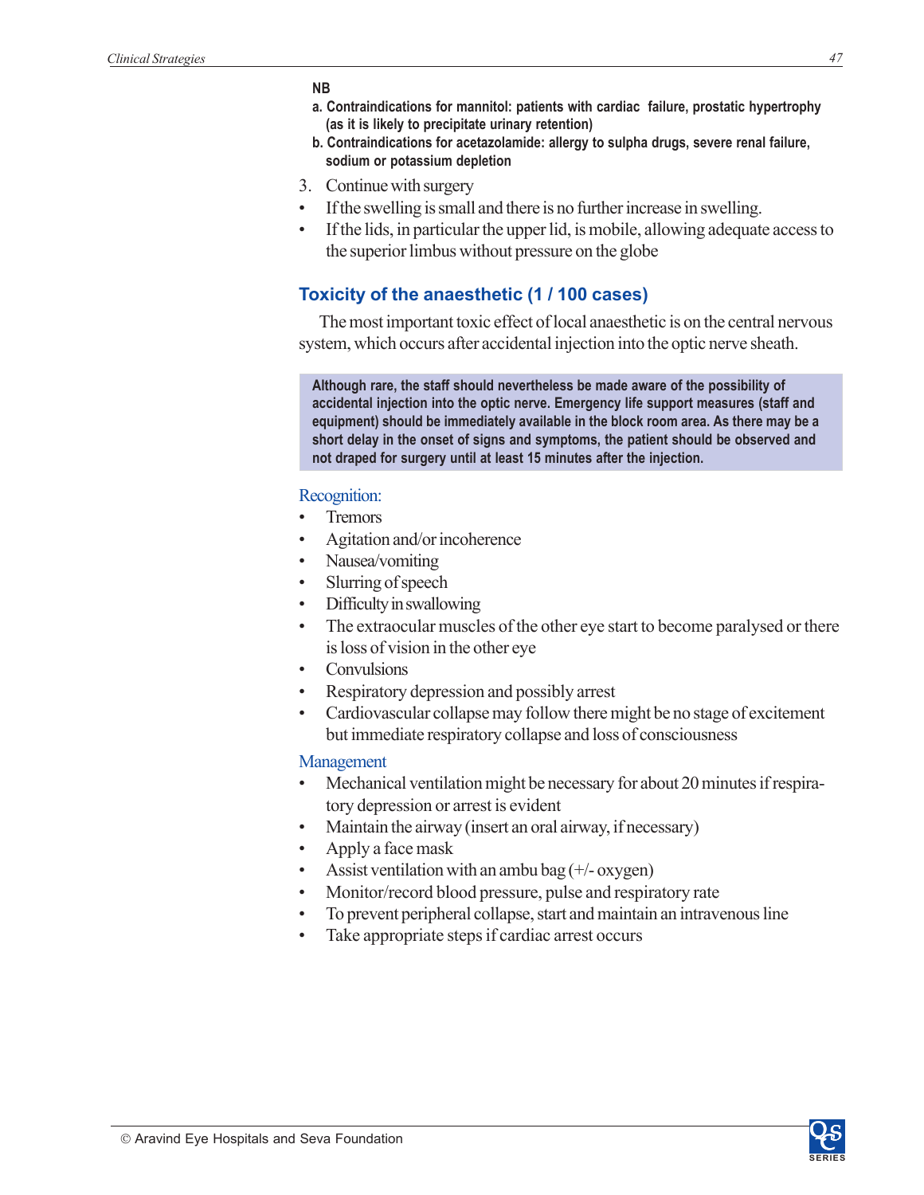**NB**

**a. Contraindications for mannitol: patients with cardiac failure, prostatic hypertrophy (as it is likely to precipitate urinary retention)**

**b. Contraindications for acetazolamide: allergy to sulpha drugs, severe renal failure, sodium or potassium depletion**

3. Continue with surgery

- If the swelling is small and there is no further increase in swelling.
- If the lids, in particular the upper lid, is mobile, allowing adequate access to the superior limbus without pressure on the globe

## Toxicity of the anaesthetic (1 / 100 cases)

The most important toxic effect of local anaesthetic is on the central nervous system, which occurs after accidental injection into the optic nerve sheath.

**Although rare, the staff should nevertheless be made aware of the possibility of accidental injection into the optic nerve. Emergency life support measures (staff and equipment) should be immediately available in the block room area. As there may be a short delay in the onset of signs and symptoms, the patient should be observed and not draped for surgery until at least 15 minutes after the injection.**

### Recognition:

- Tremors
- Agitation and/or incoherence
- Nausea/vomiting
- Slurring of speech
- Difficulty in swallowing
- The extraocular muscles of the other eye start to become paralysed or there is loss of vision in the other eye
- Convulsions
- Respiratory depression and possibly arrest
- Cardiovascular collapse may follow there might be no stage of excitement but immediate respiratory collapse and loss of consciousness

### Management

- Mechanical ventilation might be necessary for about 20 minutes if respiratory depression or arrest is evident
- Maintain the airway (insert an oral airway, if necessary)
- Apply a face mask
- Assist ventilation with an ambu bag (+/- oxygen)
- Monitor/record blood pressure, pulse and respiratory rate
- To prevent peripheral collapse, start and maintain an intravenous line
- Take appropriate steps if cardiac arrest occurs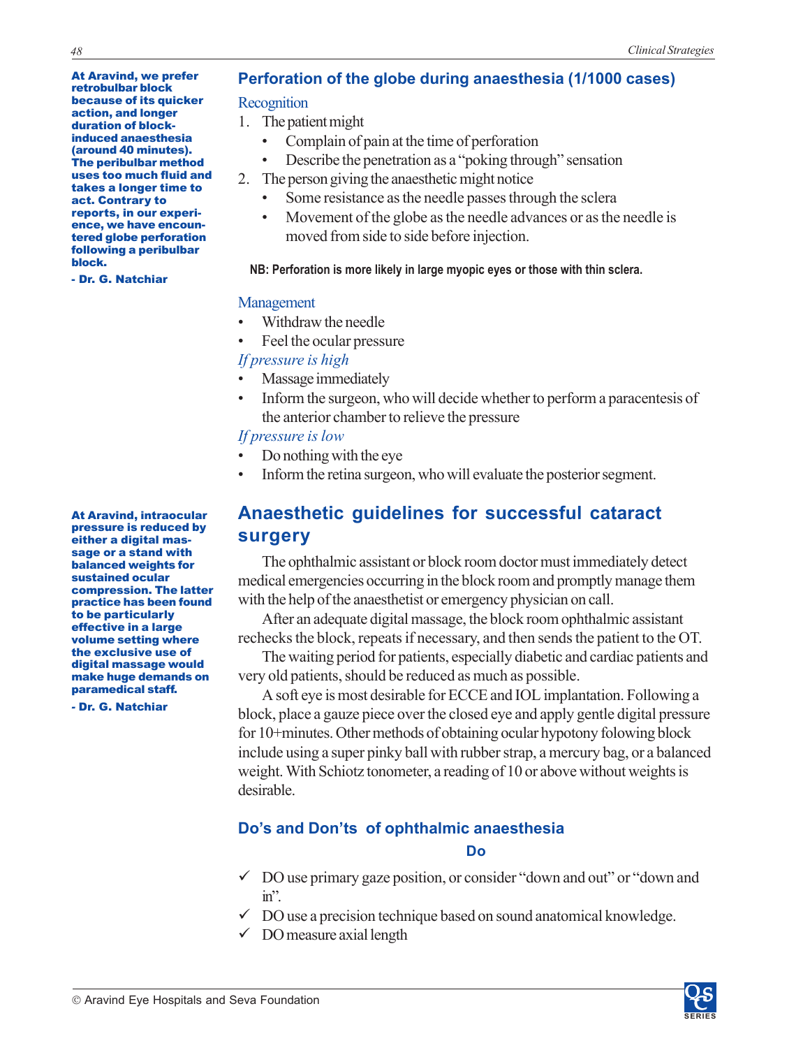**At Aravind, we prefer retrobulbar block because of its quicker action, and longer duration of block-induced anaesthesia (around 40 minutes). The peribulbar method uses too much fluid and takes a longer time to act. Contrary to reports, in our experience, we have encountered globe perforation following a peribulbar block.**

**- Dr. G. Natchiar**

## Perforation of the globe during anaesthesia (1/1000 cases)

### Recognition

1. The patient might
   - Complain of pain at the time of perforation
   - Describe the penetration as a "poking through" sensation
2. The person giving the anaesthetic might notice
   - Some resistance as the needle passes through the sclera
   - Movement of the globe as the needle advances or as the needle is moved from side to side before injection.

**NB: Perforation is more likely in large myopic eyes or those with thin sclera.**

### Management

- Withdraw the needle
- Feel the ocular pressure

*If pressure is high*

- Massage immediately
- Inform the surgeon, who will decide whether to perform a paracentesis of the anterior chamber to relieve the pressure

*If pressure is low*

- Do nothing with the eye
- Inform the retina surgeon, who will evaluate the posterior segment.

**At Aravind, intraocular pressure is reduced by either a digital massage or a stand with balanced weights for sustained ocular compression. The latter practice has been found to be particularly effective in a large volume setting where the exclusive use of digital massage would make huge demands on paramedical staff.**

**- Dr. G. Natchiar**

## Anaesthetic guidelines for successful cataract surgery

The ophthalmic assistant or block room doctor must immediately detect medical emergencies occurring in the block room and promptly manage them with the help of the anaesthetist or emergency physician on call.

After an adequate digital massage, the block room ophthalmic assistant rechecks the block, repeats if necessary, and then sends the patient to the OT.

The waiting period for patients, especially diabetic and cardiac patients and very old patients, should be reduced as much as possible.

A soft eye is most desirable for ECCE and IOL implantation. Following a block, place a gauze piece over the closed eye and apply gentle digital pressure for 10+minutes. Other methods of obtaining ocular hypotony folowing block include using a super pinky ball with rubber strap, a mercury bag, or a balanced weight. With Schiotz tonometer, a reading of 10 or above without weights is desirable.

### Do's and Don'ts of ophthalmic anaesthesia

**Do**

- ✓ DO use primary gaze position, or consider "down and out" or "down and in".
- ✓ DO use a precision technique based on sound anatomical knowledge.
- ✓ DO measure axial length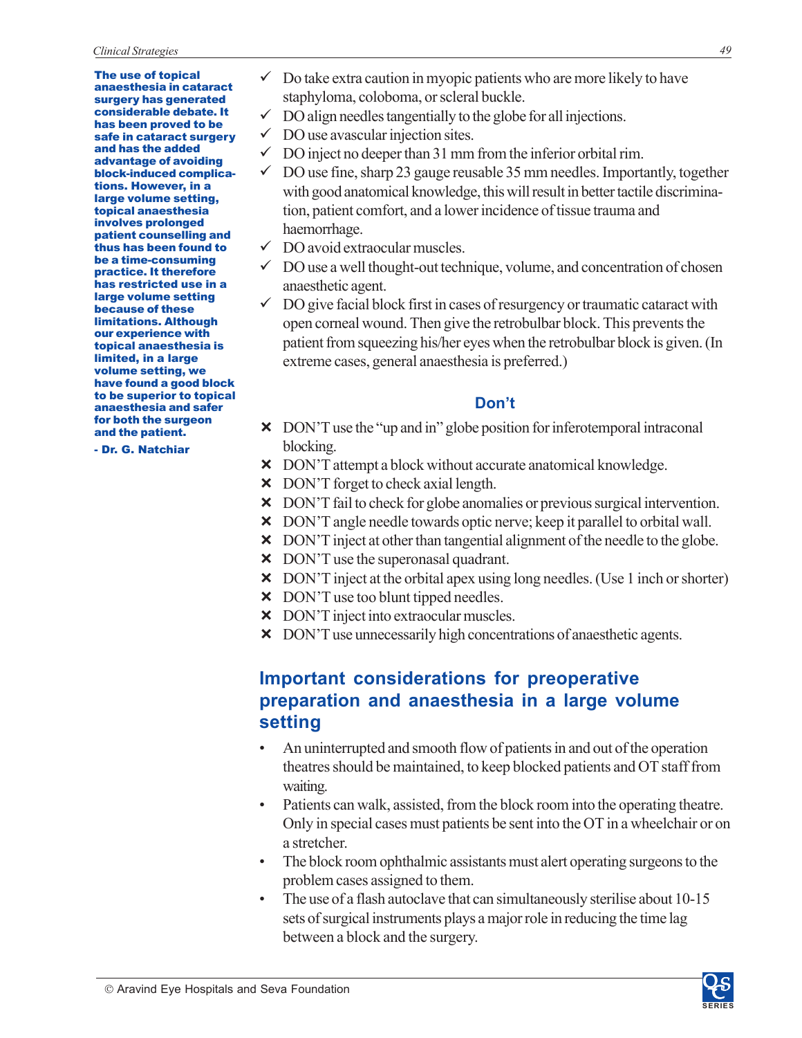**The use of topical anaesthesia in cataract surgery has generated considerable debate. It has been proved to be safe in cataract surgery and has the added advantage of avoiding block-induced complications. However, in a large volume setting, topical anaesthesia involves prolonged patient counselling and thus has been found to be a time-consuming practice. It therefore has restricted use in a large volume setting because of these limitations. Although our experience with topical anaesthesia is limited, in a large volume setting, we have found a good block to be superior to topical anaesthesia and safer for both the surgeon and the patient.**

**- Dr. G. Natchiar**

- ✓ Do take extra caution in myopic patients who are more likely to have staphyloma, coloboma, or scleral buckle.
- ✓ DO align needles tangentially to the globe for all injections.
- ✓ DO use avascular injection sites.
- ✓ DO inject no deeper than 31 mm from the inferior orbital rim.
- ✓ DO use fine, sharp 23 gauge reusable 35 mm needles. Importantly, together with good anatomical knowledge, this will result in better tactile discrimination, patient comfort, and a lower incidence of tissue trauma and haemorrhage.
- ✓ DO avoid extraocular muscles.
- ✓ DO use a well thought-out technique, volume, and concentration of chosen anaesthetic agent.
- ✓ DO give facial block first in cases of resurgency or traumatic cataract with open corneal wound. Then give the retrobulbar block. This prevents the patient from squeezing his/her eyes when the retrobulbar block is given. (In extreme cases, general anaesthesia is preferred.)

### Don't

- ✗ DON'T use the "up and in" globe position for inferotemporal intraconal blocking.
- ✗ DON'T attempt a block without accurate anatomical knowledge.
- ✗ DON'T forget to check axial length.
- ✗ DON'T fail to check for globe anomalies or previous surgical intervention.
- ✗ DON'T angle needle towards optic nerve; keep it parallel to orbital wall.
- ✗ DON'T inject at other than tangential alignment of the needle to the globe.
- ✗ DON'T use the superonasal quadrant.
- ✗ DON'T inject at the orbital apex using long needles. (Use 1 inch or shorter)
- ✗ DON'T use too blunt tipped needles.
- ✗ DON'T inject into extraocular muscles.
- ✗ DON'T use unnecessarily high concentrations of anaesthetic agents.

## Important considerations for preoperative preparation and anaesthesia in a large volume setting

- An uninterrupted and smooth flow of patients in and out of the operation theatres should be maintained, to keep blocked patients and OT staff from waiting.
- Patients can walk, assisted, from the block room into the operating theatre. Only in special cases must patients be sent into the OT in a wheelchair or on a stretcher.
- The block room ophthalmic assistants must alert operating surgeons to the problem cases assigned to them.
- The use of a flash autoclave that can simultaneously sterilise about 10-15 sets of surgical instruments plays a major role in reducing the time lag between a block and the surgery.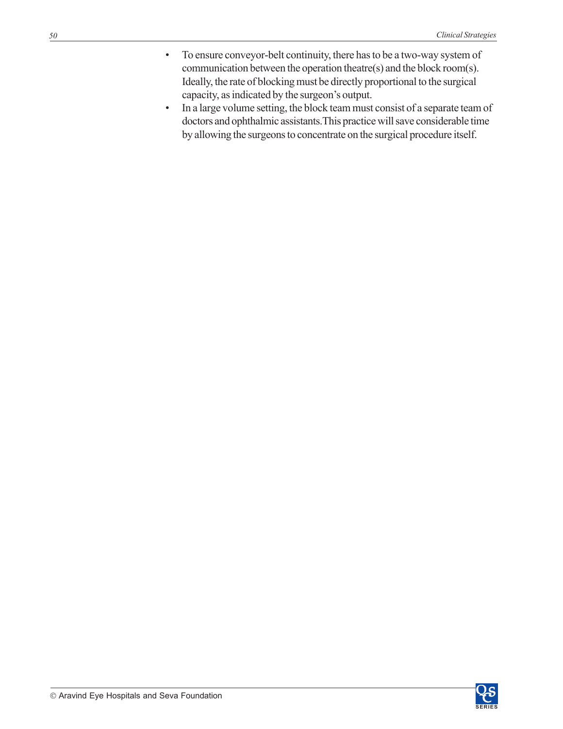- To ensure conveyor-belt continuity, there has to be a two-way system of communication between the operation theatre(s) and the block room(s). Ideally, the rate of blocking must be directly proportional to the surgical capacity, as indicated by the surgeon's output.
- In a large volume setting, the block team must consist of a separate team of doctors and ophthalmic assistants.This practice will save considerable time by allowing the surgeons to concentrate on the surgical procedure itself.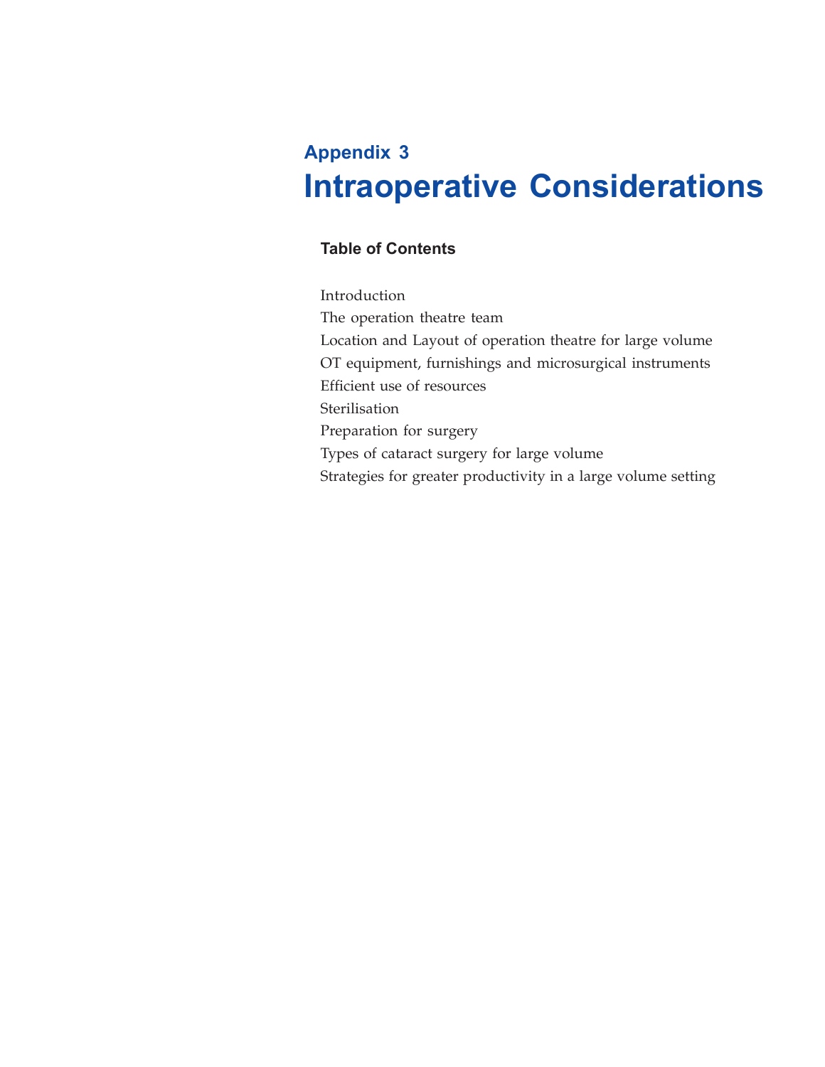# Appendix 3

# Intraoperative Considerations

### Table of Contents

Introduction

The operation theatre team

Location and Layout of operation theatre for large volume

OT equipment, furnishings and microsurgical instruments

Efficient use of resources

Sterilisation

Preparation for surgery

Types of cataract surgery for large volume

Strategies for greater productivity in a large volume setting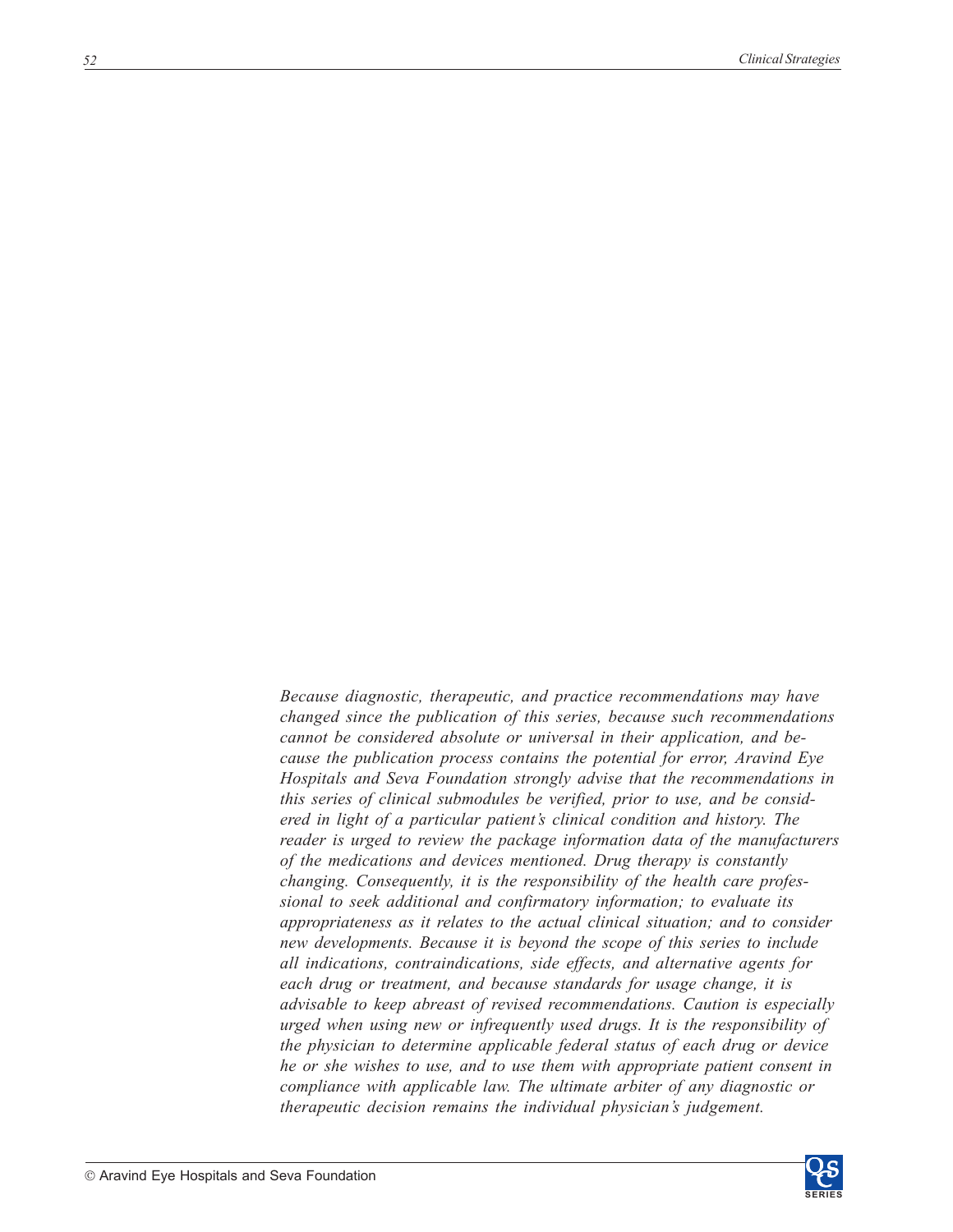*Because diagnostic, therapeutic, and practice recommendations may have changed since the publication of this series, because such recommendations cannot be considered absolute or universal in their application, and because the publication process contains the potential for error, Aravind Eye Hospitals and Seva Foundation strongly advise that the recommendations in this series of clinical submodules be verified, prior to use, and be considered in light of a particular patient's clinical condition and history. The reader is urged to review the package information data of the manufacturers of the medications and devices mentioned. Drug therapy is constantly changing. Consequently, it is the responsibility of the health care professional to seek additional and confirmatory information; to evaluate its appropriateness as it relates to the actual clinical situation; and to consider new developments. Because it is beyond the scope of this series to include all indications, contraindications, side effects, and alternative agents for each drug or treatment, and because standards for usage change, it is advisable to keep abreast of revised recommendations. Caution is especially urged when using new or infrequently used drugs. It is the responsibility of the physician to determine applicable federal status of each drug or device he or she wishes to use, and to use them with appropriate patient consent in compliance with applicable law. The ultimate arbiter of any diagnostic or therapeutic decision remains the individual physician's judgement.*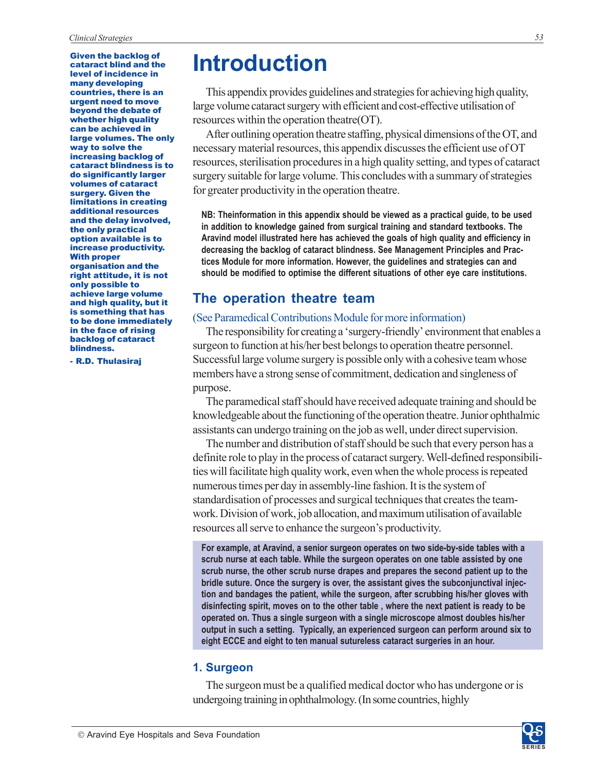**Given the backlog of cataract blind and the level of incidence in many developing countries, there is an urgent need to move beyond the debate of whether high quality can be achieved in large volumes. The only way to solve the increasing backlog of cataract blindness is to do significantly larger volumes of cataract surgery. Given the limitations in creating additional resources and the delay involved, the only practical option available is to increase productivity. With proper organisation and the right attitude, it is not only possible to achieve large volume and high quality, but it is something that has to be done immediately in the face of rising backlog of cataract blindness.**

**- R.D. Thulasiraj**

# Introduction

This appendix provides guidelines and strategies for achieving high quality, large volume cataract surgery with efficient and cost-effective utilisation of resources within the operation theatre(OT).

After outlining operation theatre staffing, physical dimensions of the OT, and necessary material resources, this appendix discusses the efficient use of OT resources, sterilisation procedures in a high quality setting, and types of cataract surgery suitable for large volume. This concludes with a summary of strategies for greater productivity in the operation theatre.

**NB: Theinformation in this appendix should be viewed as a practical guide, to be used in addition to knowledge gained from surgical training and standard textbooks. The Aravind model illustrated here has achieved the goals of high quality and efficiency in decreasing the backlog of cataract blindness. See Management Principles and Practices Module for more information. However, the guidelines and strategies can and should be modified to optimise the different situations of other eye care institutions.**

## The operation theatre team

(See Paramedical Contributions Module for more information)

The responsibility for creating a 'surgery-friendly' environment that enables a surgeon to function at his/her best belongs to operation theatre personnel. Successful large volume surgery is possible only with a cohesive team whose members have a strong sense of commitment, dedication and singleness of purpose.

The paramedical staff should have received adequate training and should be knowledgeable about the functioning of the operation theatre. Junior ophthalmic assistants can undergo training on the job as well, under direct supervision.

The number and distribution of staff should be such that every person has a definite role to play in the process of cataract surgery. Well-defined responsibilities will facilitate high quality work, even when the whole process is repeated numerous times per day in assembly-line fashion. It is the system of standardisation of processes and surgical techniques that creates the teamwork. Division of work, job allocation, and maximum utilisation of available resources all serve to enhance the surgeon's productivity.

**For example, at Aravind, a senior surgeon operates on two side-by-side tables with a scrub nurse at each table. While the surgeon operates on one table assisted by one scrub nurse, the other scrub nurse drapes and prepares the second patient up to the bridle suture. Once the surgery is over, the assistant gives the subconjunctival injection and bandages the patient, while the surgeon, after scrubbing his/her gloves with disinfecting spirit, moves on to the other table , where the next patient is ready to be operated on. Thus a single surgeon with a single microscope almost doubles his/her output in such a setting. Typically, an experienced surgeon can perform around six to eight ECCE and eight to ten manual sutureless cataract surgeries in an hour.**

### 1. Surgeon

The surgeon must be a qualified medical doctor who has undergone or is undergoing training in ophthalmology. (In some countries, highly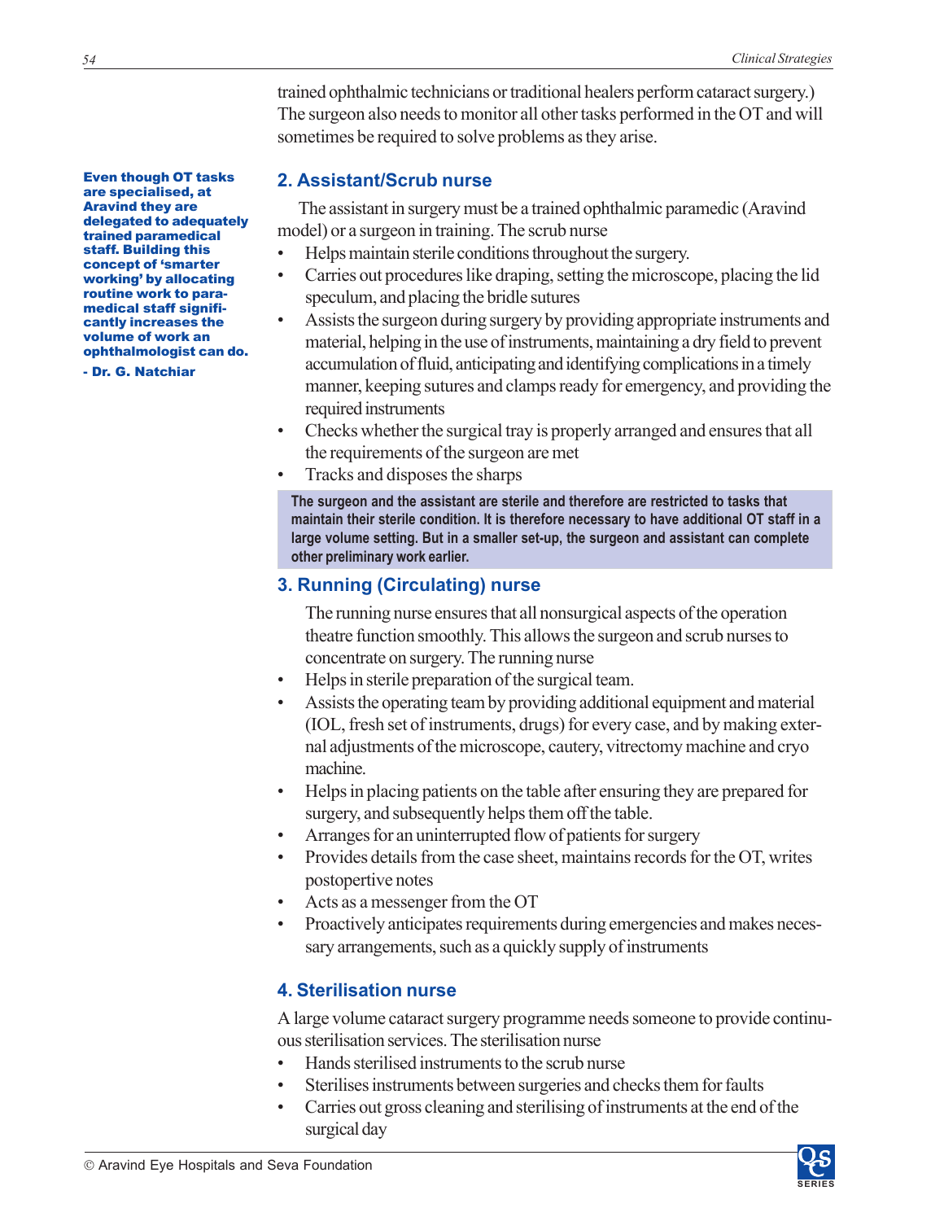trained ophthalmic technicians or traditional healers perform cataract surgery.) The surgeon also needs to monitor all other tasks performed in the OT and will sometimes be required to solve problems as they arise.

**Even though OT tasks are specialised, at Aravind they are delegated to adequately trained paramedical staff. Building this concept of 'smarter working' by allocating routine work to paramedical staff significantly increases the volume of work an ophthalmologist can do.**

**- Dr. G. Natchiar**

## 2. Assistant/Scrub nurse

The assistant in surgery must be a trained ophthalmic paramedic (Aravind model) or a surgeon in training. The scrub nurse

- Helps maintain sterile conditions throughout the surgery.
- Carries out procedures like draping, setting the microscope, placing the lid speculum, and placing the bridle sutures
- Assists the surgeon during surgery by providing appropriate instruments and material, helping in the use of instruments, maintaining a dry field to prevent accumulation of fluid, anticipating and identifying complications in a timely manner, keeping sutures and clamps ready for emergency, and providing the required instruments
- Checks whether the surgical tray is properly arranged and ensures that all the requirements of the surgeon are met
- Tracks and disposes the sharps

**The surgeon and the assistant are sterile and therefore are restricted to tasks that maintain their sterile condition. It is therefore necessary to have additional OT staff in a large volume setting. But in a smaller set-up, the surgeon and assistant can complete other preliminary work earlier.**

## 3. Running (Circulating) nurse

The running nurse ensures that all nonsurgical aspects of the operation theatre function smoothly. This allows the surgeon and scrub nurses to concentrate on surgery. The running nurse

- Helps in sterile preparation of the surgical team.
- Assists the operating team by providing additional equipment and material (IOL, fresh set of instruments, drugs) for every case, and by making external adjustments of the microscope, cautery, vitrectomy machine and cryo machine.
- Helps in placing patients on the table after ensuring they are prepared for surgery, and subsequently helps them off the table.
- Arranges for an uninterrupted flow of patients for surgery
- Provides details from the case sheet, maintains records for the OT, writes postopertive notes
- Acts as a messenger from the OT
- Proactively anticipates requirements during emergencies and makes necessary arrangements, such as a quickly supply of instruments

## 4. Sterilisation nurse

A large volume cataract surgery programme needs someone to provide continuous sterilisation services. The sterilisation nurse

- Hands sterilised instruments to the scrub nurse
- Sterilises instruments between surgeries and checks them for faults
- Carries out gross cleaning and sterilising of instruments at the end of the surgical day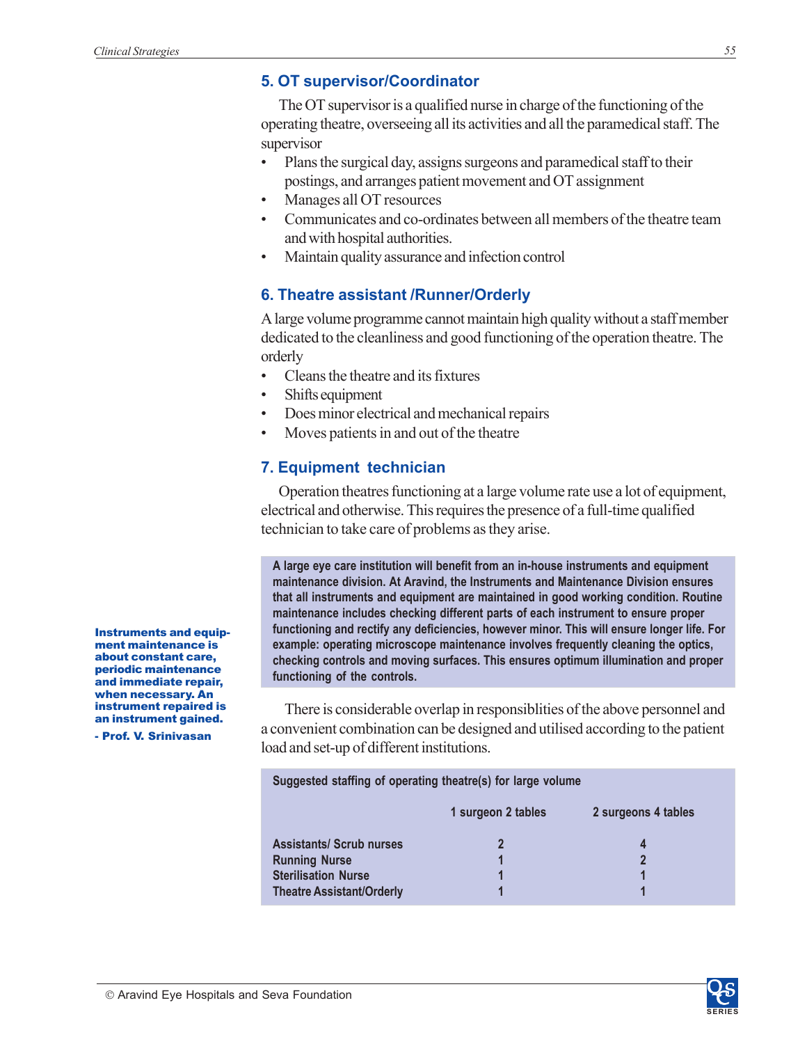## 5. OT supervisor/Coordinator

The OT supervisor is a qualified nurse in charge of the functioning of the operating theatre, overseeing all its activities and all the paramedical staff. The supervisor

- Plans the surgical day, assigns surgeons and paramedical staff to their postings, and arranges patient movement and OT assignment
- Manages all OT resources
- Communicates and co-ordinates between all members of the theatre team and with hospital authorities.
- Maintain quality assurance and infection control

## 6. Theatre assistant /Runner/Orderly

A large volume programme cannot maintain high quality without a staff member dedicated to the cleanliness and good functioning of the operation theatre. The orderly

- Cleans the theatre and its fixtures
- Shifts equipment
- Does minor electrical and mechanical repairs
- Moves patients in and out of the theatre

## 7. Equipment technician

Operation theatres functioning at a large volume rate use a lot of equipment, electrical and otherwise. This requires the presence of a full-time qualified technician to take care of problems as they arise.

**A large eye care institution will benefit from an in-house instruments and equipment maintenance division. At Aravind, the Instruments and Maintenance Division ensures that all instruments and equipment are maintained in good working condition. Routine maintenance includes checking different parts of each instrument to ensure proper functioning and rectify any deficiencies, however minor. This will ensure longer life. For example: operating microscope maintenance involves frequently cleaning the optics, checking controls and moving surfaces. This ensures optimum illumination and proper functioning of the controls.**

**Instruments and equipment maintenance is about constant care, periodic maintenance and immediate repair, when necessary. An instrument repaired is an instrument gained.**

**- Prof. V. Srinivasan**

There is considerable overlap in responsiblities of the above personnel and a convenient combination can be designed and utilised according to the patient load and set-up of different institutions.

**Suggested staffing of operating theatre(s) for large volume**

| | 1 surgeon 2 tables | 2 surgeons 4 tables |
|---|---|---|
| Assistants/ Scrub nurses | 2 | 4 |
| Running Nurse | 1 | 2 |
| Sterilisation Nurse | 1 | 1 |
| Theatre Assistant/Orderly | 1 | 1 |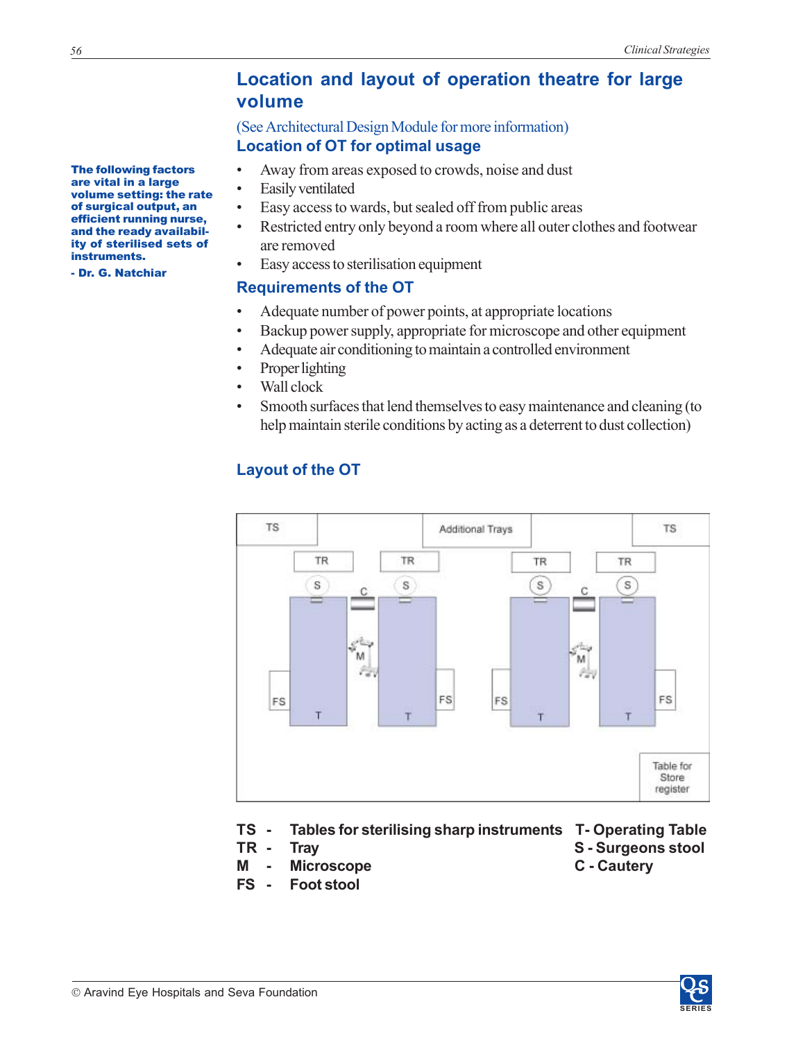## Location and layout of operation theatre for large volume

(See Architectural Design Module for more information)

### Location of OT for optimal usage

**The following factors are vital in a large volume setting: the rate of surgical output, an efficient running nurse, and the ready availability of sterilised sets of instruments.**

**- Dr. G. Natchiar**

- Away from areas exposed to crowds, noise and dust
- Easily ventilated
- Easy access to wards, but sealed off from public areas
- Restricted entry only beyond a room where all outer clothes and footwear are removed
- Easy access to sterilisation equipment

### Requirements of the OT

- Adequate number of power points, at appropriate locations
- Backup power supply, appropriate for microscope and other equipment
- Adequate air conditioning to maintain a controlled environment
- Proper lighting
- Wall clock
- Smooth surfaces that lend themselves to easy maintenance and cleaning (to help maintain sterile conditions by acting as a deterrent to dust collection)

### Layout of the OT

TS | Additional Trays | TS | TR | S | C | M | FS | T | Table for Store register

**TS - Tables for sterilising sharp instruments**
**TR - Tray**
**M - Microscope**
**FS - Foot stool**
**T - Operating Table**
**S - Surgeons stool**
**C - Cautery**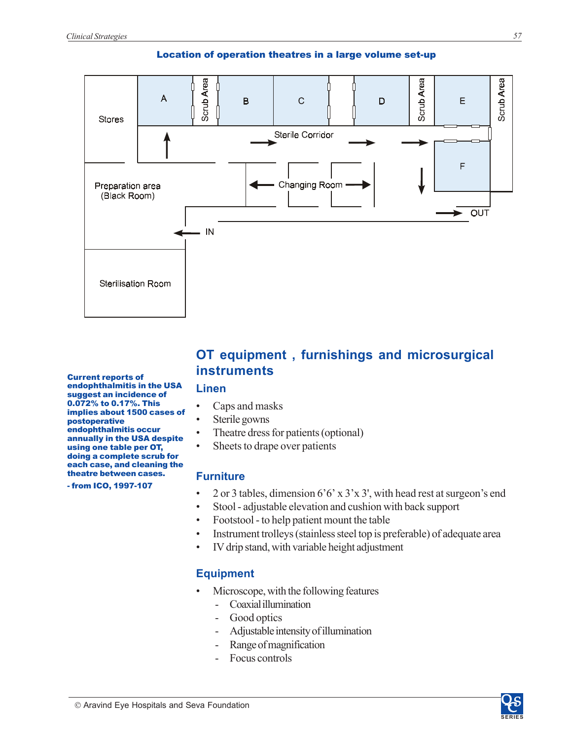## Location of operation theatres in a large volume set-up

Stores | A | Scrub Area | B | C | D | Scrub Area | E | Scrub Area

Sterile Corridor

F

Preparation area (Black Room)

Changing Room

OUT

IN

Sterilisation Room

**Current reports of endophthalmitis in the USA suggest an incidence of 0.072% to 0.17%. This implies about 1500 cases of postoperative endophthalmitis occur annually in the USA despite using one table per OT, doing a complete scrub for each case, and cleaning the theatre between cases.**

**- from ICO, 1997-107**

# OT equipment , furnishings and microsurgical instruments

## Linen

- Caps and masks
- Sterile gowns
- Theatre dress for patients (optional)
- Sheets to drape over patients

## Furniture

- 2 or 3 tables, dimension 6'6' x 3'x 3', with head rest at surgeon's end
- Stool - adjustable elevation and cushion with back support
- Footstool - to help patient mount the table
- Instrument trolleys (stainless steel top is preferable) of adequate area
- IV drip stand, with variable height adjustment

## Equipment

- Microscope, with the following features
  - Coaxial illumination
  - Good optics
  - Adjustable intensity of illumination
  - Range of magnification
  - Focus controls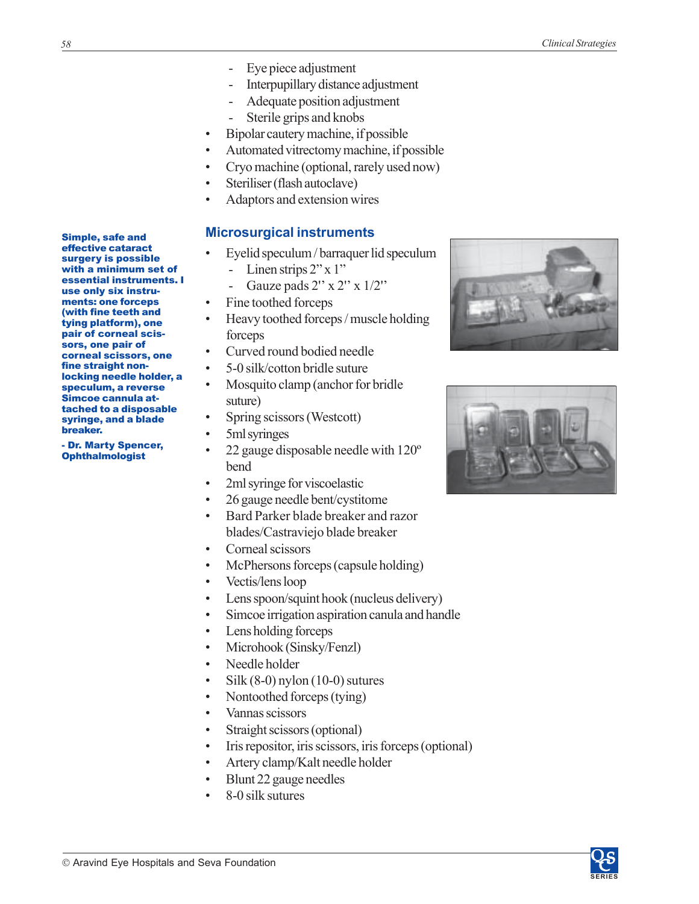- Eye piece adjustment
- Interpupillary distance adjustment
- Adequate position adjustment
- Sterile grips and knobs

- Bipolar cautery machine, if possible
- Automated vitrectomy machine, if possible
- Cryo machine (optional, rarely used now)
- Steriliser (flash autoclave)
- Adaptors and extension wires

**Simple, safe and effective cataract surgery is possible with a minimum set of essential instruments. I use only six instruments: one forceps (with fine teeth and tying platform), one pair of corneal scissors, one pair of corneal scissors, one fine straight non-locking needle holder, a speculum, a reverse Simcoe cannula attached to a disposable syringe, and a blade breaker.**

**- Dr. Marty Spencer, Ophthalmologist**

## Microsurgical instruments

- Eyelid speculum / barraquer lid speculum
  - Linen strips 2" x 1"
  - Gauze pads 2" x 2" x 1/2"
- Fine toothed forceps
- Heavy toothed forceps / muscle holding forceps
- Curved round bodied needle
- 5-0 silk/cotton bridle suture
- Mosquito clamp (anchor for bridle suture)
- Spring scissors (Westcott)
- 5ml syringes
- 22 gauge disposable needle with 120º bend
- 2ml syringe for viscoelastic
- 26 gauge needle bent/cystitome
- Bard Parker blade breaker and razor blades/Castraviejo blade breaker
- Corneal scissors
- McPhersons forceps (capsule holding)
- Vectis/lens loop
- Lens spoon/squint hook (nucleus delivery)
- Simcoe irrigation aspiration canula and handle
- Lens holding forceps
- Microhook (Sinsky/Fenzl)
- Needle holder
- Silk (8-0) nylon (10-0) sutures
- Nontoothed forceps (tying)
- Vannas scissors
- Straight scissors (optional)
- Iris repositor, iris scissors, iris forceps (optional)
- Artery clamp/Kalt needle holder
- Blunt 22 gauge needles
- 8-0 silk sutures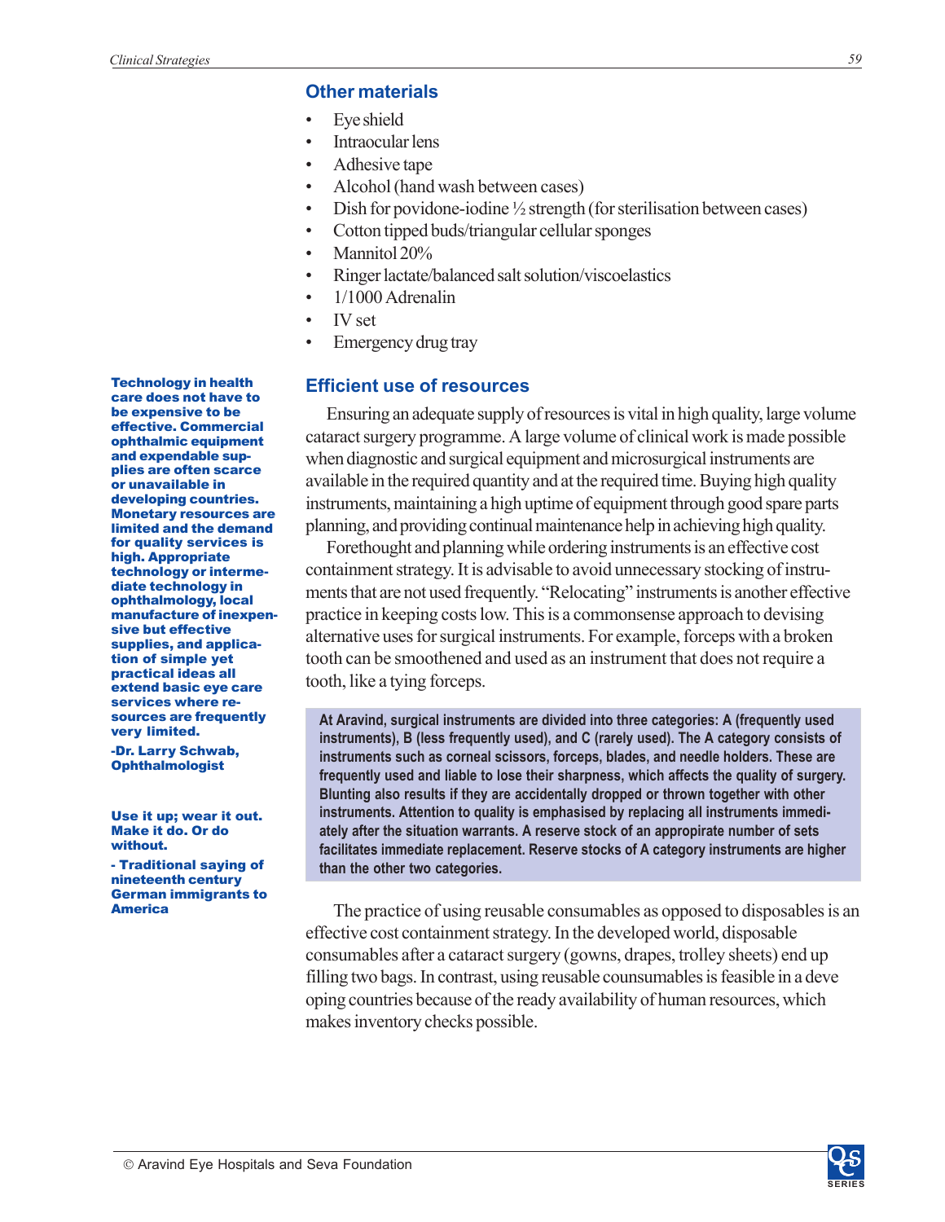## Other materials

- Eye shield
- Intraocular lens
- Adhesive tape
- Alcohol (hand wash between cases)
- Dish for povidone-iodine ½ strength (for sterilisation between cases)
- Cotton tipped buds/triangular cellular sponges
- Mannitol 20%
- Ringer lactate/balanced salt solution/viscoelastics
- 1/1000 Adrenalin
- IV set
- Emergency drug tray

## Efficient use of resources

**Technology in health care does not have to be expensive to be effective. Commercial ophthalmic equipment and expendable supplies are often scarce or unavailable in developing countries. Monetary resources are limited and the demand for quality services is high. Appropriate technology or intermediate technology in ophthalmology, local manufacture of inexpensive but effective supplies, and application of simple yet practical ideas all extend basic eye care services where resources are frequently very limited.**

**-Dr. Larry Schwab, Ophthalmologist**

**Use it up; wear it out. Make it do. Or do without.**

**- Traditional saying of nineteenth century German immigrants to America**

Ensuring an adequate supply of resources is vital in high quality, large volume cataract surgery programme. A large volume of clinical work is made possible when diagnostic and surgical equipment and microsurgical instruments are available in the required quantity and at the required time. Buying high quality instruments, maintaining a high uptime of equipment through good spare parts planning, and providing continual maintenance help in achieving high quality.

Forethought and planning while ordering instruments is an effective cost containment strategy. It is advisable to avoid unnecessary stocking of instruments that are not used frequently. "Relocating" instruments is another effective practice in keeping costs low. This is a commonsense approach to devising alternative uses for surgical instruments. For example, forceps with a broken tooth can be smoothened and used as an instrument that does not require a tooth, like a tying forceps.

**At Aravind, surgical instruments are divided into three categories: A (frequently used instruments), B (less frequently used), and C (rarely used). The A category consists of instruments such as corneal scissors, forceps, blades, and needle holders. These are frequently used and liable to lose their sharpness, which affects the quality of surgery. Blunting also results if they are accidentally dropped or thrown together with other instruments. Attention to quality is emphasised by replacing all instruments immediately after the situation warrants. A reserve stock of an appropirate number of sets facilitates immediate replacement. Reserve stocks of A category instruments are higher than the other two categories.**

The practice of using reusable consumables as opposed to disposables is an effective cost containment strategy. In the developed world, disposable consumables after a cataract surgery (gowns, drapes, trolley sheets) end up filling two bags. In contrast, using reusable counsumables is feasible in a deve oping countries because of the ready availability of human resources, which makes inventory checks possible.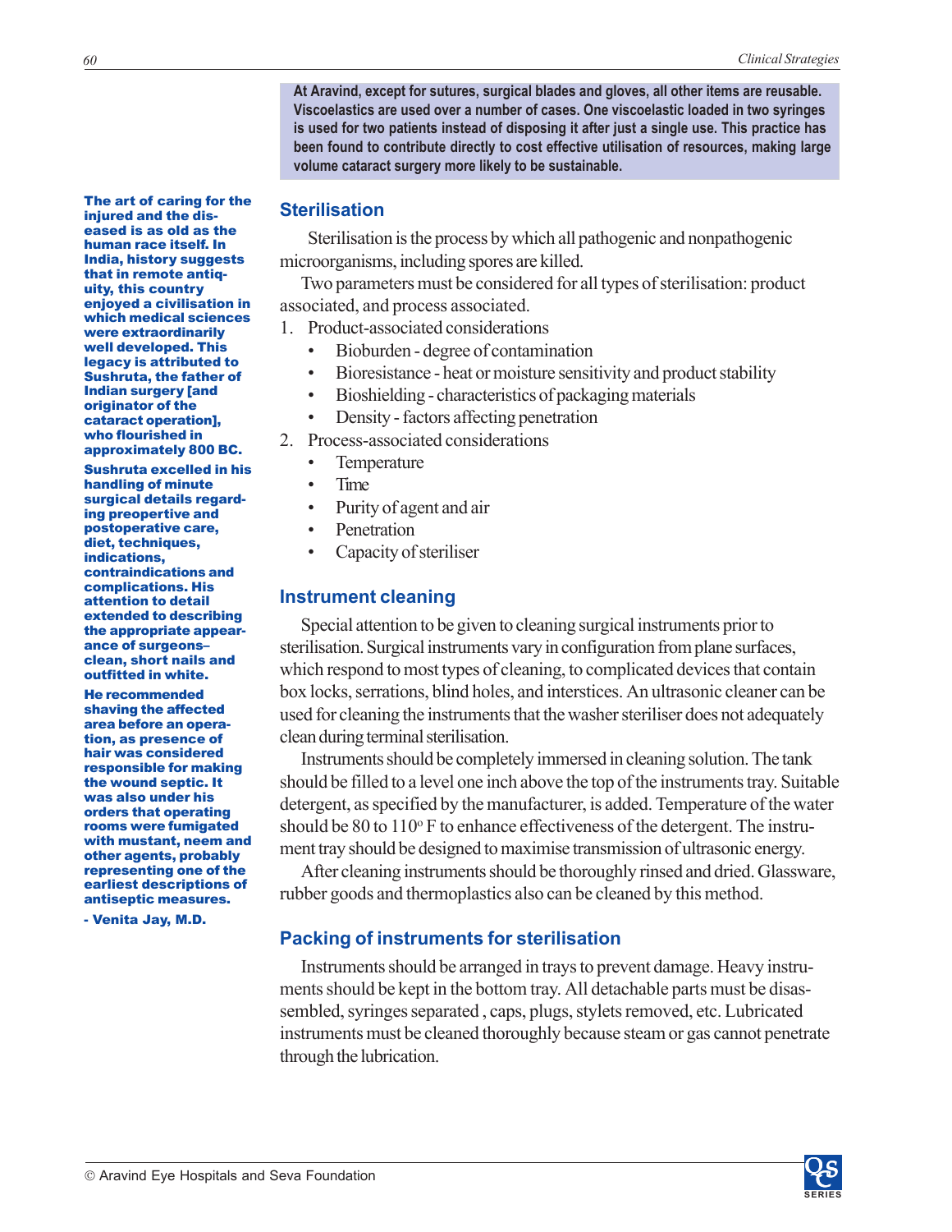**At Aravind, except for sutures, surgical blades and gloves, all other items are reusable. Viscoelastics are used over a number of cases. One viscoelastic loaded in two syringes is used for two patients instead of disposing it after just a single use. This practice has been found to contribute directly to cost effective utilisation of resources, making large volume cataract surgery more likely to be sustainable.**

**The art of caring for the injured and the diseased is as old as the human race itself. In India, history suggests that in remote antiquity, this country enjoyed a civilisation in which medical sciences were extraordinarily well developed. This legacy is attributed to Sushruta, the father of Indian surgery [and originator of the cataract operation], who flourished in approximately 800 BC.**

**Sushruta excelled in his handling of minute surgical details regarding preoperative and postoperative care, diet, techniques, indications, contraindications and complications. His attention to detail extended to describing the appropriate appearance of surgeons– clean, short nails and outfitted in white.**

**He recommended shaving the affected area before an operation, as presence of hair was considered responsible for making the wound septic. It was also under his orders that operating rooms were fumigated with mustant, neem and other agents, probably representing one of the earliest descriptions of antiseptic measures.**

**- Venita Jay, M.D.**

## Sterilisation

Sterilisation is the process by which all pathogenic and nonpathogenic microorganisms, including spores are killed.

Two parameters must be considered for all types of sterilisation: product associated, and process associated.

1. Product-associated considerations
   - Bioburden - degree of contamination
   - Bioresistance - heat or moisture sensitivity and product stability
   - Bioshielding - characteristics of packaging materials
   - Density - factors affecting penetration
2. Process-associated considerations
   - Temperature
   - Time
   - Purity of agent and air
   - Penetration
   - Capacity of steriliser

## Instrument cleaning

Special attention to be given to cleaning surgical instruments prior to sterilisation. Surgical instruments vary in configuration from plane surfaces, which respond to most types of cleaning, to complicated devices that contain box locks, serrations, blind holes, and interstices. An ultrasonic cleaner can be used for cleaning the instruments that the washer steriliser does not adequately clean during terminal sterilisation.

Instruments should be completely immersed in cleaning solution. The tank should be filled to a level one inch above the top of the instruments tray. Suitable detergent, as specified by the manufacturer, is added. Temperature of the water should be 80 to 110° F to enhance effectiveness of the detergent. The instrument tray should be designed to maximise transmission of ultrasonic energy.

After cleaning instruments should be thoroughly rinsed and dried. Glassware, rubber goods and thermoplastics also can be cleaned by this method.

## Packing of instruments for sterilisation

Instruments should be arranged in trays to prevent damage. Heavy instruments should be kept in the bottom tray. All detachable parts must be disassembled, syringes separated , caps, plugs, stylets removed, etc. Lubricated instruments must be cleaned thoroughly because steam or gas cannot penetrate through the lubrication.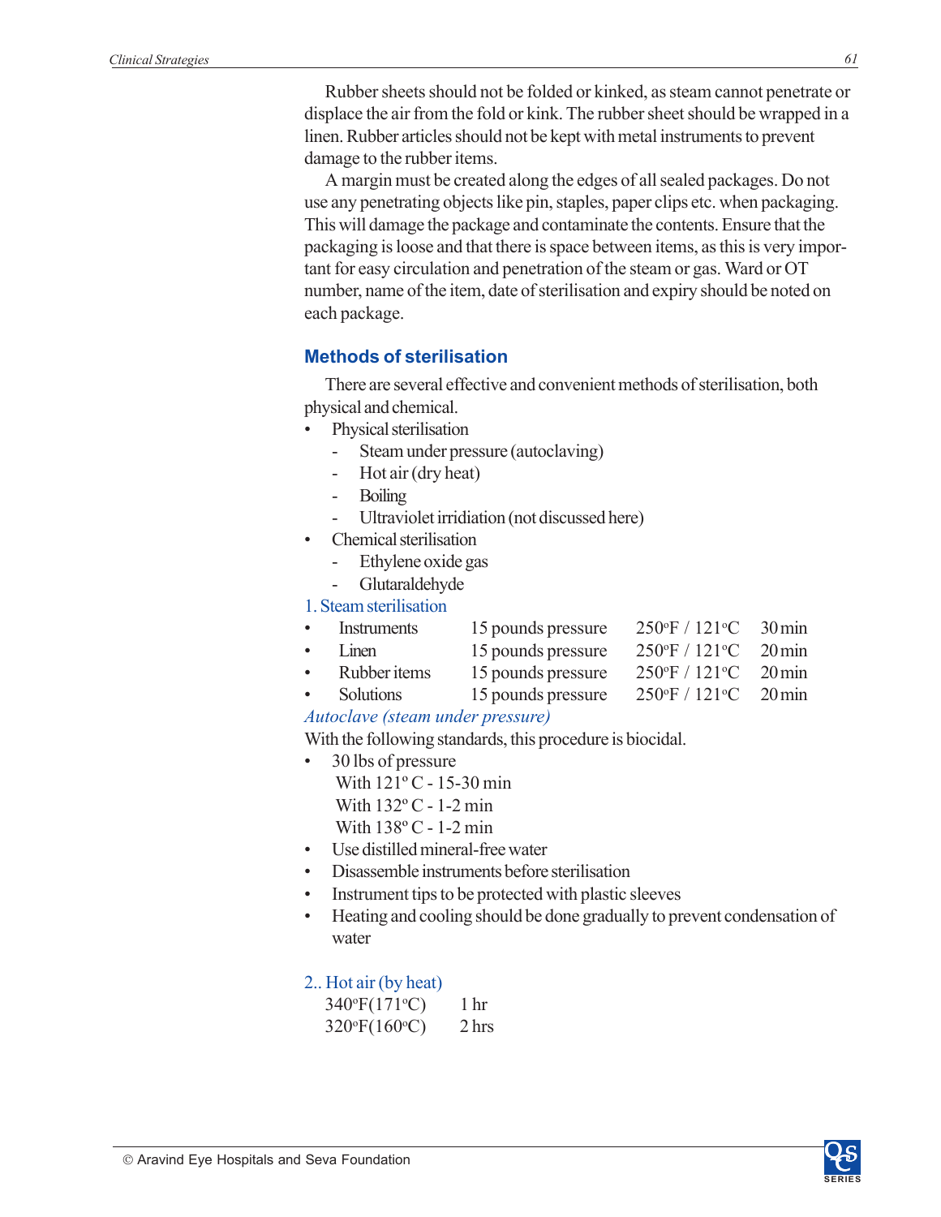Rubber sheets should not be folded or kinked, as steam cannot penetrate or displace the air from the fold or kink. The rubber sheet should be wrapped in a linen. Rubber articles should not be kept with metal instruments to prevent damage to the rubber items.

A margin must be created along the edges of all sealed packages. Do not use any penetrating objects like pin, staples, paper clips etc. when packaging. This will damage the package and contaminate the contents. Ensure that the packaging is loose and that there is space between items, as this is very important for easy circulation and penetration of the steam or gas. Ward or OT number, name of the item, date of sterilisation and expiry should be noted on each package.

## Methods of sterilisation

There are several effective and convenient methods of sterilisation, both physical and chemical.

- Physical sterilisation
  - Steam under pressure (autoclaving)
  - Hot air (dry heat)
  - Boiling
  - Ultraviolet irridiation (not discussed here)
- Chemical sterilisation
  - Ethylene oxide gas
  - Glutaraldehyde

### 1. Steam sterilisation

| | | | |
|---|---|---|---|
| • Instruments | 15 pounds pressure | 250°F / 121°C | 30 min |
| • Linen | 15 pounds pressure | 250°F / 121°C | 20 min |
| • Rubber items | 15 pounds pressure | 250°F / 121°C | 20 min |
| • Solutions | 15 pounds pressure | 250°F / 121°C | 20 min |

*Autoclave (steam under pressure)*

With the following standards, this procedure is biocidal.

- 30 lbs of pressure
  With 121º C - 15-30 min
  With 132º C - 1-2 min
  With 138º C - 1-2 min
- Use distilled mineral-free water
- Disassemble instruments before sterilisation
- Instrument tips to be protected with plastic sleeves
- Heating and cooling should be done gradually to prevent condensation of water

### 2.. Hot air (by heat)

| | |
|---|---|
| 340°F(171°C) | 1 hr |
| 320°F(160°C) | 2 hrs |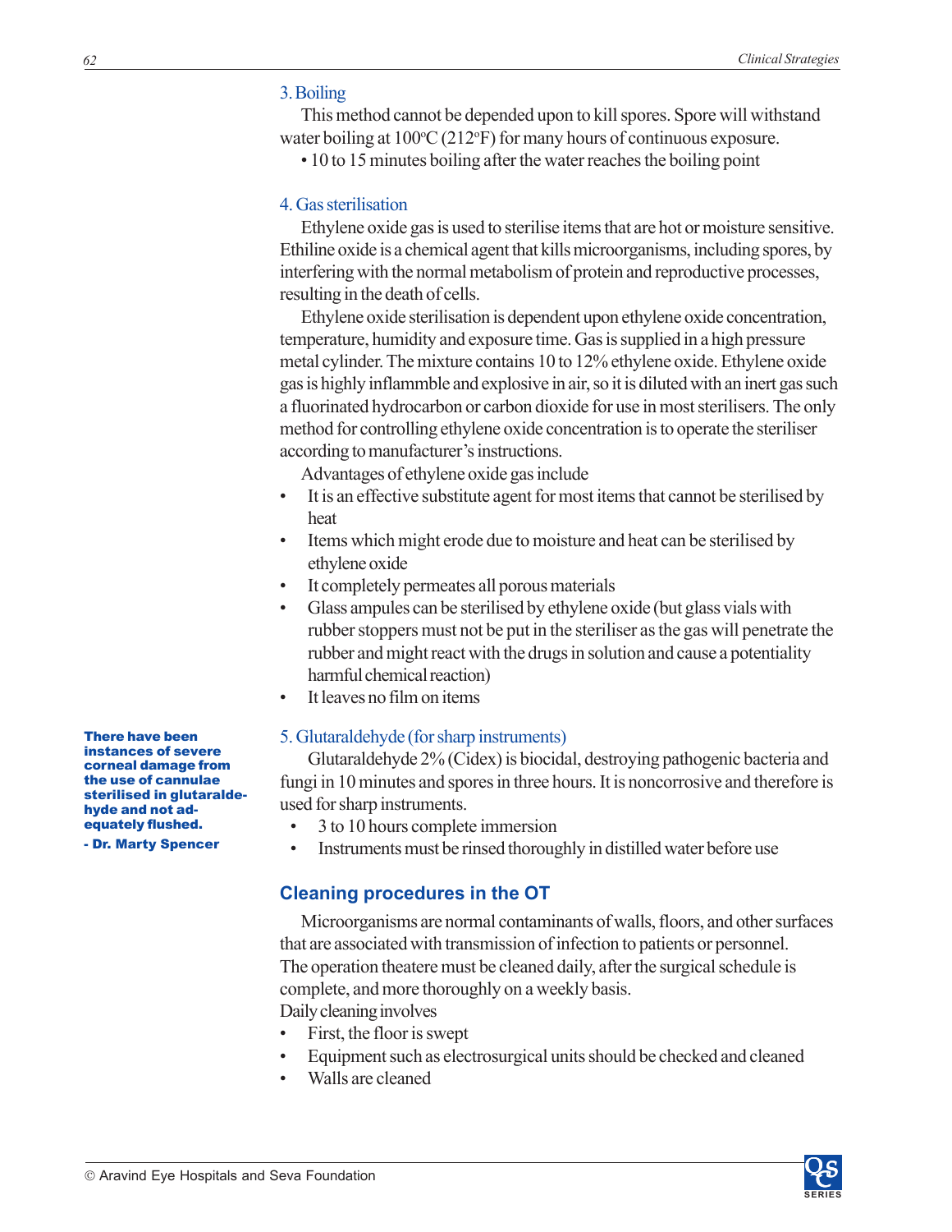### 3. Boiling

This method cannot be depended upon to kill spores. Spore will withstand water boiling at 100ºC (212ºF) for many hours of continuous exposure.

• 10 to 15 minutes boiling after the water reaches the boiling point

### 4. Gas sterilisation

Ethylene oxide gas is used to sterilise items that are hot or moisture sensitive. Ethiline oxide is a chemical agent that kills microorganisms, including spores, by interfering with the normal metabolism of protein and reproductive processes, resulting in the death of cells.

Ethylene oxide sterilisation is dependent upon ethylene oxide concentration, temperature, humidity and exposure time. Gas is supplied in a high pressure metal cylinder. The mixture contains 10 to 12% ethylene oxide. Ethylene oxide gas is highly inflammble and explosive in air, so it is diluted with an inert gas such a fluorinated hydrocarbon or carbon dioxide for use in most sterilisers. The only method for controlling ethylene oxide concentration is to operate the steriliser according to manufacturer's instructions.

Advantages of ethylene oxide gas include

- It is an effective substitute agent for most items that cannot be sterilised by heat
- Items which might erode due to moisture and heat can be sterilised by ethylene oxide
- It completely permeates all porous materials
- Glass ampules can be sterilised by ethylene oxide (but glass vials with rubber stoppers must not be put in the steriliser as the gas will penetrate the rubber and might react with the drugs in solution and cause a potentiality harmful chemical reaction)
- It leaves no film on items

### 5. Glutaraldehyde (for sharp instruments)

**There have been instances of severe corneal damage from the use of cannulae sterilised in glutaraldehyde and not adequately flushed.**
**- Dr. Marty Spencer**

Glutaraldehyde 2% (Cidex) is biocidal, destroying pathogenic bacteria and fungi in 10 minutes and spores in three hours. It is noncorrosive and therefore is used for sharp instruments.

- 3 to 10 hours complete immersion
- Instruments must be rinsed thoroughly in distilled water before use

## Cleaning procedures in the OT

Microorganisms are normal contaminants of walls, floors, and other surfaces that are associated with transmission of infection to patients or personnel. The operation theatere must be cleaned daily, after the surgical schedule is complete, and more thoroughly on a weekly basis.

Daily cleaning involves

- First, the floor is swept
- Equipment such as electrosurgical units should be checked and cleaned
- Walls are cleaned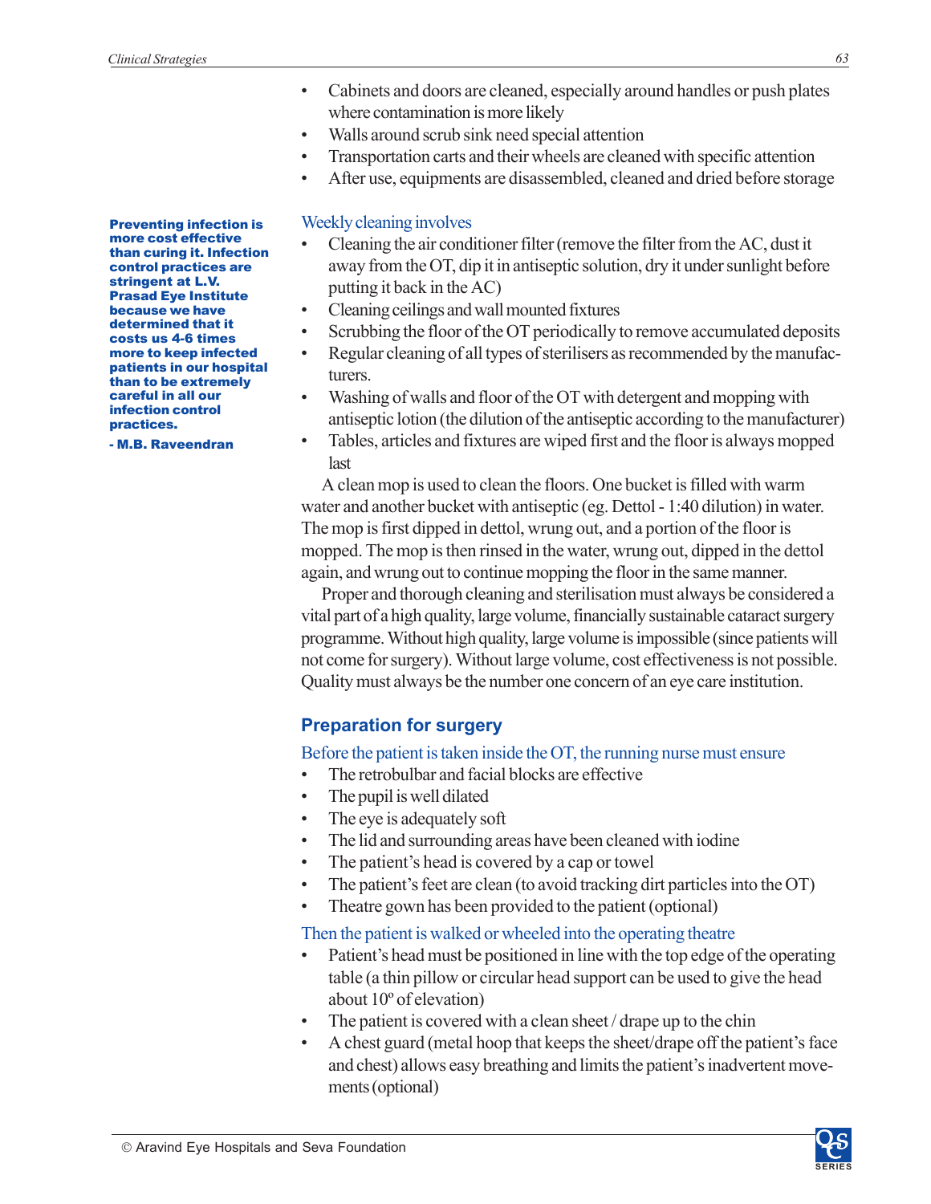- Cabinets and doors are cleaned, especially around handles or push plates where contamination is more likely
- Walls around scrub sink need special attention
- Transportation carts and their wheels are cleaned with specific attention
- After use, equipments are disassembled, cleaned and dried before storage

**Preventing infection is more cost effective than curing it. Infection control practices are stringent at L.V. Prasad Eye Institute because we have determined that it costs us 4-6 times more to keep infected patients in our hospital than to be extremely careful in all our infection control practices.**

**- M.B. Raveendran**

Weekly cleaning involves

- Cleaning the air conditioner filter (remove the filter from the AC, dust it away from the OT, dip it in antiseptic solution, dry it under sunlight before putting it back in the AC)
- Cleaning ceilings and wall mounted fixtures
- Scrubbing the floor of the OT periodically to remove accumulated deposits
- Regular cleaning of all types of sterilisers as recommended by the manufacturers.
- Washing of walls and floor of the OT with detergent and mopping with antiseptic lotion (the dilution of the antiseptic according to the manufacturer)
- Tables, articles and fixtures are wiped first and the floor is always mopped last

A clean mop is used to clean the floors. One bucket is filled with warm water and another bucket with antiseptic (eg. Dettol - 1:40 dilution) in water. The mop is first dipped in dettol, wrung out, and a portion of the floor is mopped. The mop is then rinsed in the water, wrung out, dipped in the dettol again, and wrung out to continue mopping the floor in the same manner.

Proper and thorough cleaning and sterilisation must always be considered a vital part of a high quality, large volume, financially sustainable cataract surgery programme. Without high quality, large volume is impossible (since patients will not come for surgery). Without large volume, cost effectiveness is not possible. Quality must always be the number one concern of an eye care institution.

## Preparation for surgery

Before the patient is taken inside the OT, the running nurse must ensure

- The retrobulbar and facial blocks are effective
- The pupil is well dilated
- The eye is adequately soft
- The lid and surrounding areas have been cleaned with iodine
- The patient's head is covered by a cap or towel
- The patient's feet are clean (to avoid tracking dirt particles into the OT)
- Theatre gown has been provided to the patient (optional)

Then the patient is walked or wheeled into the operating theatre

- Patient's head must be positioned in line with the top edge of the operating table (a thin pillow or circular head support can be used to give the head about 10º of elevation)
- The patient is covered with a clean sheet / drape up to the chin
- A chest guard (metal hoop that keeps the sheet/drape off the patient's face and chest) allows easy breathing and limits the patient's inadvertent movements (optional)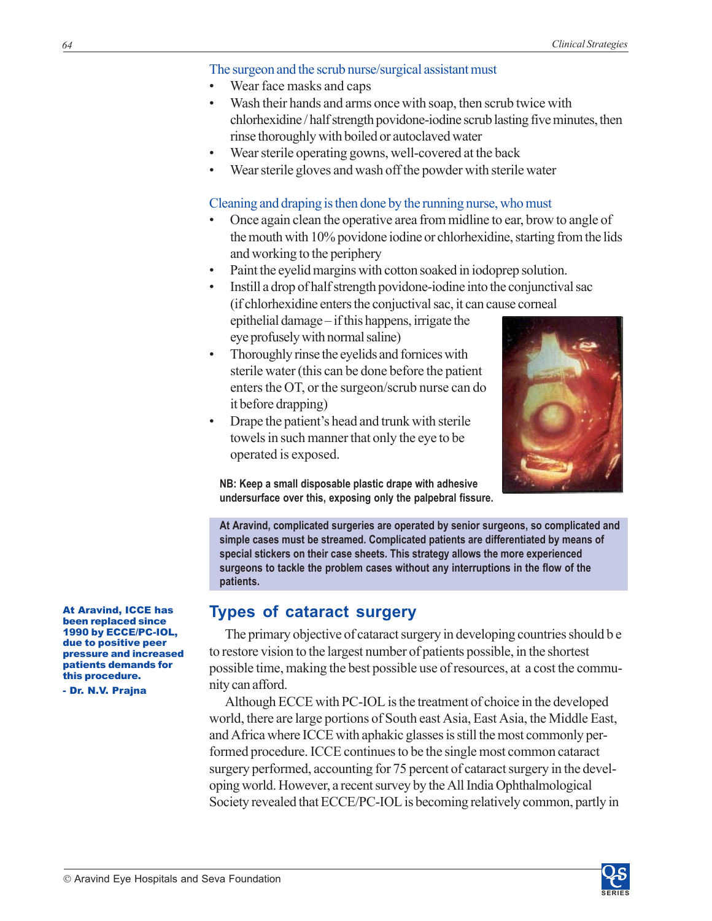The surgeon and the scrub nurse/surgical assistant must

- Wear face masks and caps
- Wash their hands and arms once with soap, then scrub twice with chlorhexidine / half strength povidone-iodine scrub lasting five minutes, then rinse thoroughly with boiled or autoclaved water
- Wear sterile operating gowns, well-covered at the back
- Wear sterile gloves and wash off the powder with sterile water

Cleaning and draping is then done by the running nurse, who must

- Once again clean the operative area from midline to ear, brow to angle of the mouth with 10% povidone iodine or chlorhexidine, starting from the lids and working to the periphery
- Paint the eyelid margins with cotton soaked in iodoprep solution.
- Instill a drop of half strength povidone-iodine into the conjunctival sac (if chlorhexidine enters the conjuctival sac, it can cause corneal epithelial damage – if this happens, irrigate the eye profusely with normal saline)
- Thoroughly rinse the eyelids and fornices with sterile water (this can be done before the patient enters the OT, or the surgeon/scrub nurse can do it before drapping)
- Drape the patient's head and trunk with sterile towels in such manner that only the eye to be operated is exposed.

**NB: Keep a small disposable plastic drape with adhesive undersurface over this, exposing only the palpebral fissure.**

**At Aravind, complicated surgeries are operated by senior surgeons, so complicated and simple cases must be streamed. Complicated patients are differentiated by means of special stickers on their case sheets. This strategy allows the more experienced surgeons to tackle the problem cases without any interruptions in the flow of the patients.**

## Types of cataract surgery

**At Aravind, ICCE has been replaced since 1990 by ECCE/PC-IOL, due to positive peer pressure and increased patients demands for this procedure.**

**- Dr. N.V. Prajna**

The primary objective of cataract surgery in developing countries should be to restore vision to the largest number of patients possible, in the shortest possible time, making the best possible use of resources, at a cost the community can afford.

Although ECCE with PC-IOL is the treatment of choice in the developed world, there are large portions of South east Asia, East Asia, the Middle East, and Africa where ICCE with aphakic glasses is still the most commonly performed procedure. ICCE continues to be the single most common cataract surgery performed, accounting for 75 percent of cataract surgery in the developing world. However, a recent survey by the All India Ophthalmological Society revealed that ECCE/PC-IOL is becoming relatively common, partly in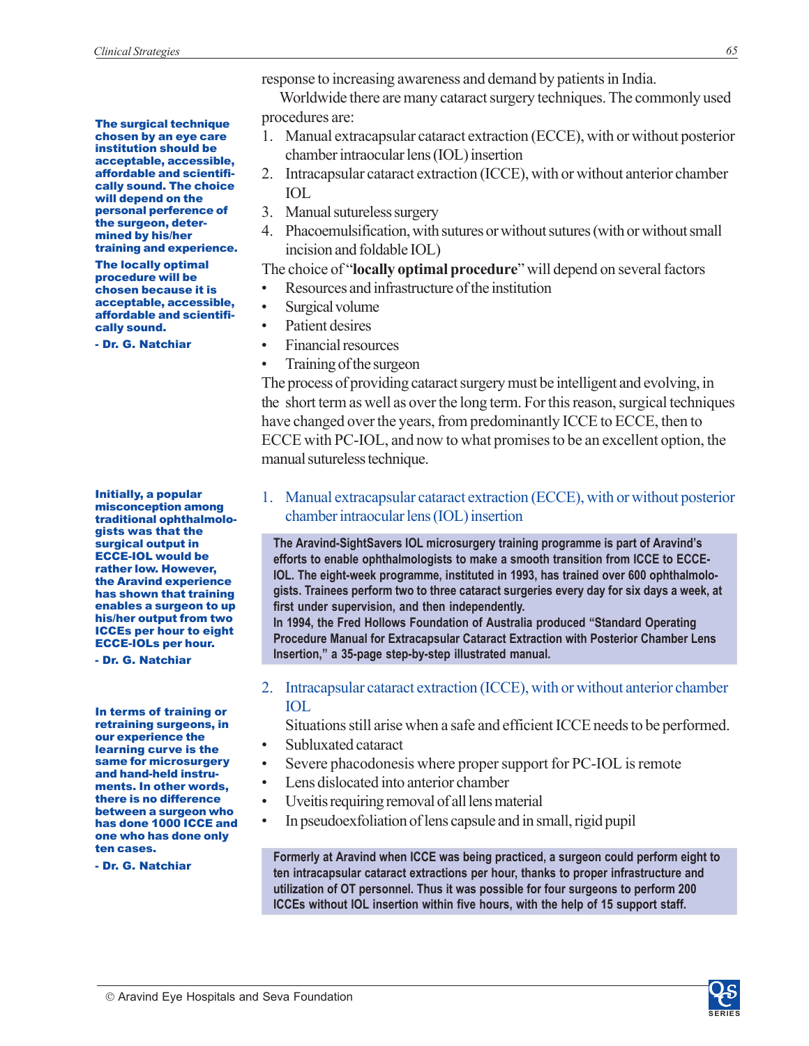response to increasing awareness and demand by patients in India.

Worldwide there are many cataract surgery techniques. The commonly used procedures are:

1. Manual extracapsular cataract extraction (ECCE), with or without posterior chamber intraocular lens (IOL) insertion
2. Intracapsular cataract extraction (ICCE), with or without anterior chamber IOL
3. Manual sutureless surgery
4. Phacoemulsification, with sutures or without sutures (with or without small incision and foldable IOL)

The choice of "**locally optimal procedure**" will depend on several factors

- Resources and infrastructure of the institution
- Surgical volume
- Patient desires
- Financial resources
- Training of the surgeon

The process of providing cataract surgery must be intelligent and evolving, in the short term as well as over the long term. For this reason, surgical techniques have changed over the years, from predominantly ICCE to ECCE, then to ECCE with PC-IOL, and now to what promises to be an excellent option, the manual sutureless technique.

**The surgical technique chosen by an eye care institution should be acceptable, accessible, affordable and scientifically sound. The choice will depend on the personal perference of the surgeon, determined by his/her training and experience.**

**The locally optimal procedure will be chosen because it is acceptable, accessible, affordable and scientifically sound.**

**- Dr. G. Natchiar**

### 1. Manual extracapsular cataract extraction (ECCE), with or without posterior chamber intraocular lens (IOL) insertion

**The Aravind-SightSavers IOL microsurgery training programme is part of Aravind's efforts to enable ophthalmologists to make a smooth transition from ICCE to ECCE-IOL. The eight-week programme, instituted in 1993, has trained over 600 ophthalmologists. Trainees perform two to three cataract surgeries every day for six days a week, at first under supervision, and then independently.**

**In 1994, the Fred Hollows Foundation of Australia produced "Standard Operating Procedure Manual for Extracapsular Cataract Extraction with Posterior Chamber Lens Insertion," a 35-page step-by-step illustrated manual.**

**Initially, a popular misconception among traditional ophthalmologists was that the surgical output in ECCE-IOL would be rather low. However, the Aravind experience has shown that training enables a surgeon to up his/her output from two ICCEs per hour to eight ECCE-IOLs per hour.**

**- Dr. G. Natchiar**

### 2. Intracapsular cataract extraction (ICCE), with or without anterior chamber IOL

Situations still arise when a safe and efficient ICCE needs to be performed.

- Subluxated cataract
- Severe phacodonesis where proper support for PC-IOL is remote
- Lens dislocated into anterior chamber
- Uveitis requiring removal of all lens material
- In pseudoexfoliation of lens capsule and in small, rigid pupil

**Formerly at Aravind when ICCE was being practiced, a surgeon could perform eight to ten intracapsular cataract extractions per hour, thanks to proper infrastructure and utilization of OT personnel. Thus it was possible for four surgeons to perform 200 ICCEs without IOL insertion within five hours, with the help of 15 support staff.**

**In terms of training or retraining surgeons, in our experience the learning curve is the same for microsurgery and hand-held instruments. In other words, there is no difference between a surgeon who has done 1000 ICCE and one who has done only ten cases.**

**- Dr. G. Natchiar**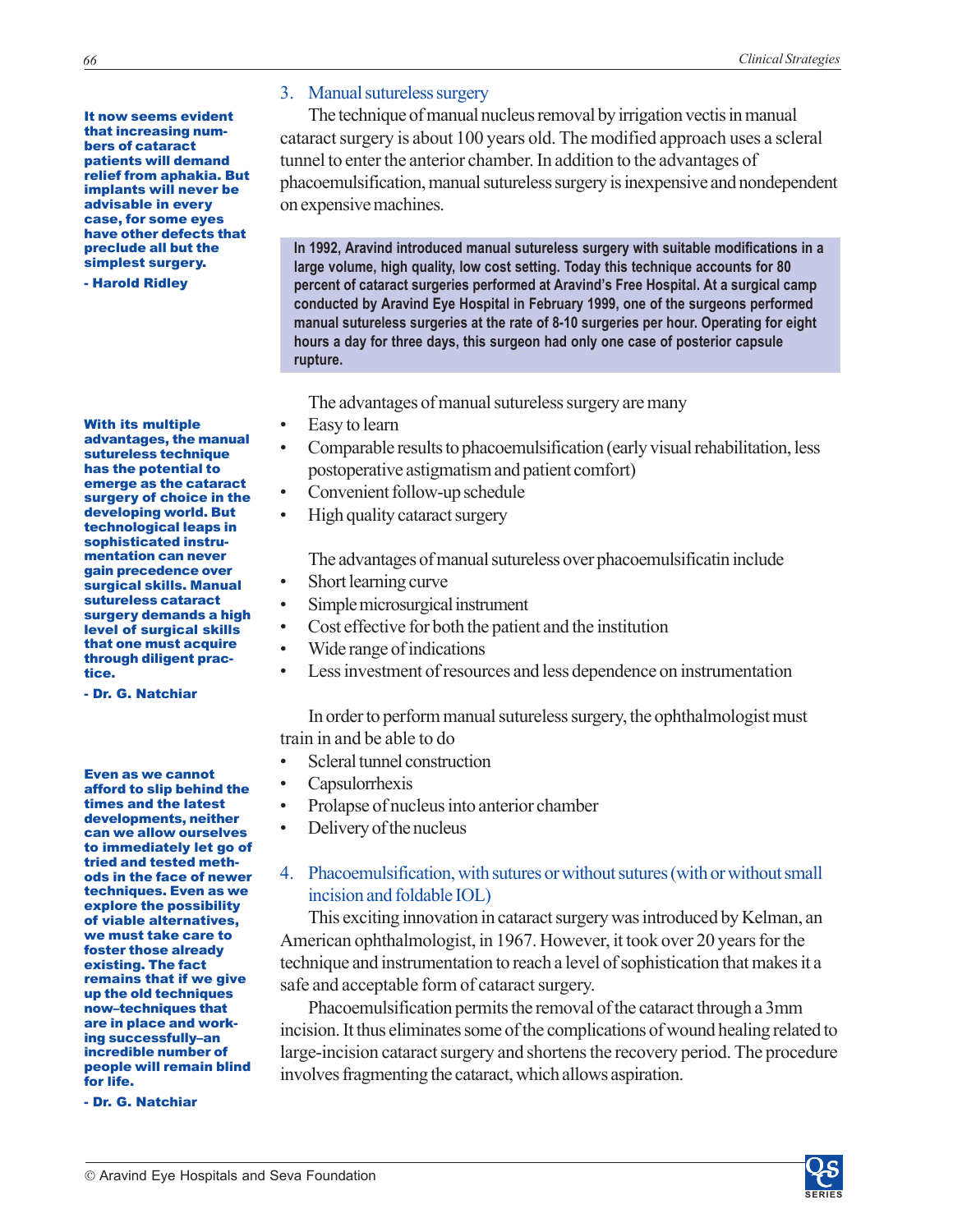### 3. Manual sutureless surgery

The technique of manual nucleus removal by irrigation vectis in manual cataract surgery is about 100 years old. The modified approach uses a scleral tunnel to enter the anterior chamber. In addition to the advantages of phacoemulsification, manual sutureless surgery is inexpensive and nondependent on expensive machines.

> **It now seems evident that increasing numbers of cataract patients will demand relief from aphakia. But implants will never be advisable in every case, for some eyes have other defects that preclude all but the simplest surgery.**
>
> **- Harold Ridley**

**In 1992, Aravind introduced manual sutureless surgery with suitable modifications in a large volume, high quality, low cost setting. Today this technique accounts for 80 percent of cataract surgeries performed at Aravind's Free Hospital. At a surgical camp conducted by Aravind Eye Hospital in February 1999, one of the surgeons performed manual sutureless surgeries at the rate of 8-10 surgeries per hour. Operating for eight hours a day for three days, this surgeon had only one case of posterior capsule rupture.**

The advantages of manual sutureless surgery are many

- Easy to learn
- Comparable results to phacoemulsification (early visual rehabilitation, less postoperative astigmatism and patient comfort)
- Convenient follow-up schedule
- High quality cataract surgery

> **With its multiple advantages, the manual sutureless technique has the potential to emerge as the cataract surgery of choice in the developing world. But technological leaps in sophisticated instrumentation can never gain precedence over surgical skills. Manual sutureless cataract surgery demands a high level of surgical skills that one must acquire through diligent practice.**
>
> **- Dr. G. Natchiar**

The advantages of manual sutureless over phacoemulsificatin include

- Short learning curve
- Simple microsurgical instrument
- Cost effective for both the patient and the institution
- Wide range of indications
- Less investment of resources and less dependence on instrumentation

In order to perform manual sutureless surgery, the ophthalmologist must train in and be able to do

- Scleral tunnel construction
- Capsulorrhexis
- Prolapse of nucleus into anterior chamber
- Delivery of the nucleus

### 4. Phacoemulsification, with sutures or without sutures (with or without small incision and foldable IOL)

This exciting innovation in cataract surgery was introduced by Kelman, an American ophthalmologist, in 1967. However, it took over 20 years for the technique and instrumentation to reach a level of sophistication that makes it a safe and acceptable form of cataract surgery.

Phacoemulsification permits the removal of the cataract through a 3mm incision. It thus eliminates some of the complications of wound healing related to large-incision cataract surgery and shortens the recovery period. The procedure involves fragmenting the cataract, which allows aspiration.

> **Even as we cannot afford to slip behind the times and the latest developments, neither can we allow ourselves to immediately let go of tried and tested methods in the face of newer techniques. Even as we explore the possibility of viable alternatives, we must take care to foster those already existing. The fact remains that if we give up the old techniques now–techniques that are in place and working successfully–an incredible number of people will remain blind for life.**
>
> **- Dr. G. Natchiar**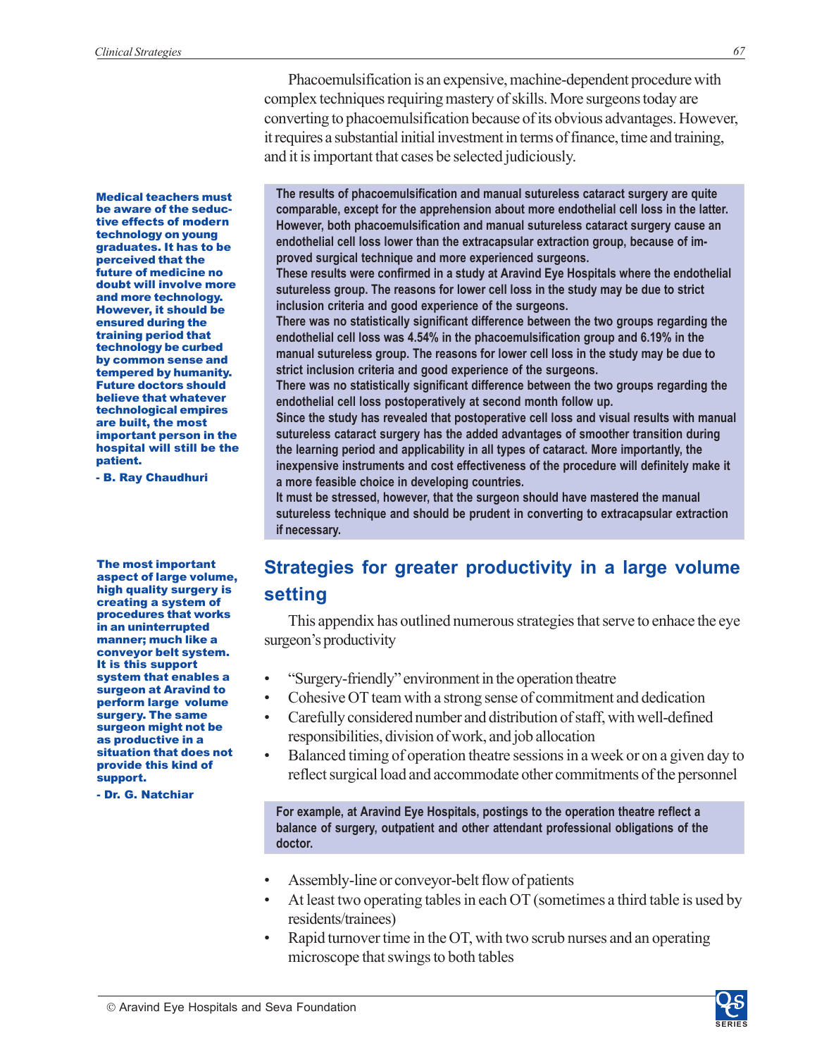Phacoemulsification is an expensive, machine-dependent procedure with complex techniques requiring mastery of skills. More surgeons today are converting to phacoemulsification because of its obvious advantages. However, it requires a substantial initial investment in terms of finance, time and training, and it is important that cases be selected judiciously.

**Medical teachers must be aware of the seductive effects of modern technology on young graduates. It has to be perceived that the future of medicine no doubt will involve more and more technology. However, it should be ensured during the training period that technology be curbed by common sense and tempered by humanity. Future doctors should believe that whatever technological empires are built, the most important person in the hospital will still be the patient.**

**- B. Ray Chaudhuri**

**The results of phacoemulsification and manual sutureless cataract surgery are quite comparable, except for the apprehension about more endothelial cell loss in the latter. However, both phacoemulsification and manual sutureless cataract surgery cause an endothelial cell loss lower than the extracapsular extraction group, because of improved surgical technique and more experienced surgeons.**
**These results were confirmed in a study at Aravind Eye Hospitals where the endothelial sutureless group. The reasons for lower cell loss in the study may be due to strict inclusion criteria and good experience of the surgeons.**
**There was no statistically significant difference between the two groups regarding the endothelial cell loss was 4.54% in the phacoemulsification group and 6.19% in the manual sutureless group. The reasons for lower cell loss in the study may be due to strict inclusion criteria and good experience of the surgeons.**
**There was no statistically significant difference between the two groups regarding the endothelial cell loss postoperatively at second month follow up.**
**Since the study has revealed that postoperative cell loss and visual results with manual sutureless cataract surgery has the added advantages of smoother transition during the learning period and applicability in all types of cataract. More importantly, the inexpensive instruments and cost effectiveness of the procedure will definitely make it a more feasible choice in developing countries.**
**It must be stressed, however, that the surgeon should have mastered the manual sutureless technique and should be prudent in converting to extracapsular extraction if necessary.**

## Strategies for greater productivity in a large volume setting

**The most important aspect of large volume, high quality surgery is creating a system of procedures that works in an uninterrupted manner; much like a conveyor belt system. It is this support system that enables a surgeon at Aravind to perform large volume surgery. The same surgeon might not be as productive in a situation that does not provide this kind of support.**

**- Dr. G. Natchiar**

This appendix has outlined numerous strategies that serve to enhace the eye surgeon's productivity

- "Surgery-friendly" environment in the operation theatre
- Cohesive OT team with a strong sense of commitment and dedication
- Carefully considered number and distribution of staff, with well-defined responsibilities, division of work, and job allocation
- Balanced timing of operation theatre sessions in a week or on a given day to reflect surgical load and accommodate other commitments of the personnel

**For example, at Aravind Eye Hospitals, postings to the operation theatre reflect a balance of surgery, outpatient and other attendant professional obligations of the doctor.**

- Assembly-line or conveyor-belt flow of patients
- At least two operating tables in each OT (sometimes a third table is used by residents/trainees)
- Rapid turnover time in the OT, with two scrub nurses and an operating microscope that swings to both tables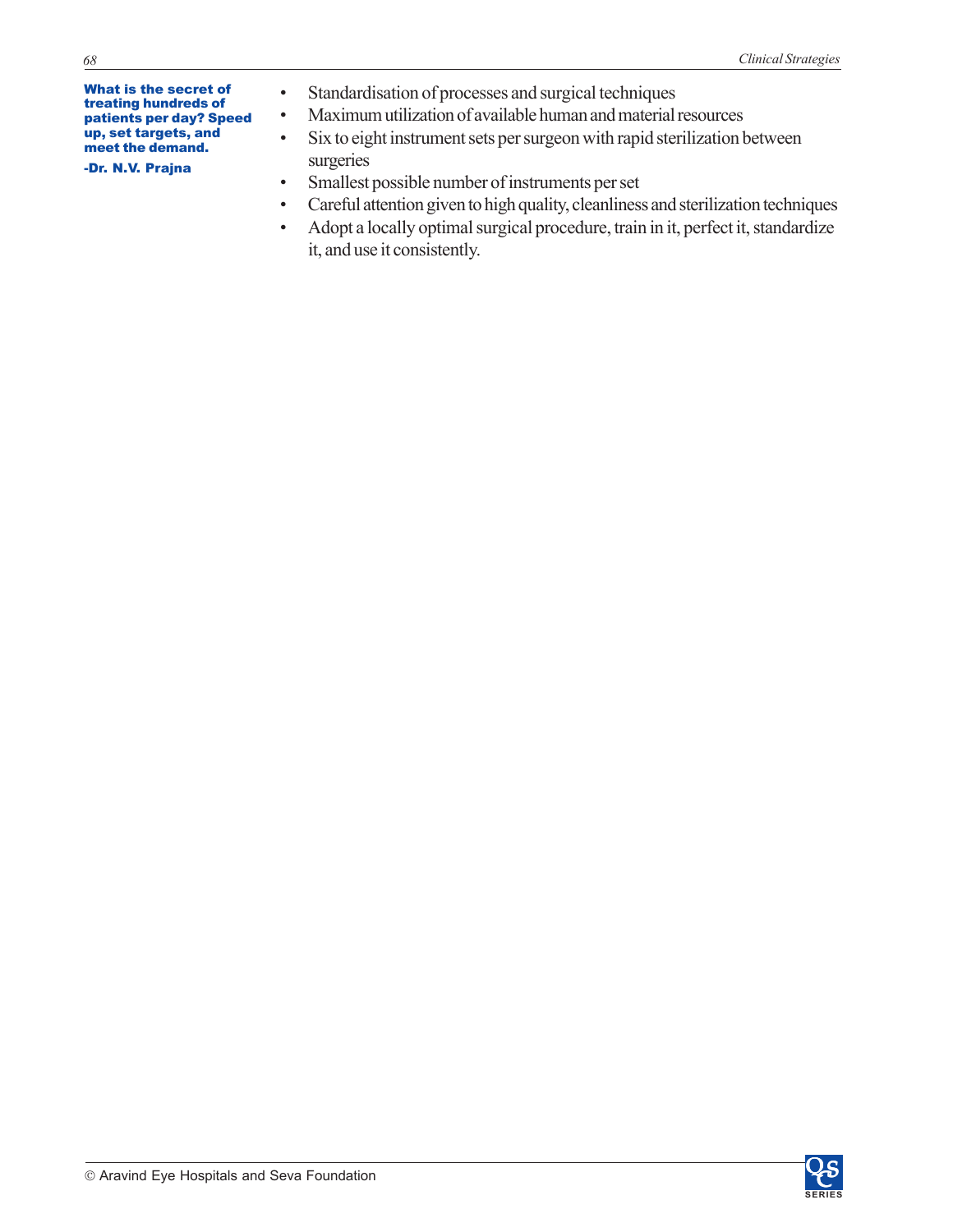**What is the secret of treating hundreds of patients per day? Speed up, set targets, and meet the demand.**

**-Dr. N.V. Prajna**

- Standardisation of processes and surgical techniques
- Maximum utilization of available human and material resources
- Six to eight instrument sets per surgeon with rapid sterilization between surgeries
- Smallest possible number of instruments per set
- Careful attention given to high quality, cleanliness and sterilization techniques
- Adopt a locally optimal surgical procedure, train in it, perfect it, standardize it, and use it consistently.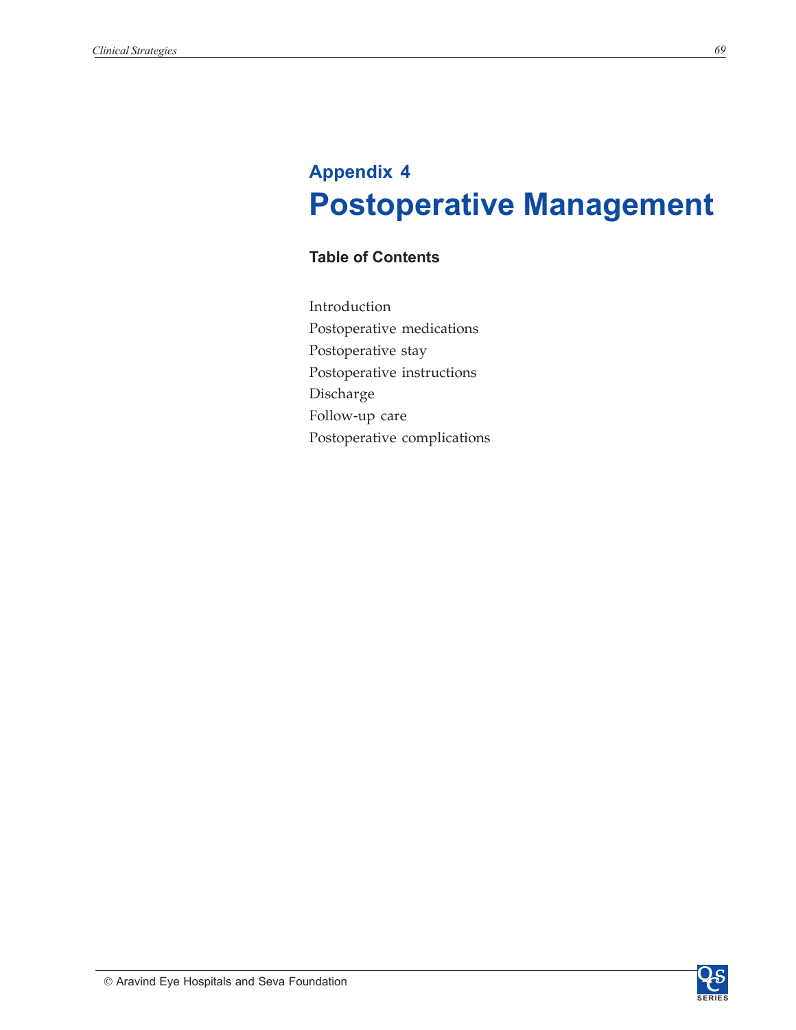## Appendix 4

# Postoperative Management

### Table of Contents

Introduction
Postoperative medications
Postoperative stay
Postoperative instructions
Discharge
Follow-up care
Postoperative complications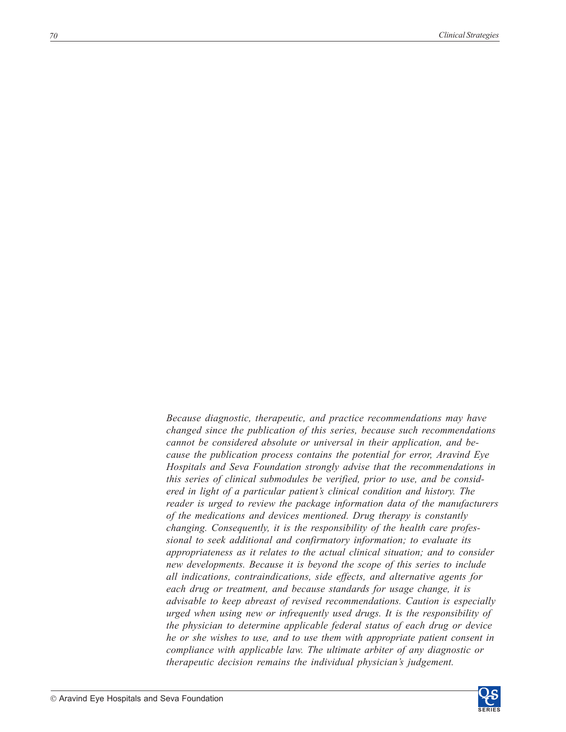*Because diagnostic, therapeutic, and practice recommendations may have changed since the publication of this series, because such recommendations cannot be considered absolute or universal in their application, and because the publication process contains the potential for error, Aravind Eye Hospitals and Seva Foundation strongly advise that the recommendations in this series of clinical submodules be verified, prior to use, and be considered in light of a particular patient's clinical condition and history. The reader is urged to review the package information data of the manufacturers of the medications and devices mentioned. Drug therapy is constantly changing. Consequently, it is the responsibility of the health care professional to seek additional and confirmatory information; to evaluate its appropriateness as it relates to the actual clinical situation; and to consider new developments. Because it is beyond the scope of this series to include all indications, contraindications, side effects, and alternative agents for each drug or treatment, and because standards for usage change, it is advisable to keep abreast of revised recommendations. Caution is especially urged when using new or infrequently used drugs. It is the responsibility of the physician to determine applicable federal status of each drug or device he or she wishes to use, and to use them with appropriate patient consent in compliance with applicable law. The ultimate arbiter of any diagnostic or therapeutic decision remains the individual physician's judgement.*

© Aravind Eye Hospitals and Seva Foundation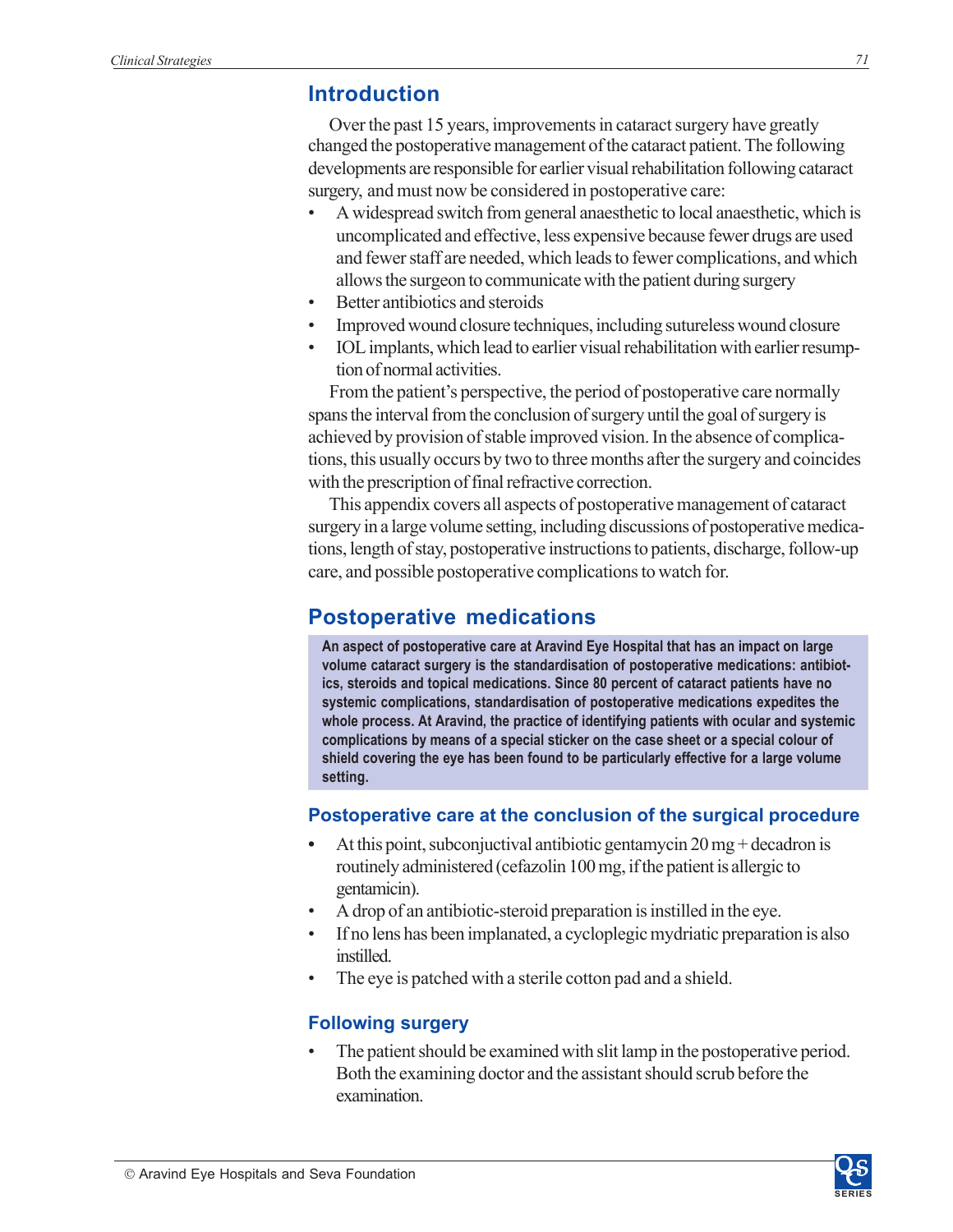## Introduction

Over the past 15 years, improvements in cataract surgery have greatly changed the postoperative management of the cataract patient. The following developments are responsible for earlier visual rehabilitation following cataract surgery, and must now be considered in postoperative care:

- A widespread switch from general anaesthetic to local anaesthetic, which is uncomplicated and effective, less expensive because fewer drugs are used and fewer staff are needed, which leads to fewer complications, and which allows the surgeon to communicate with the patient during surgery
- Better antibiotics and steroids
- Improved wound closure techniques, including sutureless wound closure
- IOL implants, which lead to earlier visual rehabilitation with earlier resumption of normal activities.

From the patient's perspective, the period of postoperative care normally spans the interval from the conclusion of surgery until the goal of surgery is achieved by provision of stable improved vision. In the absence of complications, this usually occurs by two to three months after the surgery and coincides with the prescription of final refractive correction.

This appendix covers all aspects of postoperative management of cataract surgery in a large volume setting, including discussions of postoperative medications, length of stay, postoperative instructions to patients, discharge, follow-up care, and possible postoperative complications to watch for.

## Postoperative medications

**An aspect of postoperative care at Aravind Eye Hospital that has an impact on large volume cataract surgery is the standardisation of postoperative medications: antibiotics, steroids and topical medications. Since 80 percent of cataract patients have no systemic complications, standardisation of postoperative medications expedites the whole process. At Aravind, the practice of identifying patients with ocular and systemic complications by means of a special sticker on the case sheet or a special colour of shield covering the eye has been found to be particularly effective for a large volume setting.**

### Postoperative care at the conclusion of the surgical procedure

- At this point, subconjuctival antibiotic gentamycin 20 mg + decadron is routinely administered (cefazolin 100 mg, if the patient is allergic to gentamicin).
- A drop of an antibiotic-steroid preparation is instilled in the eye.
- If no lens has been implanated, a cycloplegic mydriatic preparation is also instilled.
- The eye is patched with a sterile cotton pad and a shield.

### Following surgery

- The patient should be examined with slit lamp in the postoperative period. Both the examining doctor and the assistant should scrub before the examination.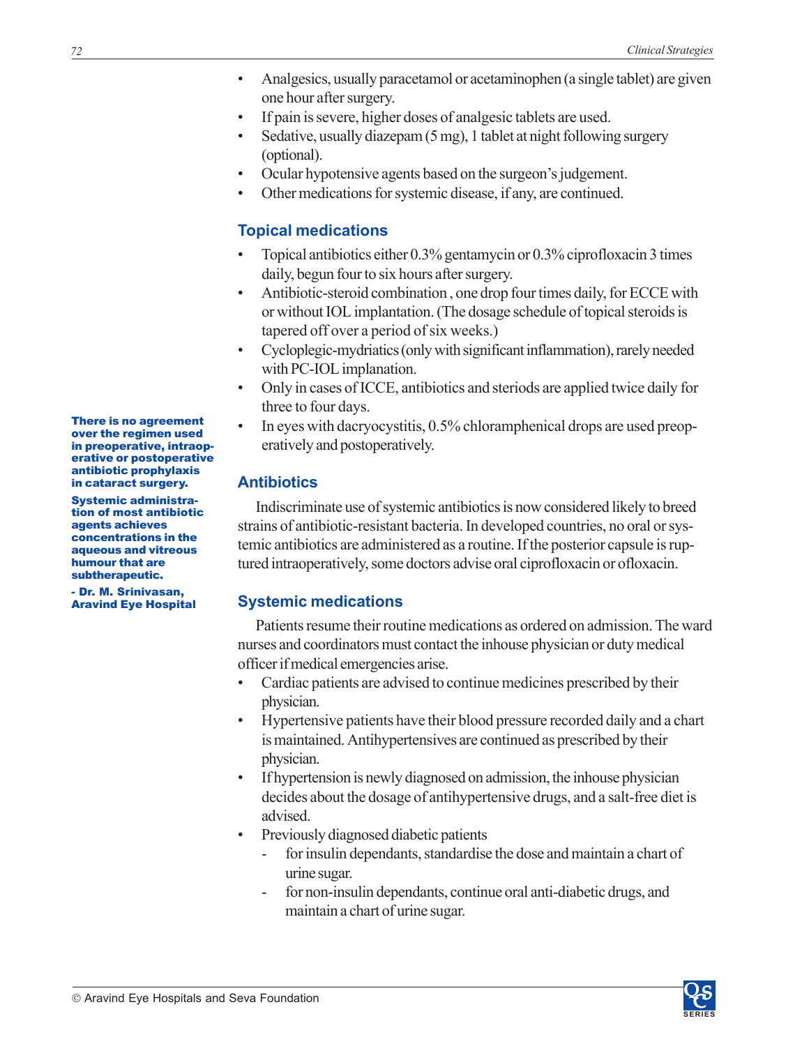- Analgesics, usually paracetamol or acetaminophen (a single tablet) are given one hour after surgery.
- If pain is severe, higher doses of analgesic tablets are used.
- Sedative, usually diazepam (5 mg), 1 tablet at night following surgery (optional).
- Ocular hypotensive agents based on the surgeon's judgement.
- Other medications for systemic disease, if any, are continued.

### Topical medications

- Topical antibiotics either 0.3% gentamycin or 0.3% ciprofloxacin 3 times daily, begun four to six hours after surgery.
- Antibiotic-steroid combination , one drop four times daily, for ECCE with or without IOL implantation. (The dosage schedule of topical steroids is tapered off over a period of six weeks.)
- Cycloplegic-mydriatics (only with significant inflammation), rarely needed with PC-IOL implantation.
- Only in cases of ICCE, antibiotics and steriods are applied twice daily for three to four days.
- In eyes with dacryocystitis, 0.5% chloramphenical drops are used preoperatively and postoperatively.

**There is no agreement over the regimen used in preoperative, intraoperative or postoperative antibiotic prophylaxis in cataract surgery.**

**Systemic administration of most antibiotic agents achieves concentrations in the aqueous and vitreous humour that are subtherapeutic.**

**- Dr. M. Srinivasan, Aravind Eye Hospital**

### Antibiotics

Indiscriminate use of systemic antibiotics is now considered likely to breed strains of antibiotic-resistant bacteria. In developed countries, no oral or systemic antibiotics are administered as a routine. If the posterior capsule is ruptured intraoperatively, some doctors advise oral ciprofloxacin or ofloxacin.

### Systemic medications

Patients resume their routine medications as ordered on admission. The ward nurses and coordinators must contact the inhouse physician or duty medical officer if medical emergencies arise.

- Cardiac patients are advised to continue medicines prescribed by their physician.
- Hypertensive patients have their blood pressure recorded daily and a chart is maintained. Antihypertensives are continued as prescribed by their physician.
- If hypertension is newly diagnosed on admission, the inhouse physician decides about the dosage of antihypertensive drugs, and a salt-free diet is advised.
- Previously diagnosed diabetic patients
  - for insulin dependants, standardise the dose and maintain a chart of urine sugar.
  - for non-insulin dependants, continue oral anti-diabetic drugs, and maintain a chart of urine sugar.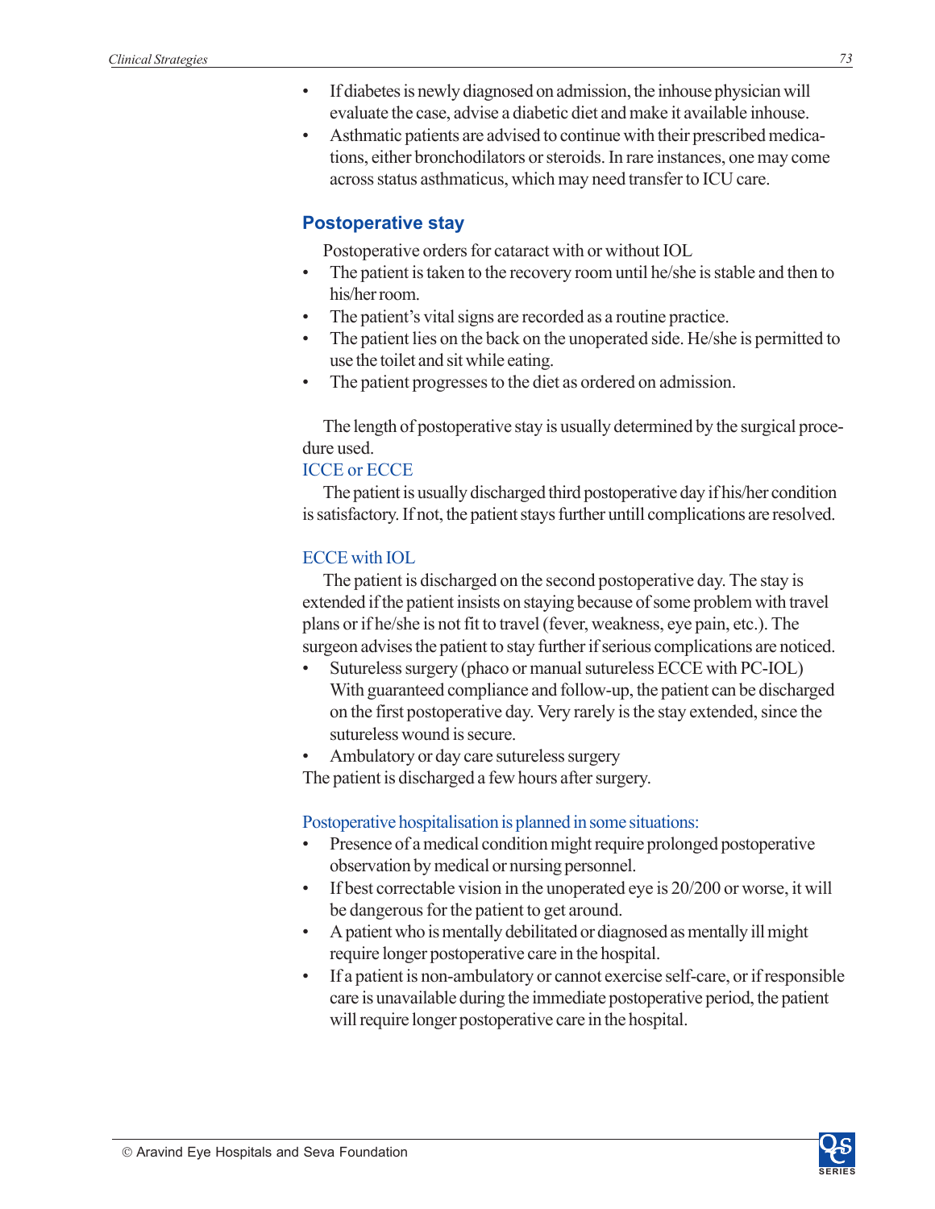- If diabetes is newly diagnosed on admission, the inhouse physician will evaluate the case, advise a diabetic diet and make it available inhouse.
- Asthmatic patients are advised to continue with their prescribed medications, either bronchodilators or steroids. In rare instances, one may come across status asthmaticus, which may need transfer to ICU care.

## Postoperative stay

Postoperative orders for cataract with or without IOL

- The patient is taken to the recovery room until he/she is stable and then to his/her room.
- The patient's vital signs are recorded as a routine practice.
- The patient lies on the back on the unoperated side. He/she is permitted to use the toilet and sit while eating.
- The patient progresses to the diet as ordered on admission.

The length of postoperative stay is usually determined by the surgical procedure used.

### ICCE or ECCE

The patient is usually discharged third postoperative day if his/her condition is satisfactory. If not, the patient stays further untill complications are resolved.

### ECCE with IOL

The patient is discharged on the second postoperative day. The stay is extended if the patient insists on staying because of some problem with travel plans or if he/she is not fit to travel (fever, weakness, eye pain, etc.). The surgeon advises the patient to stay further if serious complications are noticed.

- Sutureless surgery (phaco or manual sutureless ECCE with PC-IOL) With guaranteed compliance and follow-up, the patient can be discharged on the first postoperative day. Very rarely is the stay extended, since the sutureless wound is secure.
- Ambulatory or day care sutureless surgery

The patient is discharged a few hours after surgery.

### Postoperative hospitalisation is planned in some situations:

- Presence of a medical condition might require prolonged postoperative observation by medical or nursing personnel.
- If best correctable vision in the unoperated eye is 20/200 or worse, it will be dangerous for the patient to get around.
- A patient who is mentally debilitated or diagnosed as mentally ill might require longer postoperative care in the hospital.
- If a patient is non-ambulatory or cannot exercise self-care, or if responsible care is unavailable during the immediate postoperative period, the patient will require longer postoperative care in the hospital.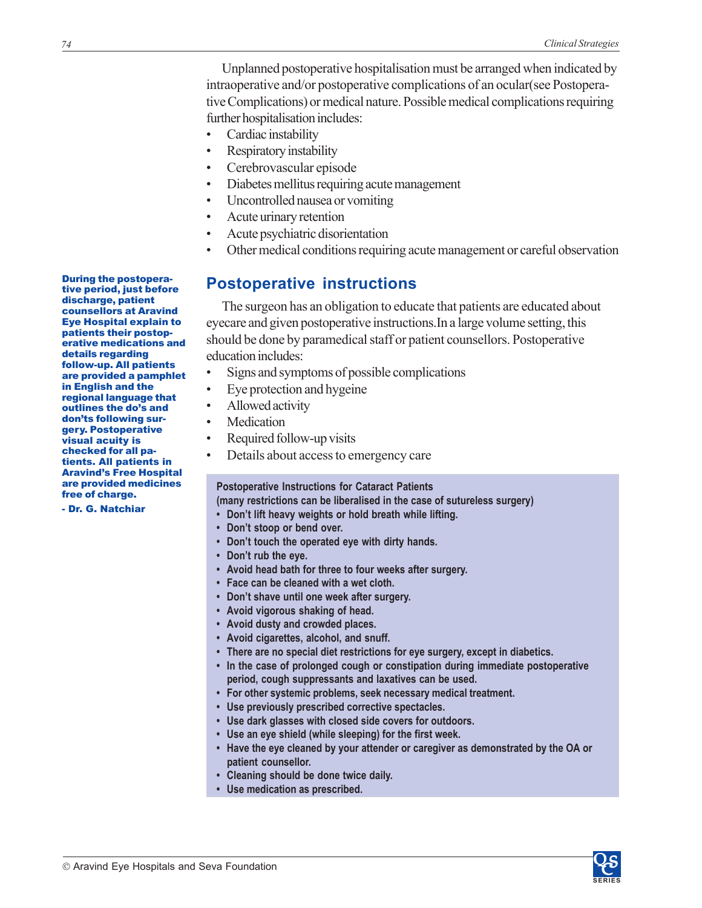Unplanned postoperative hospitalisation must be arranged when indicated by intraoperative and/or postoperative complications of an ocular(see Postoperative Complications) or medical nature. Possible medical complications requiring further hospitalisation includes:

- Cardiac instability
- Respiratory instability
- Cerebrovascular episode
- Diabetes mellitus requiring acute management
- Uncontrolled nausea or vomiting
- Acute urinary retention
- Acute psychiatric disorientation
- Other medical conditions requiring acute management or careful observation

**During the postoperative period, just before discharge, patient counsellors at Aravind Eye Hospital explain to patients their postoperative medications and details regarding follow-up. All patients are provided a pamphlet in English and the regional language that outlines the do's and don'ts following surgery. Postoperative visual acuity is checked for all patients. All patients in Aravind's Free Hospital are provided medicines free of charge.**

**- Dr. G. Natchiar**

## Postoperative instructions

The surgeon has an obligation to educate that patients are educated about eyecare and given postoperative instructions.In a large volume setting, this should be done by paramedical staff or patient counsellors. Postoperative education includes:

- Signs and symptoms of possible complications
- Eye protection and hygeine
- Allowed activity
- Medication
- Required follow-up visits
- Details about access to emergency care

**Postoperative Instructions for Cataract Patients**
**(many restrictions can be liberalised in the case of sutureless surgery)**

- Don't lift heavy weights or hold breath while lifting.
- Don't stoop or bend over.
- Don't touch the operated eye with dirty hands.
- Don't rub the eye.
- Avoid head bath for three to four weeks after surgery.
- Face can be cleaned with a wet cloth.
- Don't shave until one week after surgery.
- Avoid vigorous shaking of head.
- Avoid dusty and crowded places.
- Avoid cigarettes, alcohol, and snuff.
- There are no special diet restrictions for eye surgery, except in diabetics.
- In the case of prolonged cough or constipation during immediate postoperative period, cough suppressants and laxatives can be used.
- For other systemic problems, seek necessary medical treatment.
- Use previously prescribed corrective spectacles.
- Use dark glasses with closed side covers for outdoors.
- Use an eye shield (while sleeping) for the first week.
- Have the eye cleaned by your attender or caregiver as demonstrated by the OA or patient counsellor.
- Cleaning should be done twice daily.
- Use medication as prescribed.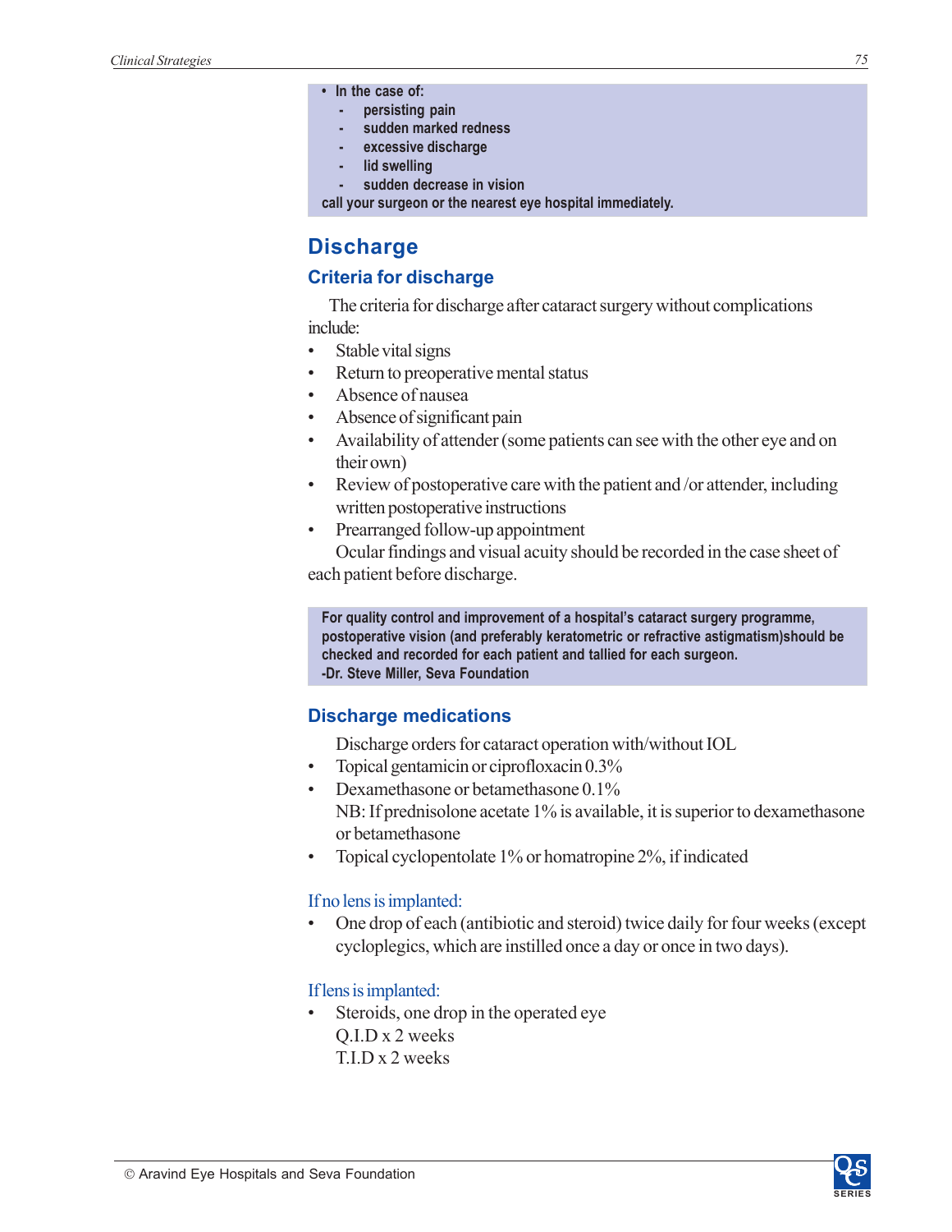- **In the case of:**
  - **persisting pain**
  - **sudden marked redness**
  - **excessive discharge**
  - **lid swelling**
  - **sudden decrease in vision**

**call your surgeon or the nearest eye hospital immediately.**

# Discharge

## Criteria for discharge

The criteria for discharge after cataract surgery without complications include:

- Stable vital signs
- Return to preoperative mental status
- Absence of nausea
- Absence of significant pain
- Availability of attender (some patients can see with the other eye and on their own)
- Review of postoperative care with the patient and /or attender, including written postoperative instructions
- Prearranged follow-up appointment

Ocular findings and visual acuity should be recorded in the case sheet of each patient before discharge.

**For quality control and improvement of a hospital's cataract surgery programme, postoperative vision (and preferably keratometric or refractive astigmatism)should be checked and recorded for each patient and tallied for each surgeon.**
**-Dr. Steve Miller, Seva Foundation**

## Discharge medications

Discharge orders for cataract operation with/without IOL

- Topical gentamicin or ciprofloxacin 0.3%
- Dexamethasone or betamethasone 0.1%
  NB: If prednisolone acetate 1% is available, it is superior to dexamethasone or betamethasone
- Topical cyclopentolate 1% or homatropine 2%, if indicated

### If no lens is implanted:

- One drop of each (antibiotic and steroid) twice daily for four weeks (except cycloplegics, which are instilled once a day or once in two days).

### If lens is implanted:

- Steroids, one drop in the operated eye
  Q.I.D x 2 weeks
  T.I.D x 2 weeks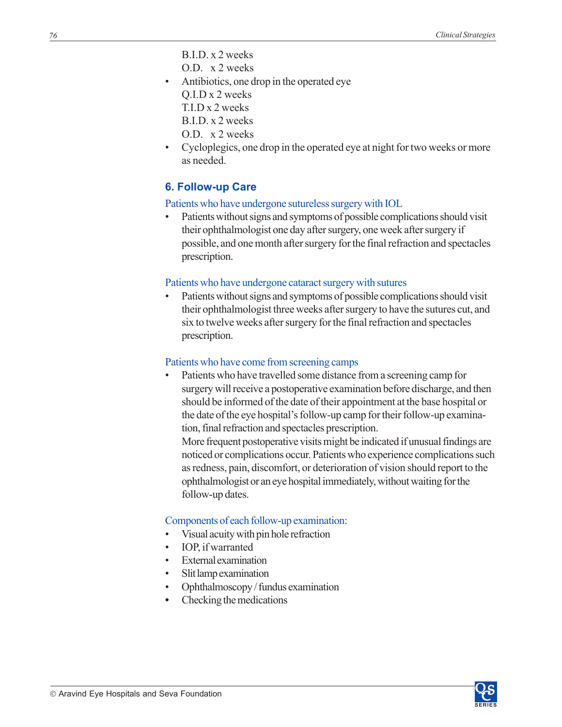B.I.D. x 2 weeks
O.D.   x 2 weeks

- Antibiotics, one drop in the operated eye
  Q.I.D x 2 weeks
  T.I.D x 2 weeks
  B.I.D. x 2 weeks
  O.D.   x 2 weeks
- Cycloplegics, one drop in the operated eye at night for two weeks or more as needed.

## 6. Follow-up Care

### Patients who have undergone sutureless surgery with IOL

- Patients without signs and symptoms of possible complications should visit their ophthalmologist one day after surgery, one week after surgery if possible, and one month after surgery for the final refraction and spectacles prescription.

### Patients who have undergone cataract surgery with sutures

- Patients without signs and symptoms of possible complications should visit their ophthalmologist three weeks after surgery to have the sutures cut, and six to twelve weeks after surgery for the final refraction and spectacles prescription.

### Patients who have come from screening camps

- Patients who have travelled some distance from a screening camp for surgery will receive a postoperative examination before discharge, and then should be informed of the date of their appointment at the base hospital or the date of the eye hospital's follow-up camp for their follow-up examination, final refraction and spectacles prescription.
  More frequent postoperative visits might be indicated if unusual findings are noticed or complications occur. Patients who experience complications such as redness, pain, discomfort, or deterioration of vision should report to the ophthalmologist or an eye hospital immediately, without waiting for the follow-up dates.

### Components of each follow-up examination:

- Visual acuity with pin hole refraction
- IOP, if warranted
- External examination
- Slit lamp examination
- Ophthalmoscopy / fundus examination
- Checking the medications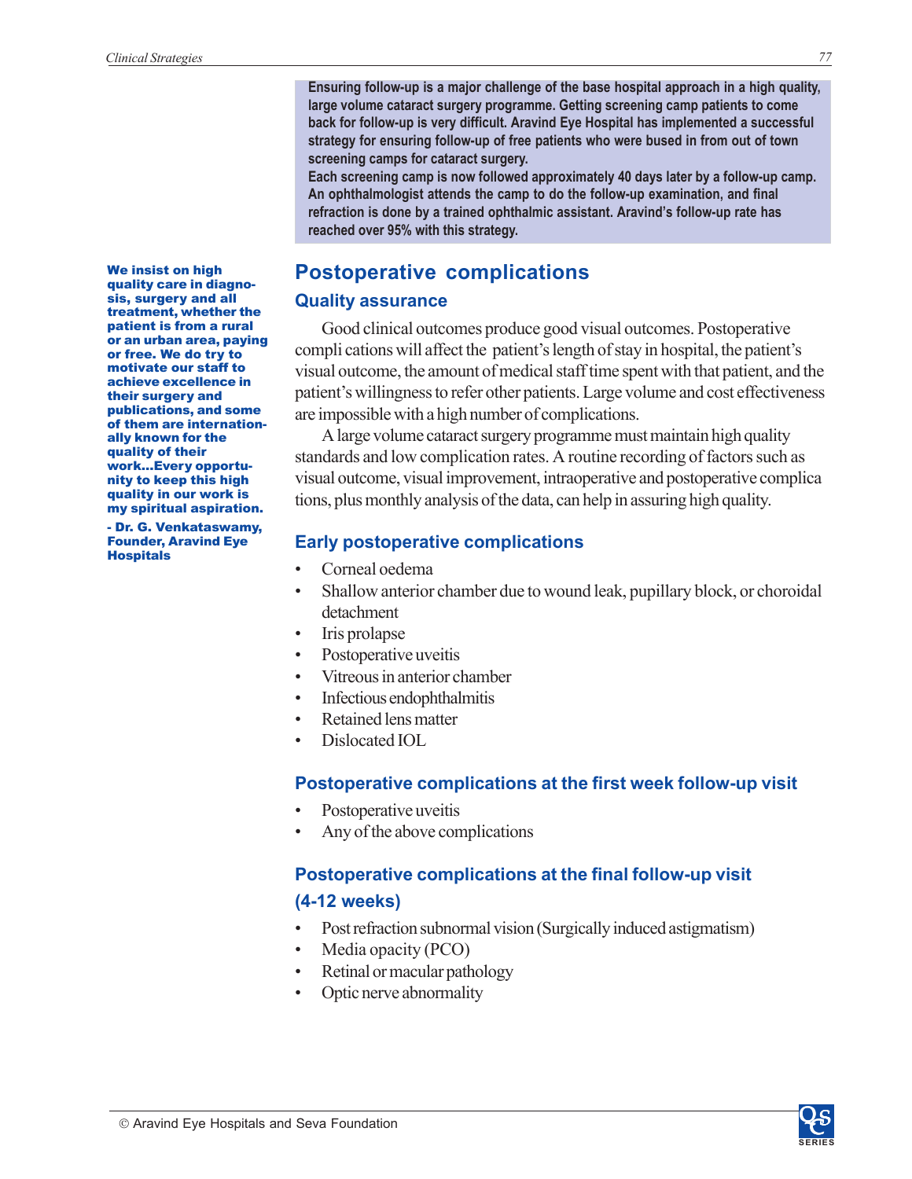**Ensuring follow-up is a major challenge of the base hospital approach in a high quality, large volume cataract surgery programme. Getting screening camp patients to come back for follow-up is very difficult. Aravind Eye Hospital has implemented a successful strategy for ensuring follow-up of free patients who were bused in from out of town screening camps for cataract surgery.**

**Each screening camp is now followed approximately 40 days later by a follow-up camp. An ophthalmologist attends the camp to do the follow-up examination, and final refraction is done by a trained ophthalmic assistant. Aravind's follow-up rate has reached over 95% with this strategy.**

**We insist on high quality care in diagnosis, surgery and all treatment, whether the patient is from a rural or an urban area, paying or free. We do try to motivate our staff to achieve excellence in their surgery and publications, and some of them are internationally known for the quality of their work...Every opportunity to keep this high quality in our work is my spiritual aspiration.**

**- Dr. G. Venkataswamy, Founder, Aravind Eye Hospitals**

## Postoperative complications

### Quality assurance

Good clinical outcomes produce good visual outcomes. Postoperative complications will affect the patient's length of stay in hospital, the patient's visual outcome, the amount of medical staff time spent with that patient, and the patient's willingness to refer other patients. Large volume and cost effectiveness are impossible with a high number of complications.

A large volume cataract surgery programme must maintain high quality standards and low complication rates. A routine recording of factors such as visual outcome, visual improvement, intraoperative and postoperative complications, plus monthly analysis of the data, can help in assuring high quality.

### Early postoperative complications

- Corneal oedema
- Shallow anterior chamber due to wound leak, pupillary block, or choroidal detachment
- Iris prolapse
- Postoperative uveitis
- Vitreous in anterior chamber
- Infectious endophthalmitis
- Retained lens matter
- Dislocated IOL

### Postoperative complications at the first week follow-up visit

- Postoperative uveitis
- Any of the above complications

### Postoperative complications at the final follow-up visit (4-12 weeks)

- Post refraction subnormal vision (Surgically induced astigmatism)
- Media opacity (PCO)
- Retinal or macular pathology
- Optic nerve abnormality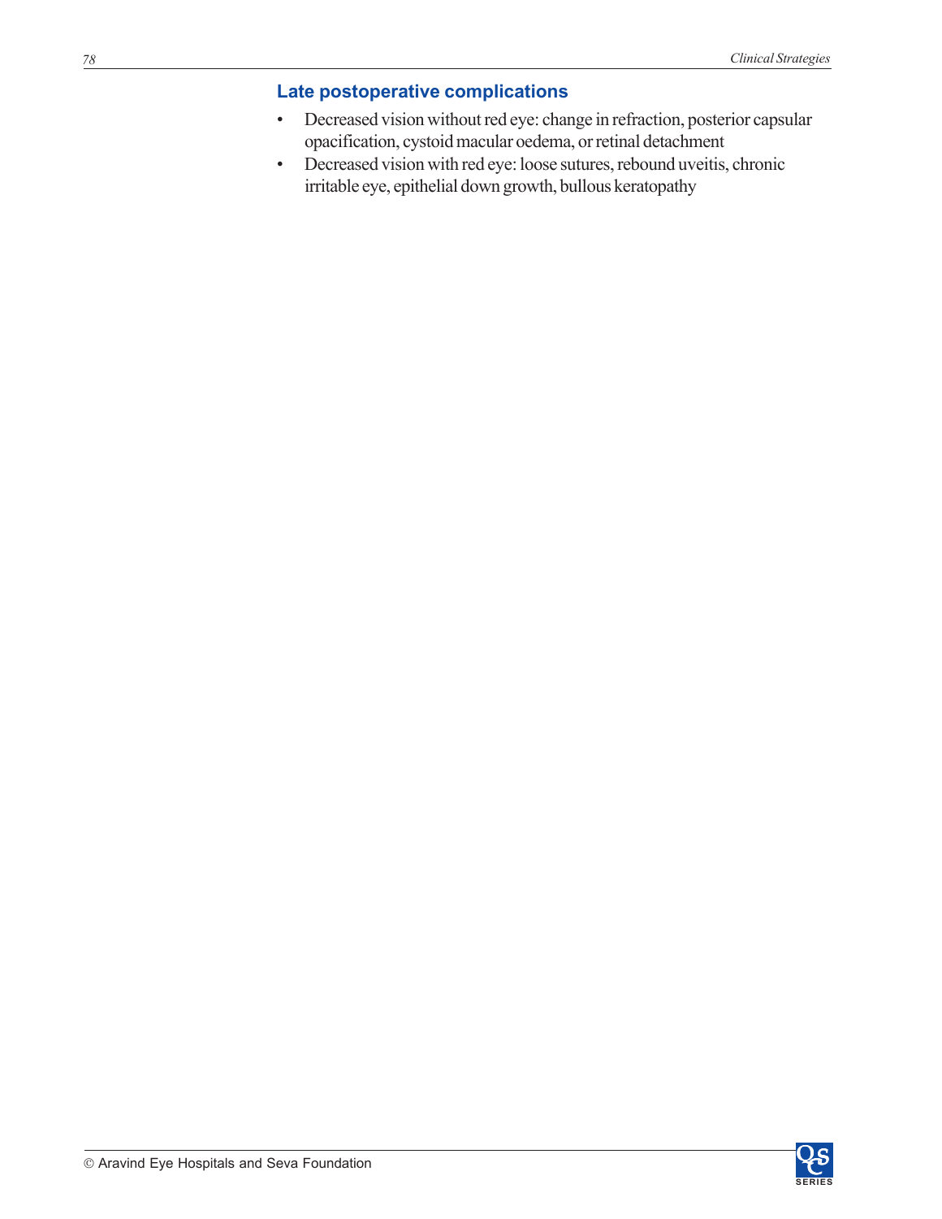## Late postoperative complications

- Decreased vision without red eye: change in refraction, posterior capsular opacification, cystoid macular oedema, or retinal detachment
- Decreased vision with red eye: loose sutures, rebound uveitis, chronic irritable eye, epithelial down growth, bullous keratopathy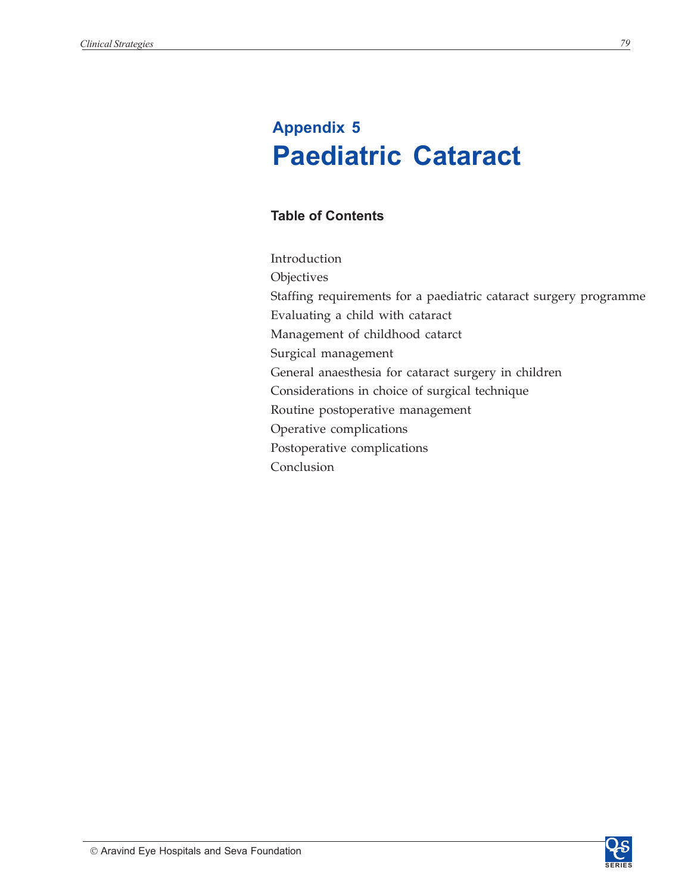## Appendix 5

# Paediatric Cataract

### Table of Contents

Introduction

Objectives

Staffing requirements for a paediatric cataract surgery programme

Evaluating a child with cataract

Management of childhood catarct

Surgical management

General anaesthesia for cataract surgery in children

Considerations in choice of surgical technique

Routine postoperative management

Operative complications

Postoperative complications

Conclusion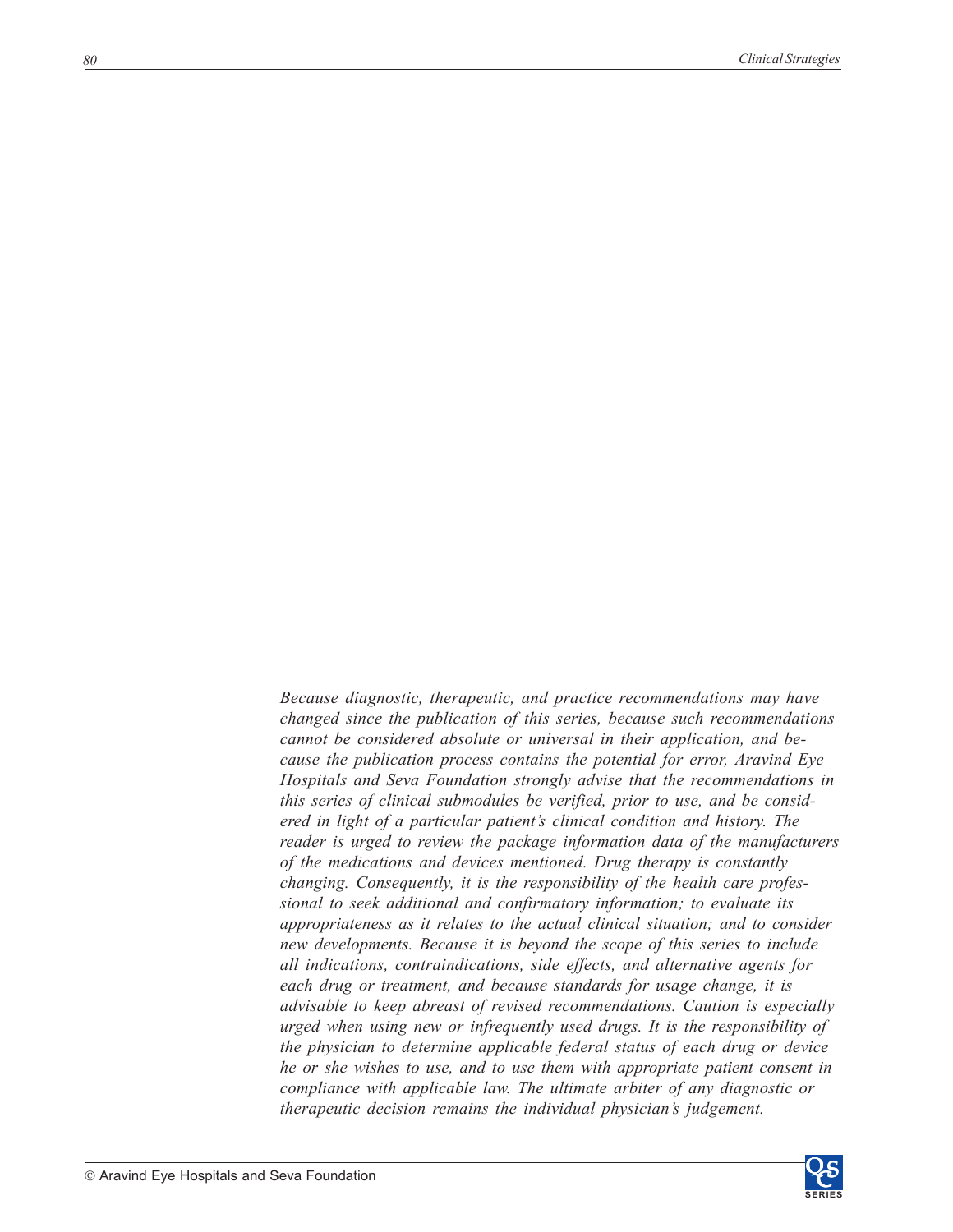*Because diagnostic, therapeutic, and practice recommendations may have changed since the publication of this series, because such recommendations cannot be considered absolute or universal in their application, and because the publication process contains the potential for error, Aravind Eye Hospitals and Seva Foundation strongly advise that the recommendations in this series of clinical submodules be verified, prior to use, and be considered in light of a particular patient's clinical condition and history. The reader is urged to review the package information data of the manufacturers of the medications and devices mentioned. Drug therapy is constantly changing. Consequently, it is the responsibility of the health care professional to seek additional and confirmatory information; to evaluate its appropriateness as it relates to the actual clinical situation; and to consider new developments. Because it is beyond the scope of this series to include all indications, contraindications, side effects, and alternative agents for each drug or treatment, and because standards for usage change, it is advisable to keep abreast of revised recommendations. Caution is especially urged when using new or infrequently used drugs. It is the responsibility of the physician to determine applicable federal status of each drug or device he or she wishes to use, and to use them with appropriate patient consent in compliance with applicable law. The ultimate arbiter of any diagnostic or therapeutic decision remains the individual physician's judgement.*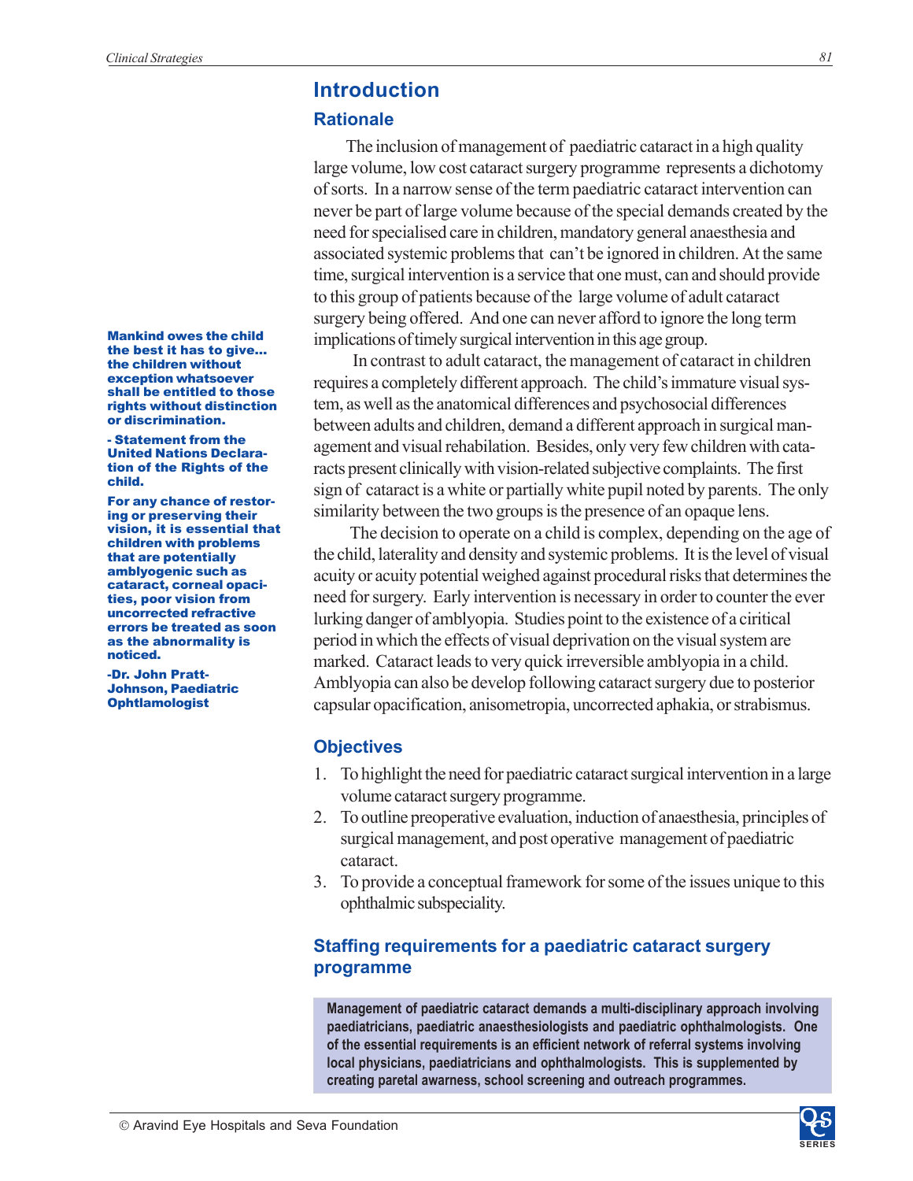# Introduction

## Rationale

The inclusion of management of paediatric cataract in a high quality large volume, low cost cataract surgery programme represents a dichotomy of sorts. In a narrow sense of the term paediatric cataract intervention can never be part of large volume because of the special demands created by the need for specialised care in children, mandatory general anaesthesia and associated systemic problems that can't be ignored in children. At the same time, surgical intervention is a service that one must, can and should provide to this group of patients because of the large volume of adult cataract surgery being offered. And one can never afford to ignore the long term implications of timely surgical intervention in this age group.

In contrast to adult cataract, the management of cataract in children requires a completely different approach. The child's immature visual system, as well as the anatomical differences and psychosocial differences between adults and children, demand a different approach in surgical management and visual rehabilitation. Besides, only very few children with cataracts present clinically with vision-related subjective complaints. The first sign of cataract is a white or partially white pupil noted by parents. The only similarity between the two groups is the presence of an opaque lens.

The decision to operate on a child is complex, depending on the age of the child, laterality and density and systemic problems. It is the level of visual acuity or acuity potential weighed against procedural risks that determines the need for surgery. Early intervention is necessary in order to counter the ever lurking danger of amblyopia. Studies point to the existence of a ciritical period in which the effects of visual deprivation on the visual system are marked. Cataract leads to very quick irreversible amblyopia in a child. Amblyopia can also be develop following cataract surgery due to posterior capsular opacification, anisometropia, uncorrected aphakia, or strabismus.

**Mankind owes the child the best it has to give... the children without exception whatsoever shall be entitled to those rights without distinction or discrimination.**

**- Statement from the United Nations Declaration of the Rights of the child.**

**For any chance of restoring or preserving their vision, it is essential that children with problems that are potentially amblyogenic such as cataract, corneal opacities, poor vision from uncorrected refractive errors be treated as soon as the abnormality is noticed.**

**-Dr. John Pratt-Johnson, Paediatric Ophtlamologist**

## Objectives

1. To highlight the need for paediatric cataract surgical intervention in a large volume cataract surgery programme.
2. To outline preoperative evaluation, induction of anaesthesia, principles of surgical management, and post operative management of paediatric cataract.
3. To provide a conceptual framework for some of the issues unique to this ophthalmic subspeciality.

## Staffing requirements for a paediatric cataract surgery programme

**Management of paediatric cataract demands a multi-disciplinary approach involving paediatricians, paediatric anaesthesiologists and paediatric ophthalmologists. One of the essential requirements is an efficient network of referral systems involving local physicians, paediatricians and ophthalmologists. This is supplemented by creating paretal awarness, school screening and outreach programmes.**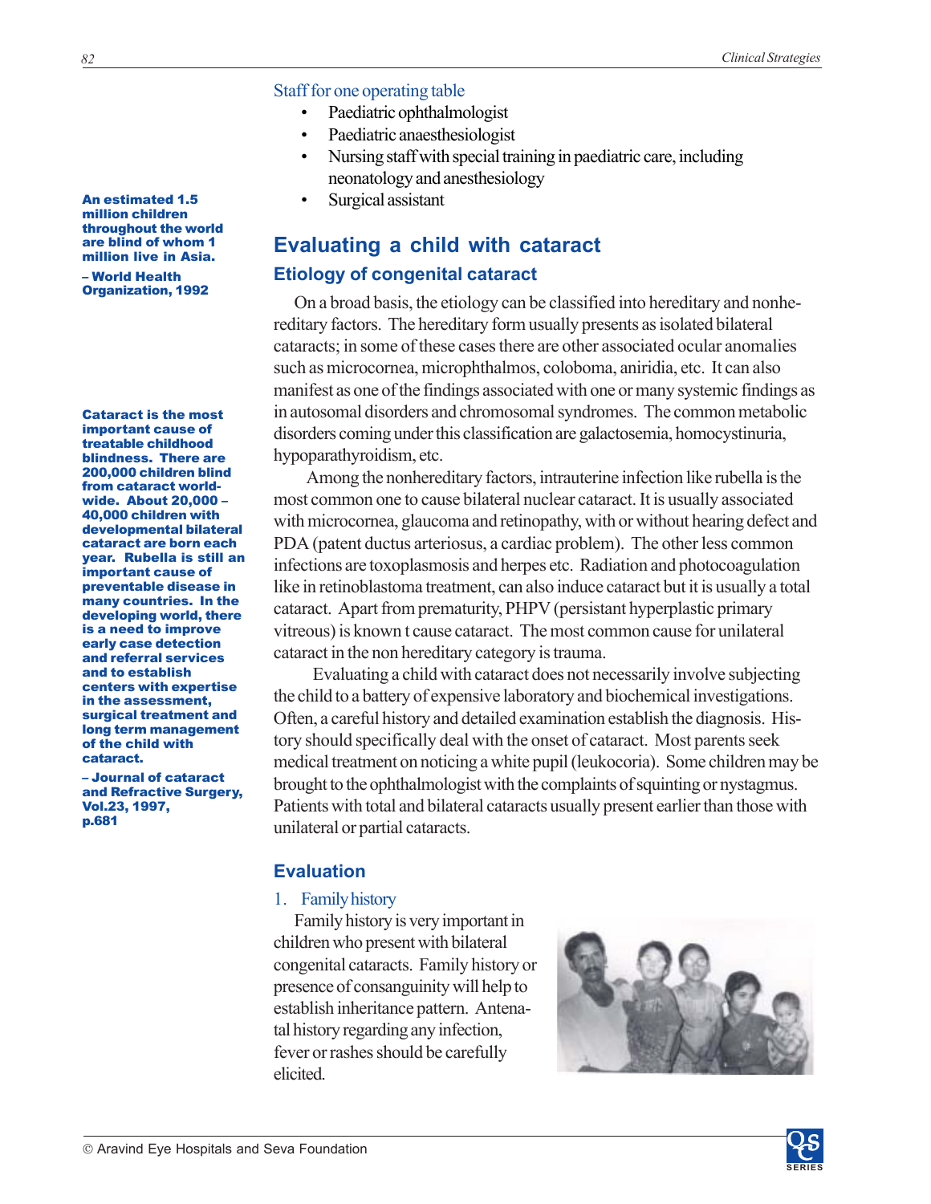### Staff for one operating table

- Paediatric ophthalmologist
- Paediatric anaesthesiologist
- Nursing staff with special training in paediatric care, including neonatology and anesthesiology
- Surgical assistant

**An estimated 1.5 million children throughout the world are blind of whom 1 million live in Asia.**

**– World Health Organization, 1992**

## Evaluating a child with cataract

### Etiology of congenital cataract

On a broad basis, the etiology can be classified into hereditary and nonhereditary factors. The hereditary form usually presents as isolated bilateral cataracts; in some of these cases there are other associated ocular anomalies such as microcornea, microphthalmos, coloboma, aniridia, etc. It can also manifest as one of the findings associated with one or many systemic findings as in autosomal disorders and chromosomal syndromes. The common metabolic disorders coming under this classification are galactosemia, homocystinuria, hypoparathyroidism, etc.

Among the nonhereditary factors, intrauterine infection like rubella is the most common one to cause bilateral nuclear cataract. It is usually associated with microcornea, glaucoma and retinopathy, with or without hearing defect and PDA (patent ductus arteriosus, a cardiac problem). The other less common infections are toxoplasmosis and herpes etc. Radiation and photocoagulation like in retinoblastoma treatment, can also induce cataract but it is usually a total cataract. Apart from prematurity, PHPV (persistant hyperplastic primary vitreous) is known t cause cataract. The most common cause for unilateral cataract in the non hereditary category is trauma.

**Cataract is the most important cause of treatable childhood blindness. There are 200,000 children blind from cataract worldwide. About 20,000 – 40,000 children with developmental bilateral cataract are born each year. Rubella is still an important cause of preventable disease in many countries. In the developing world, there is a need to improve early case detection and referral services and to establish centers with expertise in the assessment, surgical treatment and long term management of the child with cataract.**

**– Journal of cataract and Refractive Surgery, Vol.23, 1997, p.681**

Evaluating a child with cataract does not necessarily involve subjecting the child to a battery of expensive laboratory and biochemical investigations. Often, a careful history and detailed examination establish the diagnosis. History should specifically deal with the onset of cataract. Most parents seek medical treatment on noticing a white pupil (leukocoria). Some children may be brought to the ophthalmologist with the complaints of squinting or nystagmus. Patients with total and bilateral cataracts usually present earlier than those with unilateral or partial cataracts.

### Evaluation

#### 1. Family history

Family history is very important in children who present with bilateral congenital cataracts. Family history or presence of consanguinity will help to establish inheritance pattern. Antenatal history regarding any infection, fever or rashes should be carefully elicited.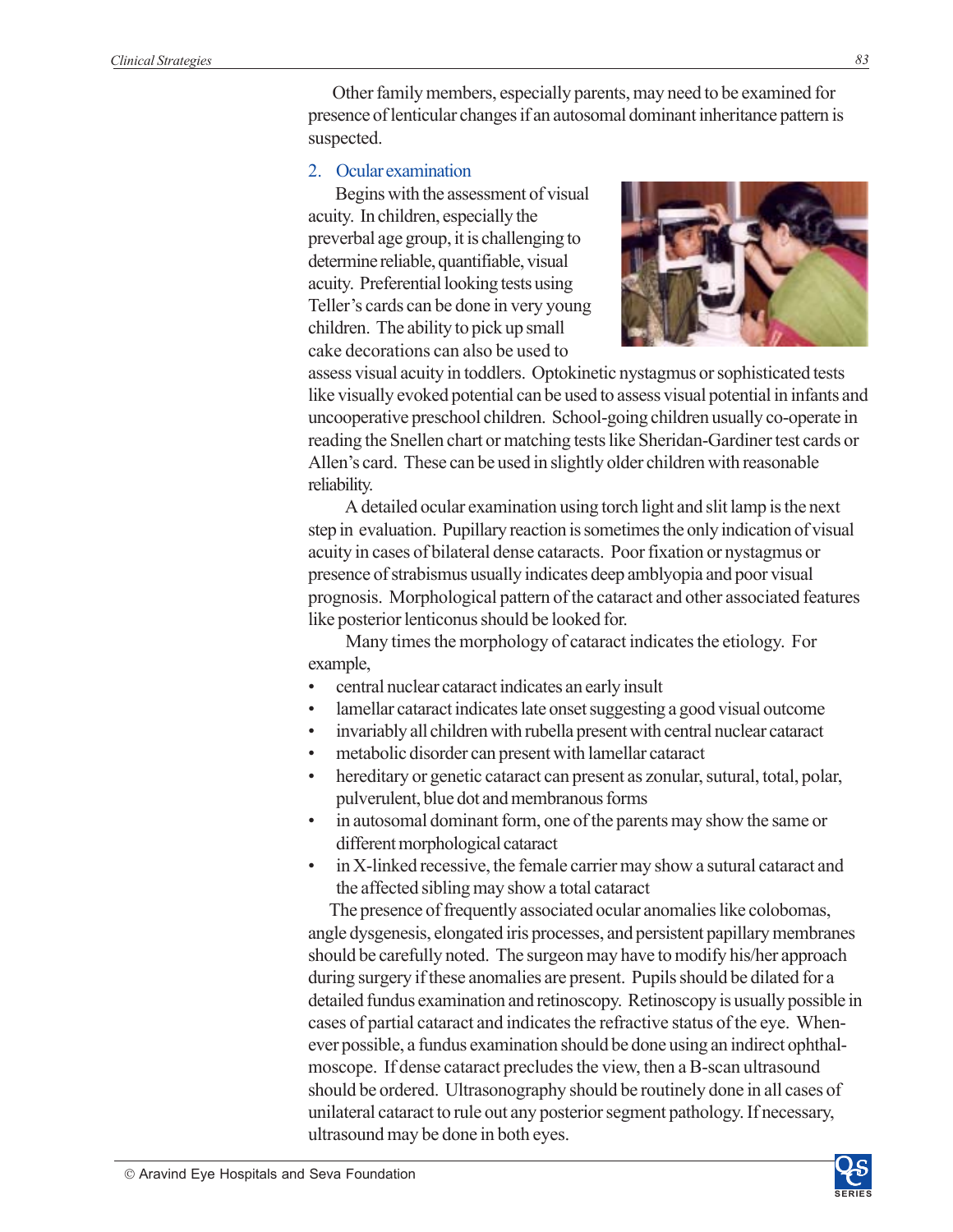Other family members, especially parents, may need to be examined for presence of lenticular changes if an autosomal dominant inheritance pattern is suspected.

## 2. Ocular examination

Begins with the assessment of visual acuity. In children, especially the preverbal age group, it is challenging to determine reliable, quantifiable, visual acuity. Preferential looking tests using Teller's cards can be done in very young children. The ability to pick up small cake decorations can also be used to assess visual acuity in toddlers. Optokinetic nystagmus or sophisticated tests like visually evoked potential can be used to assess visual potential in infants and uncooperative preschool children. School-going children usually co-operate in reading the Snellen chart or matching tests like Sheridan-Gardiner test cards or Allen's card. These can be used in slightly older children with reasonable reliability.

A detailed ocular examination using torch light and slit lamp is the next step in evaluation. Pupillary reaction is sometimes the only indication of visual acuity in cases of bilateral dense cataracts. Poor fixation or nystagmus or presence of strabismus usually indicates deep amblyopia and poor visual prognosis. Morphological pattern of the cataract and other associated features like posterior lenticonus should be looked for.

Many times the morphology of cataract indicates the etiology. For example,

- central nuclear cataract indicates an early insult
- lamellar cataract indicates late onset suggesting a good visual outcome
- invariably all children with rubella present with central nuclear cataract
- metabolic disorder can present with lamellar cataract
- hereditary or genetic cataract can present as zonular, sutural, total, polar, pulverulent, blue dot and membranous forms
- in autosomal dominant form, one of the parents may show the same or different morphological cataract
- in X-linked recessive, the female carrier may show a sutural cataract and the affected sibling may show a total cataract

The presence of frequently associated ocular anomalies like colobomas, angle dysgenesis, elongated iris processes, and persistent papillary membranes should be carefully noted. The surgeon may have to modify his/her approach during surgery if these anomalies are present. Pupils should be dilated for a detailed fundus examination and retinoscopy. Retinoscopy is usually possible in cases of partial cataract and indicates the refractive status of the eye. Whenever possible, a fundus examination should be done using an indirect ophthalmoscope. If dense cataract precludes the view, then a B-scan ultrasound should be ordered. Ultrasonography should be routinely done in all cases of unilateral cataract to rule out any posterior segment pathology. If necessary, ultrasound may be done in both eyes.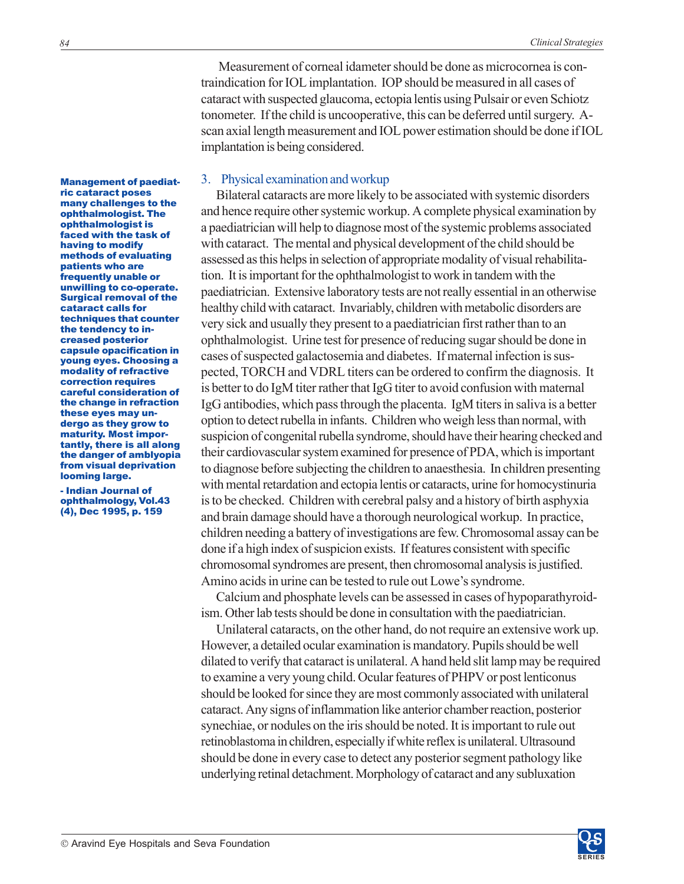Measurement of corneal idameter should be done as microcornea is contraindication for IOL implantation. IOP should be measured in all cases of cataract with suspected glaucoma, ectopia lentis using Pulsair or even Schiotz tonometer. If the child is uncooperative, this can be deferred until surgery. A-scan axial length measurement and IOL power estimation should be done if IOL implantation is being considered.

**Management of paediatric cataract poses many challenges to the ophthalmologist. The ophthalmologist is faced with the task of having to modify methods of evaluating patients who are frequently unable or unwilling to co-operate. Surgical removal of the cataract calls for techniques that counter the tendency to increased posterior capsule opacification in young eyes. Choosing a modality of refractive correction requires careful consideration of the change in refraction these eyes may undergo as they grow to maturity. Most importantly, there is all along the danger of amblyopia from visual deprivation looming large.**

**- Indian Journal of ophthalmology, Vol.43 (4), Dec 1995, p. 159**

## 3. Physical examination and workup

Bilateral cataracts are more likely to be associated with systemic disorders and hence require other systemic workup. A complete physical examination by a paediatrician will help to diagnose most of the systemic problems associated with cataract. The mental and physical development of the child should be assessed as this helps in selection of appropriate modality of visual rehabilitation. It is important for the ophthalmologist to work in tandem with the paediatrician. Extensive laboratory tests are not really essential in an otherwise healthy child with cataract. Invariably, children with metabolic disorders are very sick and usually they present to a paediatrician first rather than to an ophthalmologist. Urine test for presence of reducing sugar should be done in cases of suspected galactosemia and diabetes. If maternal infection is suspected, TORCH and VDRL titers can be ordered to confirm the diagnosis. It is better to do IgM titer rather that IgG titer to avoid confusion with maternal IgG antibodies, which pass through the placenta. IgM titers in saliva is a better option to detect rubella in infants. Children who weigh less than normal, with suspicion of congenital rubella syndrome, should have their hearing checked and their cardiovascular system examined for presence of PDA, which is important to diagnose before subjecting the children to anaesthesia. In children presenting with mental retardation and ectopia lentis or cataracts, urine for homocystinuria is to be checked. Children with cerebral palsy and a history of birth asphyxia and brain damage should have a thorough neurological workup. In practice, children needing a battery of investigations are few. Chromosomal assay can be done if a high index of suspicion exists. If features consistent with specific chromosomal syndromes are present, then chromosomal analysis is justified. Amino acids in urine can be tested to rule out Lowe's syndrome.

Calcium and phosphate levels can be assessed in cases of hypoparathyroidism. Other lab tests should be done in consultation with the paediatrician.

Unilateral cataracts, on the other hand, do not require an extensive work up. However, a detailed ocular examination is mandatory. Pupils should be well dilated to verify that cataract is unilateral. A hand held slit lamp may be required to examine a very young child. Ocular features of PHPV or post lenticonus should be looked for since they are most commonly associated with unilateral cataract. Any signs of inflammation like anterior chamber reaction, posterior synechiae, or nodules on the iris should be noted. It is important to rule out retinoblastoma in children, especially if white reflex is unilateral. Ultrasound should be done in every case to detect any posterior segment pathology like underlying retinal detachment. Morphology of cataract and any subluxation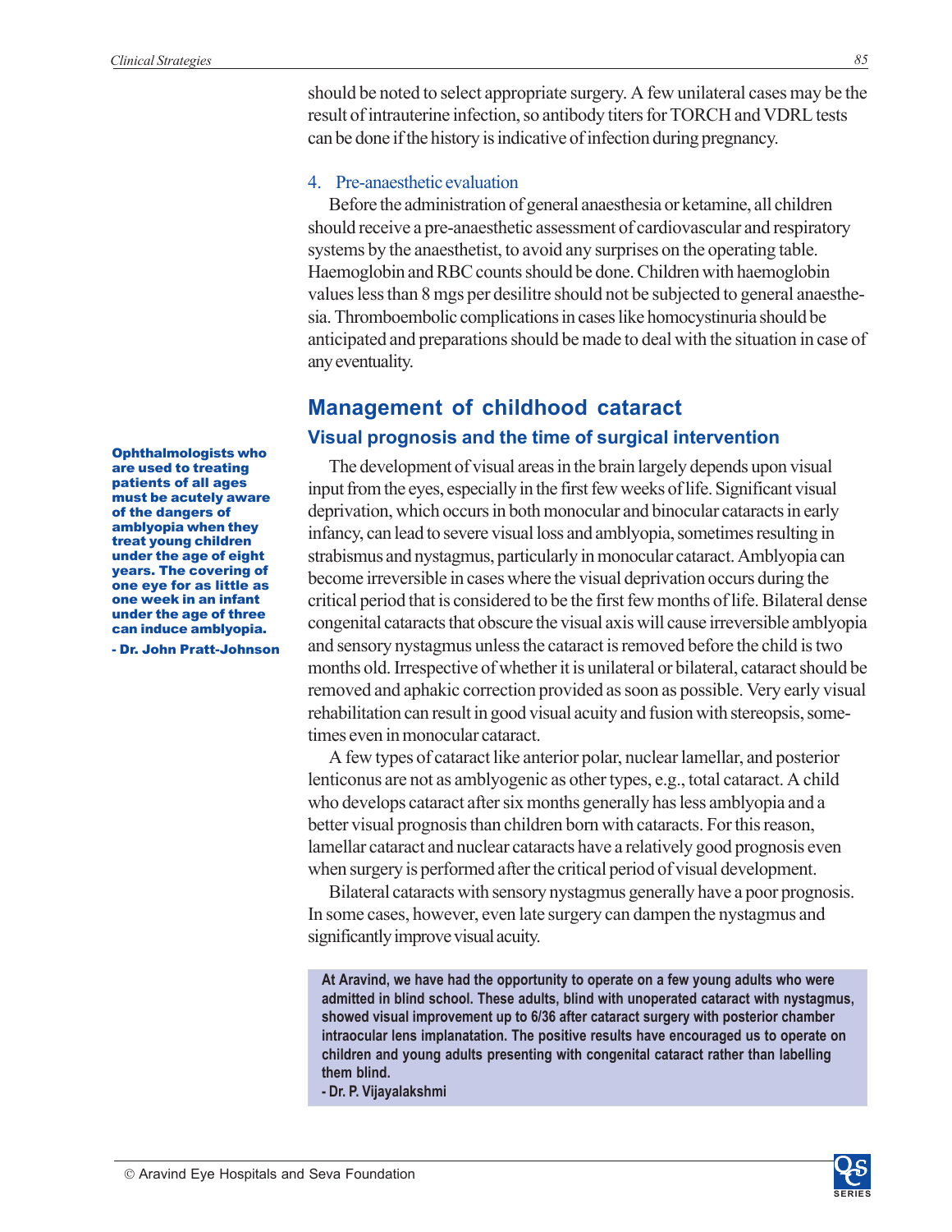should be noted to select appropriate surgery. A few unilateral cases may be the result of intrauterine infection, so antibody titers for TORCH and VDRL tests can be done if the history is indicative of infection during pregnancy.

4. Pre-anaesthetic evaluation

Before the administration of general anaesthesia or ketamine, all children should receive a pre-anaesthetic assessment of cardiovascular and respiratory systems by the anaesthetist, to avoid any surprises on the operating table. Haemoglobin and RBC counts should be done. Children with haemoglobin values less than 8 mgs per desilitre should not be subjected to general anaesthesia. Thromboembolic complications in cases like homocystinuria should be anticipated and preparations should be made to deal with the situation in case of any eventuality.

## Management of childhood cataract

### Visual prognosis and the time of surgical intervention

**Ophthalmologists who are used to treating patients of all ages must be acutely aware of the dangers of amblyopia when they treat young children under the age of eight years. The covering of one eye for as little as one week in an infant under the age of three can induce amblyopia.**

**- Dr. John Pratt-Johnson**

The development of visual areas in the brain largely depends upon visual input from the eyes, especially in the first few weeks of life. Significant visual deprivation, which occurs in both monocular and binocular cataracts in early infancy, can lead to severe visual loss and amblyopia, sometimes resulting in strabismus and nystagmus, particularly in monocular cataract. Amblyopia can become irreversible in cases where the visual deprivation occurs during the critical period that is considered to be the first few months of life. Bilateral dense congenital cataracts that obscure the visual axis will cause irreversible amblyopia and sensory nystagmus unless the cataract is removed before the child is two months old. Irrespective of whether it is unilateral or bilateral, cataract should be removed and aphakic correction provided as soon as possible. Very early visual rehabilitation can result in good visual acuity and fusion with stereopsis, sometimes even in monocular cataract.

A few types of cataract like anterior polar, nuclear lamellar, and posterior lenticonus are not as amblyogenic as other types, e.g., total cataract. A child who develops cataract after six months generally has less amblyopia and a better visual prognosis than children born with cataracts. For this reason, lamellar cataract and nuclear cataracts have a relatively good prognosis even when surgery is performed after the critical period of visual development.

Bilateral cataracts with sensory nystagmus generally have a poor prognosis. In some cases, however, even late surgery can dampen the nystagmus and significantly improve visual acuity.

**At Aravind, we have had the opportunity to operate on a few young adults who were admitted in blind school. These adults, blind with unoperated cataract with nystagmus, showed visual improvement up to 6/36 after cataract surgery with posterior chamber intraocular lens implanatation. The positive results have encouraged us to operate on children and young adults presenting with congenital cataract rather than labelling them blind.**

**- Dr. P. Vijayalakshmi**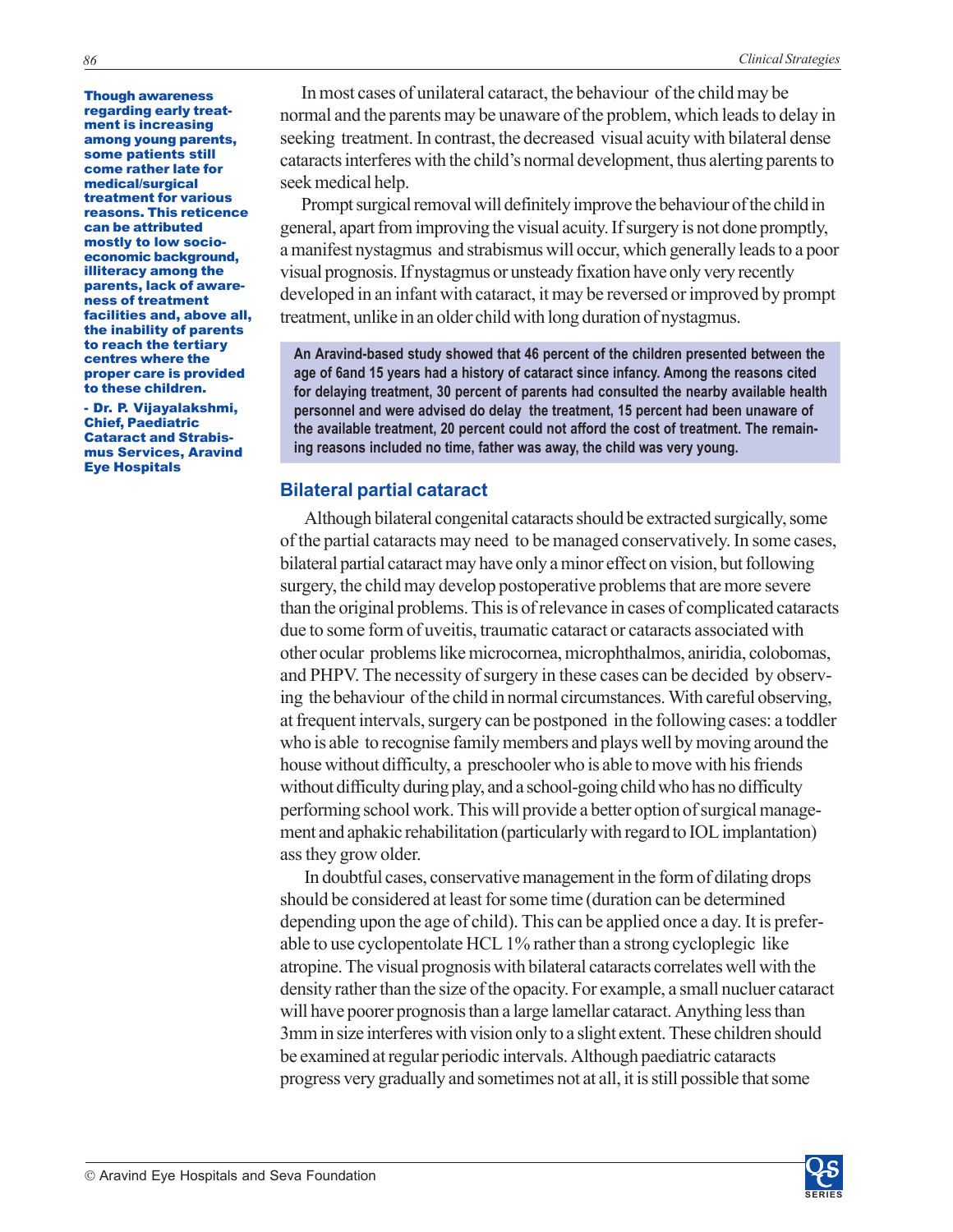**Though awareness regarding early treatment is increasing among young parents, some patients still come rather late for medical/surgical treatment for various reasons. This reticence can be attributed mostly to low socio-economic background, illiteracy among the parents, lack of awareness of treatment facilities and, above all, the inability of parents to reach the tertiary centres where the proper care is provided to these children.**

**- Dr. P. Vijayalakshmi, Chief, Paediatric Cataract and Strabismus Services, Aravind Eye Hospitals**

In most cases of unilateral cataract, the behaviour of the child may be normal and the parents may be unaware of the problem, which leads to delay in seeking treatment. In contrast, the decreased visual acuity with bilateral dense cataracts interferes with the child's normal development, thus alerting parents to seek medical help.

Prompt surgical removal will definitely improve the behaviour of the child in general, apart from improving the visual acuity. If surgery is not done promptly, a manifest nystagmus and strabismus will occur, which generally leads to a poor visual prognosis. If nystagmus or unsteady fixation have only very recently developed in an infant with cataract, it may be reversed or improved by prompt treatment, unlike in an older child with long duration of nystagmus.

**An Aravind-based study showed that 46 percent of the children presented between the age of 6and 15 years had a history of cataract since infancy. Among the reasons cited for delaying treatment, 30 percent of parents had consulted the nearby available health personnel and were advised do delay the treatment, 15 percent had been unaware of the available treatment, 20 percent could not afford the cost of treatment. The remaining reasons included no time, father was away, the child was very young.**

## Bilateral partial cataract

Although bilateral congenital cataracts should be extracted surgically, some of the partial cataracts may need to be managed conservatively. In some cases, bilateral partial cataract may have only a minor effect on vision, but following surgery, the child may develop postoperative problems that are more severe than the original problems. This is of relevance in cases of complicated cataracts due to some form of uveitis, traumatic cataract or cataracts associated with other ocular problems like microcornea, microphthalmos, aniridia, colobomas, and PHPV. The necessity of surgery in these cases can be decided by observing the behaviour of the child in normal circumstances. With careful observing, at frequent intervals, surgery can be postponed in the following cases: a toddler who is able to recognise family members and plays well by moving around the house without difficulty, a preschooler who is able to move with his friends without difficulty during play, and a school-going child who has no difficulty performing school work. This will provide a better option of surgical management and aphakic rehabilitation (particularly with regard to IOL implantation) ass they grow older.

In doubtful cases, conservative management in the form of dilating drops should be considered at least for some time (duration can be determined depending upon the age of child). This can be applied once a day. It is preferable to use cyclopentolate HCL 1% rather than a strong cycloplegic like atropine. The visual prognosis with bilateral cataracts correlates well with the density rather than the size of the opacity. For example, a small nucluer cataract will have poorer prognosis than a large lamellar cataract. Anything less than 3mm in size interferes with vision only to a slight extent. These children should be examined at regular periodic intervals. Although paediatric cataracts progress very gradually and sometimes not at all, it is still possible that some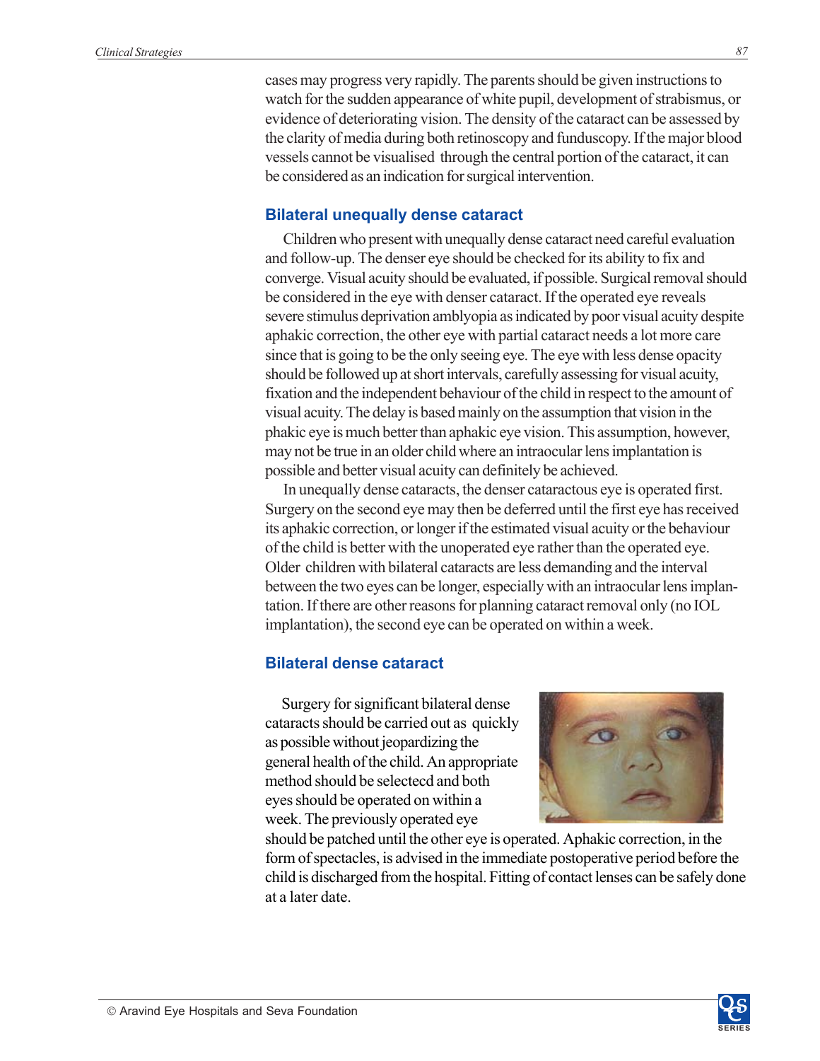cases may progress very rapidly. The parents should be given instructions to watch for the sudden appearance of white pupil, development of strabismus, or evidence of deteriorating vision. The density of the cataract can be assessed by the clarity of media during both retinoscopy and funduscopy. If the major blood vessels cannot be visualised through the central portion of the cataract, it can be considered as an indication for surgical intervention.

## Bilateral unequally dense cataract

Children who present with unequally dense cataract need careful evaluation and follow-up. The denser eye should be checked for its ability to fix and converge. Visual acuity should be evaluated, if possible. Surgical removal should be considered in the eye with denser cataract. If the operated eye reveals severe stimulus deprivation amblyopia as indicated by poor visual acuity despite aphakic correction, the other eye with partial cataract needs a lot more care since that is going to be the only seeing eye. The eye with less dense opacity should be followed up at short intervals, carefully assessing for visual acuity, fixation and the independent behaviour of the child in respect to the amount of visual acuity. The delay is based mainly on the assumption that vision in the phakic eye is much better than aphakic eye vision. This assumption, however, may not be true in an older child where an intraocular lens implantation is possible and better visual acuity can definitely be achieved.

In unequally dense cataracts, the denser cataractous eye is operated first. Surgery on the second eye may then be deferred until the first eye has received its aphakic correction, or longer if the estimated visual acuity or the behaviour of the child is better with the unoperated eye rather than the operated eye. Older children with bilateral cataracts are less demanding and the interval between the two eyes can be longer, especially with an intraocular lens implantation. If there are other reasons for planning cataract removal only (no IOL implantation), the second eye can be operated on within a week.

## Bilateral dense cataract

Surgery for significant bilateral dense cataracts should be carried out as quickly as possible without jeopardizing the general health of the child. An appropriate method should be selectecd and both eyes should be operated on within a week. The previously operated eye should be patched until the other eye is operated. Aphakic correction, in the form of spectacles, is advised in the immediate postoperative period before the child is discharged from the hospital. Fitting of contact lenses can be safely done at a later date.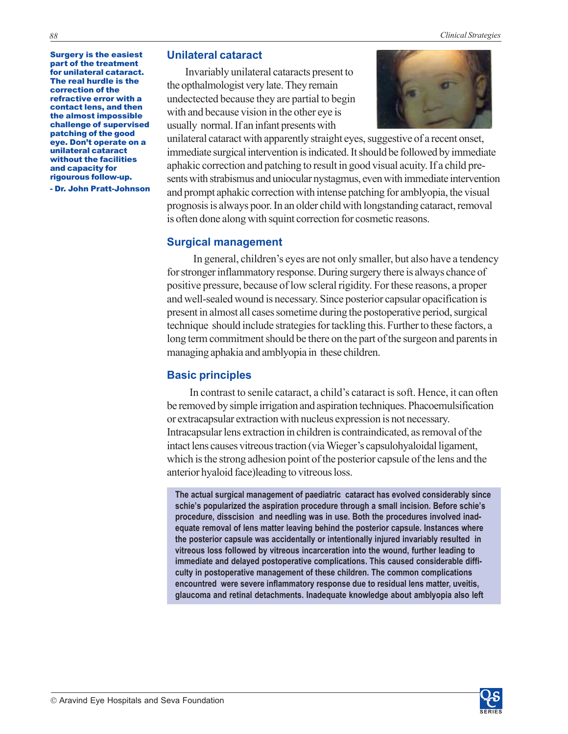**Surgery is the easiest part of the treatment for unilateral cataract. The real hurdle is the correction of the refractive error with a contact lens, and then the almost impossible challenge of supervised patching of the good eye. Don't operate on a unilateral cataract without the facilities and capacity for rigourous follow-up.**

**- Dr. John Pratt-Johnson**

## Unilateral cataract

Invariably unilateral cataracts present to the opthalmologist very late. They remain undectected because they are partial to begin with and because vision in the other eye is usually normal. If an infant presents with unilateral cataract with apparently straight eyes, suggestive of a recent onset, immediate surgical intervention is indicated. It should be followed by immediate aphakic correction and patching to result in good visual acuity. If a child presents with strabismus and uniocular nystagmus, even with immediate intervention and prompt aphakic correction with intense patching for amblyopia, the visual prognosis is always poor. In an older child with longstanding cataract, removal is often done along with squint correction for cosmetic reasons.

## Surgical management

In general, children's eyes are not only smaller, but also have a tendency for stronger inflammatory response. During surgery there is always chance of positive pressure, because of low scleral rigidity. For these reasons, a proper and well-sealed wound is necessary. Since posterior capsular opacification is present in almost all cases sometime during the postoperative period, surgical technique should include strategies for tackling this. Further to these factors, a long term commitment should be there on the part of the surgeon and parents in managing aphakia and amblyopia in these children.

## Basic principles

In contrast to senile cataract, a child's cataract is soft. Hence, it can often be removed by simple irrigation and aspiration techniques. Phacoemulsification or extracapsular extraction with nucleus expression is not necessary. Intracapsular lens extraction in children is contraindicated, as removal of the intact lens causes vitreous traction (via Wieger's capsulohyaloidal ligament, which is the strong adhesion point of the posterior capsule of the lens and the anterior hyaloid face)leading to vitreous loss.

**The actual surgical management of paediatric cataract has evolved considerably since schie's popularized the aspiration procedure through a small incision. Before schie's procedure, disscision and needling was in use. Both the procedures involved inadequate removal of lens matter leaving behind the posterior capsule. Instances where the posterior capsule was accidentally or intentionally injured invariably resulted in vitreous loss followed by vitreous incarceration into the wound, further leading to immediate and delayed postoperative complications. This caused considerable difficulty in postoperative management of these children. The common complications encountred were severe inflammatory response due to residual lens matter, uveitis, glaucoma and retinal detachments. Inadequate knowledge about amblyopia also left**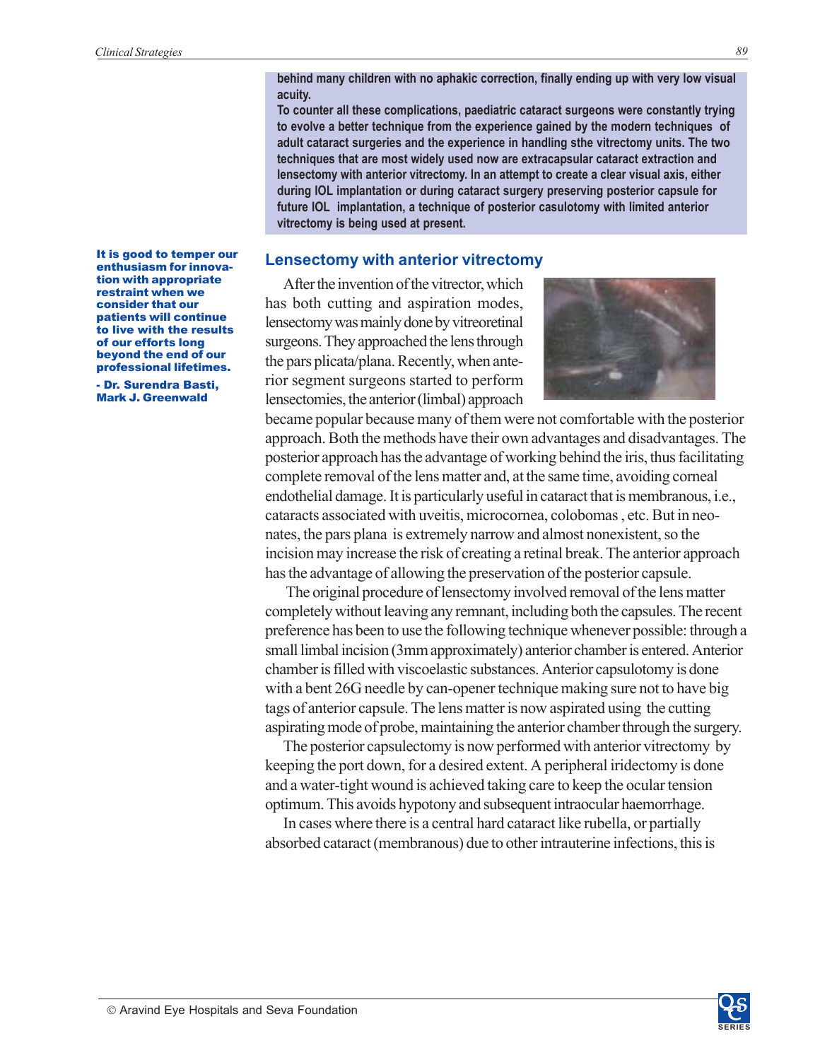**behind many children with no aphakic correction, finally ending up with very low visual acuity.**

**To counter all these complications, paediatric cataract surgeons were constantly trying to evolve a better technique from the experience gained by the modern techniques of adult cataract surgeries and the experience in handling sthe vitrectomy units. The two techniques that are most widely used now are extracapsular cataract extraction and lensectomy with anterior vitrectomy. In an attempt to create a clear visual axis, either during IOL implantation or during cataract surgery preserving posterior capsule for future IOL implantation, a technique of posterior casulotomy with limited anterior vitrectomy is being used at present.**

**It is good to temper our enthusiasm for innovation with appropriate restraint when we consider that our patients will continue to live with the results of our efforts long beyond the end of our professional lifetimes.**

**- Dr. Surendra Basti, Mark J. Greenwald**

## Lensectomy with anterior vitrectomy

After the invention of the vitrector, which has both cutting and aspiration modes, lensectomy was mainly done by vitreoretinal surgeons. They approached the lens through the pars plicata/plana. Recently, when anterior segment surgeons started to perform lensectomies, the anterior (limbal) approach became popular because many of them were not comfortable with the posterior approach. Both the methods have their own advantages and disadvantages. The posterior approach has the advantage of working behind the iris, thus facilitating complete removal of the lens matter and, at the same time, avoiding corneal endothelial damage. It is particularly useful in cataract that is membranous, i.e., cataracts associated with uveitis, microcornea, colobomas , etc. But in neonates, the pars plana is extremely narrow and almost nonexistent, so the incision may increase the risk of creating a retinal break. The anterior approach has the advantage of allowing the preservation of the posterior capsule.

The original procedure of lensectomy involved removal of the lens matter completely without leaving any remnant, including both the capsules. The recent preference has been to use the following technique whenever possible: through a small limbal incision (3mm approximately) anterior chamber is entered. Anterior chamber is filled with viscoelastic substances. Anterior capsulotomy is done with a bent 26G needle by can-opener technique making sure not to have big tags of anterior capsule. The lens matter is now aspirated using the cutting aspirating mode of probe, maintaining the anterior chamber through the surgery.

The posterior capsulectomy is now performed with anterior vitrectomy by keeping the port down, for a desired extent. A peripheral iridectomy is done and a water-tight wound is achieved taking care to keep the ocular tension optimum. This avoids hypotony and subsequent intraocular haemorrhage.

In cases where there is a central hard cataract like rubella, or partially absorbed cataract (membranous) due to other intrauterine infections, this is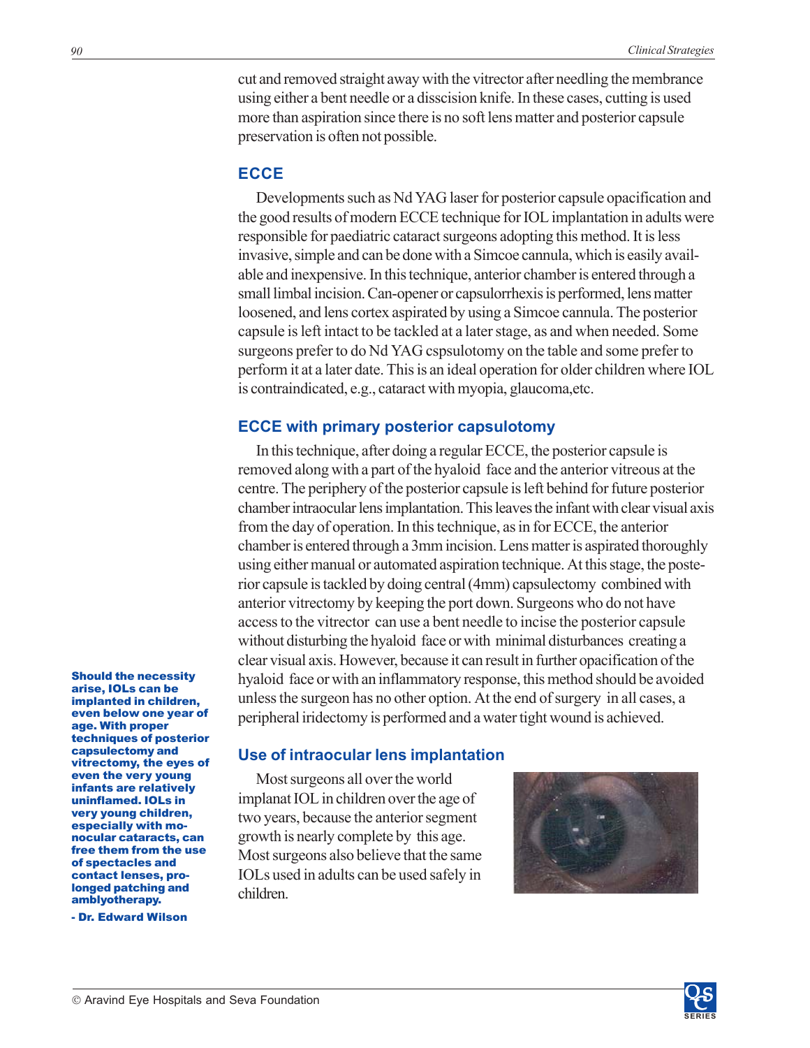cut and removed straight away with the vitrector after needling the membrance using either a bent needle or a disscision knife. In these cases, cutting is used more than aspiration since there is no soft lens matter and posterior capsule preservation is often not possible.

## ECCE

Developments such as Nd YAG laser for posterior capsule opacification and the good results of modern ECCE technique for IOL implantation in adults were responsible for paediatric cataract surgeons adopting this method. It is less invasive, simple and can be done with a Simcoe cannula, which is easily available and inexpensive. In this technique, anterior chamber is entered through a small limbal incision. Can-opener or capsulorrhexis is performed, lens matter loosened, and lens cortex aspirated by using a Simcoe cannula. The posterior capsule is left intact to be tackled at a later stage, as and when needed. Some surgeons prefer to do Nd YAG cspsulotomy on the table and some prefer to perform it at a later date. This is an ideal operation for older children where IOL is contraindicated, e.g., cataract with myopia, glaucoma,etc.

### ECCE with primary posterior capsulotomy

In this technique, after doing a regular ECCE, the posterior capsule is removed along with a part of the hyaloid face and the anterior vitreous at the centre. The periphery of the posterior capsule is left behind for future posterior chamber intraocular lens implantation. This leaves the infant with clear visual axis from the day of operation. In this technique, as in for ECCE, the anterior chamber is entered through a 3mm incision. Lens matter is aspirated thoroughly using either manual or automated aspiration technique. At this stage, the posterior capsule is tackled by doing central (4mm) capsulectomy combined with anterior vitrectomy by keeping the port down. Surgeons who do not have access to the vitrector can use a bent needle to incise the posterior capsule without disturbing the hyaloid face or with minimal disturbances creating a clear visual axis. However, because it can result in further opacification of the hyaloid face or with an inflammatory response, this method should be avoided unless the surgeon has no other option. At the end of surgery in all cases, a peripheral iridectomy is performed and a water tight wound is achieved.

**Should the necessity arise, IOLs can be implanted in children, even below one year of age. With proper techniques of posterior capsulectomy and vitrectomy, the eyes of even the very young infants are relatively uninflamed. IOLs in very young children, especially with monocular cataracts, can free them from the use of spectacles and contact lenses, prolonged patching and amblyotherapy.**

**- Dr. Edward Wilson**

### Use of intraocular lens implantation

Most surgeons all over the world implanat IOL in children over the age of two years, because the anterior segment growth is nearly complete by this age. Most surgeons also believe that the same IOLs used in adults can be used safely in children.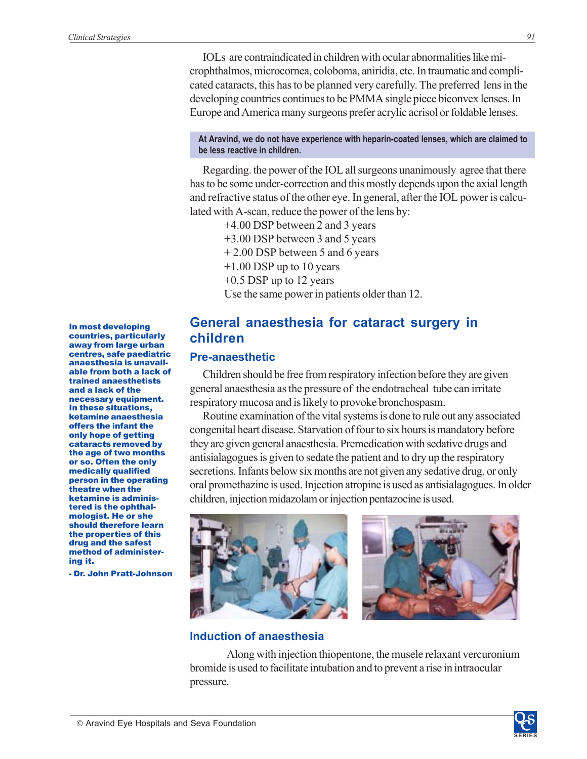IOLs are contraindicated in children with ocular abnormalities like microphthalmos, microcornea, coloboma, aniridia, etc. In traumatic and complicated cataracts, this has to be planned very carefully. The preferred lens in the developing countries continues to be PMMA single piece biconvex lenses. In Europe and America many surgeons prefer acrylic acrisol or foldable lenses.

**At Aravind, we do not have experience with heparin-coated lenses, which are claimed to be less reactive in children.**

Regarding. the power of the IOL all surgeons unanimously agree that there has to be some under-correction and this mostly depends upon the axial length and refractive status of the other eye. In general, after the IOL power is calculated with A-scan, reduce the power of the lens by:

+4.00 DSP between 2 and 3 years
+3.00 DSP between 3 and 5 years
+ 2.00 DSP between 5 and 6 years
+1.00 DSP up to 10 years
+0.5 DSP up to 12 years
Use the same power in patients older than 12.

**In most developing countries, particularly away from large urban centres, safe paediatric anaesthesia is unavailable from both a lack of trained anaesthetists and a lack of the necessary equipment. In these situations, ketamine anaesthesia offers the infant the only hope of getting cataracts removed by the age of two months or so. Often the only medically qualified person in the operating theatre when the ketamine is administered is the ophthalmologist. He or she should therefore learn the properties of this drug and the safest method of administering it.**

**- Dr. John Pratt-Johnson**

## General anaesthesia for cataract surgery in children

### Pre-anaesthetic

Children should be free from respiratory infection before they are given general anaesthesia as the pressure of the endotracheal tube can irritate respiratory mucosa and is likely to provoke bronchospasm.

Routine examination of the vital systems is done to rule out any associated congenital heart disease. Starvation of four to six hours is mandatory before they are given general anaesthesia. Premedication with sedative drugs and antisialagogues is given to sedate the patient and to dry up the respiratory secretions. Infants below six months are not given any sedative drug, or only oral promethazine is used. Injection atropine is used as antisialagogues. In older children, injection midazolam or injection pentazocine is used.

### Induction of anaesthesia

Along with injection thiopentone, the musele relaxant vercuronium bromide is used to facilitate intubation and to prevent a rise in intraocular pressure.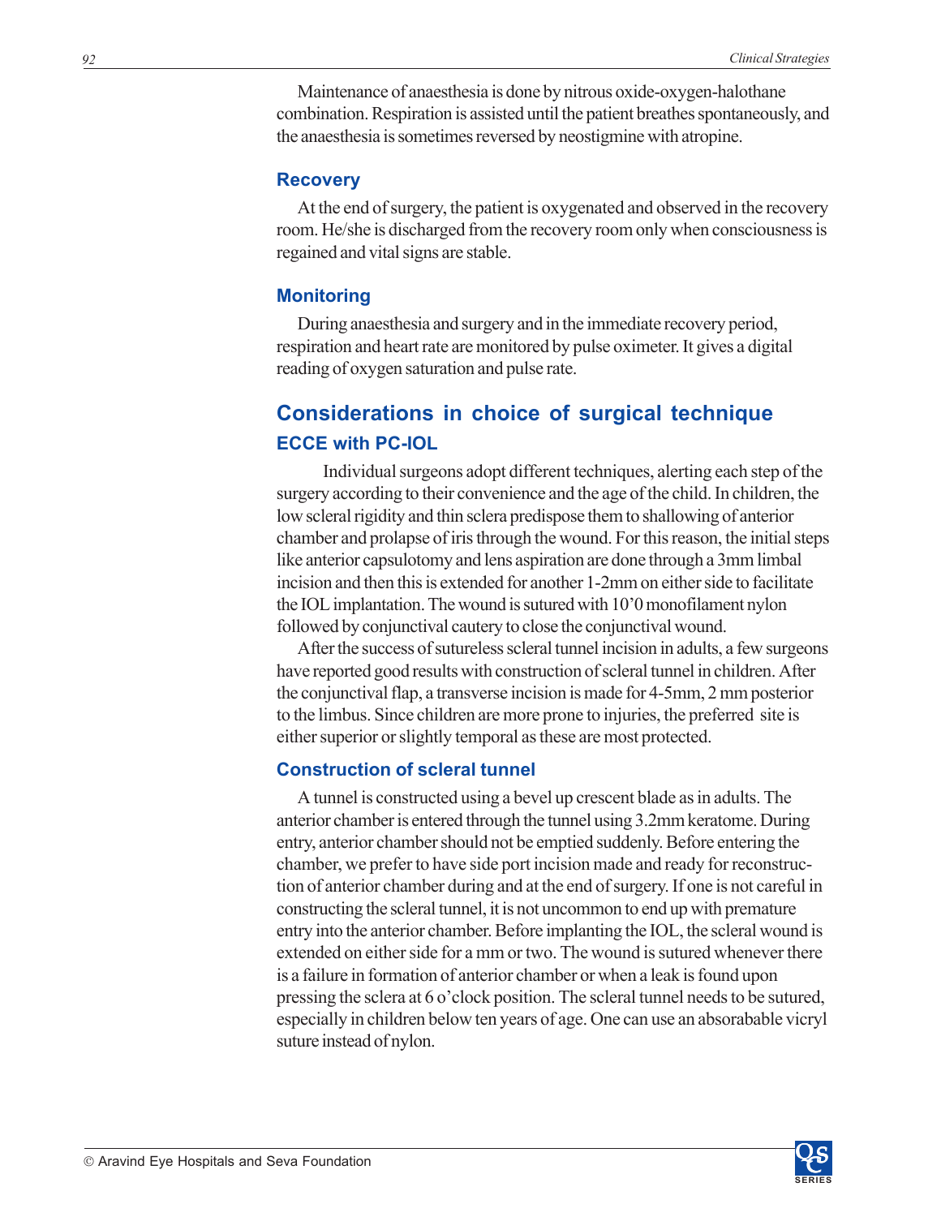Maintenance of anaesthesia is done by nitrous oxide-oxygen-halothane combination. Respiration is assisted until the patient breathes spontaneously, and the anaesthesia is sometimes reversed by neostigmine with atropine.

### Recovery

At the end of surgery, the patient is oxygenated and observed in the recovery room. He/she is discharged from the recovery room only when consciousness is regained and vital signs are stable.

### Monitoring

During anaesthesia and surgery and in the immediate recovery period, respiration and heart rate are monitored by pulse oximeter. It gives a digital reading of oxygen saturation and pulse rate.

## Considerations in choice of surgical technique

### ECCE with PC-IOL

Individual surgeons adopt different techniques, alerting each step of the surgery according to their convenience and the age of the child. In children, the low scleral rigidity and thin sclera predispose them to shallowing of anterior chamber and prolapse of iris through the wound. For this reason, the initial steps like anterior capsulotomy and lens aspiration are done through a 3mm limbal incision and then this is extended for another 1-2mm on either side to facilitate the IOL implantation. The wound is sutured with 10'0 monofilament nylon followed by conjunctival cautery to close the conjunctival wound.

After the success of sutureless scleral tunnel incision in adults, a few surgeons have reported good results with construction of scleral tunnel in children. After the conjunctival flap, a transverse incision is made for 4-5mm, 2 mm posterior to the limbus. Since children are more prone to injuries, the preferred site is either superior or slightly temporal as these are most protected.

### Construction of scleral tunnel

A tunnel is constructed using a bevel up crescent blade as in adults. The anterior chamber is entered through the tunnel using 3.2mm keratome. During entry, anterior chamber should not be emptied suddenly. Before entering the chamber, we prefer to have side port incision made and ready for reconstruction of anterior chamber during and at the end of surgery. If one is not careful in constructing the scleral tunnel, it is not uncommon to end up with premature entry into the anterior chamber. Before implanting the IOL, the scleral wound is extended on either side for a mm or two. The wound is sutured whenever there is a failure in formation of anterior chamber or when a leak is found upon pressing the sclera at 6 o'clock position. The scleral tunnel needs to be sutured, especially in children below ten years of age. One can use an absorbable vicryl suture instead of nylon.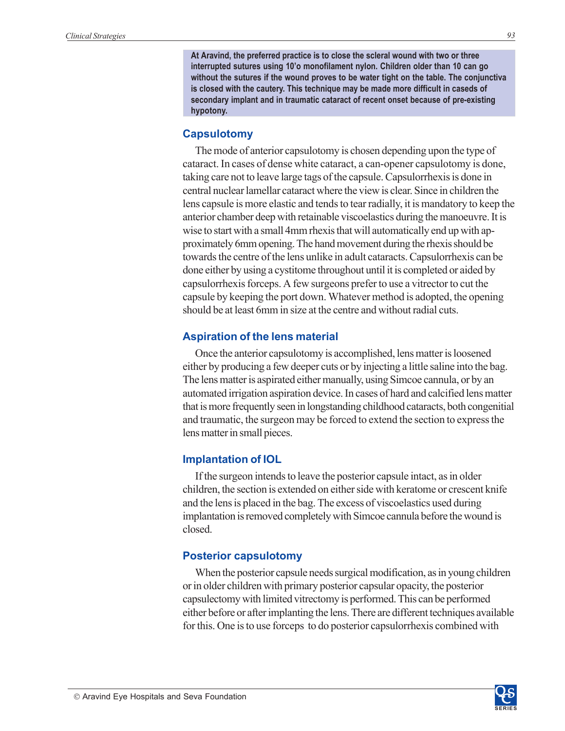**At Aravind, the preferred practice is to close the scleral wound with two or three interrupted sutures using 10'o monofilament nylon. Children older than 10 can go without the sutures if the wound proves to be water tight on the table. The conjunctiva is closed with the cautery. This technique may be made more difficult in caseds of secondary implant and in traumatic cataract of recent onset because of pre-existing hypotony.**

### Capsulotomy

The mode of anterior capsulotomy is chosen depending upon the type of cataract. In cases of dense white cataract, a can-opener capsulotomy is done, taking care not to leave large tags of the capsule. Capsulorrhexis is done in central nuclear lamellar cataract where the view is clear. Since in children the lens capsule is more elastic and tends to tear radially, it is mandatory to keep the anterior chamber deep with retainable viscoelastics during the manoeuvre. It is wise to start with a small 4mm rhexis that will automatically end up with approximately 6mm opening. The hand movement during the rhexis should be towards the centre of the lens unlike in adult cataracts. Capsulorrhexis can be done either by using a cystitome throughout until it is completed or aided by capsulorrhexis forceps. A few surgeons prefer to use a vitrector to cut the capsule by keeping the port down. Whatever method is adopted, the opening should be at least 6mm in size at the centre and without radial cuts.

### Aspiration of the lens material

Once the anterior capsulotomy is accomplished, lens matter is loosened either by producing a few deeper cuts or by injecting a little saline into the bag. The lens matter is aspirated either manually, using Simcoe cannula, or by an automated irrigation aspiration device. In cases of hard and calcified lens matter that is more frequently seen in longstanding childhood cataracts, both congenitial and traumatic, the surgeon may be forced to extend the section to express the lens matter in small pieces.

### Implantation of IOL

If the surgeon intends to leave the posterior capsule intact, as in older children, the section is extended on either side with keratome or crescent knife and the lens is placed in the bag. The excess of viscoelastics used during implantation is removed completely with Simcoe cannula before the wound is closed.

### Posterior capsulotomy

When the posterior capsule needs surgical modification, as in young children or in older children with primary posterior capsular opacity, the posterior capsulectomy with limited vitrectomy is performed. This can be performed either before or after implanting the lens. There are different techniques available for this. One is to use forceps to do posterior capsulorrhexis combined with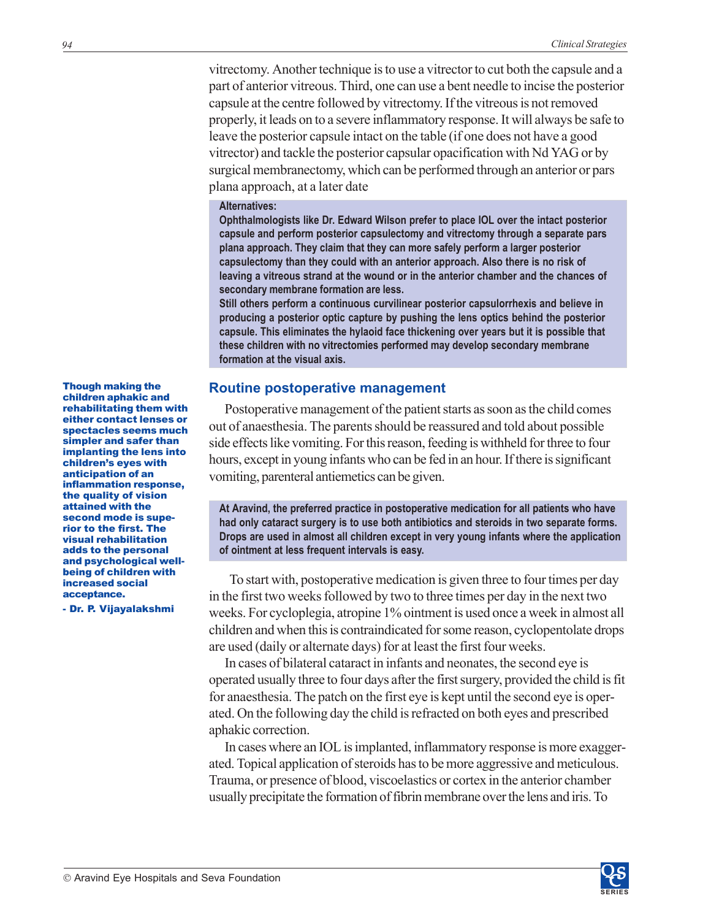vitrectomy. Another technique is to use a vitrector to cut both the capsule and a part of anterior vitreous. Third, one can use a bent needle to incise the posterior capsule at the centre followed by vitrectomy. If the vitreous is not removed properly, it leads on to a severe inflammatory response. It will always be safe to leave the posterior capsule intact on the table (if one does not have a good vitrector) and tackle the posterior capsular opacification with Nd YAG or by surgical membranectomy, which can be performed through an anterior or pars plana approach, at a later date

**Alternatives:**
**Ophthalmologists like Dr. Edward Wilson prefer to place IOL over the intact posterior capsule and perform posterior capsulectomy and vitrectomy through a separate pars plana approach. They claim that they can more safely perform a larger posterior capsulectomy than they could with an anterior approach. Also there is no risk of leaving a vitreous strand at the wound or in the anterior chamber and the chances of secondary membrane formation are less.**
**Still others perform a continuous curvilinear posterior capsulorrhexis and believe in producing a posterior optic capture by pushing the lens optics behind the posterior capsule. This eliminates the hylaoid face thickening over years but it is possible that these children with no vitrectomies performed may develop secondary membrane formation at the visual axis.**

**Though making the children aphakic and rehabilitating them with either contact lenses or spectacles seems much simpler and safer than implanting the lens into children's eyes with anticipation of an inflammation response, the quality of vision attained with the second mode is superior to the first. The visual rehabilitation adds to the personal and psychological well-being of children with increased social acceptance.**

**- Dr. P. Vijayalakshmi**

## Routine postoperative management

Postoperative management of the patient starts as soon as the child comes out of anaesthesia. The parents should be reassured and told about possible side effects like vomiting. For this reason, feeding is withheld for three to four hours, except in young infants who can be fed in an hour. If there is significant vomiting, parenteral antiemetics can be given.

**At Aravind, the preferred practice in postoperative medication for all patients who have had only cataract surgery is to use both antibiotics and steroids in two separate forms. Drops are used in almost all children except in very young infants where the application of ointment at less frequent intervals is easy.**

To start with, postoperative medication is given three to four times per day in the first two weeks followed by two to three times per day in the next two weeks. For cycloplegia, atropine 1% ointment is used once a week in almost all children and when this is contraindicated for some reason, cyclopentolate drops are used (daily or alternate days) for at least the first four weeks.

In cases of bilateral cataract in infants and neonates, the second eye is operated usually three to four days after the first surgery, provided the child is fit for anaesthesia. The patch on the first eye is kept until the second eye is operated. On the following day the child is refracted on both eyes and prescribed aphakic correction.

In cases where an IOL is implanted, inflammatory response is more exaggerated. Topical application of steroids has to be more aggressive and meticulous. Trauma, or presence of blood, viscoelastics or cortex in the anterior chamber usually precipitate the formation of fibrin membrane over the lens and iris. To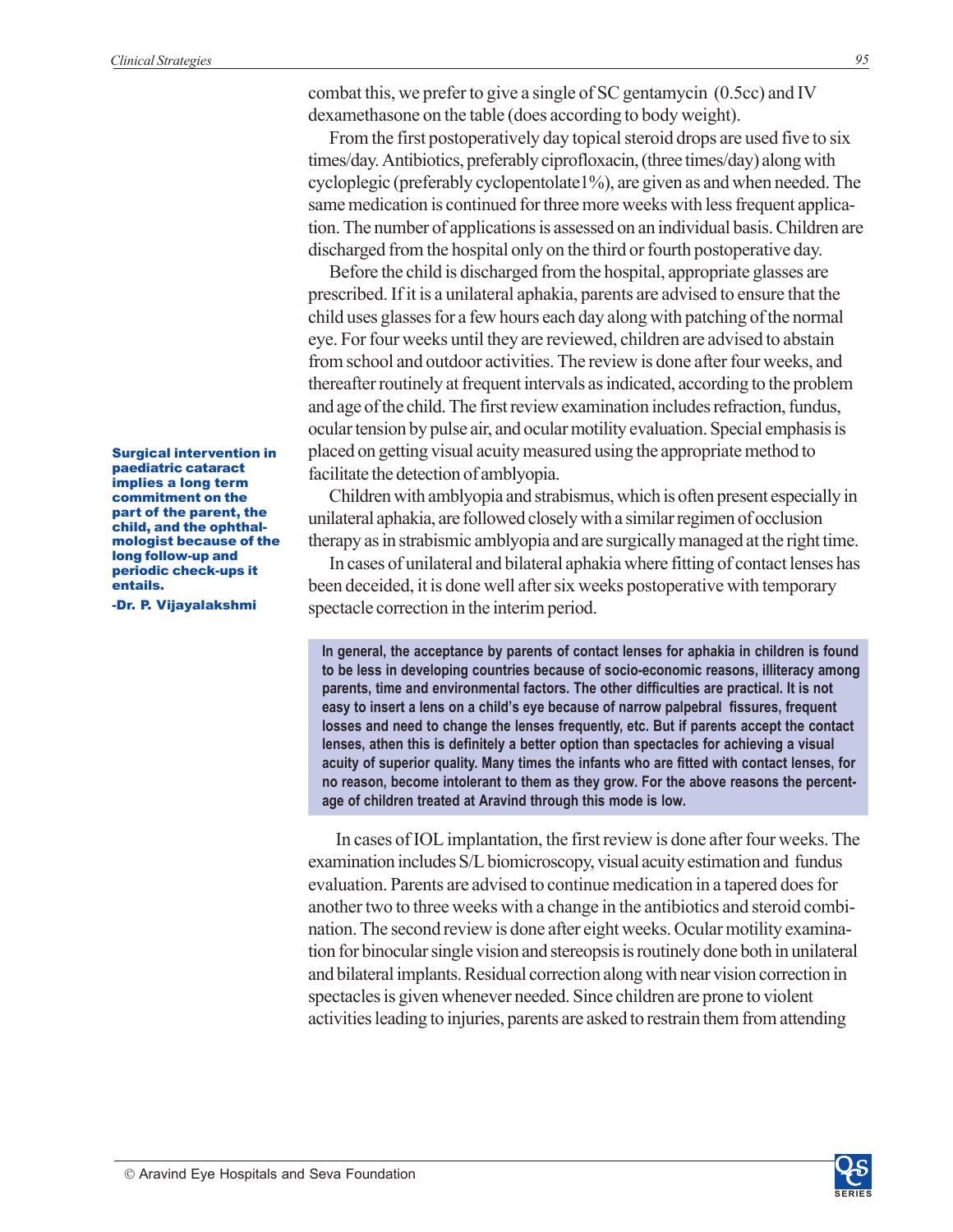combat this, we prefer to give a single of SC gentamycin (0.5cc) and IV dexamethasone on the table (does according to body weight).

From the first postoperatively day topical steroid drops are used five to six times/day. Antibiotics, preferably ciprofloxacin, (three times/day) along with cycloplegic (preferably cyclopentolate1%), are given as and when needed. The same medication is continued for three more weeks with less frequent application. The number of applications is assessed on an individual basis. Children are discharged from the hospital only on the third or fourth postoperative day.

Before the child is discharged from the hospital, appropriate glasses are prescribed. If it is a unilateral aphakia, parents are advised to ensure that the child uses glasses for a few hours each day along with patching of the normal eye. For four weeks until they are reviewed, children are advised to abstain from school and outdoor activities. The review is done after four weeks, and thereafter routinely at frequent intervals as indicated, according to the problem and age of the child. The first review examination includes refraction, fundus, ocular tension by pulse air, and ocular motility evaluation. Special emphasis is placed on getting visual acuity measured using the appropriate method to facilitate the detection of amblyopia.

**Surgical intervention in paediatric cataract implies a long term commitment on the part of the parent, the child, and the ophthalmologist because of the long follow-up and periodic check-ups it entails.**

**-Dr. P. Vijayalakshmi**

Children with amblyopia and strabismus, which is often present especially in unilateral aphakia, are followed closely with a similar regimen of occlusion therapy as in strabismic amblyopia and are surgically managed at the right time.

In cases of unilateral and bilateral aphakia where fitting of contact lenses has been deceided, it is done well after six weeks postoperative with temporary spectacle correction in the interim period.

**In general, the acceptance by parents of contact lenses for aphakia in children is found to be less in developing countries because of socio-economic reasons, illiteracy among parents, time and environmental factors. The other difficulties are practical. It is not easy to insert a lens on a child's eye because of narrow palpebral fissures, frequent losses and need to change the lenses frequently, etc. But if parents accept the contact lenses, athen this is definitely a better option than spectacles for achieving a visual acuity of superior quality. Many times the infants who are fitted with contact lenses, for no reason, become intolerant to them as they grow. For the above reasons the percentage of children treated at Aravind through this mode is low.**

In cases of IOL implantation, the first review is done after four weeks. The examination includes S/L biomicroscopy, visual acuity estimation and fundus evaluation. Parents are advised to continue medication in a tapered does for another two to three weeks with a change in the antibiotics and steroid combination. The second review is done after eight weeks. Ocular motility examination for binocular single vision and stereopsis is routinely done both in unilateral and bilateral implants. Residual correction along with near vision correction in spectacles is given whenever needed. Since children are prone to violent activities leading to injuries, parents are asked to restrain them from attending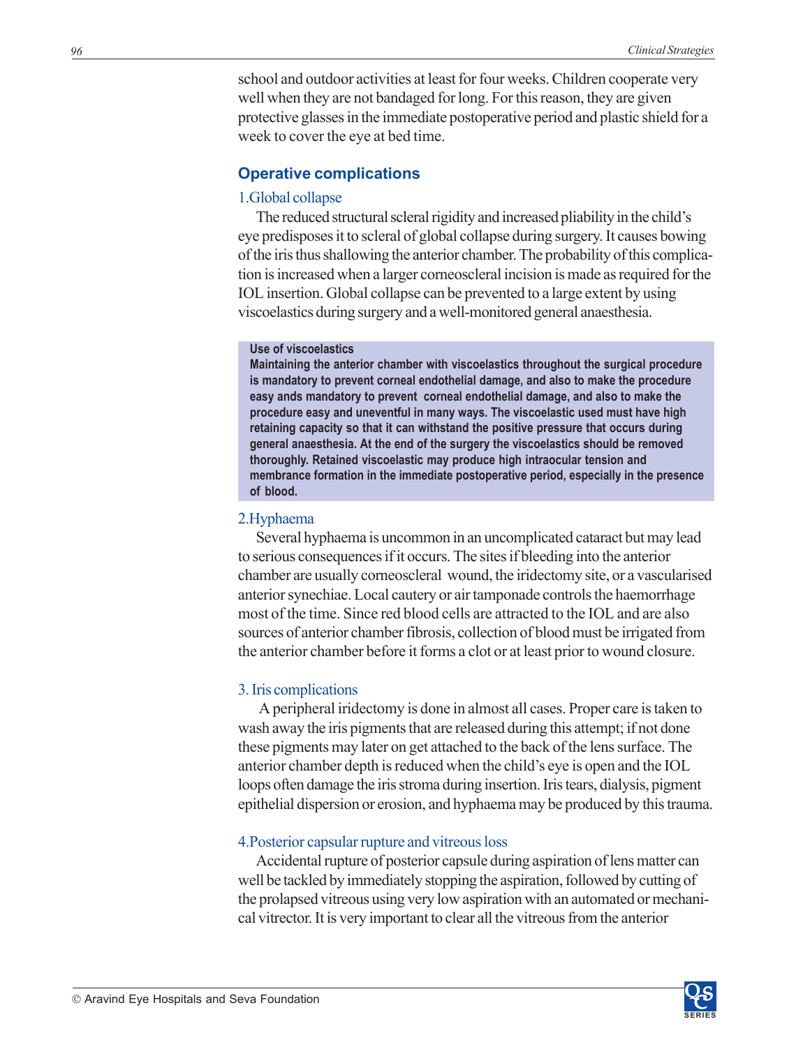school and outdoor activities at least for four weeks. Children cooperate very well when they are not bandaged for long. For this reason, they are given protective glasses in the immediate postoperative period and plastic shield for a week to cover the eye at bed time.

## Operative complications

### 1.Global collapse

The reduced structural scleral rigidity and increased pliability in the child's eye predisposes it to scleral of global collapse during surgery. It causes bowing of the iris thus shallowing the anterior chamber. The probability of this complication is increased when a larger corneoscleral incision is made as required for the IOL insertion. Global collapse can be prevented to a large extent by using viscoelastics during surgery and a well-monitored general anaesthesia.

**Use of viscoelastics**

**Maintaining the anterior chamber with viscoelastics throughout the surgical procedure is mandatory to prevent corneal endothelial damage, and also to make the procedure easy ands mandatory to prevent corneal endothelial damage, and also to make the procedure easy and uneventful in many ways. The viscoelastic used must have high retaining capacity so that it can withstand the positive pressure that occurs during general anaesthesia. At the end of the surgery the viscoelastics should be removed thoroughly. Retained viscoelastic may produce high intraocular tension and membrane formation in the immediate postoperative period, especially in the presence of blood.**

### 2.Hyphaema

Several hyphaema is uncommon in an uncomplicated cataract but may lead to serious consequences if it occurs. The sites if bleeding into the anterior chamber are usually corneoscleral wound, the iridectomy site, or a vascularised anterior synechiae. Local cautery or air tamponade controls the haemorrhage most of the time. Since red blood cells are attracted to the IOL and are also sources of anterior chamber fibrosis, collection of blood must be irrigated from the anterior chamber before it forms a clot or at least prior to wound closure.

### 3. Iris complications

A peripheral iridectomy is done in almost all cases. Proper care is taken to wash away the iris pigments that are released during this attempt; if not done these pigments may later on get attached to the back of the lens surface. The anterior chamber depth is reduced when the child's eye is open and the IOL loops often damage the iris stroma during insertion. Iris tears, dialysis, pigment epithelial dispersion or erosion, and hyphaema may be produced by this trauma.

### 4.Posterior capsular rupture and vitreous loss

Accidental rupture of posterior capsule during aspiration of lens matter can well be tackled by immediately stopping the aspiration, followed by cutting of the prolapsed vitreous using very low aspiration with an automated or mechanical vitrector. It is very important to clear all the vitreous from the anterior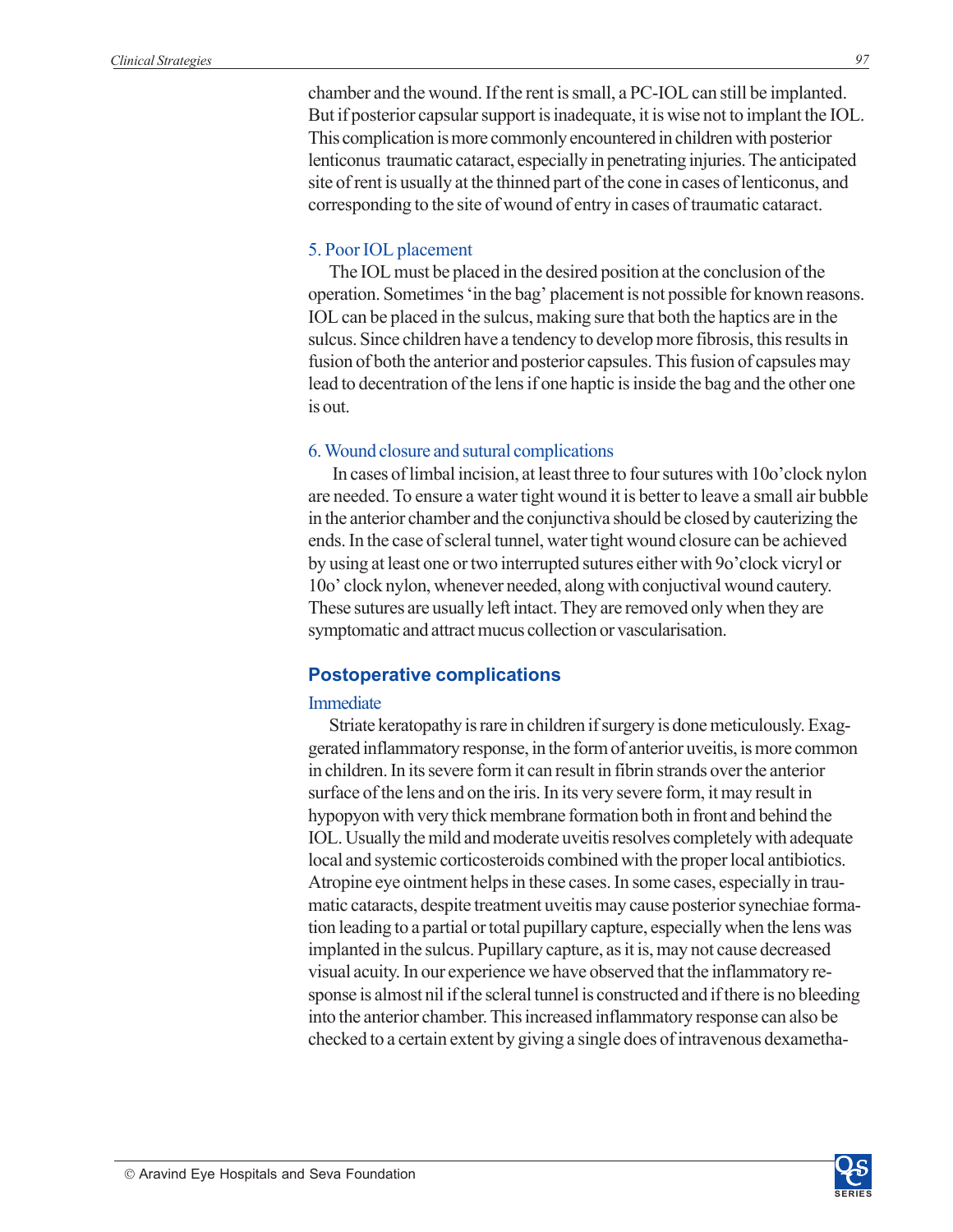chamber and the wound. If the rent is small, a PC-IOL can still be implanted. But if posterior capsular support is inadequate, it is wise not to implant the IOL. This complication is more commonly encountered in children with posterior lenticonus traumatic cataract, especially in penetrating injuries. The anticipated site of rent is usually at the thinned part of the cone in cases of lenticonus, and corresponding to the site of wound of entry in cases of traumatic cataract.

### 5. Poor IOL placement

The IOL must be placed in the desired position at the conclusion of the operation. Sometimes 'in the bag' placement is not possible for known reasons. IOL can be placed in the sulcus, making sure that both the haptics are in the sulcus. Since children have a tendency to develop more fibrosis, this results in fusion of both the anterior and posterior capsules. This fusion of capsules may lead to decentration of the lens if one haptic is inside the bag and the other one is out.

### 6. Wound closure and sutural complications

In cases of limbal incision, at least three to four sutures with 10o'clock nylon are needed. To ensure a water tight wound it is better to leave a small air bubble in the anterior chamber and the conjunctiva should be closed by cauterizing the ends. In the case of scleral tunnel, water tight wound closure can be achieved by using at least one or two interrupted sutures either with 9o'clock vicryl or 10o' clock nylon, whenever needed, along with conjuctival wound cautery. These sutures are usually left intact. They are removed only when they are symptomatic and attract mucus collection or vascularisation.

## Postoperative complications

### Immediate

Striate keratopathy is rare in children if surgery is done meticulously. Exaggerated inflammatory response, in the form of anterior uveitis, is more common in children. In its severe form it can result in fibrin strands over the anterior surface of the lens and on the iris. In its very severe form, it may result in hypopyon with very thick membrane formation both in front and behind the IOL. Usually the mild and moderate uveitis resolves completely with adequate local and systemic corticosteroids combined with the proper local antibiotics. Atropine eye ointment helps in these cases. In some cases, especially in traumatic cataracts, despite treatment uveitis may cause posterior synechiae formation leading to a partial or total pupillary capture, especially when the lens was implanted in the sulcus. Pupillary capture, as it is, may not cause decreased visual acuity. In our experience we have observed that the inflammatory response is almost nil if the scleral tunnel is constructed and if there is no bleeding into the anterior chamber. This increased inflammatory response can also be checked to a certain extent by giving a single does of intravenous dexametha-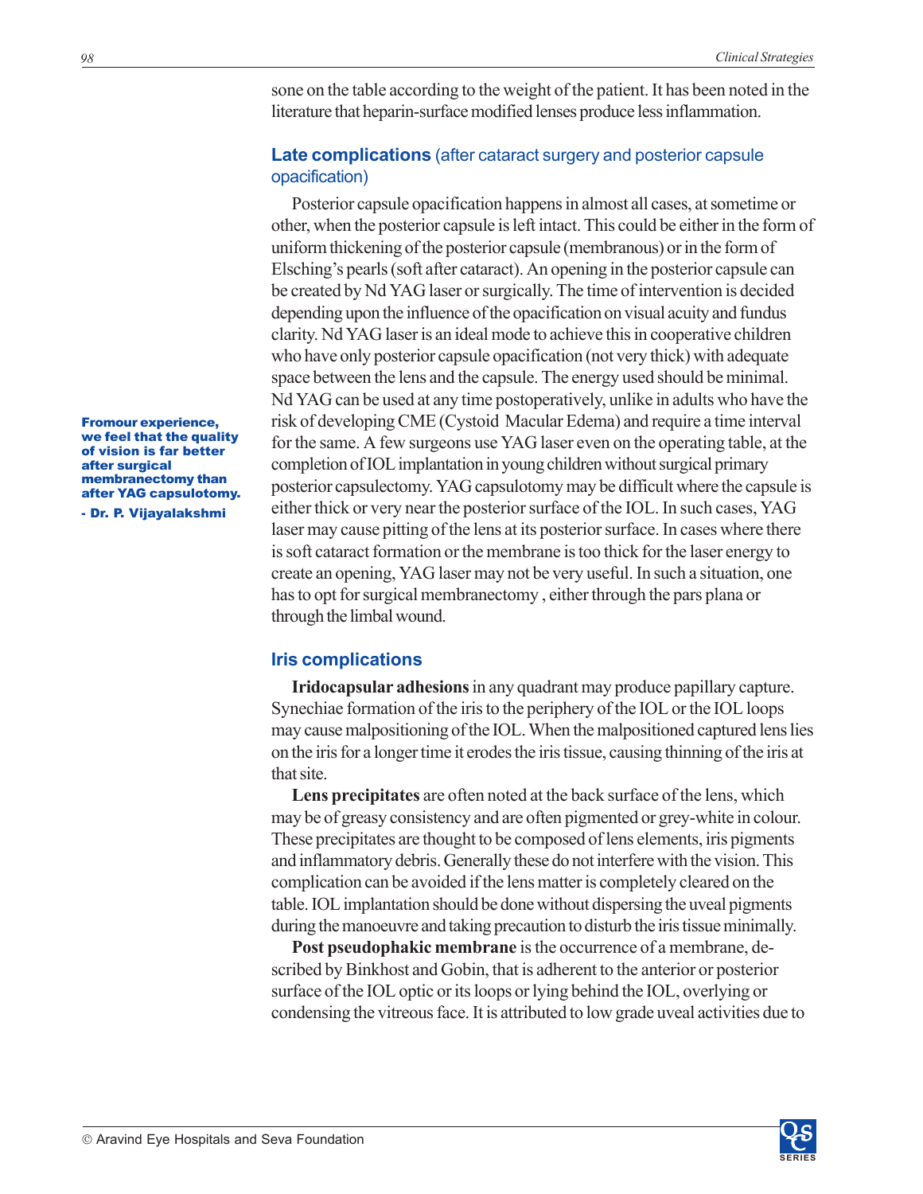sone on the table according to the weight of the patient. It has been noted in the literature that heparin-surface modified lenses produce less inflammation.

## Late complications (after cataract surgery and posterior capsule opacification)

Posterior capsule opacification happens in almost all cases, at sometime or other, when the posterior capsule is left intact. This could be either in the form of uniform thickening of the posterior capsule (membranous) or in the form of Elsching's pearls (soft after cataract). An opening in the posterior capsule can be created by Nd YAG laser or surgically. The time of intervention is decided depending upon the influence of the opacification on visual acuity and fundus clarity. Nd YAG laser is an ideal mode to achieve this in cooperative children who have only posterior capsule opacification (not very thick) with adequate space between the lens and the capsule. The energy used should be minimal. Nd YAG can be used at any time postoperatively, unlike in adults who have the risk of developing CME (Cystoid Macular Edema) and require a time interval for the same. A few surgeons use YAG laser even on the operating table, at the completion of IOL implantation in young children without surgical primary posterior capsulectomy. YAG capsulotomy may be difficult where the capsule is either thick or very near the posterior surface of the IOL. In such cases, YAG laser may cause pitting of the lens at its posterior surface. In cases where there is soft cataract formation or the membrane is too thick for the laser energy to create an opening, YAG laser may not be very useful. In such a situation, one has to opt for surgical membranectomy , either through the pars plana or through the limbal wound.

**Fromour experience, we feel that the quality of vision is far better after surgical membranectomy than after YAG capsulotomy.**
**- Dr. P. Vijayalakshmi**

## Iris complications

**Iridocapsular adhesions** in any quadrant may produce papillary capture. Synechiae formation of the iris to the periphery of the IOL or the IOL loops may cause malpositioning of the IOL. When the malpositioned captured lens lies on the iris for a longer time it erodes the iris tissue, causing thinning of the iris at that site.

**Lens precipitates** are often noted at the back surface of the lens, which may be of greasy consistency and are often pigmented or grey-white in colour. These precipitates are thought to be composed of lens elements, iris pigments and inflammatory debris. Generally these do not interfere with the vision. This complication can be avoided if the lens matter is completely cleared on the table. IOL implantation should be done without dispersing the uveal pigments during the manoeuvre and taking precaution to disturb the iris tissue minimally.

**Post pseudophakic membrane** is the occurrence of a membrane, described by Binkhost and Gobin, that is adherent to the anterior or posterior surface of the IOL optic or its loops or lying behind the IOL, overlying or condensing the vitreous face. It is attributed to low grade uveal activities due to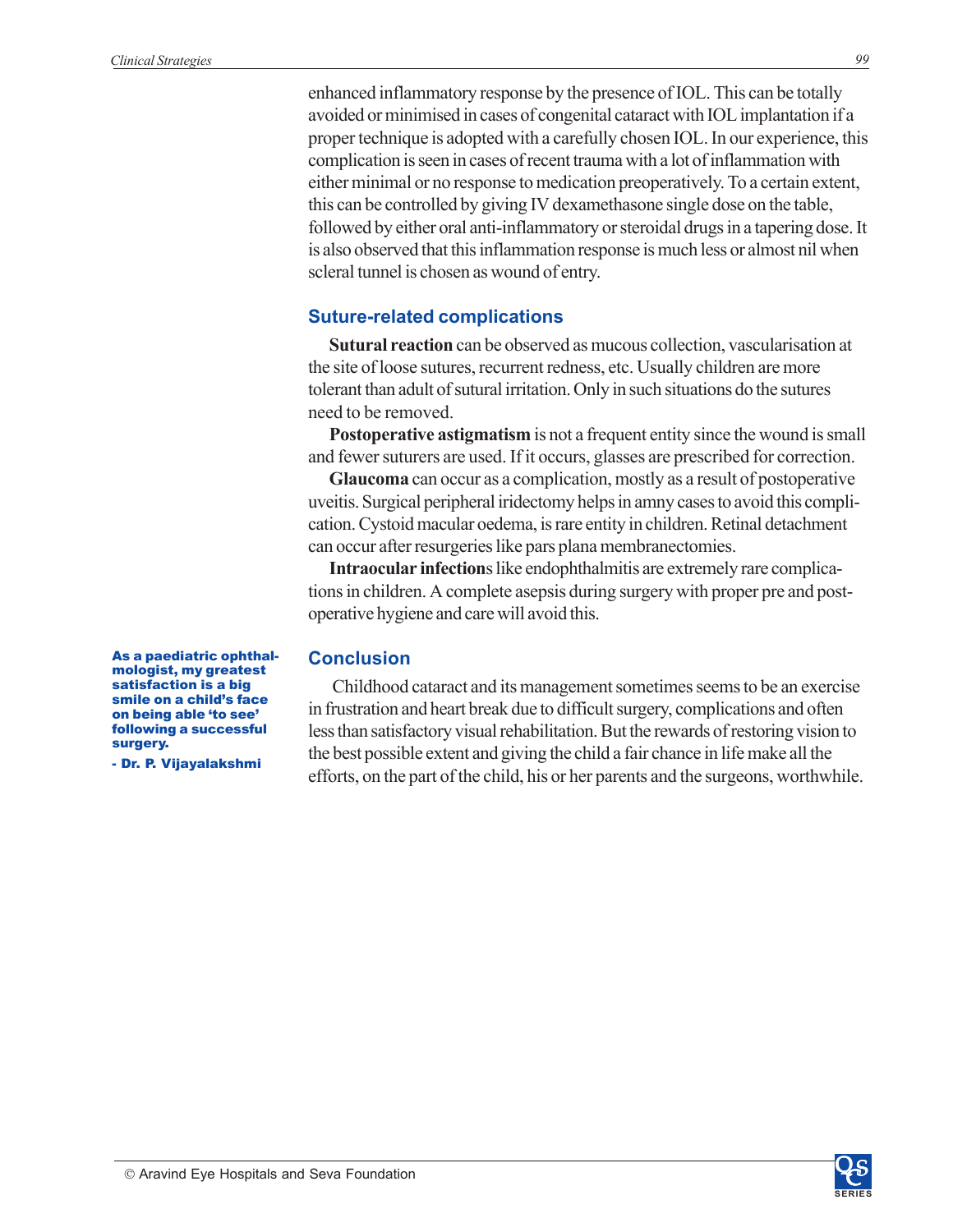enhanced inflammatory response by the presence of IOL. This can be totally avoided or minimised in cases of congenital cataract with IOL implantation if a proper technique is adopted with a carefully chosen IOL. In our experience, this complication is seen in cases of recent trauma with a lot of inflammation with either minimal or no response to medication preoperatively. To a certain extent, this can be controlled by giving IV dexamethasone single dose on the table, followed by either oral anti-inflammatory or steroidal drugs in a tapering dose. It is also observed that this inflammation response is much less or almost nil when scleral tunnel is chosen as wound of entry.

### Suture-related complications

**Sutural reaction** can be observed as mucous collection, vascularisation at the site of loose sutures, recurrent redness, etc. Usually children are more tolerant than adult of sutural irritation. Only in such situations do the sutures need to be removed.

**Postoperative astigmatism** is not a frequent entity since the wound is small and fewer suturers are used. If it occurs, glasses are prescribed for correction.

**Glaucoma** can occur as a complication, mostly as a result of postoperative uveitis. Surgical peripheral iridectomy helps in amny cases to avoid this complication. Cystoid macular oedema, is rare entity in children. Retinal detachment can occur after resurgeries like pars plana membranectomies.

**Intraocular infection**s like endophthalmitis are extremely rare complications in children. A complete asepsis during surgery with proper pre and post-operative hygiene and care will avoid this.

### Conclusion

Childhood cataract and its management sometimes seems to be an exercise in frustration and heart break due to difficult surgery, complications and often less than satisfactory visual rehabilitation. But the rewards of restoring vision to the best possible extent and giving the child a fair chance in life make all the efforts, on the part of the child, his or her parents and the surgeons, worthwhile.

**As a paediatric ophthalmologist, my greatest satisfaction is a big smile on a child's face on being able 'to see' following a successful surgery.**

**- Dr. P. Vijayalakshmi**